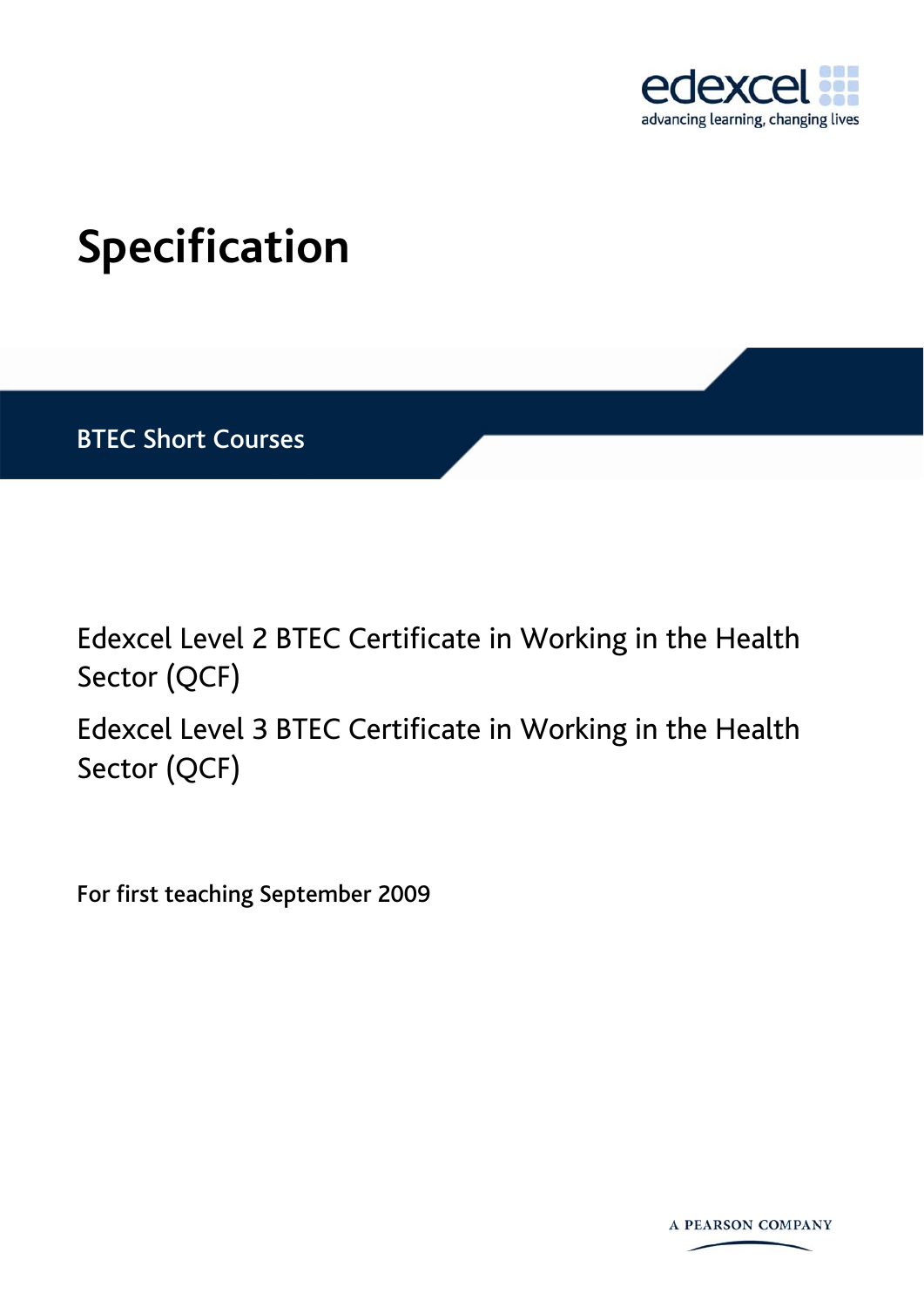edexcel

advancing learning, changing lives

# Specification

BTEC Short Courses

Edexcel Level 2 BTEC Certificate in Working in the Health Sector (QCF)

Edexcel Level 3 BTEC Certificate in Working in the Health Sector (QCF)

For first teaching September 2009

A PEARSON COMPANY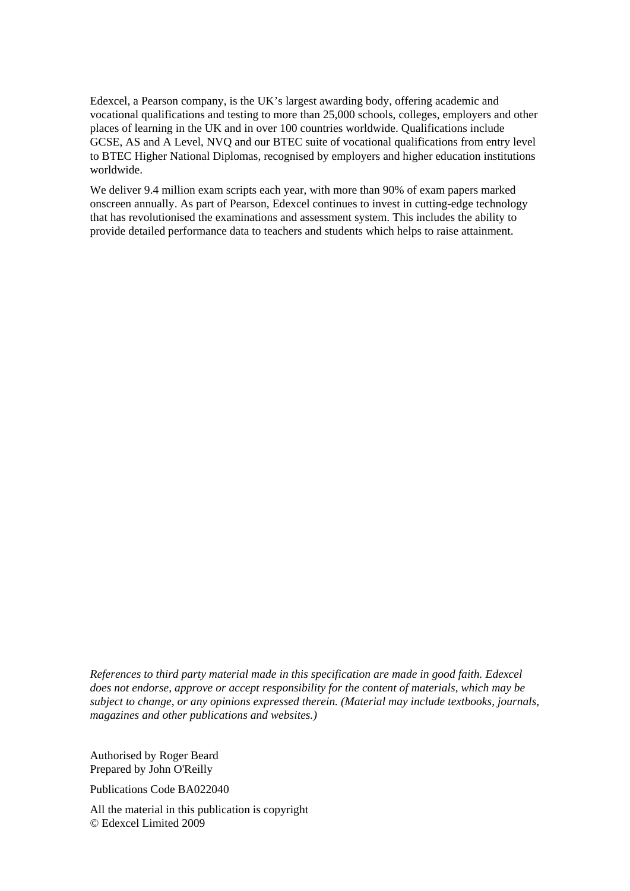Edexcel, a Pearson company, is the UK's largest awarding body, offering academic and vocational qualifications and testing to more than 25,000 schools, colleges, employers and other places of learning in the UK and in over 100 countries worldwide. Qualifications include GCSE, AS and A Level, NVQ and our BTEC suite of vocational qualifications from entry level to BTEC Higher National Diplomas, recognised by employers and higher education institutions worldwide.

We deliver 9.4 million exam scripts each year, with more than 90% of exam papers marked onscreen annually. As part of Pearson, Edexcel continues to invest in cutting-edge technology that has revolutionised the examinations and assessment system. This includes the ability to provide detailed performance data to teachers and students which helps to raise attainment.

*References to third party material made in this specification are made in good faith. Edexcel does not endorse, approve or accept responsibility for the content of materials, which may be subject to change, or any opinions expressed therein. (Material may include textbooks, journals, magazines and other publications and websites.)*

Authorised by Roger Beard
Prepared by John O'Reilly

Publications Code BA022040

All the material in this publication is copyright
© Edexcel Limited 2009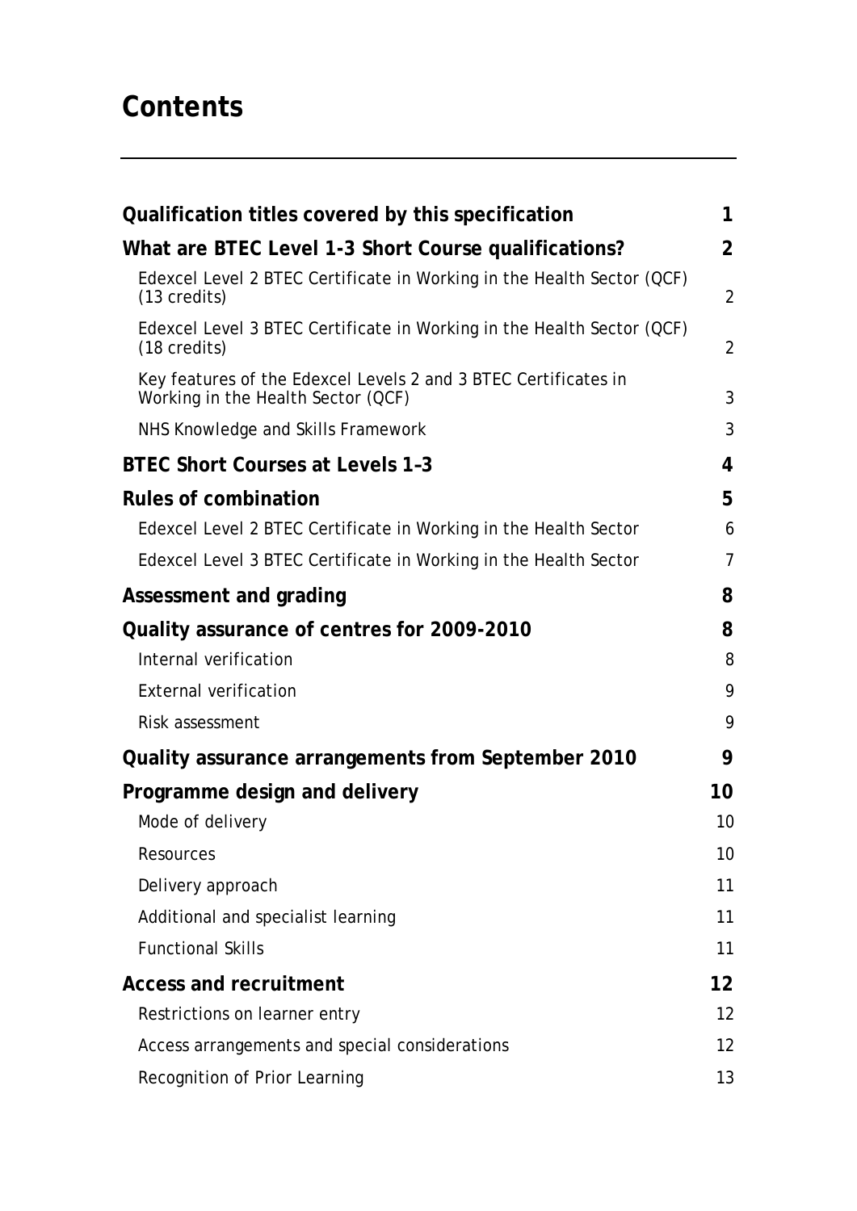# Contents

| | |
|---|---|
| **Qualification titles covered by this specification** | **1** |
| **What are BTEC Level 1-3 Short Course qualifications?** | **2** |
| Edexcel Level 2 BTEC Certificate in Working in the Health Sector (QCF) (13 credits) | 2 |
| Edexcel Level 3 BTEC Certificate in Working in the Health Sector (QCF) (18 credits) | 2 |
| Key features of the Edexcel Levels 2 and 3 BTEC Certificates in Working in the Health Sector (QCF) | 3 |
| NHS Knowledge and Skills Framework | 3 |
| **BTEC Short Courses at Levels 1-3** | **4** |
| **Rules of combination** | **5** |
| Edexcel Level 2 BTEC Certificate in Working in the Health Sector | 6 |
| Edexcel Level 3 BTEC Certificate in Working in the Health Sector | 7 |
| **Assessment and grading** | **8** |
| **Quality assurance of centres for 2009-2010** | **8** |
| Internal verification | 8 |
| External verification | 9 |
| Risk assessment | 9 |
| **Quality assurance arrangements from September 2010** | **9** |
| **Programme design and delivery** | **10** |
| Mode of delivery | 10 |
| Resources | 10 |
| Delivery approach | 11 |
| Additional and specialist learning | 11 |
| Functional Skills | 11 |
| **Access and recruitment** | **12** |
| Restrictions on learner entry | 12 |
| Access arrangements and special considerations | 12 |
| Recognition of Prior Learning | 13 |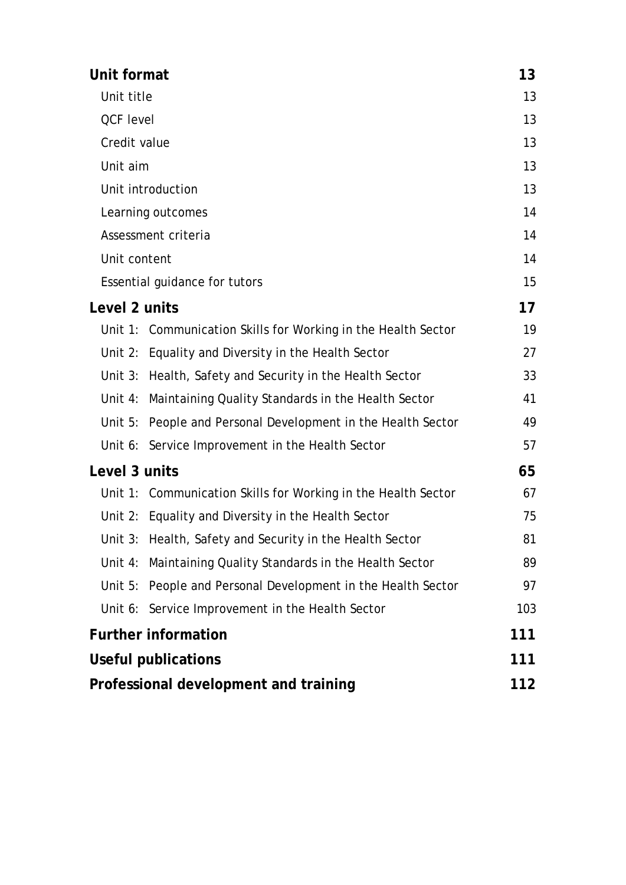| | |
|---|---|
| **Unit format** | **13** |
| Unit title | 13 |
| QCF level | 13 |
| Credit value | 13 |
| Unit aim | 13 |
| Unit introduction | 13 |
| Learning outcomes | 14 |
| Assessment criteria | 14 |
| Unit content | 14 |
| Essential guidance for tutors | 15 |
| **Level 2 units** | **17** |
| Unit 1: Communication Skills for Working in the Health Sector | 19 |
| Unit 2: Equality and Diversity in the Health Sector | 27 |
| Unit 3: Health, Safety and Security in the Health Sector | 33 |
| Unit 4: Maintaining Quality Standards in the Health Sector | 41 |
| Unit 5: People and Personal Development in the Health Sector | 49 |
| Unit 6: Service Improvement in the Health Sector | 57 |
| **Level 3 units** | **65** |
| Unit 1: Communication Skills for Working in the Health Sector | 67 |
| Unit 2: Equality and Diversity in the Health Sector | 75 |
| Unit 3: Health, Safety and Security in the Health Sector | 81 |
| Unit 4: Maintaining Quality Standards in the Health Sector | 89 |
| Unit 5: People and Personal Development in the Health Sector | 97 |
| Unit 6: Service Improvement in the Health Sector | 103 |
| **Further information** | **111** |
| **Useful publications** | **111** |
| **Professional development and training** | **112** |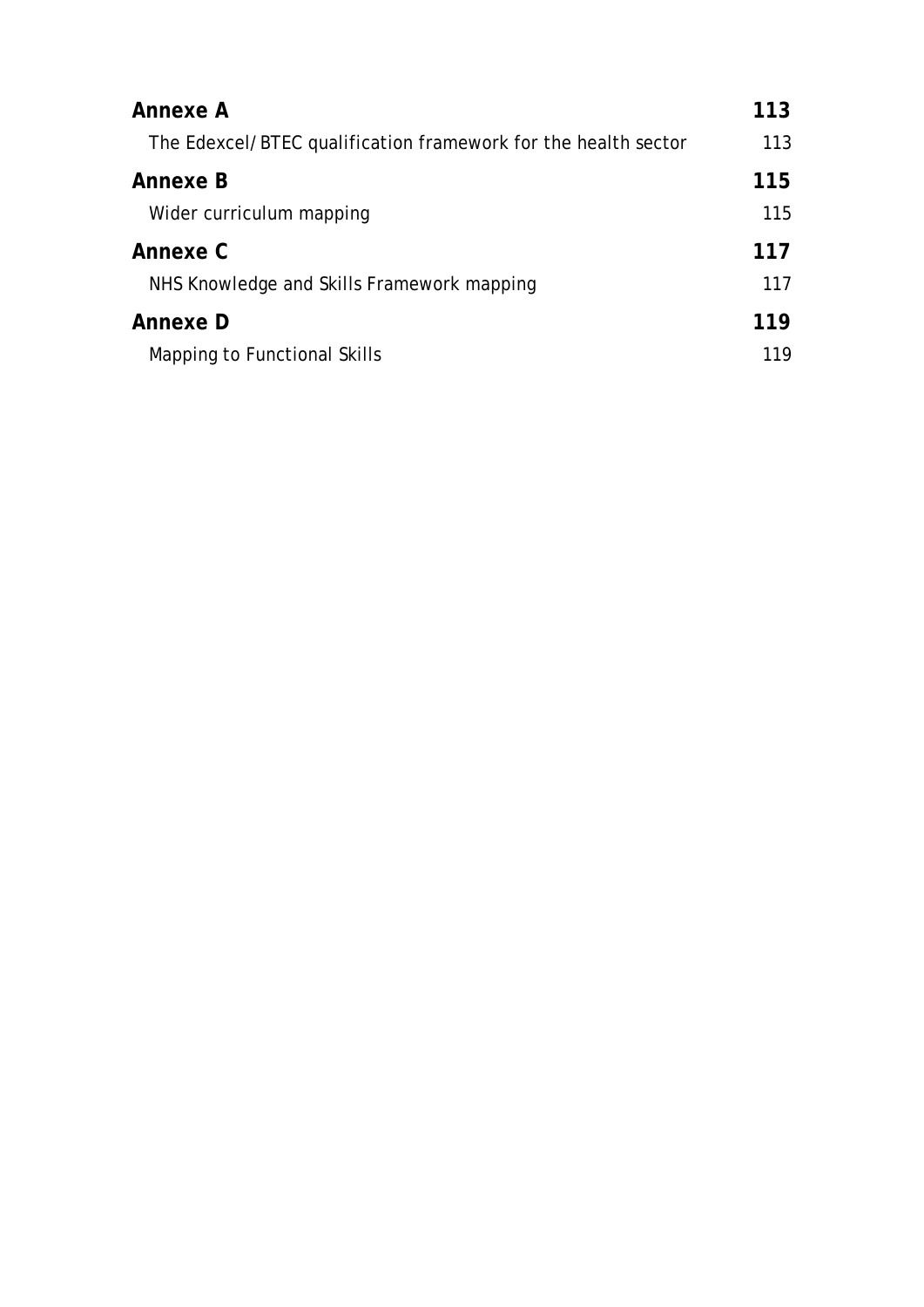**Annexe A** **113**

The Edexcel/BTEC qualification framework for the health sector 113

**Annexe B** **115**

Wider curriculum mapping 115

**Annexe C** **117**

NHS Knowledge and Skills Framework mapping 117

**Annexe D** **119**

Mapping to Functional Skills 119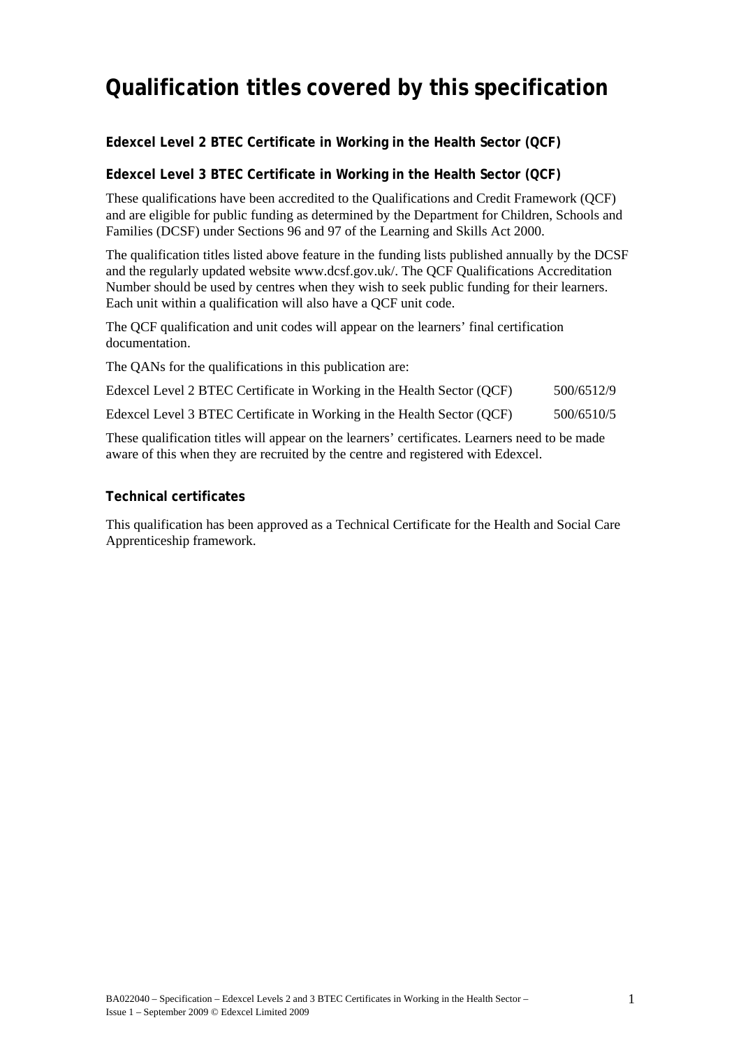# Qualification titles covered by this specification

**Edexcel Level 2 BTEC Certificate in Working in the Health Sector (QCF)**

**Edexcel Level 3 BTEC Certificate in Working in the Health Sector (QCF)**

These qualifications have been accredited to the Qualifications and Credit Framework (QCF) and are eligible for public funding as determined by the Department for Children, Schools and Families (DCSF) under Sections 96 and 97 of the Learning and Skills Act 2000.

The qualification titles listed above feature in the funding lists published annually by the DCSF and the regularly updated website www.dcsf.gov.uk/. The QCF Qualifications Accreditation Number should be used by centres when they wish to seek public funding for their learners. Each unit within a qualification will also have a QCF unit code.

The QCF qualification and unit codes will appear on the learners' final certification documentation.

The QANs for the qualifications in this publication are:

| | |
|---|---|
| Edexcel Level 2 BTEC Certificate in Working in the Health Sector (QCF) | 500/6512/9 |
| Edexcel Level 3 BTEC Certificate in Working in the Health Sector (QCF) | 500/6510/5 |

These qualification titles will appear on the learners' certificates. Learners need to be made aware of this when they are recruited by the centre and registered with Edexcel.

### Technical certificates

This qualification has been approved as a Technical Certificate for the Health and Social Care Apprenticeship framework.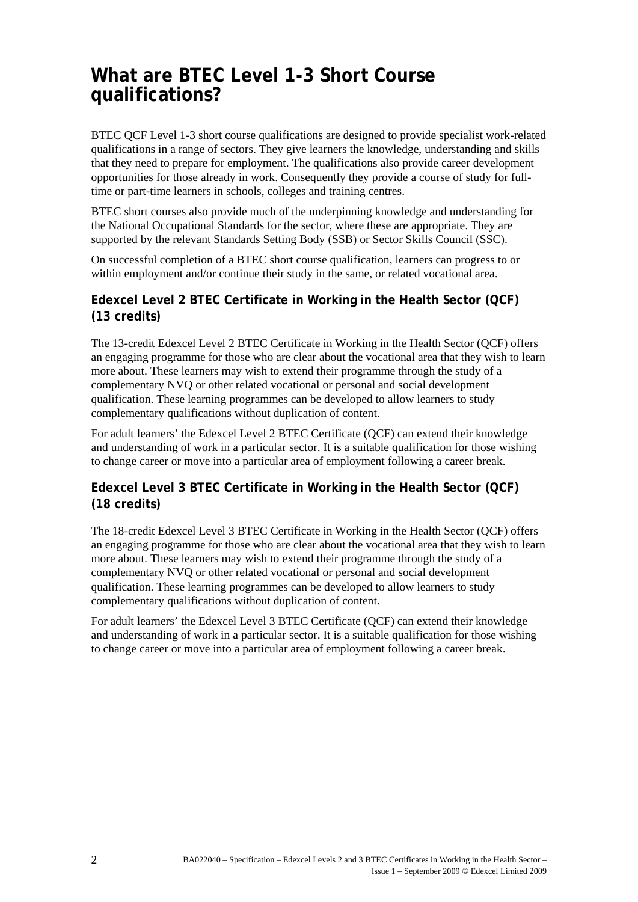# What are BTEC Level 1-3 Short Course qualifications?

BTEC QCF Level 1-3 short course qualifications are designed to provide specialist work-related qualifications in a range of sectors. They give learners the knowledge, understanding and skills that they need to prepare for employment. The qualifications also provide career development opportunities for those already in work. Consequently they provide a course of study for full-time or part-time learners in schools, colleges and training centres.

BTEC short courses also provide much of the underpinning knowledge and understanding for the National Occupational Standards for the sector, where these are appropriate. They are supported by the relevant Standards Setting Body (SSB) or Sector Skills Council (SSC).

On successful completion of a BTEC short course qualification, learners can progress to or within employment and/or continue their study in the same, or related vocational area.

## Edexcel Level 2 BTEC Certificate in Working in the Health Sector (QCF) (13 credits)

The 13-credit Edexcel Level 2 BTEC Certificate in Working in the Health Sector (QCF) offers an engaging programme for those who are clear about the vocational area that they wish to learn more about. These learners may wish to extend their programme through the study of a complementary NVQ or other related vocational or personal and social development qualification. These learning programmes can be developed to allow learners to study complementary qualifications without duplication of content.

For adult learners' the Edexcel Level 2 BTEC Certificate (QCF) can extend their knowledge and understanding of work in a particular sector. It is a suitable qualification for those wishing to change career or move into a particular area of employment following a career break.

## Edexcel Level 3 BTEC Certificate in Working in the Health Sector (QCF) (18 credits)

The 18-credit Edexcel Level 3 BTEC Certificate in Working in the Health Sector (QCF) offers an engaging programme for those who are clear about the vocational area that they wish to learn more about. These learners may wish to extend their programme through the study of a complementary NVQ or other related vocational or personal and social development qualification. These learning programmes can be developed to allow learners to study complementary qualifications without duplication of content.

For adult learners' the Edexcel Level 3 BTEC Certificate (QCF) can extend their knowledge and understanding of work in a particular sector. It is a suitable qualification for those wishing to change career or move into a particular area of employment following a career break.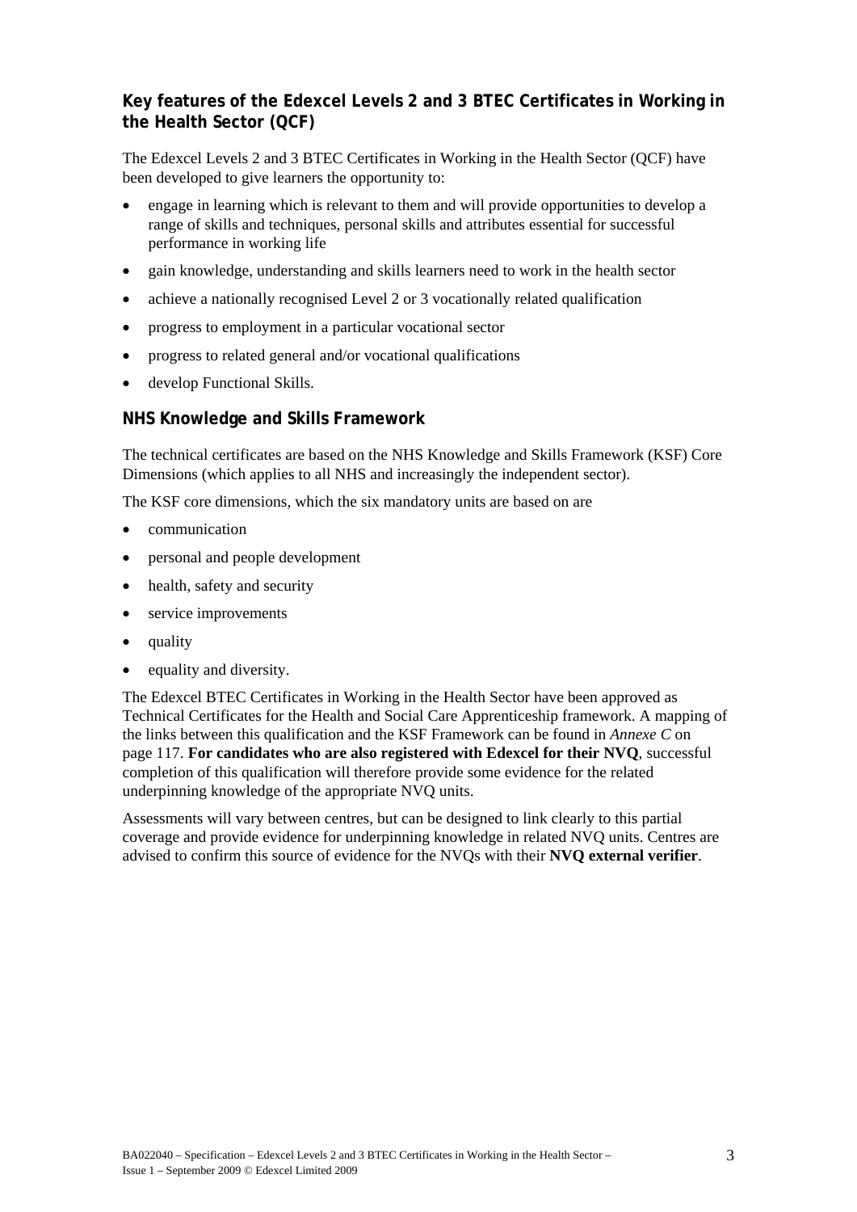## Key features of the Edexcel Levels 2 and 3 BTEC Certificates in Working in the Health Sector (QCF)

The Edexcel Levels 2 and 3 BTEC Certificates in Working in the Health Sector (QCF) have been developed to give learners the opportunity to:

- engage in learning which is relevant to them and will provide opportunities to develop a range of skills and techniques, personal skills and attributes essential for successful performance in working life
- gain knowledge, understanding and skills learners need to work in the health sector
- achieve a nationally recognised Level 2 or 3 vocationally related qualification
- progress to employment in a particular vocational sector
- progress to related general and/or vocational qualifications
- develop Functional Skills.

## NHS Knowledge and Skills Framework

The technical certificates are based on the NHS Knowledge and Skills Framework (KSF) Core Dimensions (which applies to all NHS and increasingly the independent sector).

The KSF core dimensions, which the six mandatory units are based on are

- communication
- personal and people development
- health, safety and security
- service improvements
- quality
- equality and diversity.

The Edexcel BTEC Certificates in Working in the Health Sector have been approved as Technical Certificates for the Health and Social Care Apprenticeship framework. A mapping of the links between this qualification and the KSF Framework can be found in *Annexe C* on page 117. **For candidates who are also registered with Edexcel for their NVQ**, successful completion of this qualification will therefore provide some evidence for the related underpinning knowledge of the appropriate NVQ units.

Assessments will vary between centres, but can be designed to link clearly to this partial coverage and provide evidence for underpinning knowledge in related NVQ units. Centres are advised to confirm this source of evidence for the NVQs with their **NVQ external verifier**.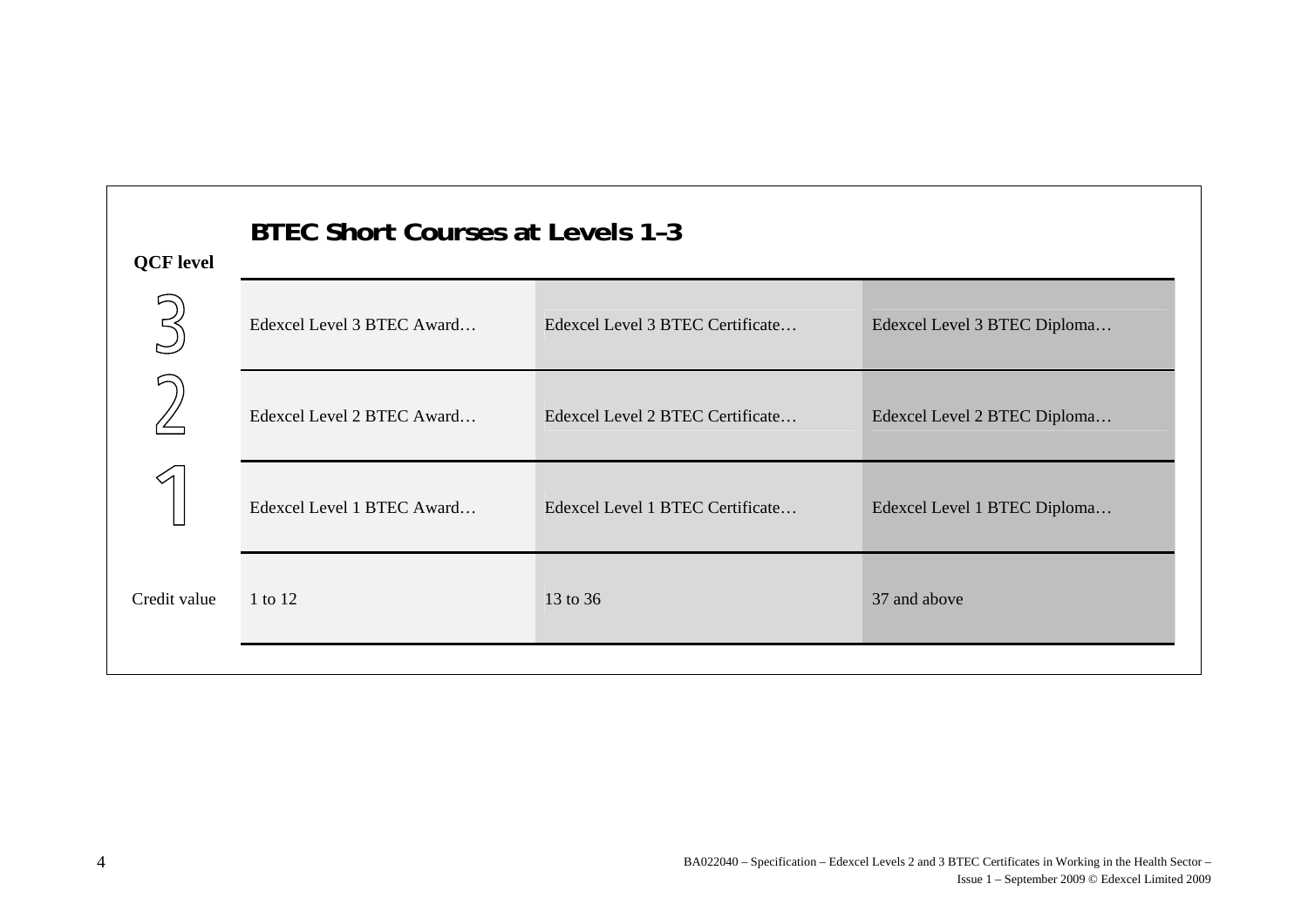## BTEC Short Courses at Levels 1–3

| QCF level | | | |
|---|---|---|---|
| 3 | Edexcel Level 3 BTEC Award… | Edexcel Level 3 BTEC Certificate… | Edexcel Level 3 BTEC Diploma… |
| 2 | Edexcel Level 2 BTEC Award… | Edexcel Level 2 BTEC Certificate… | Edexcel Level 2 BTEC Diploma… |
| 1 | Edexcel Level 1 BTEC Award… | Edexcel Level 1 BTEC Certificate… | Edexcel Level 1 BTEC Diploma… |
| Credit value | 1 to 12 | 13 to 36 | 37 and above |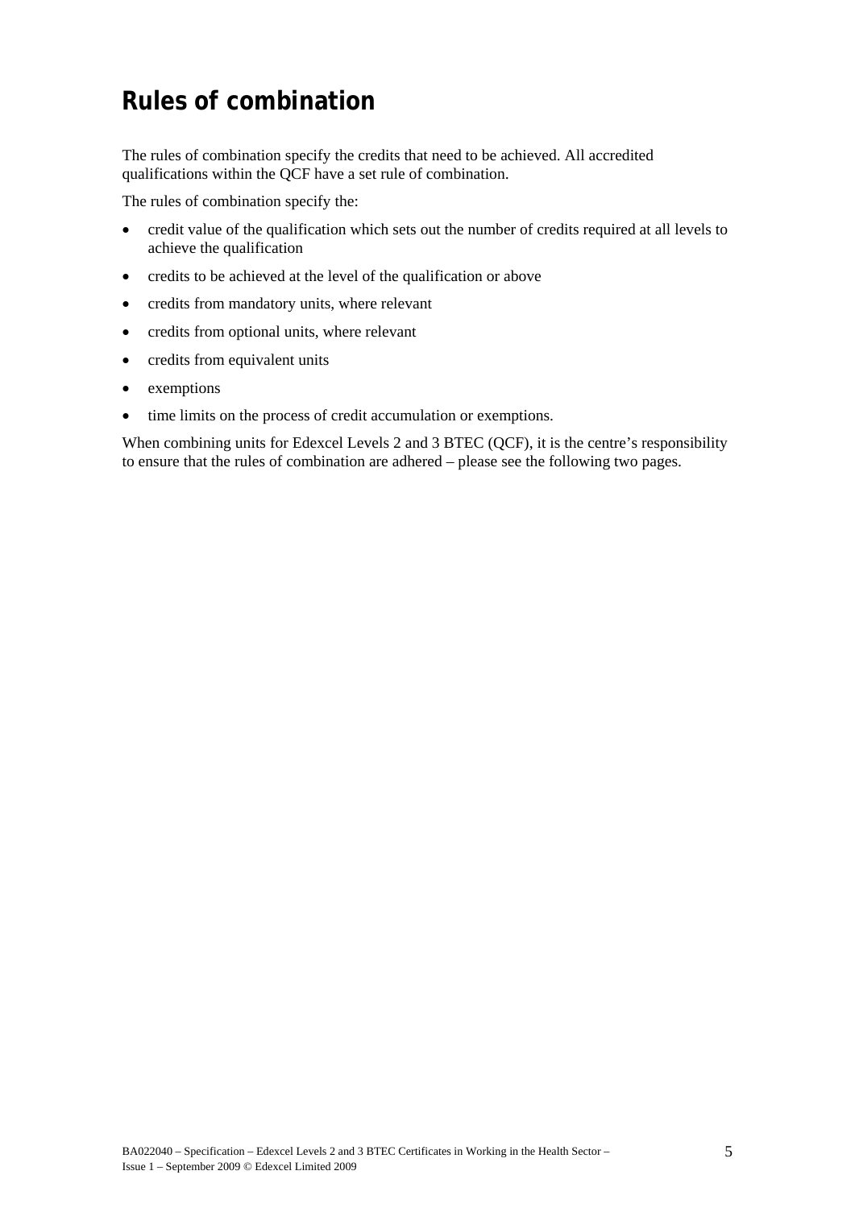# Rules of combination

The rules of combination specify the credits that need to be achieved. All accredited qualifications within the QCF have a set rule of combination.

The rules of combination specify the:

- credit value of the qualification which sets out the number of credits required at all levels to achieve the qualification
- credits to be achieved at the level of the qualification or above
- credits from mandatory units, where relevant
- credits from optional units, where relevant
- credits from equivalent units
- exemptions
- time limits on the process of credit accumulation or exemptions.

When combining units for Edexcel Levels 2 and 3 BTEC (QCF), it is the centre's responsibility to ensure that the rules of combination are adhered – please see the following two pages.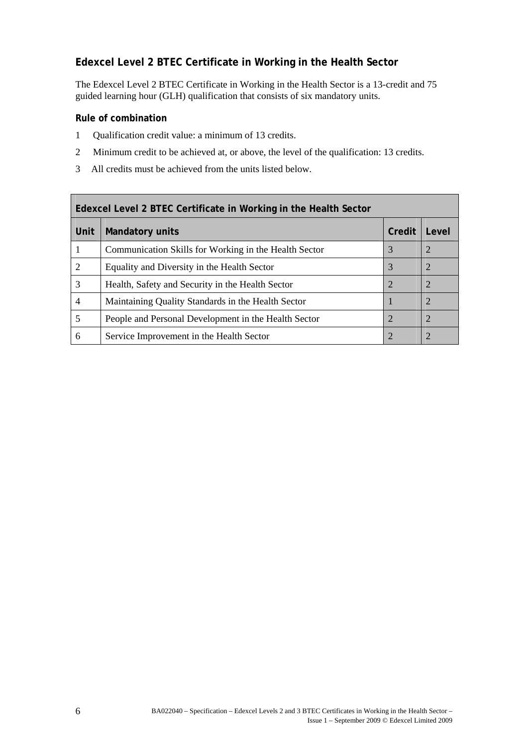## Edexcel Level 2 BTEC Certificate in Working in the Health Sector

The Edexcel Level 2 BTEC Certificate in Working in the Health Sector is a 13-credit and 75 guided learning hour (GLH) qualification that consists of six mandatory units.

### Rule of combination

1. Qualification credit value: a minimum of 13 credits.
2. Minimum credit to be achieved at, or above, the level of the qualification: 13 credits.
3. All credits must be achieved from the units listed below.

| Edexcel Level 2 BTEC Certificate in Working in the Health Sector | | | |
|---|---|---|---|
| **Unit** | **Mandatory units** | **Credit** | **Level** |
| 1 | Communication Skills for Working in the Health Sector | 3 | 2 |
| 2 | Equality and Diversity in the Health Sector | 3 | 2 |
| 3 | Health, Safety and Security in the Health Sector | 2 | 2 |
| 4 | Maintaining Quality Standards in the Health Sector | 1 | 2 |
| 5 | People and Personal Development in the Health Sector | 2 | 2 |
| 6 | Service Improvement in the Health Sector | 2 | 2 |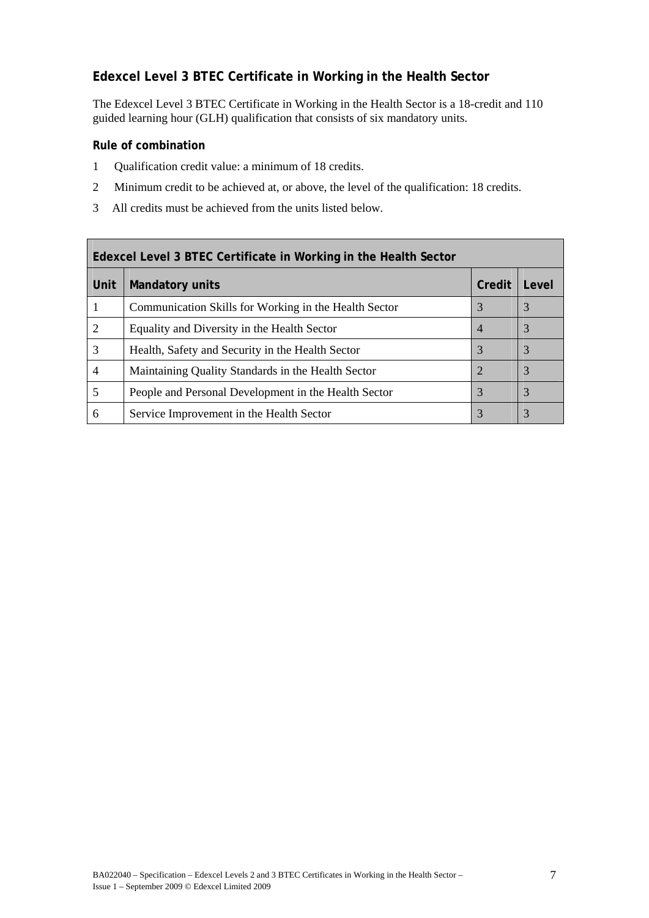## Edexcel Level 3 BTEC Certificate in Working in the Health Sector

The Edexcel Level 3 BTEC Certificate in Working in the Health Sector is a 18-credit and 110 guided learning hour (GLH) qualification that consists of six mandatory units.

### Rule of combination

1. Qualification credit value: a minimum of 18 credits.
2. Minimum credit to be achieved at, or above, the level of the qualification: 18 credits.
3. All credits must be achieved from the units listed below.

| Edexcel Level 3 BTEC Certificate in Working in the Health Sector | | | |
|---|---|---|---|
| **Unit** | **Mandatory units** | **Credit** | **Level** |
| 1 | Communication Skills for Working in the Health Sector | 3 | 3 |
| 2 | Equality and Diversity in the Health Sector | 4 | 3 |
| 3 | Health, Safety and Security in the Health Sector | 3 | 3 |
| 4 | Maintaining Quality Standards in the Health Sector | 2 | 3 |
| 5 | People and Personal Development in the Health Sector | 3 | 3 |
| 6 | Service Improvement in the Health Sector | 3 | 3 |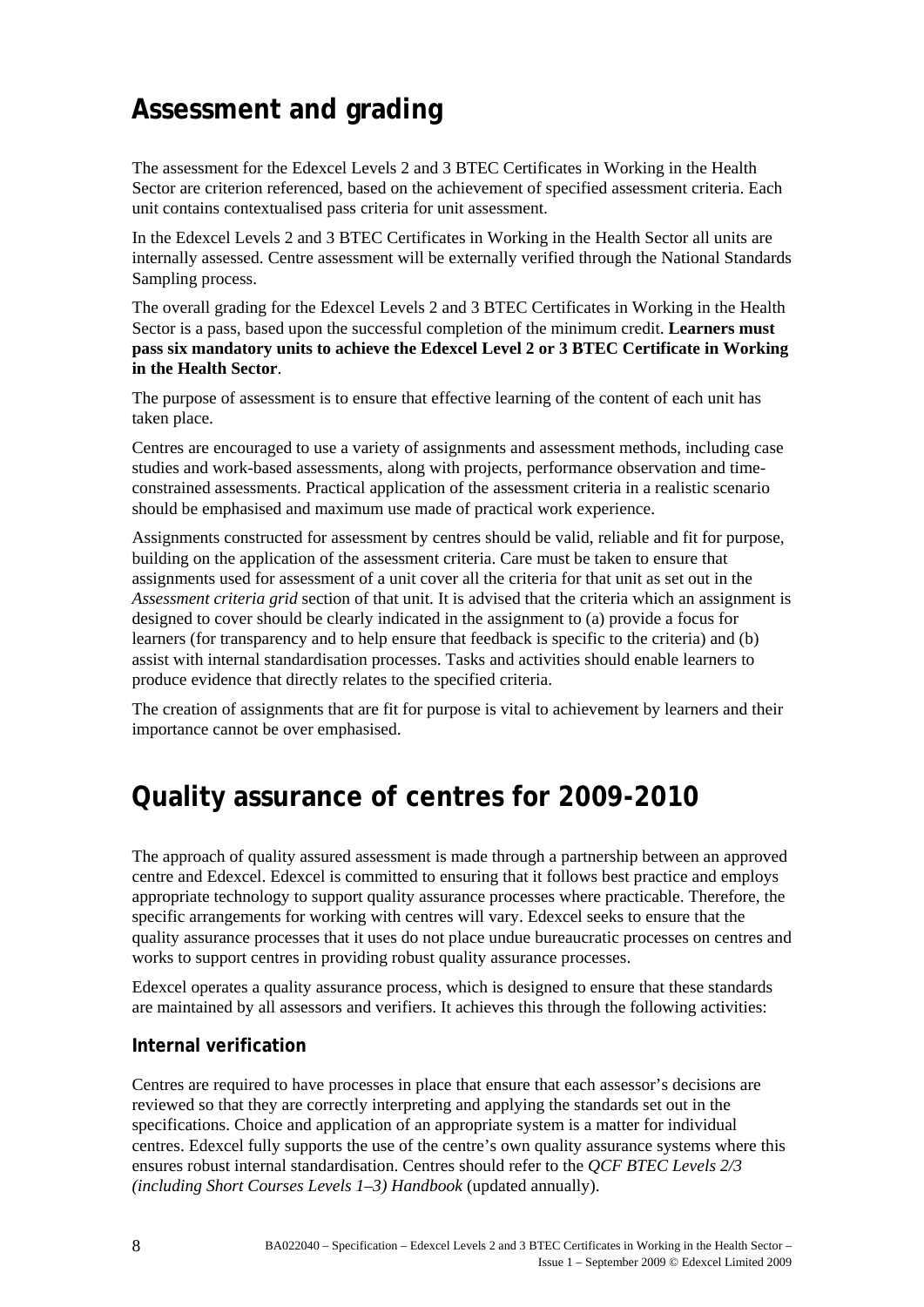# Assessment and grading

The assessment for the Edexcel Levels 2 and 3 BTEC Certificates in Working in the Health Sector are criterion referenced, based on the achievement of specified assessment criteria. Each unit contains contextualised pass criteria for unit assessment.

In the Edexcel Levels 2 and 3 BTEC Certificates in Working in the Health Sector all units are internally assessed. Centre assessment will be externally verified through the National Standards Sampling process.

The overall grading for the Edexcel Levels 2 and 3 BTEC Certificates in Working in the Health Sector is a pass, based upon the successful completion of the minimum credit. **Learners must pass six mandatory units to achieve the Edexcel Level 2 or 3 BTEC Certificate in Working in the Health Sector**.

The purpose of assessment is to ensure that effective learning of the content of each unit has taken place.

Centres are encouraged to use a variety of assignments and assessment methods, including case studies and work-based assessments, along with projects, performance observation and time-constrained assessments. Practical application of the assessment criteria in a realistic scenario should be emphasised and maximum use made of practical work experience.

Assignments constructed for assessment by centres should be valid, reliable and fit for purpose, building on the application of the assessment criteria. Care must be taken to ensure that assignments used for assessment of a unit cover all the criteria for that unit as set out in the *Assessment criteria grid* section of that unit. It is advised that the criteria which an assignment is designed to cover should be clearly indicated in the assignment to (a) provide a focus for learners (for transparency and to help ensure that feedback is specific to the criteria) and (b) assist with internal standardisation processes. Tasks and activities should enable learners to produce evidence that directly relates to the specified criteria.

The creation of assignments that are fit for purpose is vital to achievement by learners and their importance cannot be over emphasised.

# Quality assurance of centres for 2009-2010

The approach of quality assured assessment is made through a partnership between an approved centre and Edexcel. Edexcel is committed to ensuring that it follows best practice and employs appropriate technology to support quality assurance processes where practicable. Therefore, the specific arrangements for working with centres will vary. Edexcel seeks to ensure that the quality assurance processes that it uses do not place undue bureaucratic processes on centres and works to support centres in providing robust quality assurance processes.

Edexcel operates a quality assurance process, which is designed to ensure that these standards are maintained by all assessors and verifiers. It achieves this through the following activities:

### Internal verification

Centres are required to have processes in place that ensure that each assessor's decisions are reviewed so that they are correctly interpreting and applying the standards set out in the specifications. Choice and application of an appropriate system is a matter for individual centres. Edexcel fully supports the use of the centre's own quality assurance systems where this ensures robust internal standardisation. Centres should refer to the *QCF BTEC Levels 2/3 (including Short Courses Levels 1–3) Handbook* (updated annually).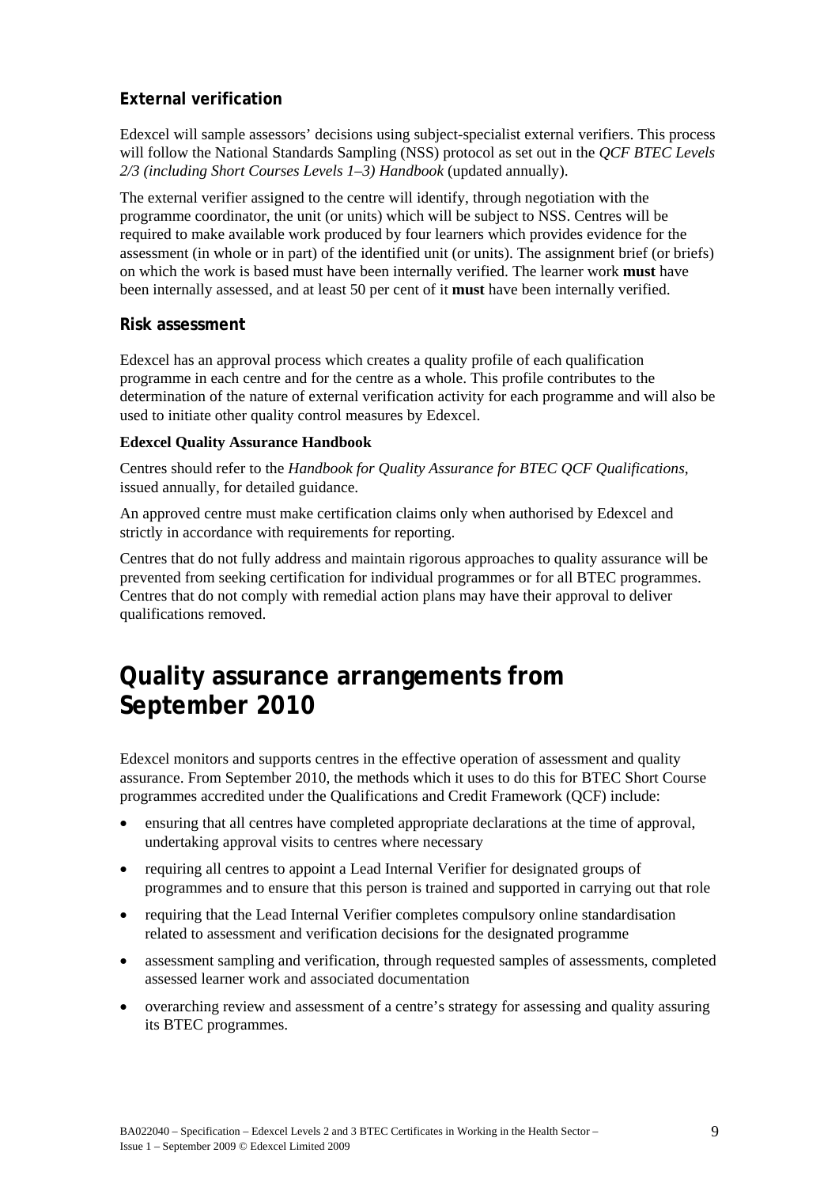### External verification

Edexcel will sample assessors' decisions using subject-specialist external verifiers. This process will follow the National Standards Sampling (NSS) protocol as set out in the *QCF BTEC Levels 2/3 (including Short Courses Levels 1–3) Handbook* (updated annually).

The external verifier assigned to the centre will identify, through negotiation with the programme coordinator, the unit (or units) which will be subject to NSS. Centres will be required to make available work produced by four learners which provides evidence for the assessment (in whole or in part) of the identified unit (or units). The assignment brief (or briefs) on which the work is based must have been internally verified. The learner work **must** have been internally assessed, and at least 50 per cent of it **must** have been internally verified.

### Risk assessment

Edexcel has an approval process which creates a quality profile of each qualification programme in each centre and for the centre as a whole. This profile contributes to the determination of the nature of external verification activity for each programme and will also be used to initiate other quality control measures by Edexcel.

**Edexcel Quality Assurance Handbook**

Centres should refer to the *Handbook for Quality Assurance for BTEC QCF Qualifications*, issued annually, for detailed guidance.

An approved centre must make certification claims only when authorised by Edexcel and strictly in accordance with requirements for reporting.

Centres that do not fully address and maintain rigorous approaches to quality assurance will be prevented from seeking certification for individual programmes or for all BTEC programmes. Centres that do not comply with remedial action plans may have their approval to deliver qualifications removed.

## Quality assurance arrangements from September 2010

Edexcel monitors and supports centres in the effective operation of assessment and quality assurance. From September 2010, the methods which it uses to do this for BTEC Short Course programmes accredited under the Qualifications and Credit Framework (QCF) include:

- ensuring that all centres have completed appropriate declarations at the time of approval, undertaking approval visits to centres where necessary
- requiring all centres to appoint a Lead Internal Verifier for designated groups of programmes and to ensure that this person is trained and supported in carrying out that role
- requiring that the Lead Internal Verifier completes compulsory online standardisation related to assessment and verification decisions for the designated programme
- assessment sampling and verification, through requested samples of assessments, completed assessed learner work and associated documentation
- overarching review and assessment of a centre's strategy for assessing and quality assuring its BTEC programmes.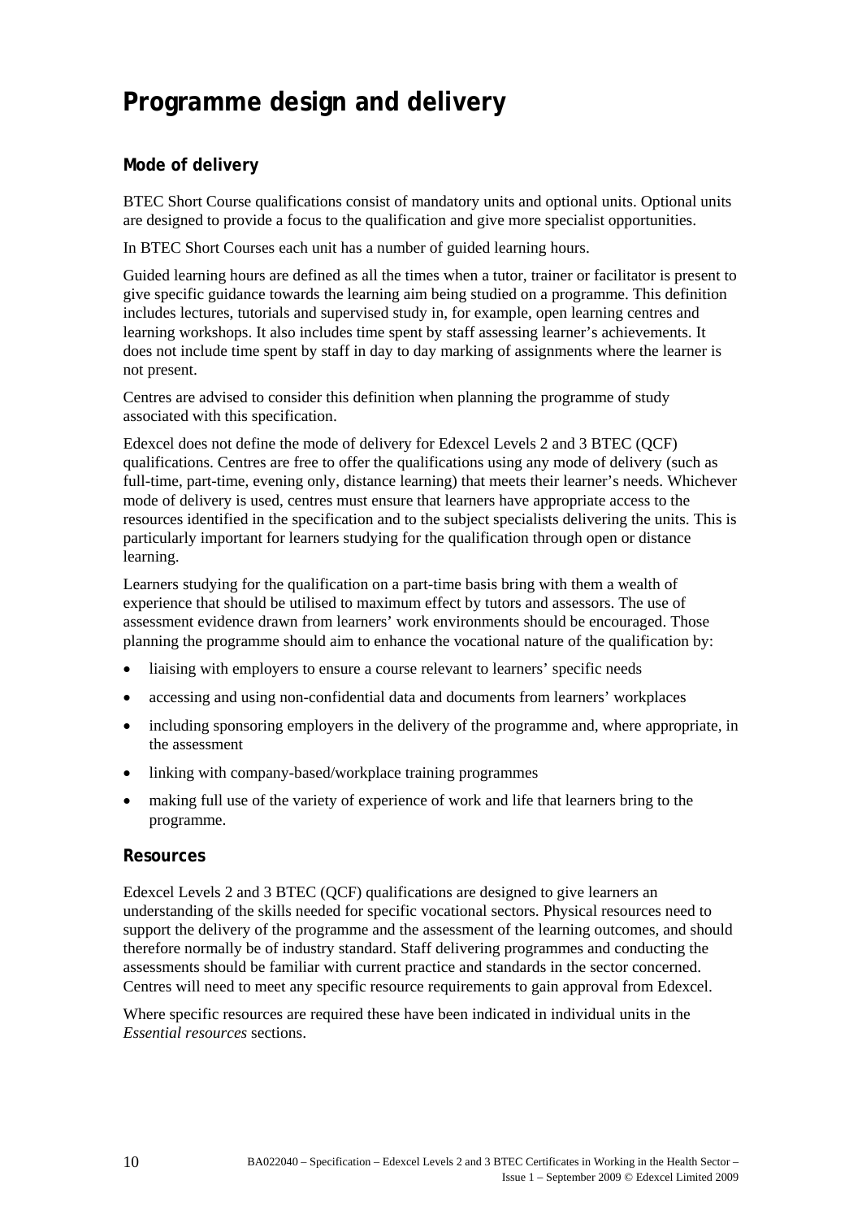# Programme design and delivery

## Mode of delivery

BTEC Short Course qualifications consist of mandatory units and optional units. Optional units are designed to provide a focus to the qualification and give more specialist opportunities.

In BTEC Short Courses each unit has a number of guided learning hours.

Guided learning hours are defined as all the times when a tutor, trainer or facilitator is present to give specific guidance towards the learning aim being studied on a programme. This definition includes lectures, tutorials and supervised study in, for example, open learning centres and learning workshops. It also includes time spent by staff assessing learner's achievements. It does not include time spent by staff in day to day marking of assignments where the learner is not present.

Centres are advised to consider this definition when planning the programme of study associated with this specification.

Edexcel does not define the mode of delivery for Edexcel Levels 2 and 3 BTEC (QCF) qualifications. Centres are free to offer the qualifications using any mode of delivery (such as full-time, part-time, evening only, distance learning) that meets their learner's needs. Whichever mode of delivery is used, centres must ensure that learners have appropriate access to the resources identified in the specification and to the subject specialists delivering the units. This is particularly important for learners studying for the qualification through open or distance learning.

Learners studying for the qualification on a part-time basis bring with them a wealth of experience that should be utilised to maximum effect by tutors and assessors. The use of assessment evidence drawn from learners' work environments should be encouraged. Those planning the programme should aim to enhance the vocational nature of the qualification by:

- liaising with employers to ensure a course relevant to learners' specific needs
- accessing and using non-confidential data and documents from learners' workplaces
- including sponsoring employers in the delivery of the programme and, where appropriate, in the assessment
- linking with company-based/workplace training programmes
- making full use of the variety of experience of work and life that learners bring to the programme.

## Resources

Edexcel Levels 2 and 3 BTEC (QCF) qualifications are designed to give learners an understanding of the skills needed for specific vocational sectors. Physical resources need to support the delivery of the programme and the assessment of the learning outcomes, and should therefore normally be of industry standard. Staff delivering programmes and conducting the assessments should be familiar with current practice and standards in the sector concerned. Centres will need to meet any specific resource requirements to gain approval from Edexcel.

Where specific resources are required these have been indicated in individual units in the *Essential resources* sections.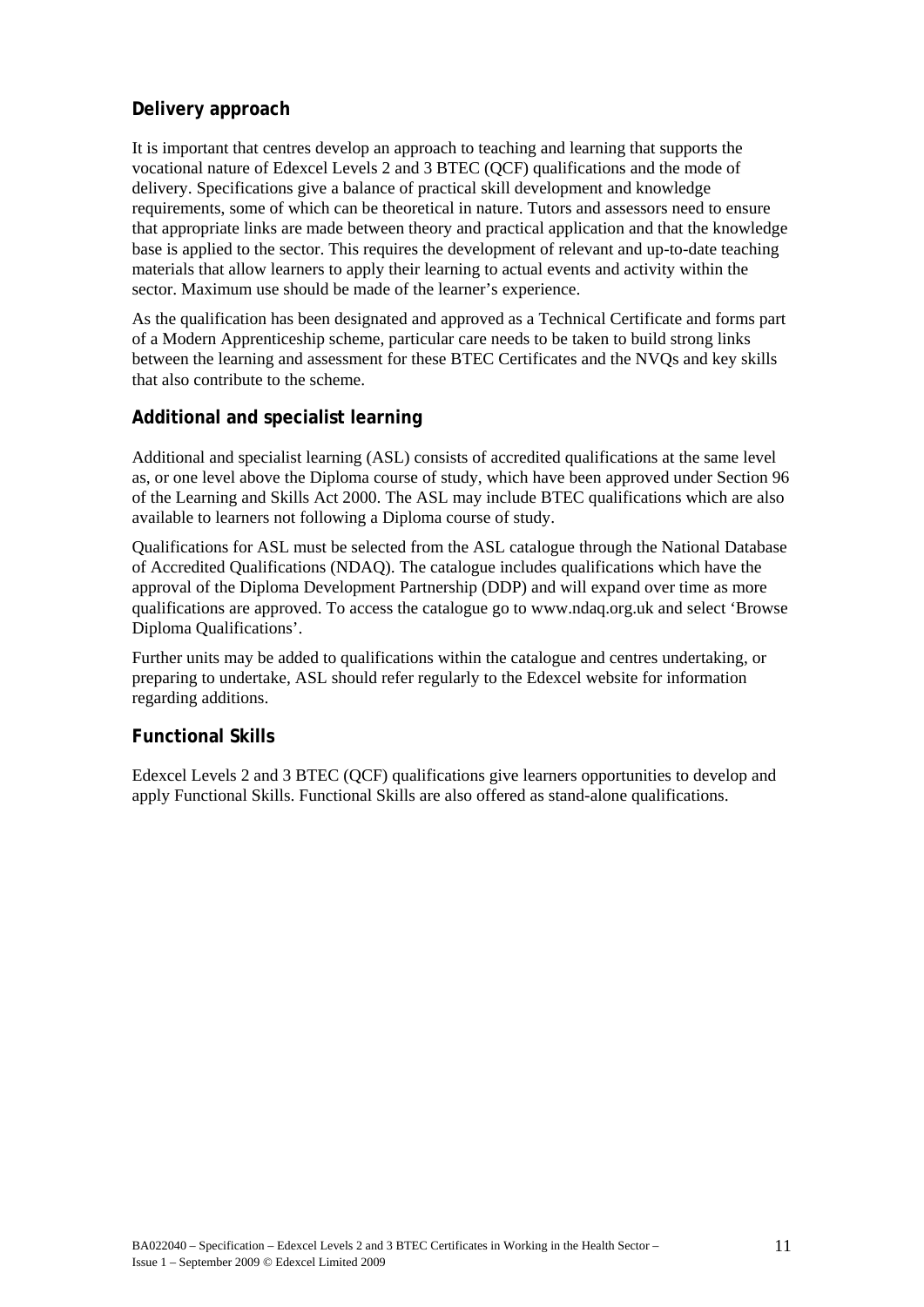### Delivery approach

It is important that centres develop an approach to teaching and learning that supports the vocational nature of Edexcel Levels 2 and 3 BTEC (QCF) qualifications and the mode of delivery. Specifications give a balance of practical skill development and knowledge requirements, some of which can be theoretical in nature. Tutors and assessors need to ensure that appropriate links are made between theory and practical application and that the knowledge base is applied to the sector. This requires the development of relevant and up-to-date teaching materials that allow learners to apply their learning to actual events and activity within the sector. Maximum use should be made of the learner's experience.

As the qualification has been designated and approved as a Technical Certificate and forms part of a Modern Apprenticeship scheme, particular care needs to be taken to build strong links between the learning and assessment for these BTEC Certificates and the NVQs and key skills that also contribute to the scheme.

### Additional and specialist learning

Additional and specialist learning (ASL) consists of accredited qualifications at the same level as, or one level above the Diploma course of study, which have been approved under Section 96 of the Learning and Skills Act 2000. The ASL may include BTEC qualifications which are also available to learners not following a Diploma course of study.

Qualifications for ASL must be selected from the ASL catalogue through the National Database of Accredited Qualifications (NDAQ). The catalogue includes qualifications which have the approval of the Diploma Development Partnership (DDP) and will expand over time as more qualifications are approved. To access the catalogue go to www.ndaq.org.uk and select 'Browse Diploma Qualifications'.

Further units may be added to qualifications within the catalogue and centres undertaking, or preparing to undertake, ASL should refer regularly to the Edexcel website for information regarding additions.

### Functional Skills

Edexcel Levels 2 and 3 BTEC (QCF) qualifications give learners opportunities to develop and apply Functional Skills. Functional Skills are also offered as stand-alone qualifications.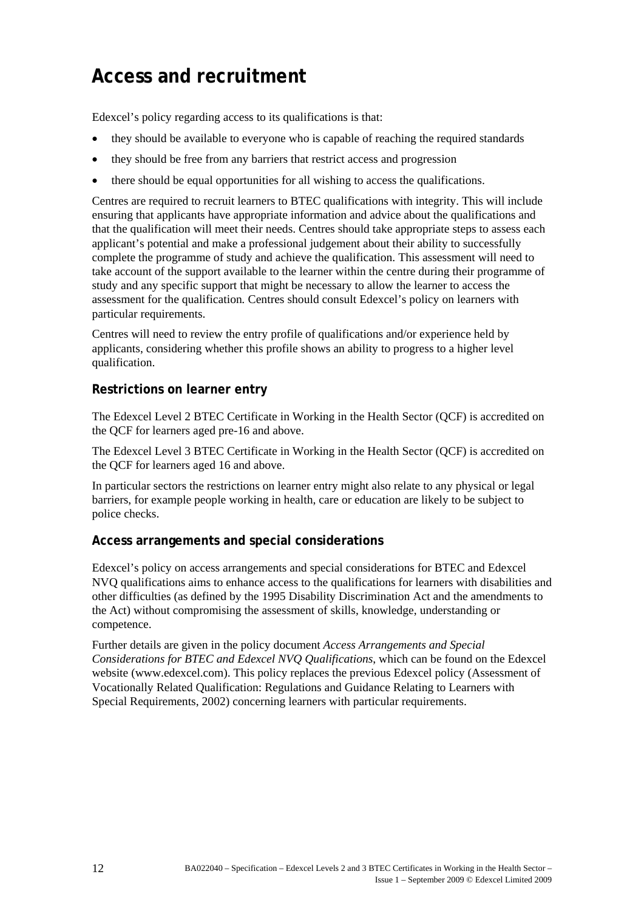# Access and recruitment

Edexcel's policy regarding access to its qualifications is that:

- they should be available to everyone who is capable of reaching the required standards
- they should be free from any barriers that restrict access and progression
- there should be equal opportunities for all wishing to access the qualifications.

Centres are required to recruit learners to BTEC qualifications with integrity. This will include ensuring that applicants have appropriate information and advice about the qualifications and that the qualification will meet their needs. Centres should take appropriate steps to assess each applicant's potential and make a professional judgement about their ability to successfully complete the programme of study and achieve the qualification. This assessment will need to take account of the support available to the learner within the centre during their programme of study and any specific support that might be necessary to allow the learner to access the assessment for the qualification. Centres should consult Edexcel's policy on learners with particular requirements.

Centres will need to review the entry profile of qualifications and/or experience held by applicants, considering whether this profile shows an ability to progress to a higher level qualification.

## Restrictions on learner entry

The Edexcel Level 2 BTEC Certificate in Working in the Health Sector (QCF) is accredited on the QCF for learners aged pre-16 and above.

The Edexcel Level 3 BTEC Certificate in Working in the Health Sector (QCF) is accredited on the QCF for learners aged 16 and above.

In particular sectors the restrictions on learner entry might also relate to any physical or legal barriers, for example people working in health, care or education are likely to be subject to police checks.

## Access arrangements and special considerations

Edexcel's policy on access arrangements and special considerations for BTEC and Edexcel NVQ qualifications aims to enhance access to the qualifications for learners with disabilities and other difficulties (as defined by the 1995 Disability Discrimination Act and the amendments to the Act) without compromising the assessment of skills, knowledge, understanding or competence.

Further details are given in the policy document *Access Arrangements and Special Considerations for BTEC and Edexcel NVQ Qualifications*, which can be found on the Edexcel website (www.edexcel.com). This policy replaces the previous Edexcel policy (Assessment of Vocationally Related Qualification: Regulations and Guidance Relating to Learners with Special Requirements, 2002) concerning learners with particular requirements.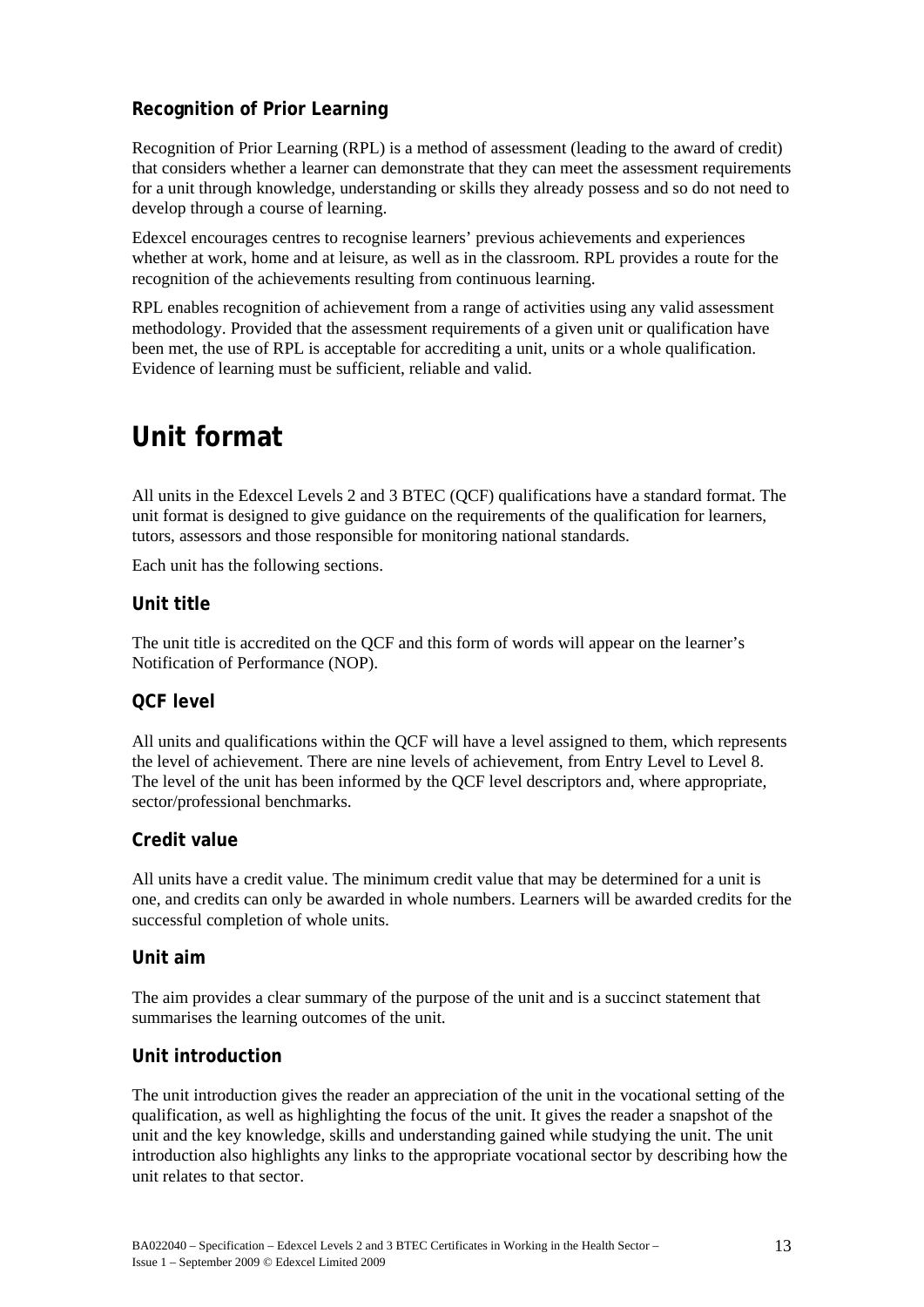### Recognition of Prior Learning

Recognition of Prior Learning (RPL) is a method of assessment (leading to the award of credit) that considers whether a learner can demonstrate that they can meet the assessment requirements for a unit through knowledge, understanding or skills they already possess and so do not need to develop through a course of learning.

Edexcel encourages centres to recognise learners' previous achievements and experiences whether at work, home and at leisure, as well as in the classroom. RPL provides a route for the recognition of the achievements resulting from continuous learning.

RPL enables recognition of achievement from a range of activities using any valid assessment methodology. Provided that the assessment requirements of a given unit or qualification have been met, the use of RPL is acceptable for accrediting a unit, units or a whole qualification. Evidence of learning must be sufficient, reliable and valid.

## Unit format

All units in the Edexcel Levels 2 and 3 BTEC (QCF) qualifications have a standard format. The unit format is designed to give guidance on the requirements of the qualification for learners, tutors, assessors and those responsible for monitoring national standards.

Each unit has the following sections.

### Unit title

The unit title is accredited on the QCF and this form of words will appear on the learner's Notification of Performance (NOP).

### QCF level

All units and qualifications within the QCF will have a level assigned to them, which represents the level of achievement. There are nine levels of achievement, from Entry Level to Level 8. The level of the unit has been informed by the QCF level descriptors and, where appropriate, sector/professional benchmarks.

### Credit value

All units have a credit value. The minimum credit value that may be determined for a unit is one, and credits can only be awarded in whole numbers. Learners will be awarded credits for the successful completion of whole units.

### Unit aim

The aim provides a clear summary of the purpose of the unit and is a succinct statement that summarises the learning outcomes of the unit.

### Unit introduction

The unit introduction gives the reader an appreciation of the unit in the vocational setting of the qualification, as well as highlighting the focus of the unit. It gives the reader a snapshot of the unit and the key knowledge, skills and understanding gained while studying the unit. The unit introduction also highlights any links to the appropriate vocational sector by describing how the unit relates to that sector.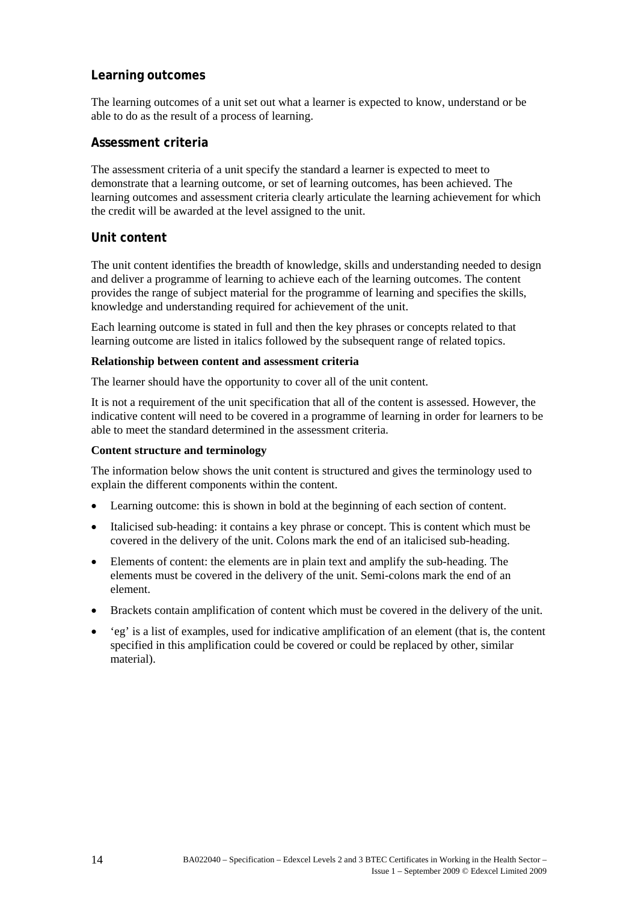### Learning outcomes

The learning outcomes of a unit set out what a learner is expected to know, understand or be able to do as the result of a process of learning.

### Assessment criteria

The assessment criteria of a unit specify the standard a learner is expected to meet to demonstrate that a learning outcome, or set of learning outcomes, has been achieved. The learning outcomes and assessment criteria clearly articulate the learning achievement for which the credit will be awarded at the level assigned to the unit.

### Unit content

The unit content identifies the breadth of knowledge, skills and understanding needed to design and deliver a programme of learning to achieve each of the learning outcomes. The content provides the range of subject material for the programme of learning and specifies the skills, knowledge and understanding required for achievement of the unit.

Each learning outcome is stated in full and then the key phrases or concepts related to that learning outcome are listed in italics followed by the subsequent range of related topics.

**Relationship between content and assessment criteria**

The learner should have the opportunity to cover all of the unit content.

It is not a requirement of the unit specification that all of the content is assessed. However, the indicative content will need to be covered in a programme of learning in order for learners to be able to meet the standard determined in the assessment criteria.

**Content structure and terminology**

The information below shows the unit content is structured and gives the terminology used to explain the different components within the content.

- Learning outcome: this is shown in bold at the beginning of each section of content.
- Italicised sub-heading: it contains a key phrase or concept. This is content which must be covered in the delivery of the unit. Colons mark the end of an italicised sub-heading.
- Elements of content: the elements are in plain text and amplify the sub-heading. The elements must be covered in the delivery of the unit. Semi-colons mark the end of an element.
- Brackets contain amplification of content which must be covered in the delivery of the unit.
- 'eg' is a list of examples, used for indicative amplification of an element (that is, the content specified in this amplification could be covered or could be replaced by other, similar material).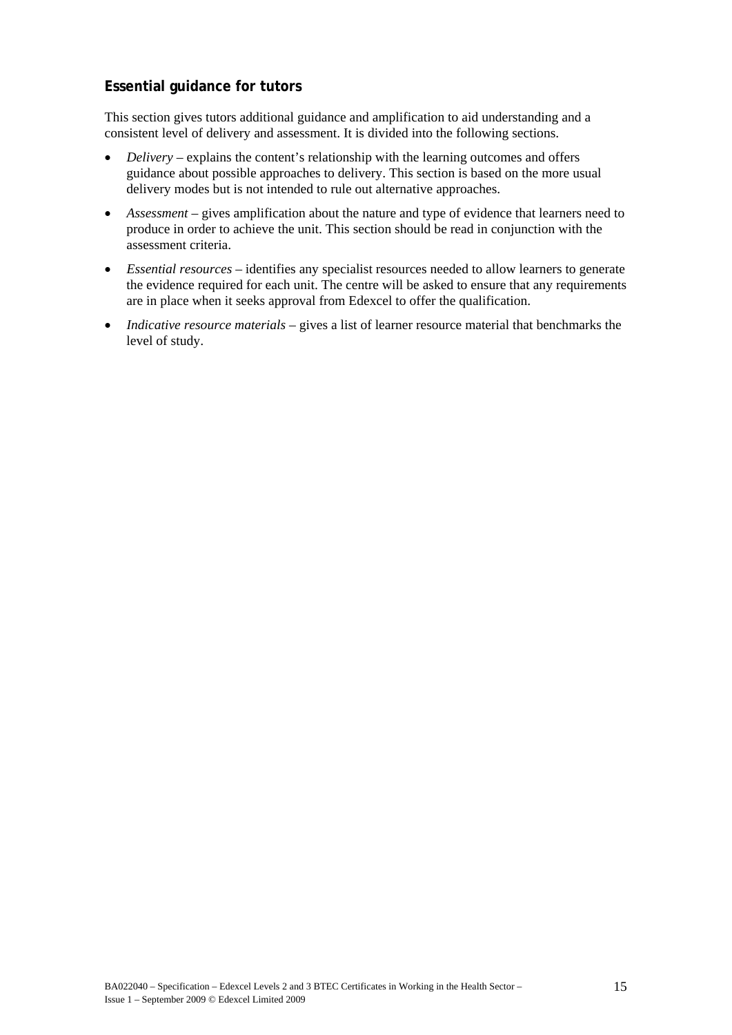### Essential guidance for tutors

This section gives tutors additional guidance and amplification to aid understanding and a consistent level of delivery and assessment. It is divided into the following sections.

- *Delivery* – explains the content's relationship with the learning outcomes and offers guidance about possible approaches to delivery. This section is based on the more usual delivery modes but is not intended to rule out alternative approaches.
- *Assessment* – gives amplification about the nature and type of evidence that learners need to produce in order to achieve the unit. This section should be read in conjunction with the assessment criteria.
- *Essential resources* – identifies any specialist resources needed to allow learners to generate the evidence required for each unit. The centre will be asked to ensure that any requirements are in place when it seeks approval from Edexcel to offer the qualification.
- *Indicative resource materials* – gives a list of learner resource material that benchmarks the level of study.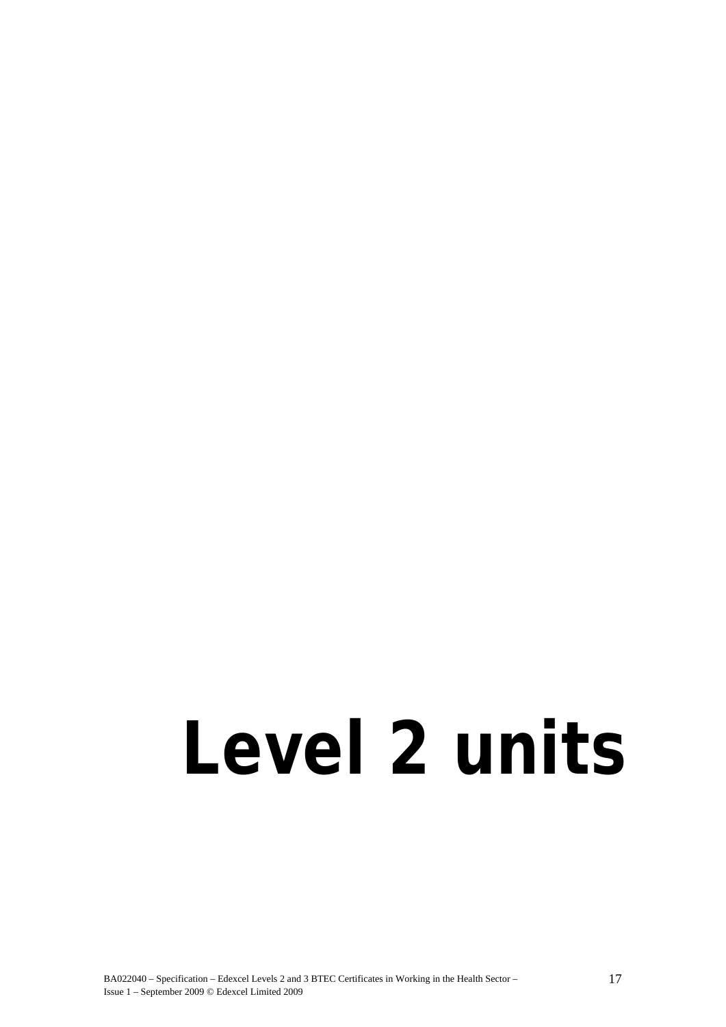# Level 2 units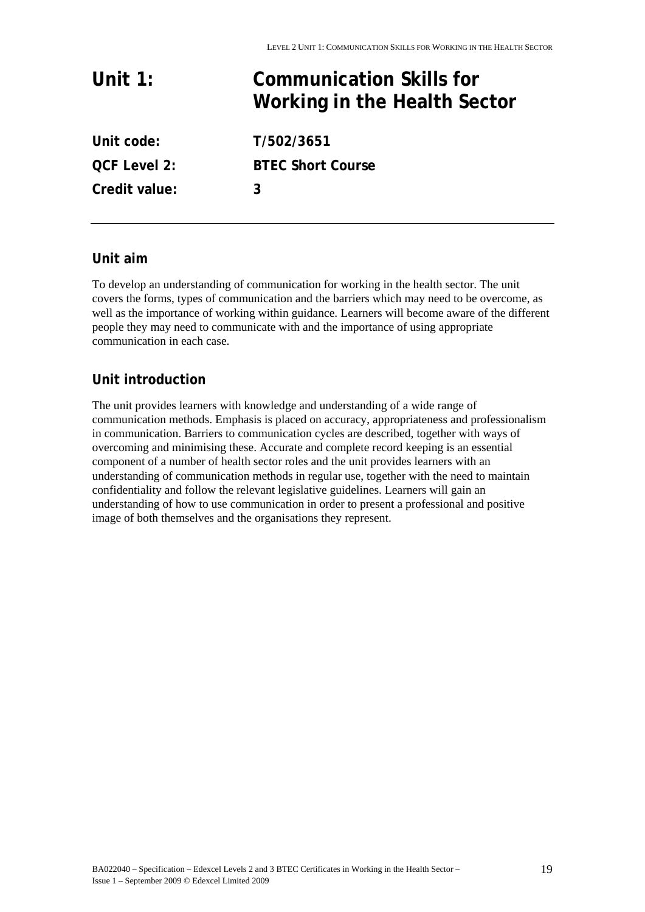# Unit 1: Communication Skills for Working in the Health Sector

**Unit code:** T/502/3651

**QCF Level 2:** BTEC Short Course

**Credit value:** 3

---

## Unit aim

To develop an understanding of communication for working in the health sector. The unit covers the forms, types of communication and the barriers which may need to be overcome, as well as the importance of working within guidance. Learners will become aware of the different people they may need to communicate with and the importance of using appropriate communication in each case.

## Unit introduction

The unit provides learners with knowledge and understanding of a wide range of communication methods. Emphasis is placed on accuracy, appropriateness and professionalism in communication. Barriers to communication cycles are described, together with ways of overcoming and minimising these. Accurate and complete record keeping is an essential component of a number of health sector roles and the unit provides learners with an understanding of communication methods in regular use, together with the need to maintain confidentiality and follow the relevant legislative guidelines. Learners will gain an understanding of how to use communication in order to present a professional and positive image of both themselves and the organisations they represent.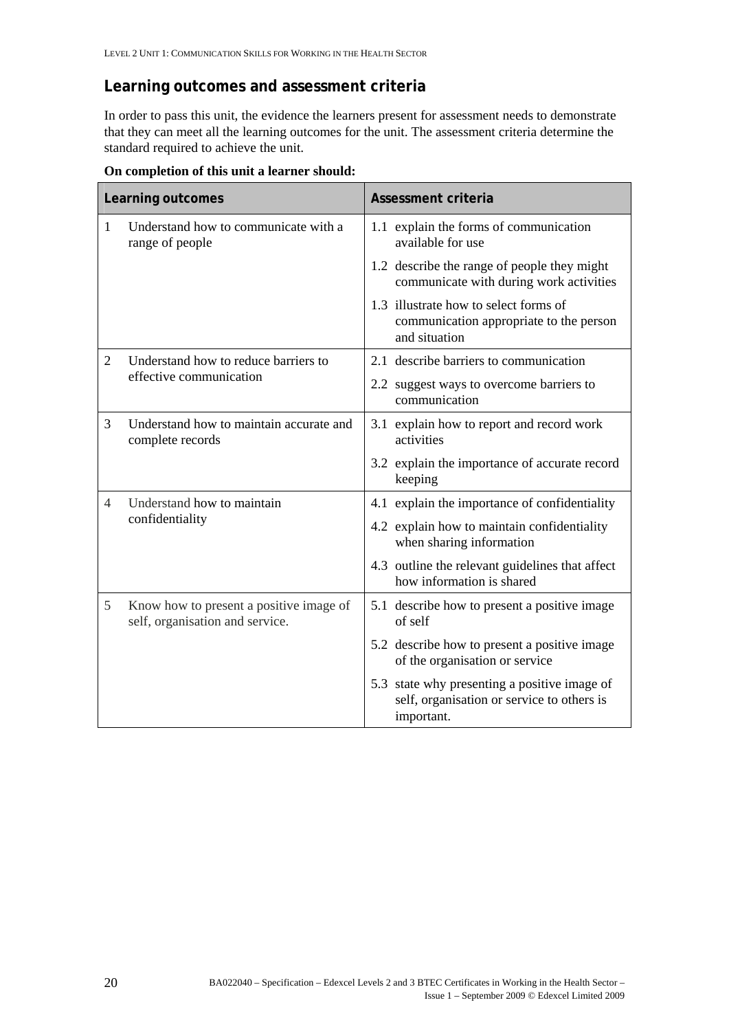## Learning outcomes and assessment criteria

In order to pass this unit, the evidence the learners present for assessment needs to demonstrate that they can meet all the learning outcomes for the unit. The assessment criteria determine the standard required to achieve the unit.

**On completion of this unit a learner should:**

| Learning outcomes | Assessment criteria |
|---|---|
| 1 Understand how to communicate with a range of people | 1.1 explain the forms of communication available for use |
| | 1.2 describe the range of people they might communicate with during work activities |
| | 1.3 illustrate how to select forms of communication appropriate to the person and situation |
| 2 Understand how to reduce barriers to effective communication | 2.1 describe barriers to communication |
| | 2.2 suggest ways to overcome barriers to communication |
| 3 Understand how to maintain accurate and complete records | 3.1 explain how to report and record work activities |
| | 3.2 explain the importance of accurate record keeping |
| 4 Understand how to maintain confidentiality | 4.1 explain the importance of confidentiality |
| | 4.2 explain how to maintain confidentiality when sharing information |
| | 4.3 outline the relevant guidelines that affect how information is shared |
| 5 Know how to present a positive image of self, organisation and service. | 5.1 describe how to present a positive image of self |
| | 5.2 describe how to present a positive image of the organisation or service |
| | 5.3 state why presenting a positive image of self, organisation or service to others is important. |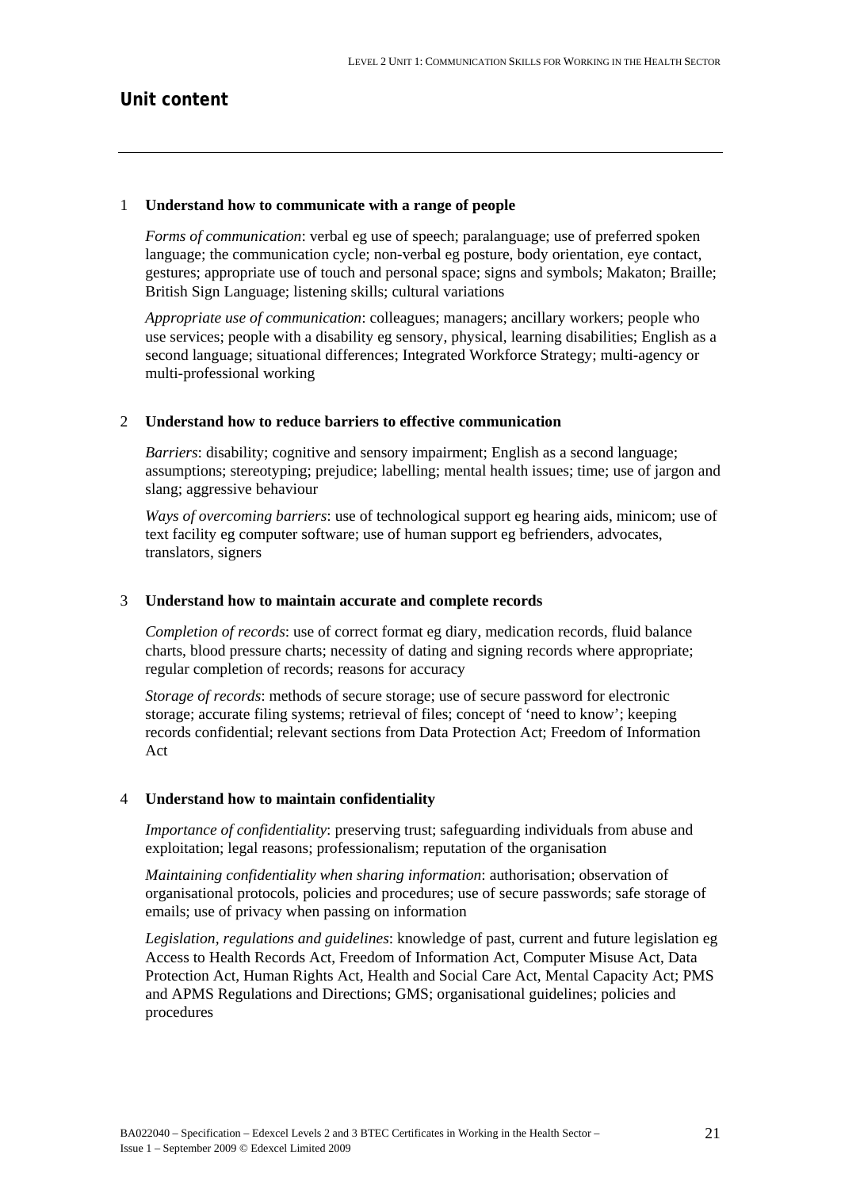## Unit content

### 1 Understand how to communicate with a range of people

*Forms of communication*: verbal eg use of speech; paralanguage; use of preferred spoken language; the communication cycle; non-verbal eg posture, body orientation, eye contact, gestures; appropriate use of touch and personal space; signs and symbols; Makaton; Braille; British Sign Language; listening skills; cultural variations

*Appropriate use of communication*: colleagues; managers; ancillary workers; people who use services; people with a disability eg sensory, physical, learning disabilities; English as a second language; situational differences; Integrated Workforce Strategy; multi-agency or multi-professional working

### 2 Understand how to reduce barriers to effective communication

*Barriers*: disability; cognitive and sensory impairment; English as a second language; assumptions; stereotyping; prejudice; labelling; mental health issues; time; use of jargon and slang; aggressive behaviour

*Ways of overcoming barriers*: use of technological support eg hearing aids, minicom; use of text facility eg computer software; use of human support eg befrienders, advocates, translators, signers

### 3 Understand how to maintain accurate and complete records

*Completion of records*: use of correct format eg diary, medication records, fluid balance charts, blood pressure charts; necessity of dating and signing records where appropriate; regular completion of records; reasons for accuracy

*Storage of records*: methods of secure storage; use of secure password for electronic storage; accurate filing systems; retrieval of files; concept of 'need to know'; keeping records confidential; relevant sections from Data Protection Act; Freedom of Information Act

### 4 Understand how to maintain confidentiality

*Importance of confidentiality*: preserving trust; safeguarding individuals from abuse and exploitation; legal reasons; professionalism; reputation of the organisation

*Maintaining confidentiality when sharing information*: authorisation; observation of organisational protocols, policies and procedures; use of secure passwords; safe storage of emails; use of privacy when passing on information

*Legislation, regulations and guidelines*: knowledge of past, current and future legislation eg Access to Health Records Act, Freedom of Information Act, Computer Misuse Act, Data Protection Act, Human Rights Act, Health and Social Care Act, Mental Capacity Act; PMS and APMS Regulations and Directions; GMS; organisational guidelines; policies and procedures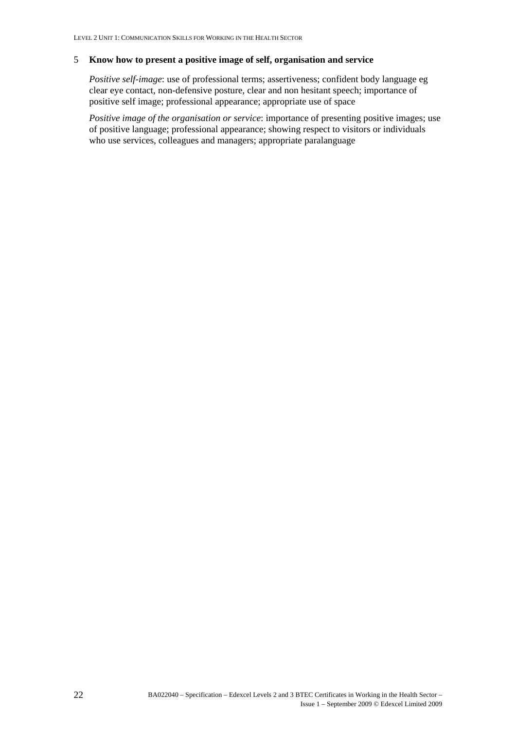5 **Know how to present a positive image of self, organisation and service**

*Positive self-image*: use of professional terms; assertiveness; confident body language eg clear eye contact, non-defensive posture, clear and non hesitant speech; importance of positive self image; professional appearance; appropriate use of space

*Positive image of the organisation or service*: importance of presenting positive images; use of positive language; professional appearance; showing respect to visitors or individuals who use services, colleagues and managers; appropriate paralanguage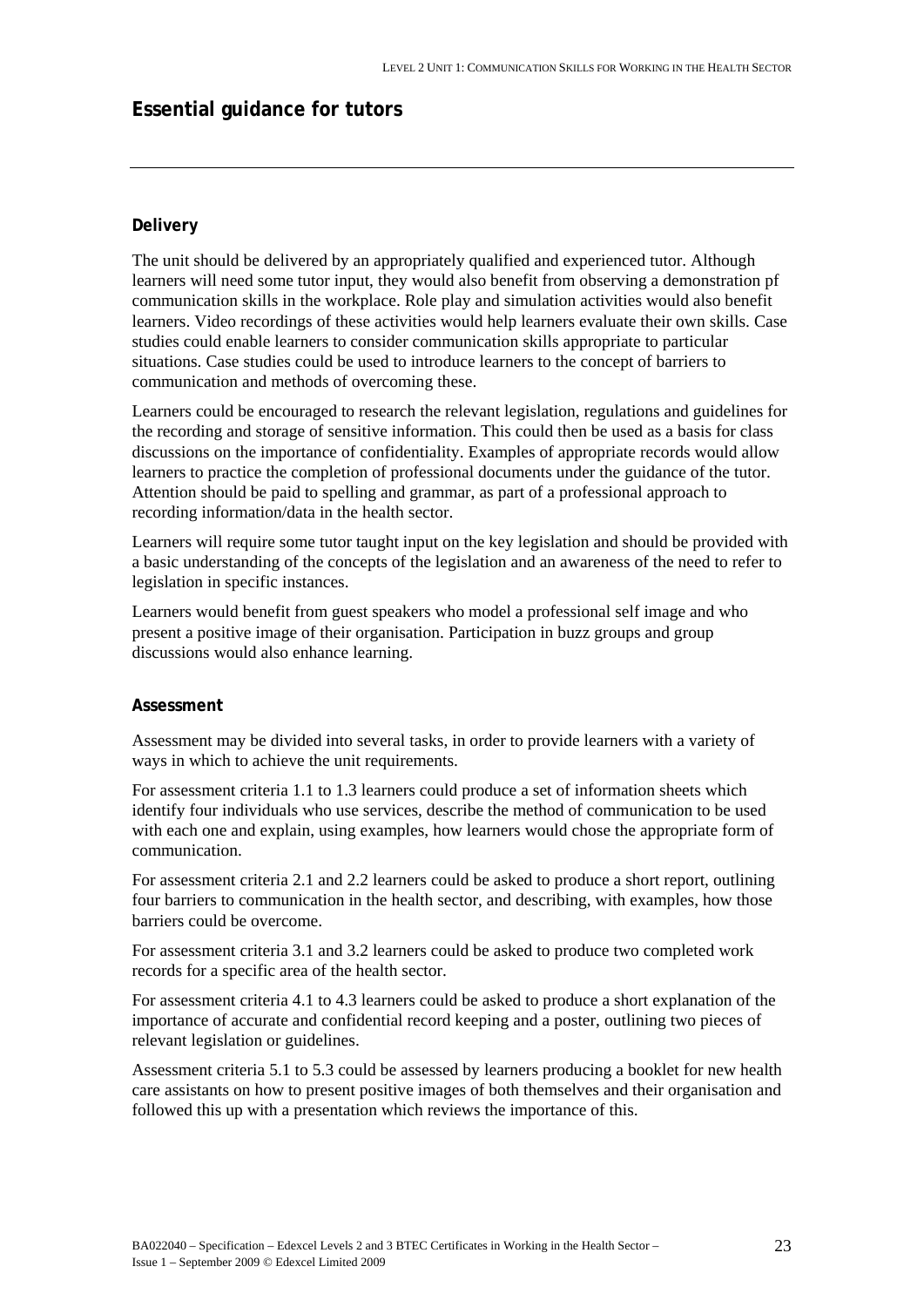## Essential guidance for tutors

### Delivery

The unit should be delivered by an appropriately qualified and experienced tutor. Although learners will need some tutor input, they would also benefit from observing a demonstration pf communication skills in the workplace. Role play and simulation activities would also benefit learners. Video recordings of these activities would help learners evaluate their own skills. Case studies could enable learners to consider communication skills appropriate to particular situations. Case studies could be used to introduce learners to the concept of barriers to communication and methods of overcoming these.

Learners could be encouraged to research the relevant legislation, regulations and guidelines for the recording and storage of sensitive information. This could then be used as a basis for class discussions on the importance of confidentiality. Examples of appropriate records would allow learners to practice the completion of professional documents under the guidance of the tutor. Attention should be paid to spelling and grammar, as part of a professional approach to recording information/data in the health sector.

Learners will require some tutor taught input on the key legislation and should be provided with a basic understanding of the concepts of the legislation and an awareness of the need to refer to legislation in specific instances.

Learners would benefit from guest speakers who model a professional self image and who present a positive image of their organisation. Participation in buzz groups and group discussions would also enhance learning.

### Assessment

Assessment may be divided into several tasks, in order to provide learners with a variety of ways in which to achieve the unit requirements.

For assessment criteria 1.1 to 1.3 learners could produce a set of information sheets which identify four individuals who use services, describe the method of communication to be used with each one and explain, using examples, how learners would chose the appropriate form of communication.

For assessment criteria 2.1 and 2.2 learners could be asked to produce a short report, outlining four barriers to communication in the health sector, and describing, with examples, how those barriers could be overcome.

For assessment criteria 3.1 and 3.2 learners could be asked to produce two completed work records for a specific area of the health sector.

For assessment criteria 4.1 to 4.3 learners could be asked to produce a short explanation of the importance of accurate and confidential record keeping and a poster, outlining two pieces of relevant legislation or guidelines.

Assessment criteria 5.1 to 5.3 could be assessed by learners producing a booklet for new health care assistants on how to present positive images of both themselves and their organisation and followed this up with a presentation which reviews the importance of this.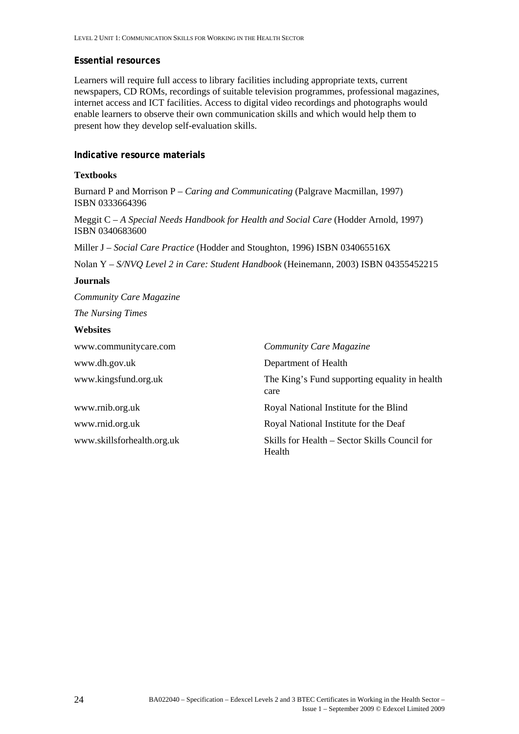### Essential resources

Learners will require full access to library facilities including appropriate texts, current newspapers, CD ROMs, recordings of suitable television programmes, professional magazines, internet access and ICT facilities. Access to digital video recordings and photographs would enable learners to observe their own communication skills and which would help them to present how they develop self-evaluation skills.

### Indicative resource materials

**Textbooks**

Burnard P and Morrison P – *Caring and Communicating* (Palgrave Macmillan, 1997) ISBN 0333664396

Meggit C – *A Special Needs Handbook for Health and Social Care* (Hodder Arnold, 1997) ISBN 0340683600

Miller J – *Social Care Practice* (Hodder and Stoughton, 1996) ISBN 034065516X

Nolan Y – *S/NVQ Level 2 in Care: Student Handbook* (Heinemann, 2003) ISBN 04355452215

**Journals**

*Community Care Magazine*

*The Nursing Times*

**Websites**

| | |
|---|---|
| www.communitycare.com | *Community Care Magazine* |
| www.dh.gov.uk | Department of Health |
| www.kingsfund.org.uk | The King's Fund supporting equality in health care |
| www.rnib.org.uk | Royal National Institute for the Blind |
| www.rnid.org.uk | Royal National Institute for the Deaf |
| www.skillsforhealth.org.uk | Skills for Health – Sector Skills Council for Health |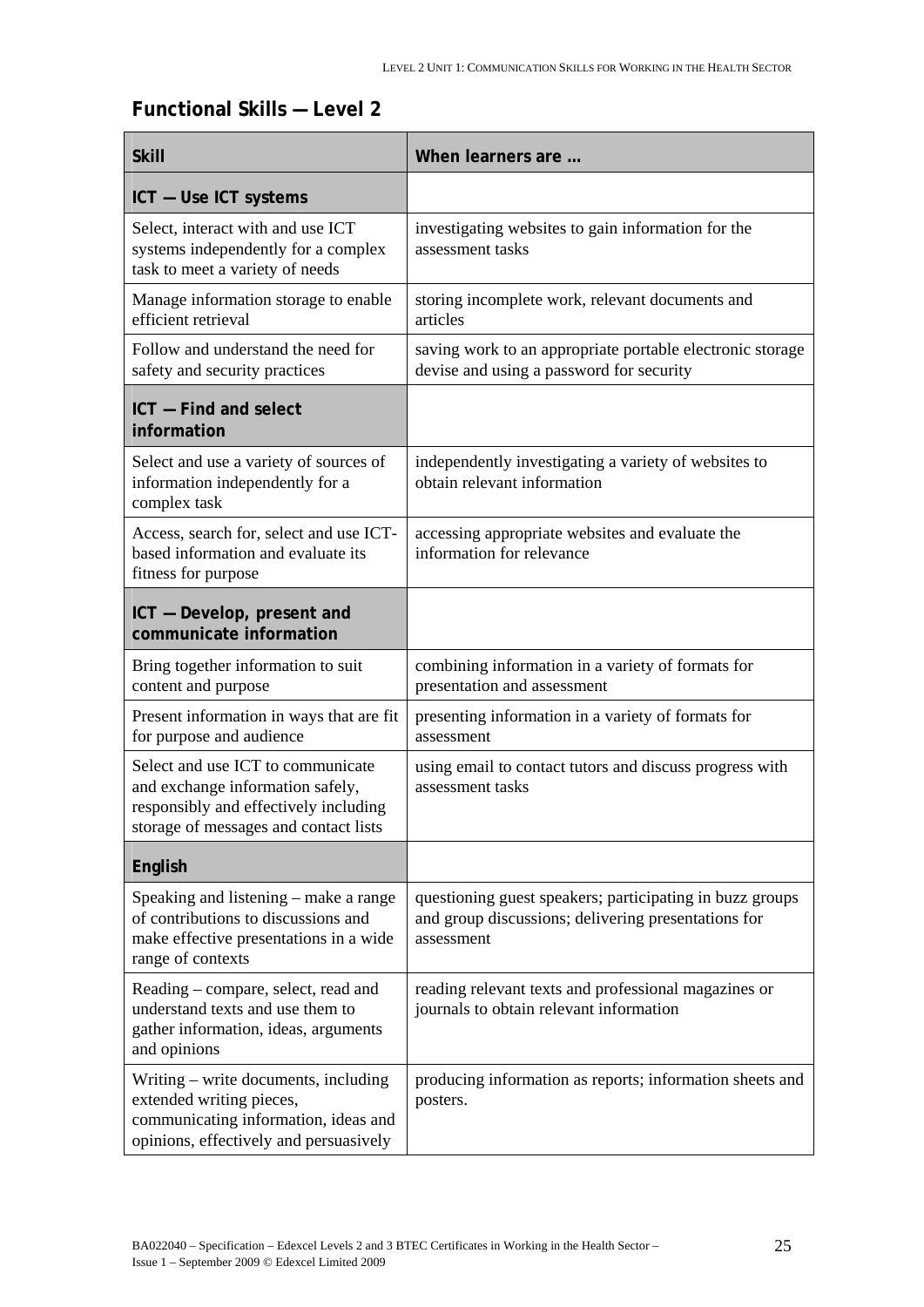## Functional Skills — Level 2

| Skill | When learners are … |
|---|---|
| **ICT — Use ICT systems** | |
| Select, interact with and use ICT systems independently for a complex task to meet a variety of needs | investigating websites to gain information for the assessment tasks |
| Manage information storage to enable efficient retrieval | storing incomplete work, relevant documents and articles |
| Follow and understand the need for safety and security practices | saving work to an appropriate portable electronic storage devise and using a password for security |
| **ICT — Find and select information** | |
| Select and use a variety of sources of information independently for a complex task | independently investigating a variety of websites to obtain relevant information |
| Access, search for, select and use ICT-based information and evaluate its fitness for purpose | accessing appropriate websites and evaluate the information for relevance |
| **ICT — Develop, present and communicate information** | |
| Bring together information to suit content and purpose | combining information in a variety of formats for presentation and assessment |
| Present information in ways that are fit for purpose and audience | presenting information in a variety of formats for assessment |
| Select and use ICT to communicate and exchange information safely, responsibly and effectively including storage of messages and contact lists | using email to contact tutors and discuss progress with assessment tasks |
| **English** | |
| Speaking and listening – make a range of contributions to discussions and make effective presentations in a wide range of contexts | questioning guest speakers; participating in buzz groups and group discussions; delivering presentations for assessment |
| Reading – compare, select, read and understand texts and use them to gather information, ideas, arguments and opinions | reading relevant texts and professional magazines or journals to obtain relevant information |
| Writing – write documents, including extended writing pieces, communicating information, ideas and opinions, effectively and persuasively | producing information as reports; information sheets and posters. |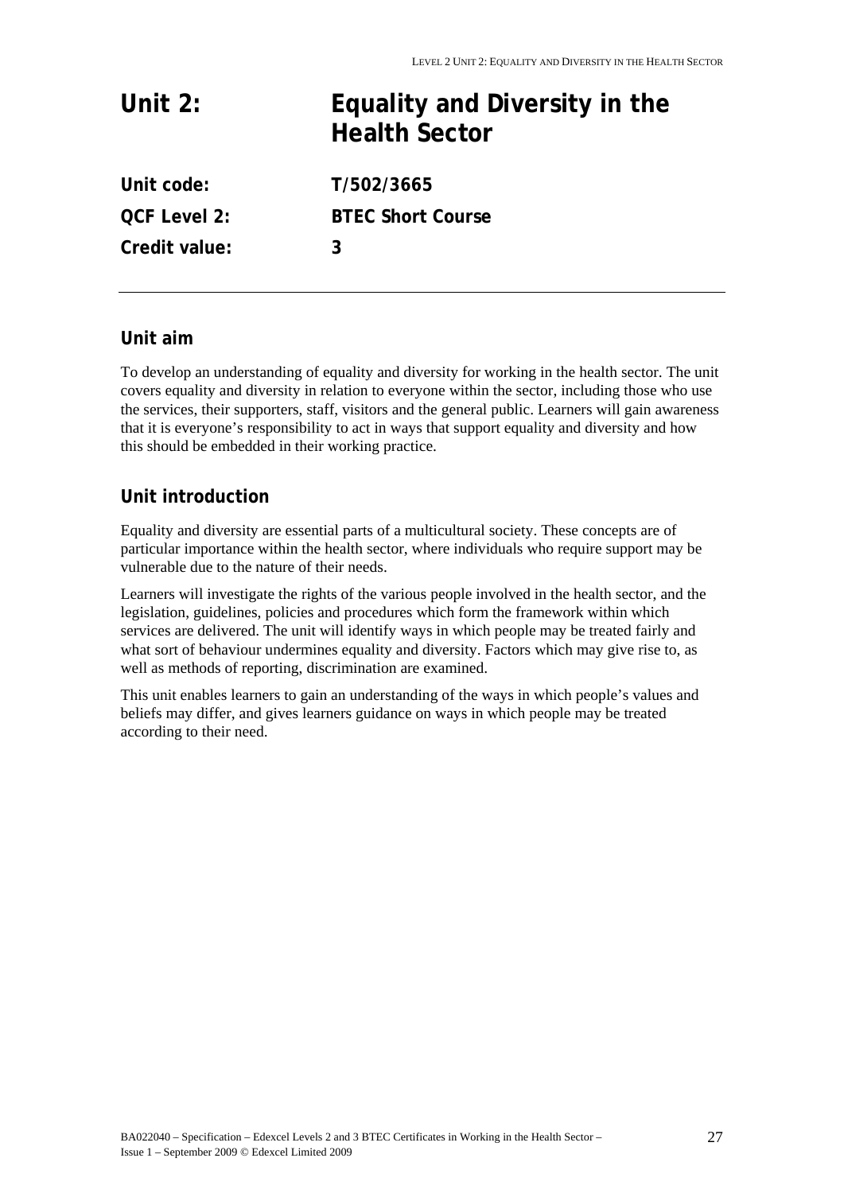# Unit 2: Equality and Diversity in the Health Sector

**Unit code:** T/502/3665

**QCF Level 2:** BTEC Short Course

**Credit value:** 3

## Unit aim

To develop an understanding of equality and diversity for working in the health sector. The unit covers equality and diversity in relation to everyone within the sector, including those who use the services, their supporters, staff, visitors and the general public. Learners will gain awareness that it is everyone's responsibility to act in ways that support equality and diversity and how this should be embedded in their working practice.

## Unit introduction

Equality and diversity are essential parts of a multicultural society. These concepts are of particular importance within the health sector, where individuals who require support may be vulnerable due to the nature of their needs.

Learners will investigate the rights of the various people involved in the health sector, and the legislation, guidelines, policies and procedures which form the framework within which services are delivered. The unit will identify ways in which people may be treated fairly and what sort of behaviour undermines equality and diversity. Factors which may give rise to, as well as methods of reporting, discrimination are examined.

This unit enables learners to gain an understanding of the ways in which people's values and beliefs may differ, and gives learners guidance on ways in which people may be treated according to their need.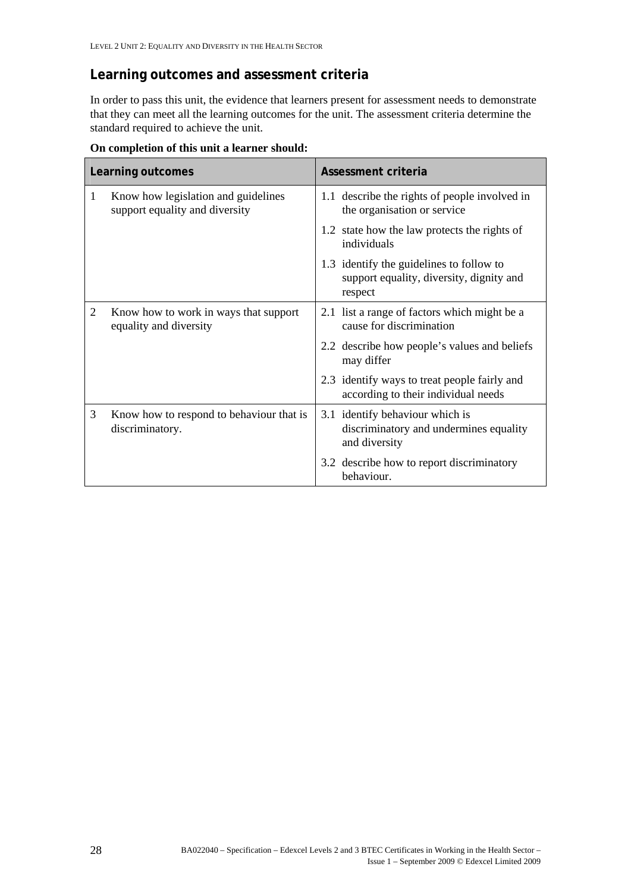## Learning outcomes and assessment criteria

In order to pass this unit, the evidence that learners present for assessment needs to demonstrate that they can meet all the learning outcomes for the unit. The assessment criteria determine the standard required to achieve the unit.

**On completion of this unit a learner should:**

| Learning outcomes | Assessment criteria |
|---|---|
| 1 Know how legislation and guidelines support equality and diversity | 1.1 describe the rights of people involved in the organisation or service |
| | 1.2 state how the law protects the rights of individuals |
| | 1.3 identify the guidelines to follow to support equality, diversity, dignity and respect |
| 2 Know how to work in ways that support equality and diversity | 2.1 list a range of factors which might be a cause for discrimination |
| | 2.2 describe how people's values and beliefs may differ |
| | 2.3 identify ways to treat people fairly and according to their individual needs |
| 3 Know how to respond to behaviour that is discriminatory. | 3.1 identify behaviour which is discriminatory and undermines equality and diversity |
| | 3.2 describe how to report discriminatory behaviour. |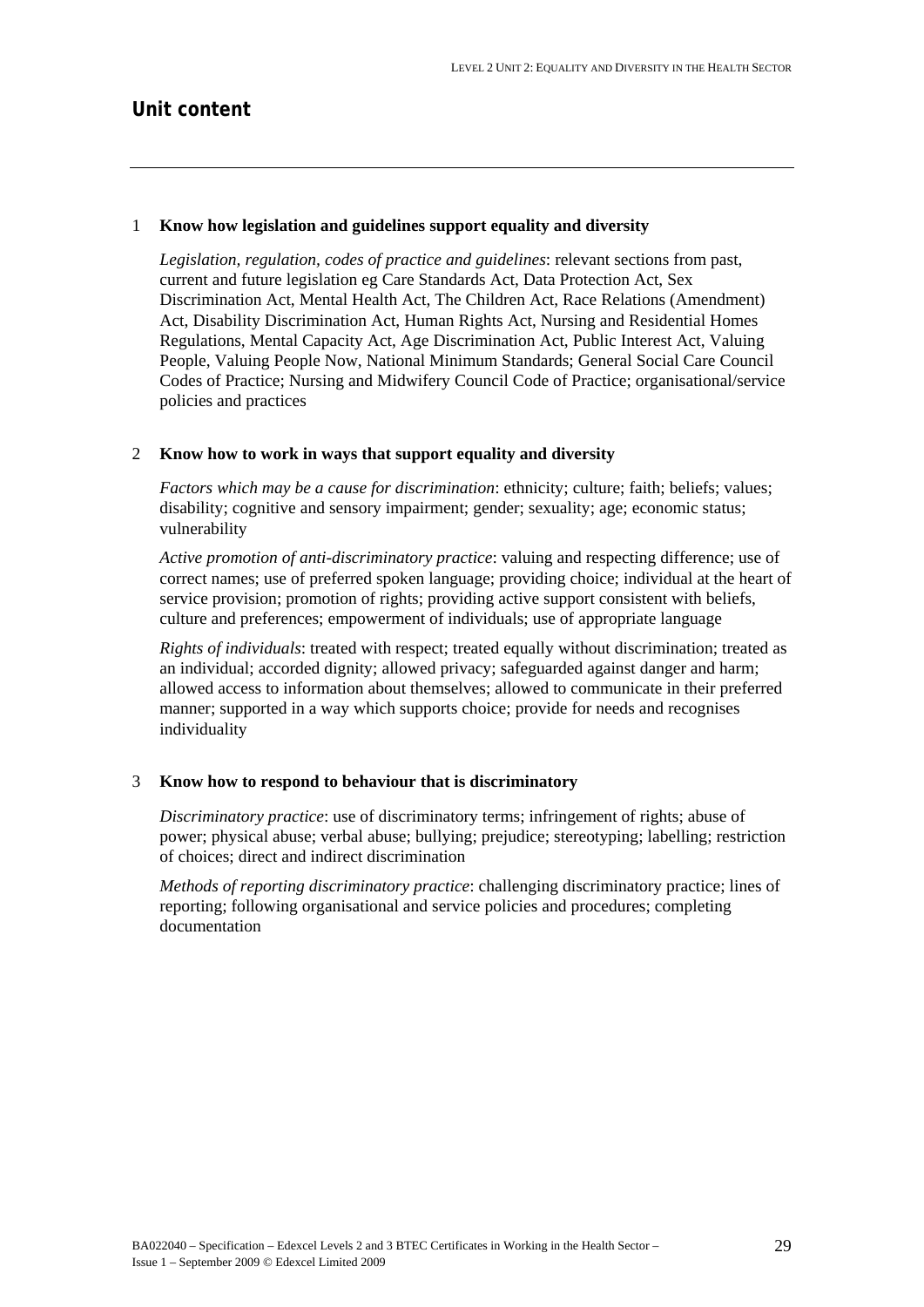## Unit content

1 **Know how legislation and guidelines support equality and diversity**

*Legislation, regulation, codes of practice and guidelines*: relevant sections from past, current and future legislation eg Care Standards Act, Data Protection Act, Sex Discrimination Act, Mental Health Act, The Children Act, Race Relations (Amendment) Act, Disability Discrimination Act, Human Rights Act, Nursing and Residential Homes Regulations, Mental Capacity Act, Age Discrimination Act, Public Interest Act, Valuing People, Valuing People Now, National Minimum Standards; General Social Care Council Codes of Practice; Nursing and Midwifery Council Code of Practice; organisational/service policies and practices

2 **Know how to work in ways that support equality and diversity**

*Factors which may be a cause for discrimination*: ethnicity; culture; faith; beliefs; values; disability; cognitive and sensory impairment; gender; sexuality; age; economic status; vulnerability

*Active promotion of anti-discriminatory practice*: valuing and respecting difference; use of correct names; use of preferred spoken language; providing choice; individual at the heart of service provision; promotion of rights; providing active support consistent with beliefs, culture and preferences; empowerment of individuals; use of appropriate language

*Rights of individuals*: treated with respect; treated equally without discrimination; treated as an individual; accorded dignity; allowed privacy; safeguarded against danger and harm; allowed access to information about themselves; allowed to communicate in their preferred manner; supported in a way which supports choice; provide for needs and recognises individuality

3 **Know how to respond to behaviour that is discriminatory**

*Discriminatory practice*: use of discriminatory terms; infringement of rights; abuse of power; physical abuse; verbal abuse; bullying; prejudice; stereotyping; labelling; restriction of choices; direct and indirect discrimination

*Methods of reporting discriminatory practice*: challenging discriminatory practice; lines of reporting; following organisational and service policies and procedures; completing documentation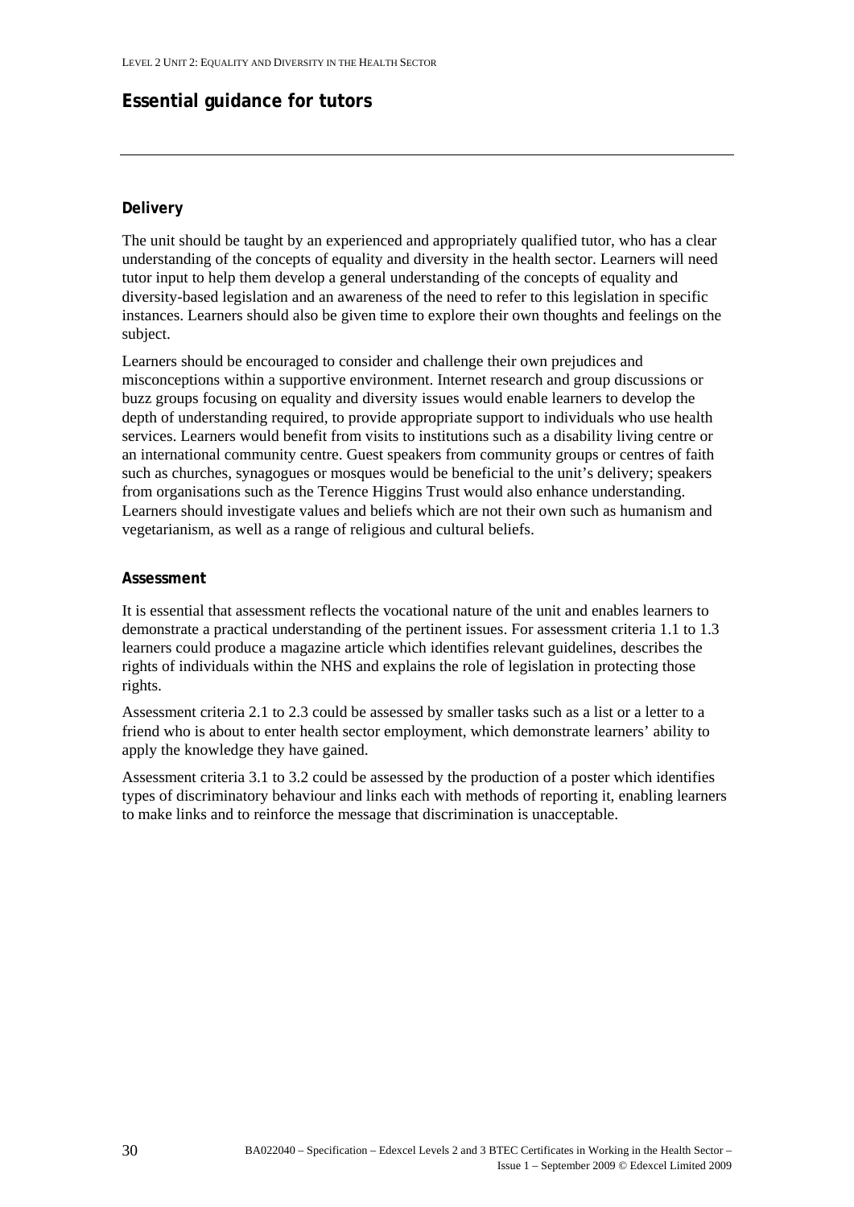## Essential guidance for tutors

### Delivery

The unit should be taught by an experienced and appropriately qualified tutor, who has a clear understanding of the concepts of equality and diversity in the health sector. Learners will need tutor input to help them develop a general understanding of the concepts of equality and diversity-based legislation and an awareness of the need to refer to this legislation in specific instances. Learners should also be given time to explore their own thoughts and feelings on the subject.

Learners should be encouraged to consider and challenge their own prejudices and misconceptions within a supportive environment. Internet research and group discussions or buzz groups focusing on equality and diversity issues would enable learners to develop the depth of understanding required, to provide appropriate support to individuals who use health services. Learners would benefit from visits to institutions such as a disability living centre or an international community centre. Guest speakers from community groups or centres of faith such as churches, synagogues or mosques would be beneficial to the unit's delivery; speakers from organisations such as the Terence Higgins Trust would also enhance understanding. Learners should investigate values and beliefs which are not their own such as humanism and vegetarianism, as well as a range of religious and cultural beliefs.

### Assessment

It is essential that assessment reflects the vocational nature of the unit and enables learners to demonstrate a practical understanding of the pertinent issues. For assessment criteria 1.1 to 1.3 learners could produce a magazine article which identifies relevant guidelines, describes the rights of individuals within the NHS and explains the role of legislation in protecting those rights.

Assessment criteria 2.1 to 2.3 could be assessed by smaller tasks such as a list or a letter to a friend who is about to enter health sector employment, which demonstrate learners' ability to apply the knowledge they have gained.

Assessment criteria 3.1 to 3.2 could be assessed by the production of a poster which identifies types of discriminatory behaviour and links each with methods of reporting it, enabling learners to make links and to reinforce the message that discrimination is unacceptable.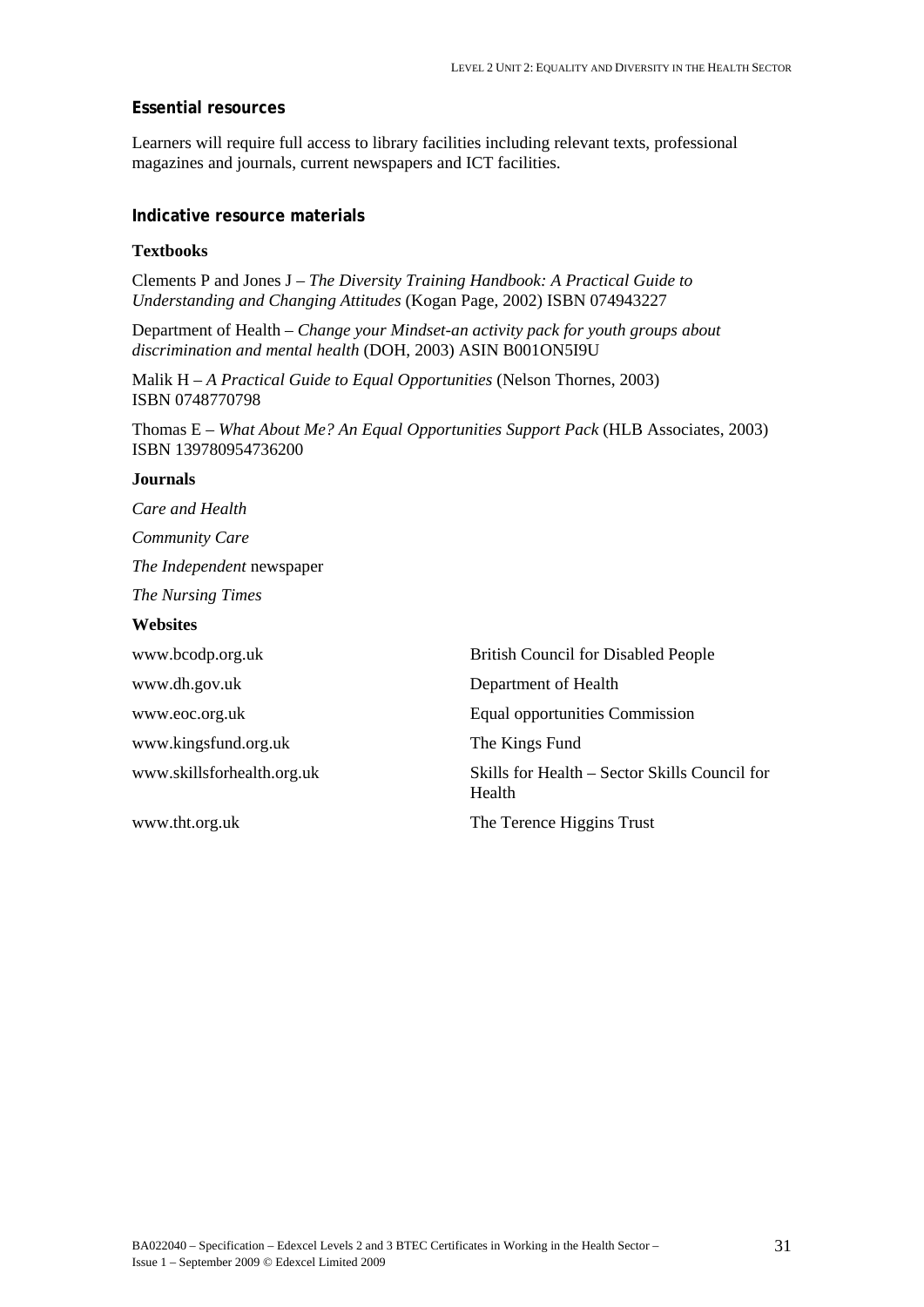### Essential resources

Learners will require full access to library facilities including relevant texts, professional magazines and journals, current newspapers and ICT facilities.

### Indicative resource materials

**Textbooks**

Clements P and Jones J – *The Diversity Training Handbook: A Practical Guide to Understanding and Changing Attitudes* (Kogan Page, 2002) ISBN 074943227

Department of Health – *Change your Mindset-an activity pack for youth groups about discrimination and mental health* (DOH, 2003) ASIN B001ON5I9U

Malik H – *A Practical Guide to Equal Opportunities* (Nelson Thornes, 2003) ISBN 0748770798

Thomas E – *What About Me? An Equal Opportunities Support Pack* (HLB Associates, 2003) ISBN 139780954736200

**Journals**

*Care and Health*

*Community Care*

*The Independent* newspaper

*The Nursing Times*

**Websites**

| | |
|---|---|
| www.bcodp.org.uk | British Council for Disabled People |
| www.dh.gov.uk | Department of Health |
| www.eoc.org.uk | Equal opportunities Commission |
| www.kingsfund.org.uk | The Kings Fund |
| www.skillsforhealth.org.uk | Skills for Health – Sector Skills Council for Health |
| www.tht.org.uk | The Terence Higgins Trust |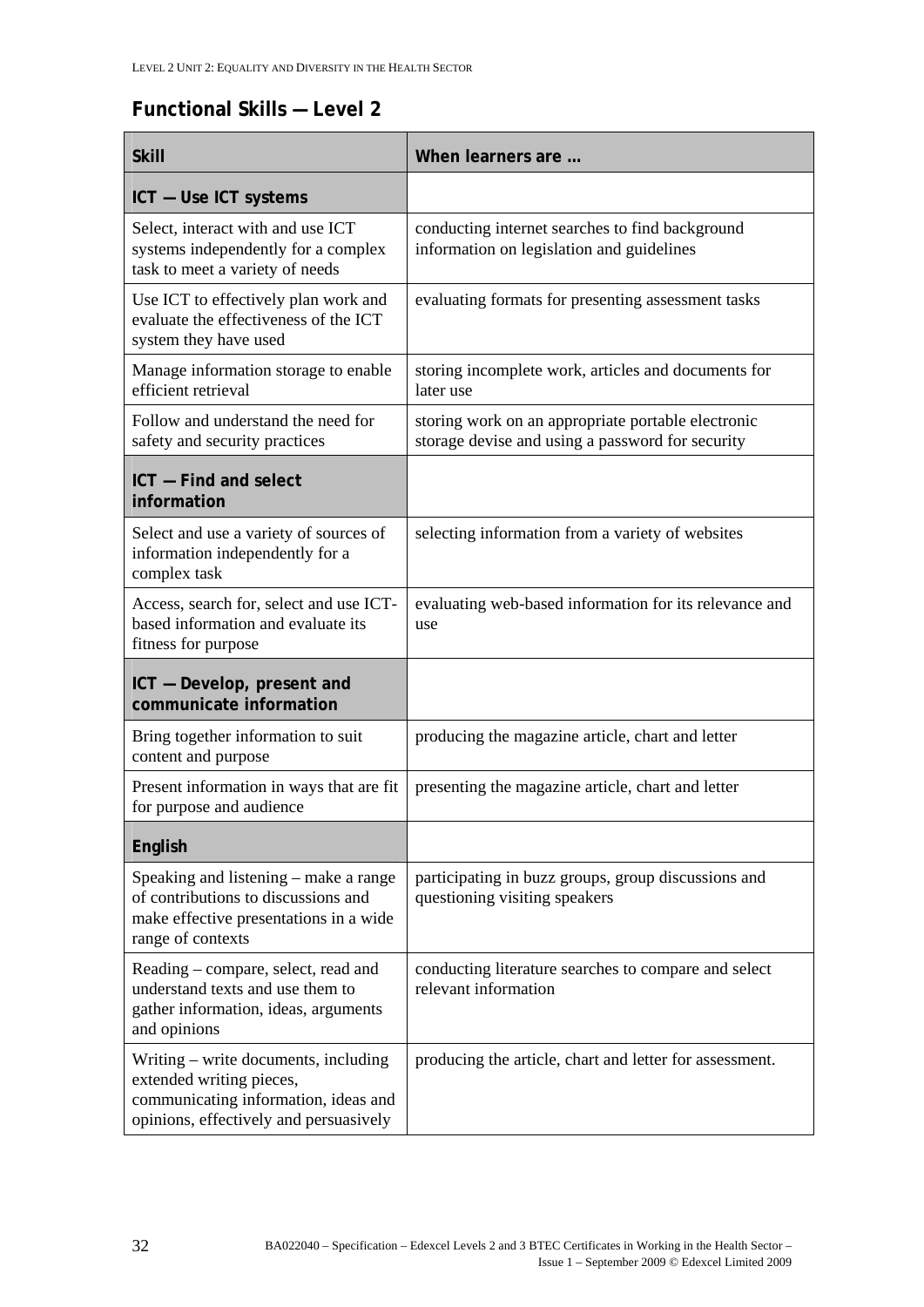## Functional Skills — Level 2

| Skill | When learners are … |
|---|---|
| **ICT — Use ICT systems** | |
| Select, interact with and use ICT systems independently for a complex task to meet a variety of needs | conducting internet searches to find background information on legislation and guidelines |
| Use ICT to effectively plan work and evaluate the effectiveness of the ICT system they have used | evaluating formats for presenting assessment tasks |
| Manage information storage to enable efficient retrieval | storing incomplete work, articles and documents for later use |
| Follow and understand the need for safety and security practices | storing work on an appropriate portable electronic storage devise and using a password for security |
| **ICT — Find and select information** | |
| Select and use a variety of sources of information independently for a complex task | selecting information from a variety of websites |
| Access, search for, select and use ICT-based information and evaluate its fitness for purpose | evaluating web-based information for its relevance and use |
| **ICT — Develop, present and communicate information** | |
| Bring together information to suit content and purpose | producing the magazine article, chart and letter |
| Present information in ways that are fit for purpose and audience | presenting the magazine article, chart and letter |
| **English** | |
| Speaking and listening – make a range of contributions to discussions and make effective presentations in a wide range of contexts | participating in buzz groups, group discussions and questioning visiting speakers |
| Reading – compare, select, read and understand texts and use them to gather information, ideas, arguments and opinions | conducting literature searches to compare and select relevant information |
| Writing – write documents, including extended writing pieces, communicating information, ideas and opinions, effectively and persuasively | producing the article, chart and letter for assessment. |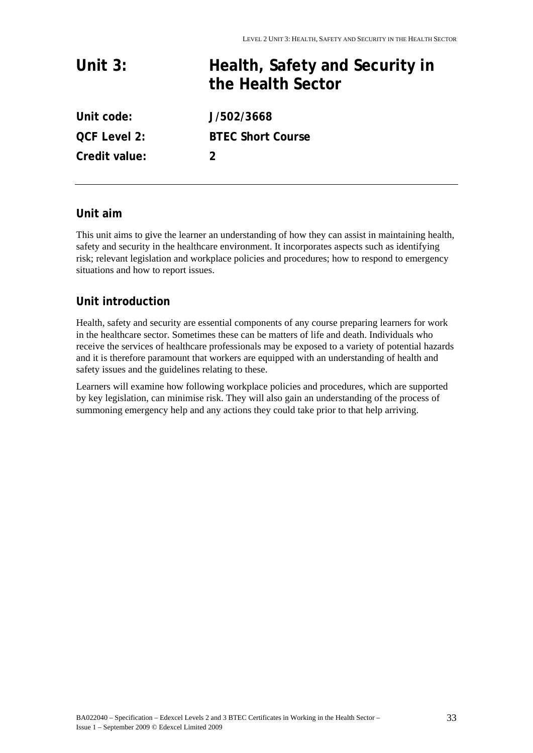# Unit 3: Health, Safety and Security in the Health Sector

| | |
|---|---|
| **Unit code:** | **J/502/3668** |
| **QCF Level 2:** | **BTEC Short Course** |
| **Credit value:** | **2** |

## Unit aim

This unit aims to give the learner an understanding of how they can assist in maintaining health, safety and security in the healthcare environment. It incorporates aspects such as identifying risk; relevant legislation and workplace policies and procedures; how to respond to emergency situations and how to report issues.

## Unit introduction

Health, safety and security are essential components of any course preparing learners for work in the healthcare sector. Sometimes these can be matters of life and death. Individuals who receive the services of healthcare professionals may be exposed to a variety of potential hazards and it is therefore paramount that workers are equipped with an understanding of health and safety issues and the guidelines relating to these.

Learners will examine how following workplace policies and procedures, which are supported by key legislation, can minimise risk. They will also gain an understanding of the process of summoning emergency help and any actions they could take prior to that help arriving.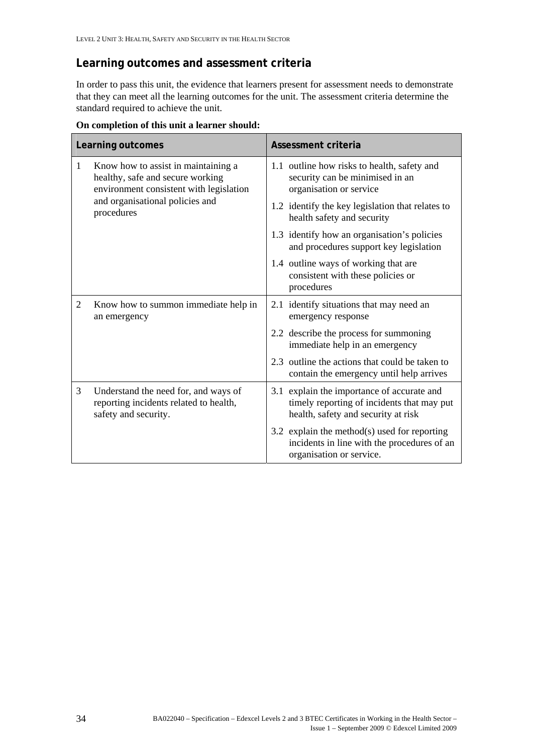## Learning outcomes and assessment criteria

In order to pass this unit, the evidence that learners present for assessment needs to demonstrate that they can meet all the learning outcomes for the unit. The assessment criteria determine the standard required to achieve the unit.

**On completion of this unit a learner should:**

| Learning outcomes | Assessment criteria |
|---|---|
| 1 Know how to assist in maintaining a healthy, safe and secure working environment consistent with legislation and organisational policies and procedures | 1.1 outline how risks to health, safety and security can be minimised in an organisation or service |
| | 1.2 identify the key legislation that relates to health safety and security |
| | 1.3 identify how an organisation's policies and procedures support key legislation |
| | 1.4 outline ways of working that are consistent with these policies or procedures |
| 2 Know how to summon immediate help in an emergency | 2.1 identify situations that may need an emergency response |
| | 2.2 describe the process for summoning immediate help in an emergency |
| | 2.3 outline the actions that could be taken to contain the emergency until help arrives |
| 3 Understand the need for, and ways of reporting incidents related to health, safety and security. | 3.1 explain the importance of accurate and timely reporting of incidents that may put health, safety and security at risk |
| | 3.2 explain the method(s) used for reporting incidents in line with the procedures of an organisation or service. |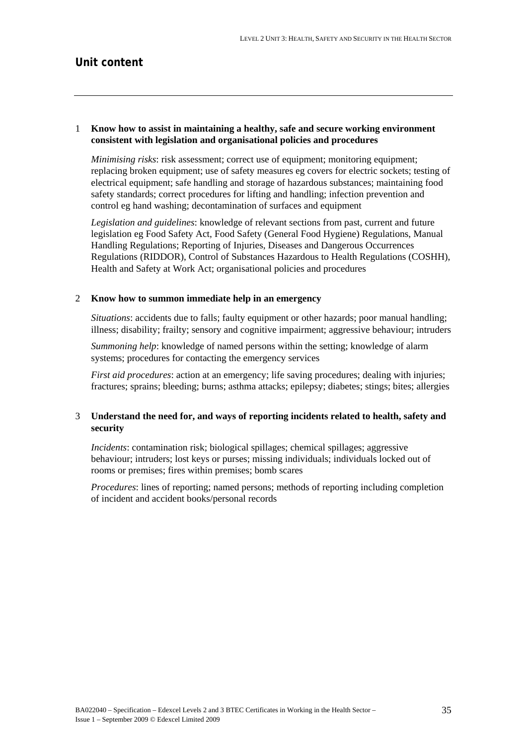## Unit content

1 **Know how to assist in maintaining a healthy, safe and secure working environment consistent with legislation and organisational policies and procedures**

*Minimising risks*: risk assessment; correct use of equipment; monitoring equipment; replacing broken equipment; use of safety measures eg covers for electric sockets; testing of electrical equipment; safe handling and storage of hazardous substances; maintaining food safety standards; correct procedures for lifting and handling; infection prevention and control eg hand washing; decontamination of surfaces and equipment

*Legislation and guidelines*: knowledge of relevant sections from past, current and future legislation eg Food Safety Act, Food Safety (General Food Hygiene) Regulations, Manual Handling Regulations; Reporting of Injuries, Diseases and Dangerous Occurrences Regulations (RIDDOR), Control of Substances Hazardous to Health Regulations (COSHH), Health and Safety at Work Act; organisational policies and procedures

2 **Know how to summon immediate help in an emergency**

*Situations*: accidents due to falls; faulty equipment or other hazards; poor manual handling; illness; disability; frailty; sensory and cognitive impairment; aggressive behaviour; intruders

*Summoning help*: knowledge of named persons within the setting; knowledge of alarm systems; procedures for contacting the emergency services

*First aid procedures*: action at an emergency; life saving procedures; dealing with injuries; fractures; sprains; bleeding; burns; asthma attacks; epilepsy; diabetes; stings; bites; allergies

3 **Understand the need for, and ways of reporting incidents related to health, safety and security**

*Incidents*: contamination risk; biological spillages; chemical spillages; aggressive behaviour; intruders; lost keys or purses; missing individuals; individuals locked out of rooms or premises; fires within premises; bomb scares

*Procedures*: lines of reporting; named persons; methods of reporting including completion of incident and accident books/personal records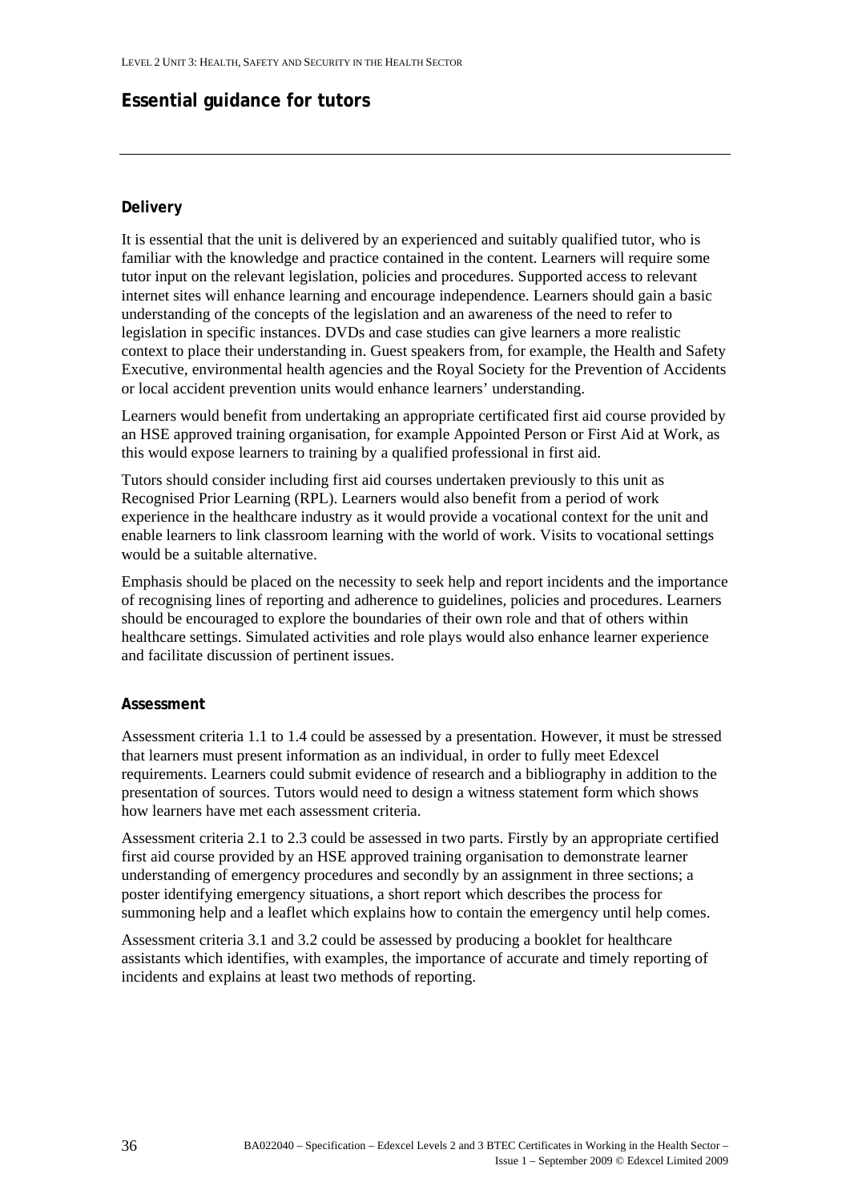## Essential guidance for tutors

### Delivery

It is essential that the unit is delivered by an experienced and suitably qualified tutor, who is familiar with the knowledge and practice contained in the content. Learners will require some tutor input on the relevant legislation, policies and procedures. Supported access to relevant internet sites will enhance learning and encourage independence. Learners should gain a basic understanding of the concepts of the legislation and an awareness of the need to refer to legislation in specific instances. DVDs and case studies can give learners a more realistic context to place their understanding in. Guest speakers from, for example, the Health and Safety Executive, environmental health agencies and the Royal Society for the Prevention of Accidents or local accident prevention units would enhance learners' understanding.

Learners would benefit from undertaking an appropriate certificated first aid course provided by an HSE approved training organisation, for example Appointed Person or First Aid at Work, as this would expose learners to training by a qualified professional in first aid.

Tutors should consider including first aid courses undertaken previously to this unit as Recognised Prior Learning (RPL). Learners would also benefit from a period of work experience in the healthcare industry as it would provide a vocational context for the unit and enable learners to link classroom learning with the world of work. Visits to vocational settings would be a suitable alternative.

Emphasis should be placed on the necessity to seek help and report incidents and the importance of recognising lines of reporting and adherence to guidelines, policies and procedures. Learners should be encouraged to explore the boundaries of their own role and that of others within healthcare settings. Simulated activities and role plays would also enhance learner experience and facilitate discussion of pertinent issues.

### Assessment

Assessment criteria 1.1 to 1.4 could be assessed by a presentation. However, it must be stressed that learners must present information as an individual, in order to fully meet Edexcel requirements. Learners could submit evidence of research and a bibliography in addition to the presentation of sources. Tutors would need to design a witness statement form which shows how learners have met each assessment criteria.

Assessment criteria 2.1 to 2.3 could be assessed in two parts. Firstly by an appropriate certified first aid course provided by an HSE approved training organisation to demonstrate learner understanding of emergency procedures and secondly by an assignment in three sections; a poster identifying emergency situations, a short report which describes the process for summoning help and a leaflet which explains how to contain the emergency until help comes.

Assessment criteria 3.1 and 3.2 could be assessed by producing a booklet for healthcare assistants which identifies, with examples, the importance of accurate and timely reporting of incidents and explains at least two methods of reporting.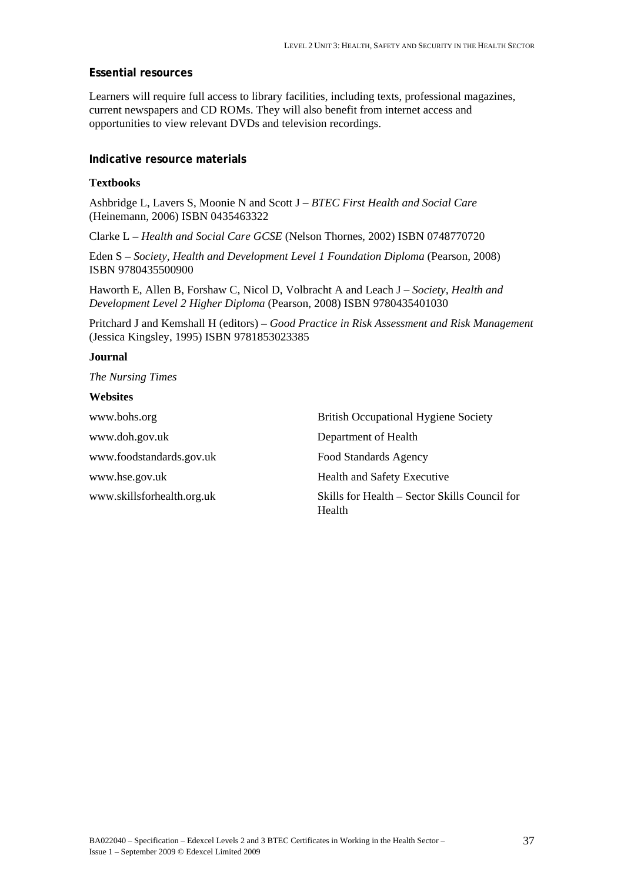### Essential resources

Learners will require full access to library facilities, including texts, professional magazines, current newspapers and CD ROMs. They will also benefit from internet access and opportunities to view relevant DVDs and television recordings.

### Indicative resource materials

**Textbooks**

Ashbridge L, Lavers S, Moonie N and Scott J – *BTEC First Health and Social Care* (Heinemann, 2006) ISBN 0435463322

Clarke L – *Health and Social Care GCSE* (Nelson Thornes, 2002) ISBN 0748770720

Eden S – *Society, Health and Development Level 1 Foundation Diploma* (Pearson, 2008) ISBN 9780435500900

Haworth E, Allen B, Forshaw C, Nicol D, Volbracht A and Leach J – *Society, Health and Development Level 2 Higher Diploma* (Pearson, 2008) ISBN 9780435401030

Pritchard J and Kemshall H (editors) – *Good Practice in Risk Assessment and Risk Management* (Jessica Kingsley, 1995) ISBN 9781853023385

**Journal**

*The Nursing Times*

**Websites**

| | |
|---|---|
| www.bohs.org | British Occupational Hygiene Society |
| www.doh.gov.uk | Department of Health |
| www.foodstandards.gov.uk | Food Standards Agency |
| www.hse.gov.uk | Health and Safety Executive |
| www.skillsforhealth.org.uk | Skills for Health – Sector Skills Council for Health |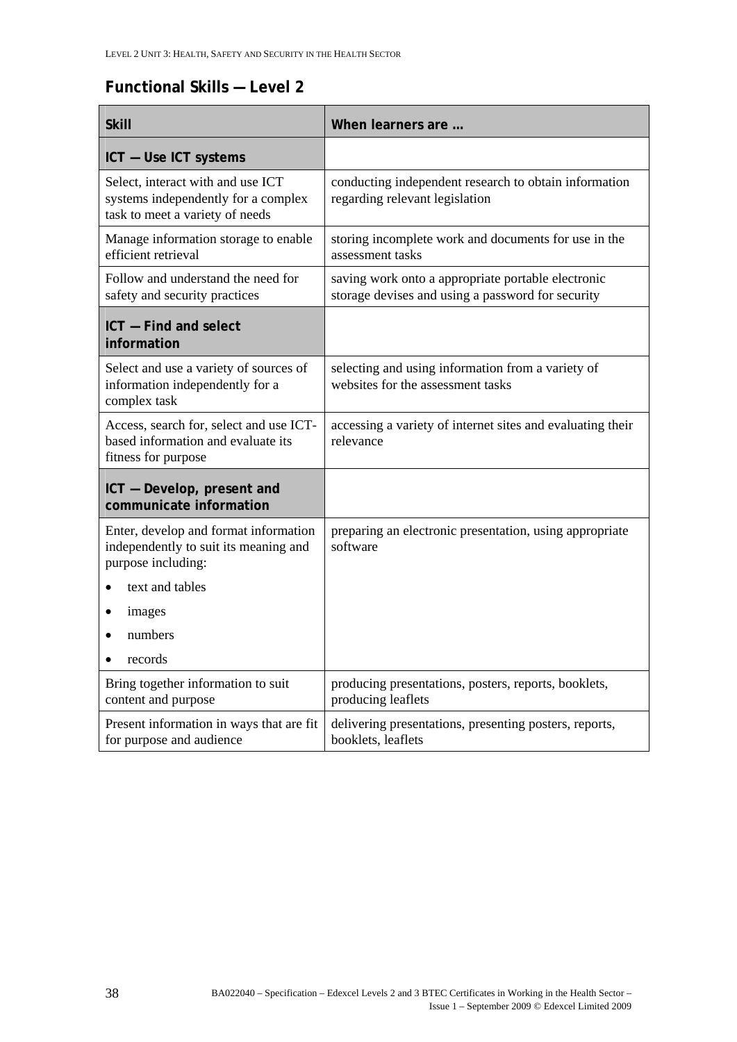## Functional Skills — Level 2

| Skill | When learners are … |
|---|---|
| **ICT — Use ICT systems** | |
| Select, interact with and use ICT systems independently for a complex task to meet a variety of needs | conducting independent research to obtain information regarding relevant legislation |
| Manage information storage to enable efficient retrieval | storing incomplete work and documents for use in the assessment tasks |
| Follow and understand the need for safety and security practices | saving work onto a appropriate portable electronic storage devises and using a password for security |
| **ICT — Find and select information** | |
| Select and use a variety of sources of information independently for a complex task | selecting and using information from a variety of websites for the assessment tasks |
| Access, search for, select and use ICT-based information and evaluate its fitness for purpose | accessing a variety of internet sites and evaluating their relevance |
| **ICT — Develop, present and communicate information** | |
| Enter, develop and format information independently to suit its meaning and purpose including:<br>• text and tables<br>• images<br>• numbers<br>• records | preparing an electronic presentation, using appropriate software |
| Bring together information to suit content and purpose | producing presentations, posters, reports, booklets, producing leaflets |
| Present information in ways that are fit for purpose and audience | delivering presentations, presenting posters, reports, booklets, leaflets |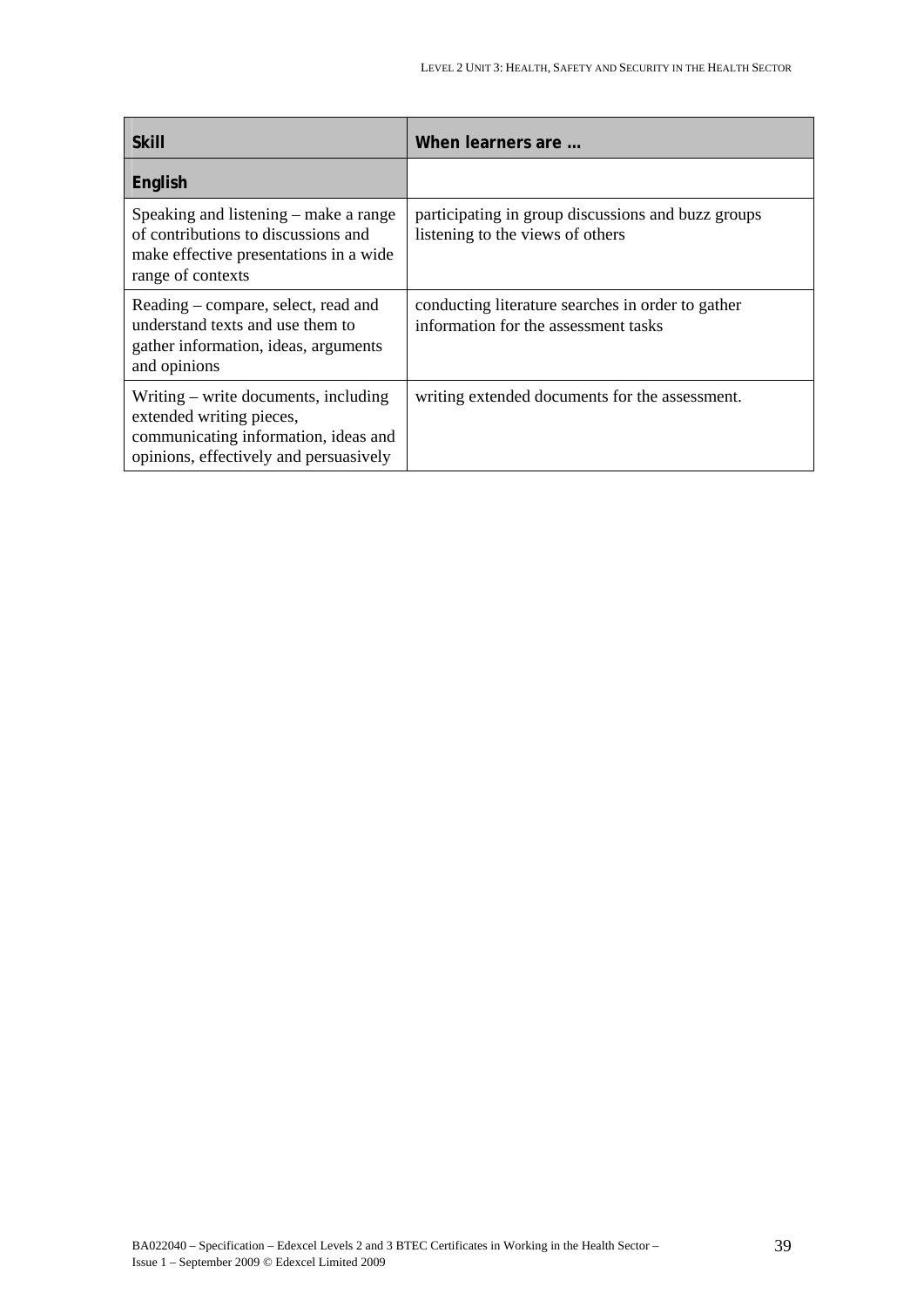| Skill | When learners are … |
|---|---|
| **English** | |
| Speaking and listening – make a range of contributions to discussions and make effective presentations in a wide range of contexts | participating in group discussions and buzz groups listening to the views of others |
| Reading – compare, select, read and understand texts and use them to gather information, ideas, arguments and opinions | conducting literature searches in order to gather information for the assessment tasks |
| Writing – write documents, including extended writing pieces, communicating information, ideas and opinions, effectively and persuasively | writing extended documents for the assessment. |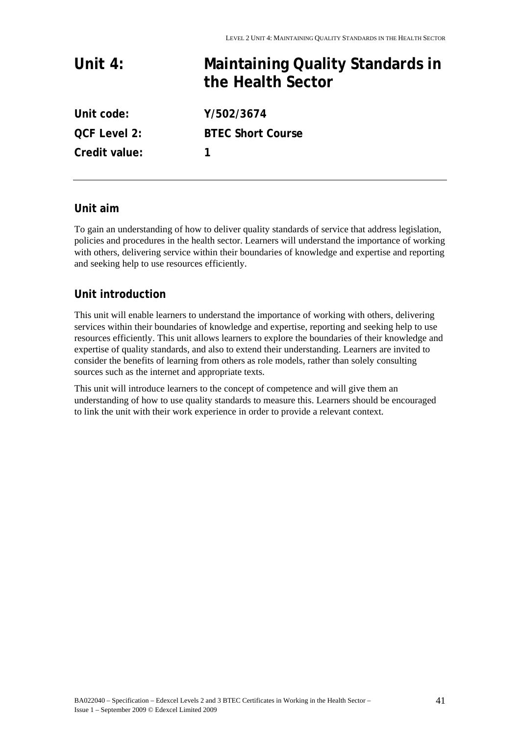# Unit 4: Maintaining Quality Standards in the Health Sector

**Unit code:** **Y/502/3674**

**QCF Level 2:** **BTEC Short Course**

**Credit value:** **1**

---

## Unit aim

To gain an understanding of how to deliver quality standards of service that address legislation, policies and procedures in the health sector. Learners will understand the importance of working with others, delivering service within their boundaries of knowledge and expertise and reporting and seeking help to use resources efficiently.

## Unit introduction

This unit will enable learners to understand the importance of working with others, delivering services within their boundaries of knowledge and expertise, reporting and seeking help to use resources efficiently. This unit allows learners to explore the boundaries of their knowledge and expertise of quality standards, and also to extend their understanding. Learners are invited to consider the benefits of learning from others as role models, rather than solely consulting sources such as the internet and appropriate texts.

This unit will introduce learners to the concept of competence and will give them an understanding of how to use quality standards to measure this. Learners should be encouraged to link the unit with their work experience in order to provide a relevant context.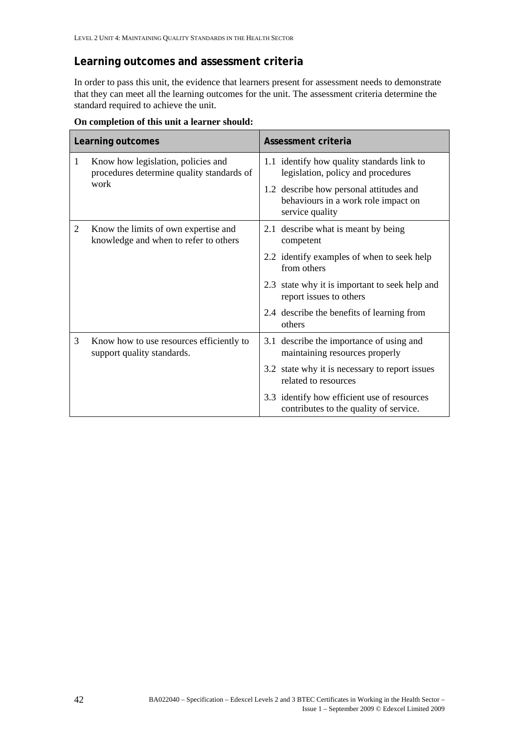## Learning outcomes and assessment criteria

In order to pass this unit, the evidence that learners present for assessment needs to demonstrate that they can meet all the learning outcomes for the unit. The assessment criteria determine the standard required to achieve the unit.

**On completion of this unit a learner should:**

| Learning outcomes | Assessment criteria |
|---|---|
| 1 Know how legislation, policies and procedures determine quality standards of work | 1.1 identify how quality standards link to legislation, policy and procedures |
| | 1.2 describe how personal attitudes and behaviours in a work role impact on service quality |
| 2 Know the limits of own expertise and knowledge and when to refer to others | 2.1 describe what is meant by being competent |
| | 2.2 identify examples of when to seek help from others |
| | 2.3 state why it is important to seek help and report issues to others |
| | 2.4 describe the benefits of learning from others |
| 3 Know how to use resources efficiently to support quality standards. | 3.1 describe the importance of using and maintaining resources properly |
| | 3.2 state why it is necessary to report issues related to resources |
| | 3.3 identify how efficient use of resources contributes to the quality of service. |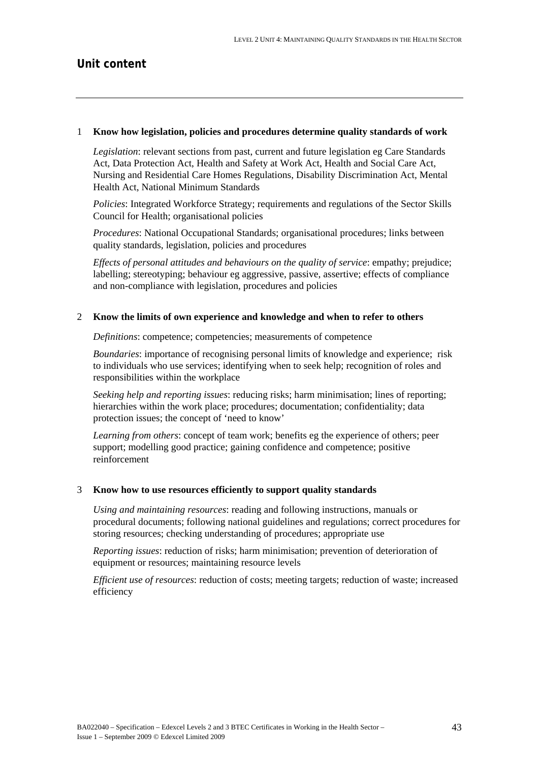## Unit content

1 **Know how legislation, policies and procedures determine quality standards of work**

*Legislation*: relevant sections from past, current and future legislation eg Care Standards Act, Data Protection Act, Health and Safety at Work Act, Health and Social Care Act, Nursing and Residential Care Homes Regulations, Disability Discrimination Act, Mental Health Act, National Minimum Standards

*Policies*: Integrated Workforce Strategy; requirements and regulations of the Sector Skills Council for Health; organisational policies

*Procedures*: National Occupational Standards; organisational procedures; links between quality standards, legislation, policies and procedures

*Effects of personal attitudes and behaviours on the quality of service*: empathy; prejudice; labelling; stereotyping; behaviour eg aggressive, passive, assertive; effects of compliance and non-compliance with legislation, procedures and policies

2 **Know the limits of own experience and knowledge and when to refer to others**

*Definitions*: competence; competencies; measurements of competence

*Boundaries*: importance of recognising personal limits of knowledge and experience; risk to individuals who use services; identifying when to seek help; recognition of roles and responsibilities within the workplace

*Seeking help and reporting issues*: reducing risks; harm minimisation; lines of reporting; hierarchies within the work place; procedures; documentation; confidentiality; data protection issues; the concept of 'need to know'

*Learning from others*: concept of team work; benefits eg the experience of others; peer support; modelling good practice; gaining confidence and competence; positive reinforcement

3 **Know how to use resources efficiently to support quality standards**

*Using and maintaining resources*: reading and following instructions, manuals or procedural documents; following national guidelines and regulations; correct procedures for storing resources; checking understanding of procedures; appropriate use

*Reporting issues*: reduction of risks; harm minimisation; prevention of deterioration of equipment or resources; maintaining resource levels

*Efficient use of resources*: reduction of costs; meeting targets; reduction of waste; increased efficiency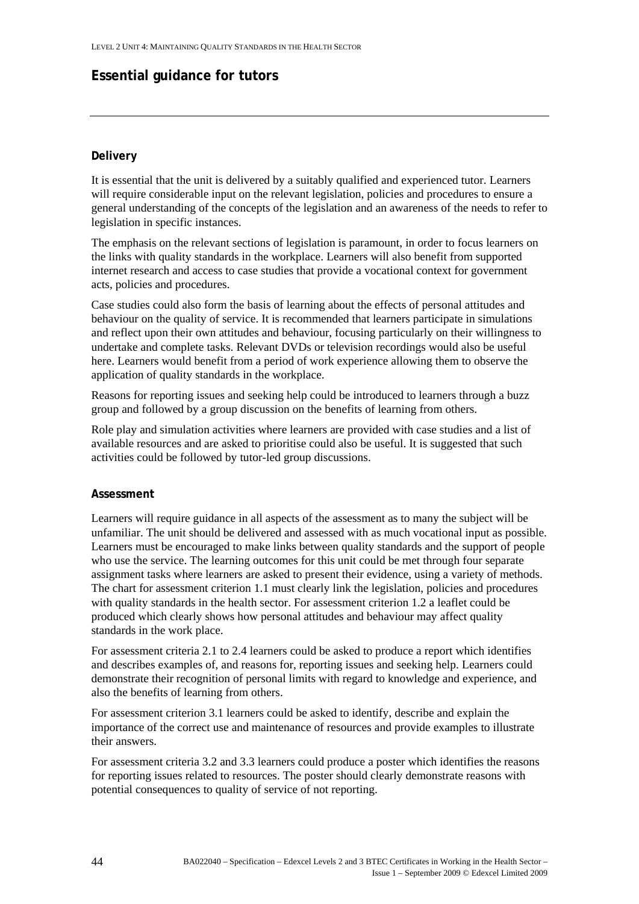## Essential guidance for tutors

### Delivery

It is essential that the unit is delivered by a suitably qualified and experienced tutor. Learners will require considerable input on the relevant legislation, policies and procedures to ensure a general understanding of the concepts of the legislation and an awareness of the needs to refer to legislation in specific instances.

The emphasis on the relevant sections of legislation is paramount, in order to focus learners on the links with quality standards in the workplace. Learners will also benefit from supported internet research and access to case studies that provide a vocational context for government acts, policies and procedures.

Case studies could also form the basis of learning about the effects of personal attitudes and behaviour on the quality of service. It is recommended that learners participate in simulations and reflect upon their own attitudes and behaviour, focusing particularly on their willingness to undertake and complete tasks. Relevant DVDs or television recordings would also be useful here. Learners would benefit from a period of work experience allowing them to observe the application of quality standards in the workplace.

Reasons for reporting issues and seeking help could be introduced to learners through a buzz group and followed by a group discussion on the benefits of learning from others.

Role play and simulation activities where learners are provided with case studies and a list of available resources and are asked to prioritise could also be useful. It is suggested that such activities could be followed by tutor-led group discussions.

### Assessment

Learners will require guidance in all aspects of the assessment as to many the subject will be unfamiliar. The unit should be delivered and assessed with as much vocational input as possible. Learners must be encouraged to make links between quality standards and the support of people who use the service. The learning outcomes for this unit could be met through four separate assignment tasks where learners are asked to present their evidence, using a variety of methods. The chart for assessment criterion 1.1 must clearly link the legislation, policies and procedures with quality standards in the health sector. For assessment criterion 1.2 a leaflet could be produced which clearly shows how personal attitudes and behaviour may affect quality standards in the work place.

For assessment criteria 2.1 to 2.4 learners could be asked to produce a report which identifies and describes examples of, and reasons for, reporting issues and seeking help. Learners could demonstrate their recognition of personal limits with regard to knowledge and experience, and also the benefits of learning from others.

For assessment criterion 3.1 learners could be asked to identify, describe and explain the importance of the correct use and maintenance of resources and provide examples to illustrate their answers.

For assessment criteria 3.2 and 3.3 learners could produce a poster which identifies the reasons for reporting issues related to resources. The poster should clearly demonstrate reasons with potential consequences to quality of service of not reporting.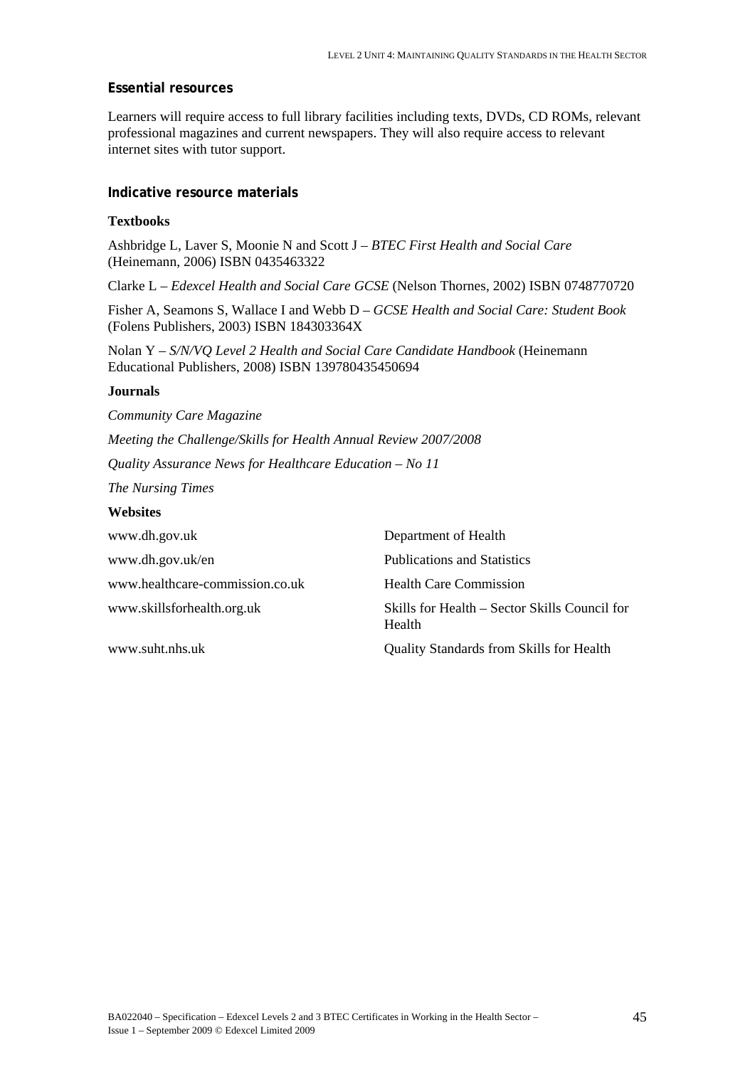### Essential resources

Learners will require access to full library facilities including texts, DVDs, CD ROMs, relevant professional magazines and current newspapers. They will also require access to relevant internet sites with tutor support.

### Indicative resource materials

**Textbooks**

Ashbridge L, Laver S, Moonie N and Scott J – *BTEC First Health and Social Care* (Heinemann, 2006) ISBN 0435463322

Clarke L – *Edexcel Health and Social Care GCSE* (Nelson Thornes, 2002) ISBN 0748770720

Fisher A, Seamons S, Wallace I and Webb D – *GCSE Health and Social Care: Student Book* (Folens Publishers, 2003) ISBN 184303364X

Nolan Y – *S/N/VQ Level 2 Health and Social Care Candidate Handbook* (Heinemann Educational Publishers, 2008) ISBN 139780435450694

**Journals**

*Community Care Magazine*

*Meeting the Challenge/Skills for Health Annual Review 2007/2008*

*Quality Assurance News for Healthcare Education – No 11*

*The Nursing Times*

**Websites**

| | |
|---|---|
| www.dh.gov.uk | Department of Health |
| www.dh.gov.uk/en | Publications and Statistics |
| www.healthcare-commission.co.uk | Health Care Commission |
| www.skillsforhealth.org.uk | Skills for Health – Sector Skills Council for Health |
| www.suht.nhs.uk | Quality Standards from Skills for Health |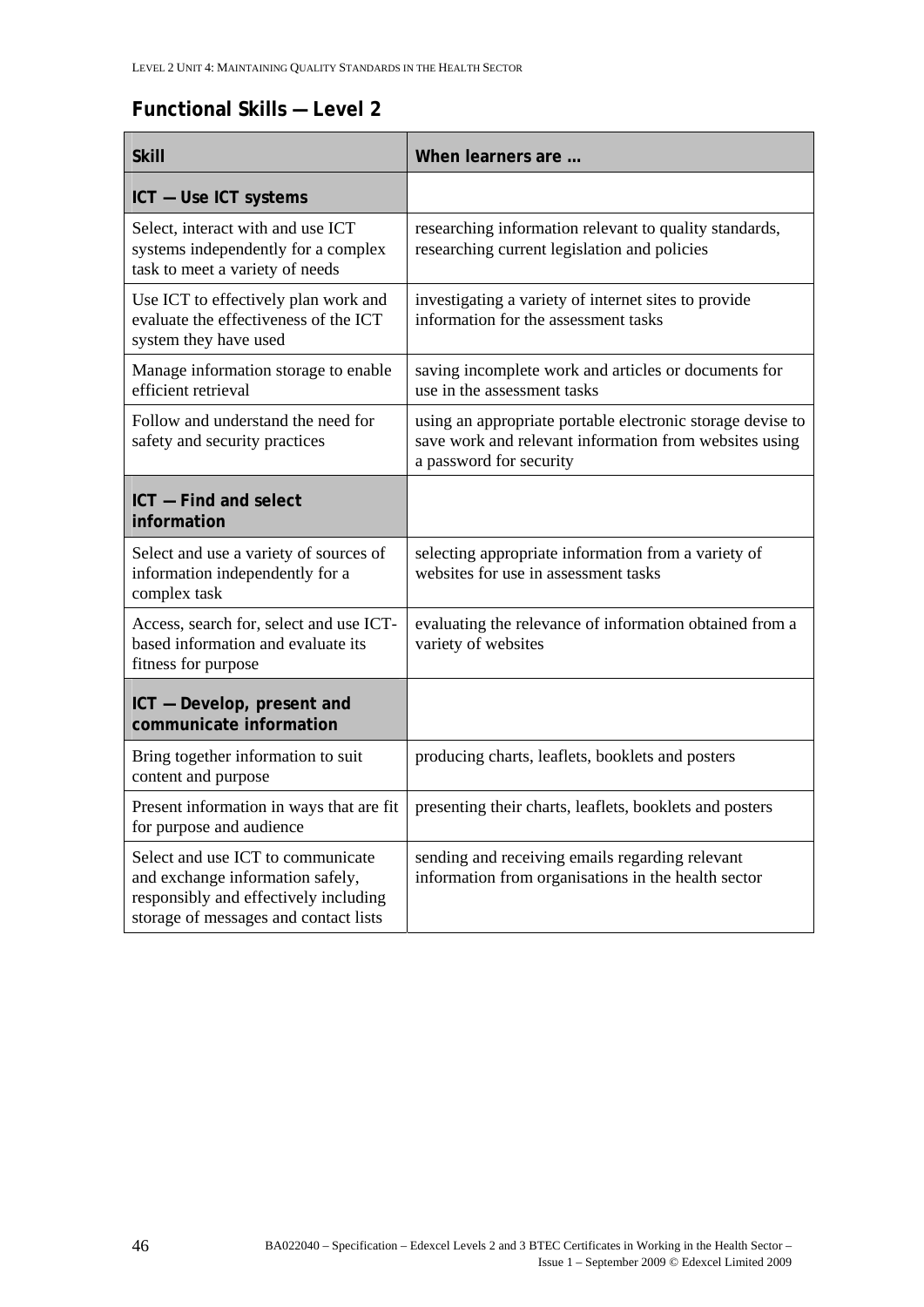## Functional Skills — Level 2

| Skill | When learners are … |
|---|---|
| **ICT — Use ICT systems** | |
| Select, interact with and use ICT systems independently for a complex task to meet a variety of needs | researching information relevant to quality standards, researching current legislation and policies |
| Use ICT to effectively plan work and evaluate the effectiveness of the ICT system they have used | investigating a variety of internet sites to provide information for the assessment tasks |
| Manage information storage to enable efficient retrieval | saving incomplete work and articles or documents for use in the assessment tasks |
| Follow and understand the need for safety and security practices | using an appropriate portable electronic storage devise to save work and relevant information from websites using a password for security |
| **ICT — Find and select information** | |
| Select and use a variety of sources of information independently for a complex task | selecting appropriate information from a variety of websites for use in assessment tasks |
| Access, search for, select and use ICT-based information and evaluate its fitness for purpose | evaluating the relevance of information obtained from a variety of websites |
| **ICT — Develop, present and communicate information** | |
| Bring together information to suit content and purpose | producing charts, leaflets, booklets and posters |
| Present information in ways that are fit for purpose and audience | presenting their charts, leaflets, booklets and posters |
| Select and use ICT to communicate and exchange information safely, responsibly and effectively including storage of messages and contact lists | sending and receiving emails regarding relevant information from organisations in the health sector |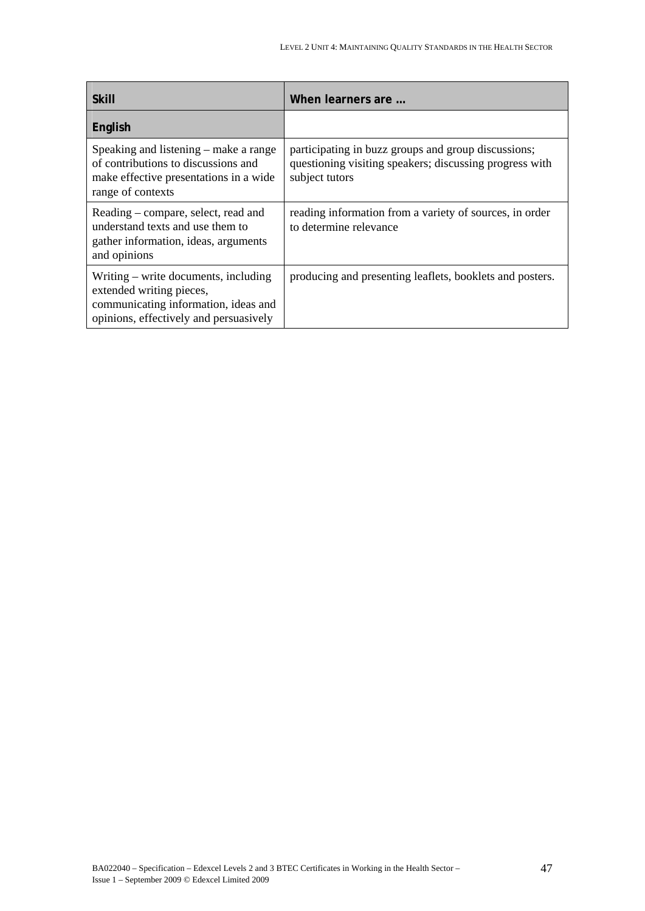| Skill | When learners are … |
|---|---|
| **English** | |
| Speaking and listening – make a range of contributions to discussions and make effective presentations in a wide range of contexts | participating in buzz groups and group discussions; questioning visiting speakers; discussing progress with subject tutors |
| Reading – compare, select, read and understand texts and use them to gather information, ideas, arguments and opinions | reading information from a variety of sources, in order to determine relevance |
| Writing – write documents, including extended writing pieces, communicating information, ideas and opinions, effectively and persuasively | producing and presenting leaflets, booklets and posters. |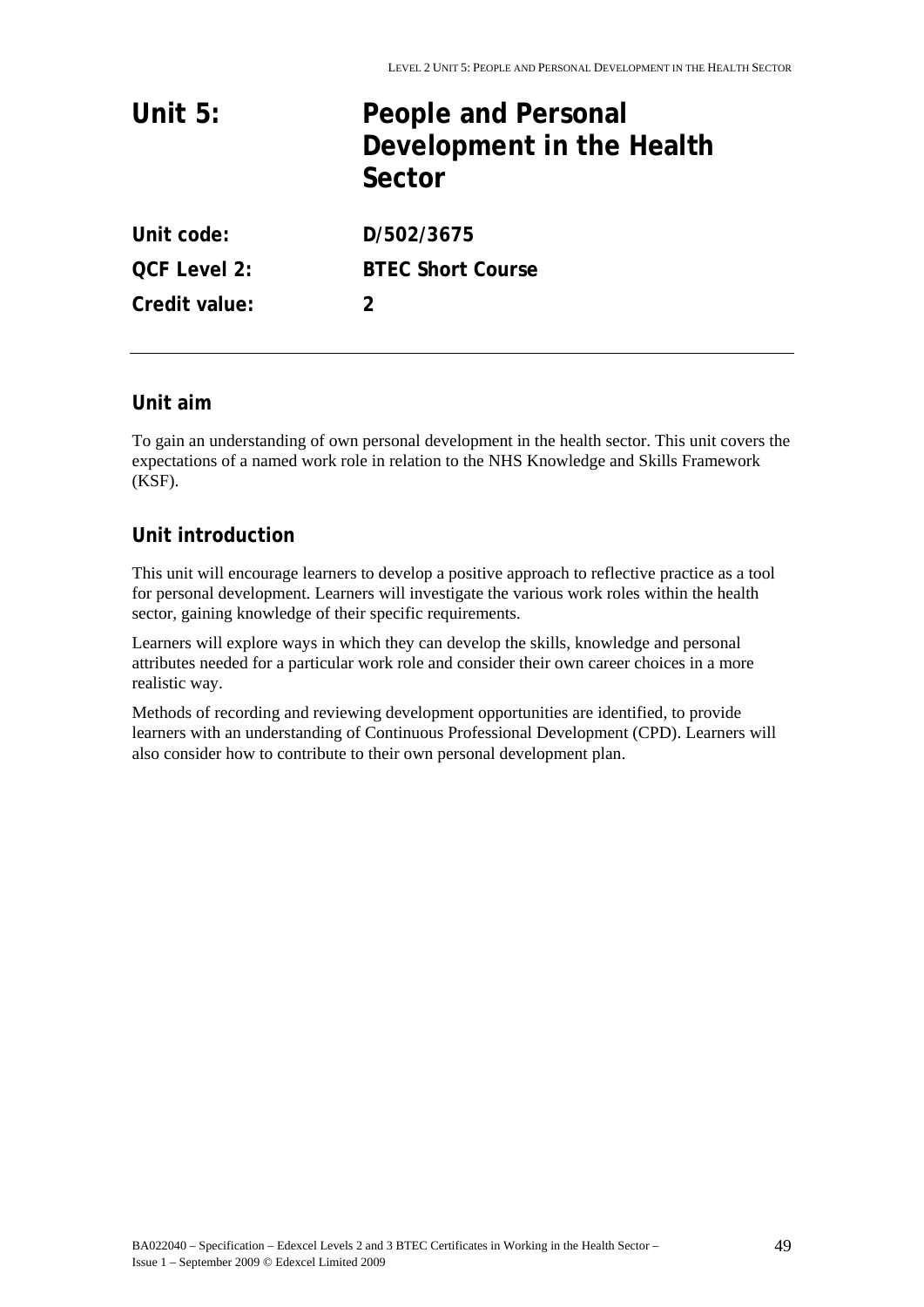# Unit 5: People and Personal Development in the Health Sector

| | |
|---|---|
| **Unit code:** | **D/502/3675** |
| **QCF Level 2:** | **BTEC Short Course** |
| **Credit value:** | **2** |

## Unit aim

To gain an understanding of own personal development in the health sector. This unit covers the expectations of a named work role in relation to the NHS Knowledge and Skills Framework (KSF).

## Unit introduction

This unit will encourage learners to develop a positive approach to reflective practice as a tool for personal development. Learners will investigate the various work roles within the health sector, gaining knowledge of their specific requirements.

Learners will explore ways in which they can develop the skills, knowledge and personal attributes needed for a particular work role and consider their own career choices in a more realistic way.

Methods of recording and reviewing development opportunities are identified, to provide learners with an understanding of Continuous Professional Development (CPD). Learners will also consider how to contribute to their own personal development plan.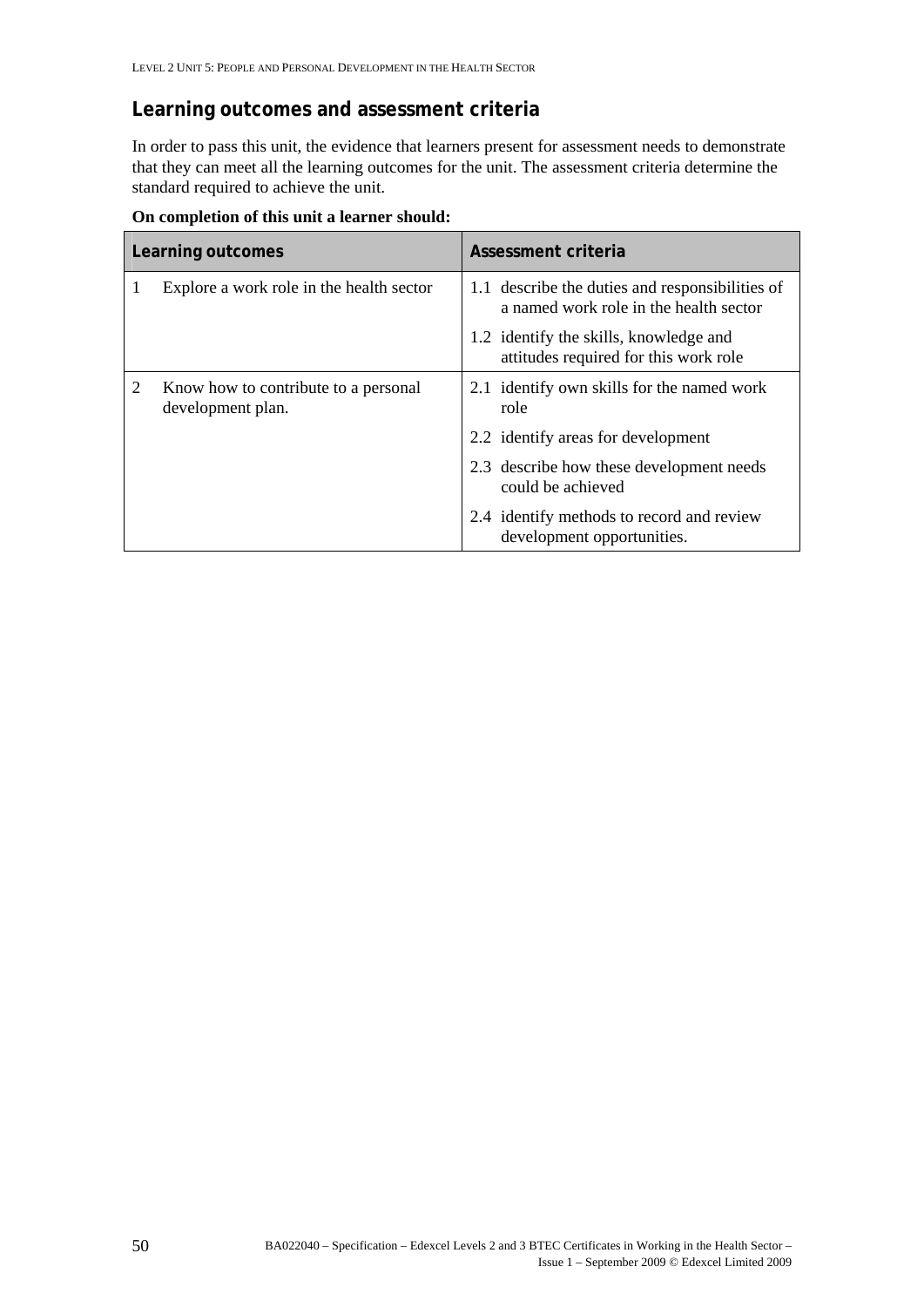## Learning outcomes and assessment criteria

In order to pass this unit, the evidence that learners present for assessment needs to demonstrate that they can meet all the learning outcomes for the unit. The assessment criteria determine the standard required to achieve the unit.

**On completion of this unit a learner should:**

| Learning outcomes | Assessment criteria |
|---|---|
| 1 Explore a work role in the health sector | 1.1 describe the duties and responsibilities of a named work role in the health sector |
| | 1.2 identify the skills, knowledge and attitudes required for this work role |
| 2 Know how to contribute to a personal development plan. | 2.1 identify own skills for the named work role |
| | 2.2 identify areas for development |
| | 2.3 describe how these development needs could be achieved |
| | 2.4 identify methods to record and review development opportunities. |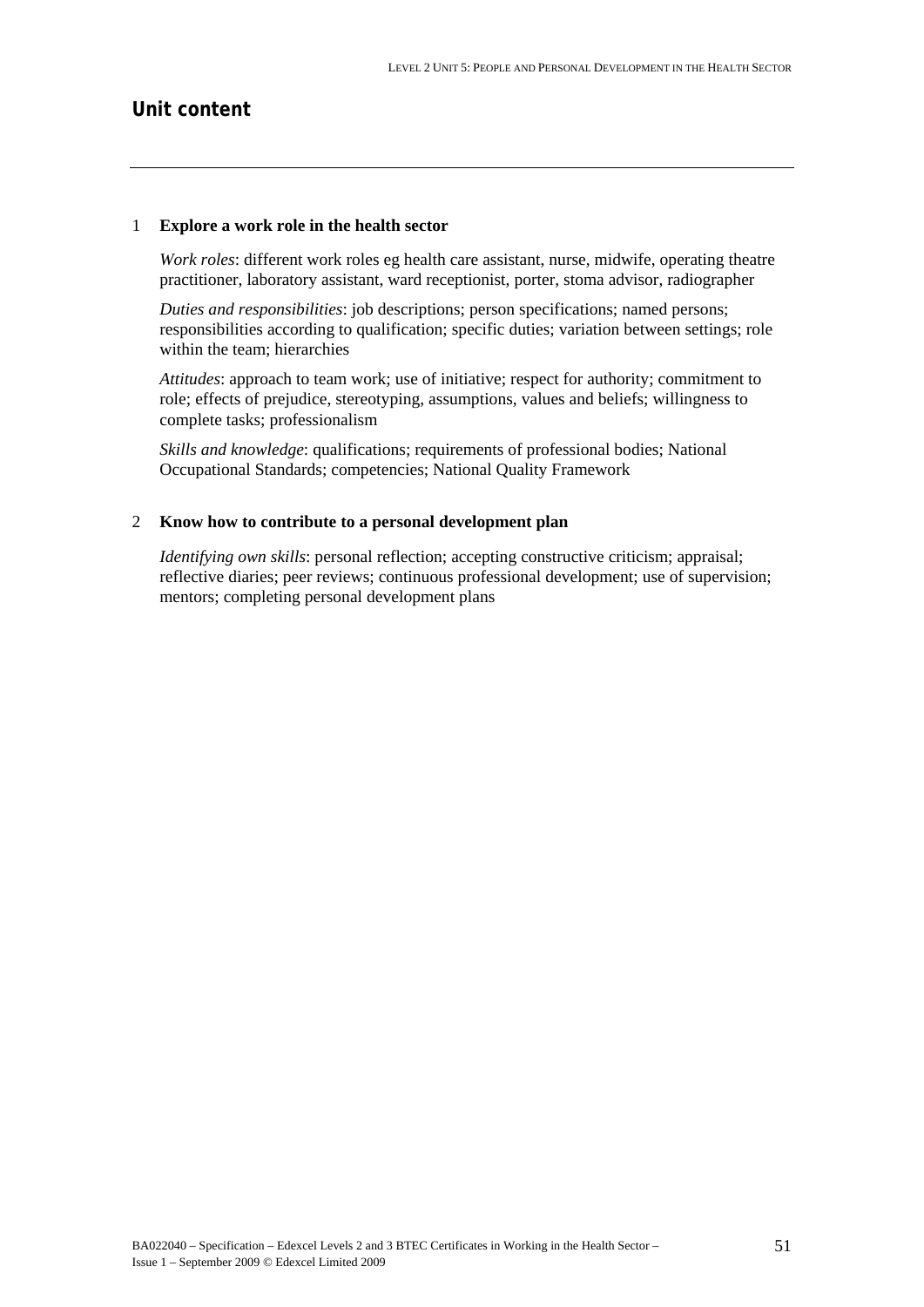## Unit content

---

1 **Explore a work role in the health sector**

*Work roles*: different work roles eg health care assistant, nurse, midwife, operating theatre practitioner, laboratory assistant, ward receptionist, porter, stoma advisor, radiographer

*Duties and responsibilities*: job descriptions; person specifications; named persons; responsibilities according to qualification; specific duties; variation between settings; role within the team; hierarchies

*Attitudes*: approach to team work; use of initiative; respect for authority; commitment to role; effects of prejudice, stereotyping, assumptions, values and beliefs; willingness to complete tasks; professionalism

*Skills and knowledge*: qualifications; requirements of professional bodies; National Occupational Standards; competencies; National Quality Framework

2 **Know how to contribute to a personal development plan**

*Identifying own skills*: personal reflection; accepting constructive criticism; appraisal; reflective diaries; peer reviews; continuous professional development; use of supervision; mentors; completing personal development plans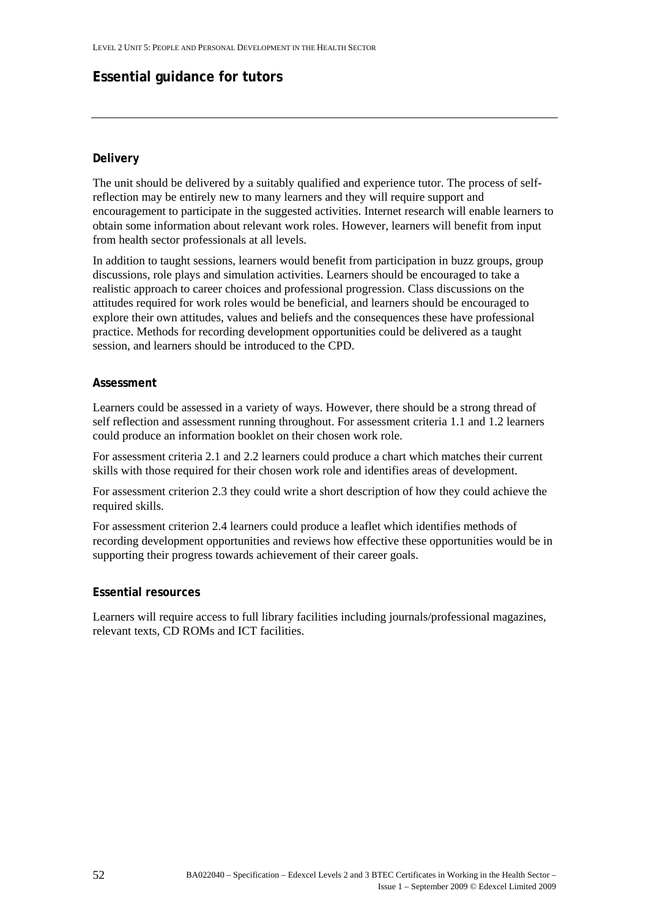## Essential guidance for tutors

### Delivery

The unit should be delivered by a suitably qualified and experience tutor. The process of self-reflection may be entirely new to many learners and they will require support and encouragement to participate in the suggested activities. Internet research will enable learners to obtain some information about relevant work roles. However, learners will benefit from input from health sector professionals at all levels.

In addition to taught sessions, learners would benefit from participation in buzz groups, group discussions, role plays and simulation activities. Learners should be encouraged to take a realistic approach to career choices and professional progression. Class discussions on the attitudes required for work roles would be beneficial, and learners should be encouraged to explore their own attitudes, values and beliefs and the consequences these have professional practice. Methods for recording development opportunities could be delivered as a taught session, and learners should be introduced to the CPD.

### Assessment

Learners could be assessed in a variety of ways. However, there should be a strong thread of self reflection and assessment running throughout. For assessment criteria 1.1 and 1.2 learners could produce an information booklet on their chosen work role.

For assessment criteria 2.1 and 2.2 learners could produce a chart which matches their current skills with those required for their chosen work role and identifies areas of development.

For assessment criterion 2.3 they could write a short description of how they could achieve the required skills.

For assessment criterion 2.4 learners could produce a leaflet which identifies methods of recording development opportunities and reviews how effective these opportunities would be in supporting their progress towards achievement of their career goals.

### Essential resources

Learners will require access to full library facilities including journals/professional magazines, relevant texts, CD ROMs and ICT facilities.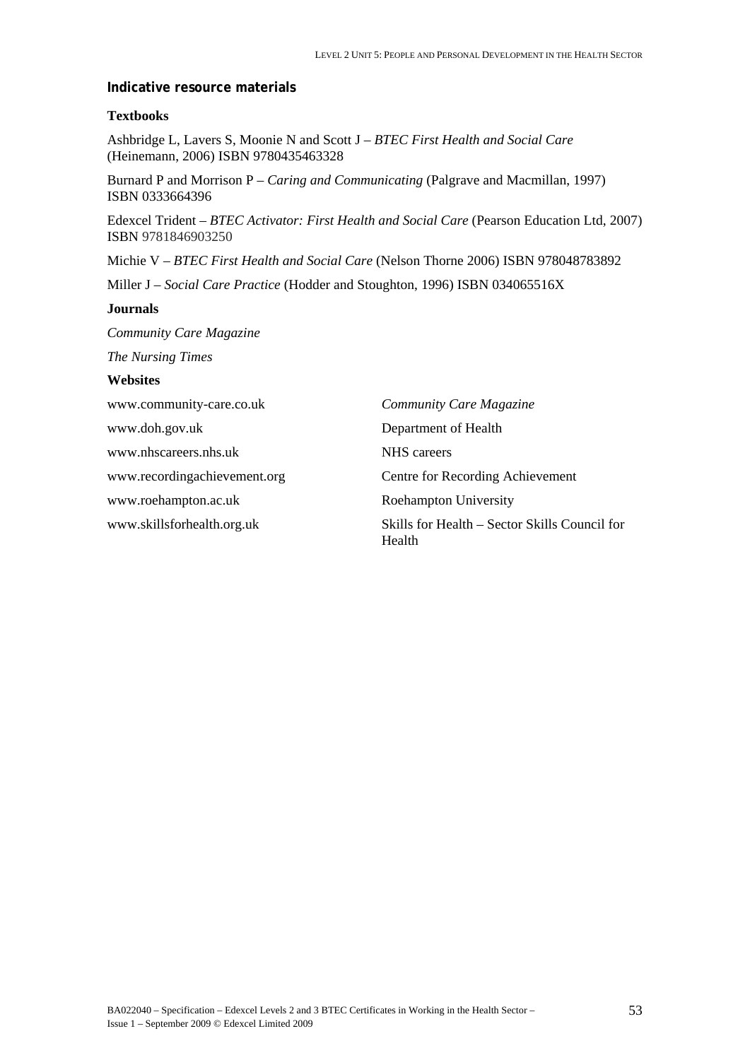## Indicative resource materials

### Textbooks

Ashbridge L, Lavers S, Moonie N and Scott J – *BTEC First Health and Social Care* (Heinemann, 2006) ISBN 9780435463328

Burnard P and Morrison P – *Caring and Communicating* (Palgrave and Macmillan, 1997) ISBN 0333664396

Edexcel Trident – *BTEC Activator: First Health and Social Care* (Pearson Education Ltd, 2007) ISBN 9781846903250

Michie V – *BTEC First Health and Social Care* (Nelson Thorne 2006) ISBN 978048783892

Miller J – *Social Care Practice* (Hodder and Stoughton, 1996) ISBN 034065516X

### Journals

*Community Care Magazine*

*The Nursing Times*

### Websites

| | |
|---|---|
| www.community-care.co.uk | *Community Care Magazine* |
| www.doh.gov.uk | Department of Health |
| www.nhscareers.nhs.uk | NHS careers |
| www.recordingachievement.org | Centre for Recording Achievement |
| www.roehampton.ac.uk | Roehampton University |
| www.skillsforhealth.org.uk | Skills for Health – Sector Skills Council for Health |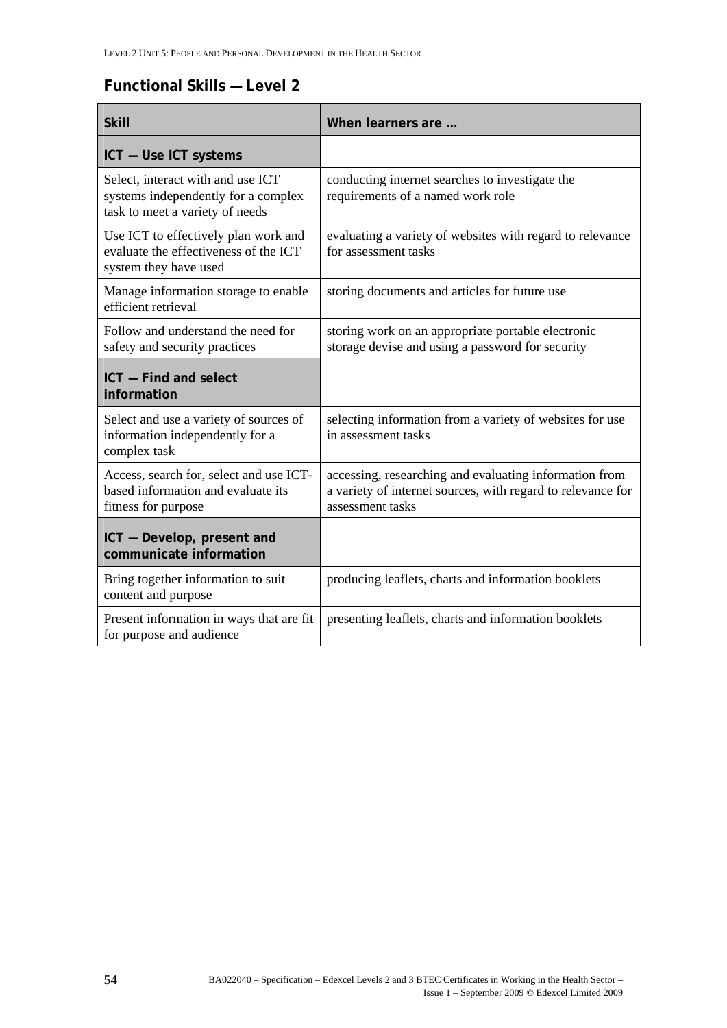## Functional Skills — Level 2

| Skill | When learners are … |
|---|---|
| **ICT — Use ICT systems** | |
| Select, interact with and use ICT systems independently for a complex task to meet a variety of needs | conducting internet searches to investigate the requirements of a named work role |
| Use ICT to effectively plan work and evaluate the effectiveness of the ICT system they have used | evaluating a variety of websites with regard to relevance for assessment tasks |
| Manage information storage to enable efficient retrieval | storing documents and articles for future use |
| Follow and understand the need for safety and security practices | storing work on an appropriate portable electronic storage devise and using a password for security |
| **ICT — Find and select information** | |
| Select and use a variety of sources of information independently for a complex task | selecting information from a variety of websites for use in assessment tasks |
| Access, search for, select and use ICT-based information and evaluate its fitness for purpose | accessing, researching and evaluating information from a variety of internet sources, with regard to relevance for assessment tasks |
| **ICT — Develop, present and communicate information** | |
| Bring together information to suit content and purpose | producing leaflets, charts and information booklets |
| Present information in ways that are fit for purpose and audience | presenting leaflets, charts and information booklets |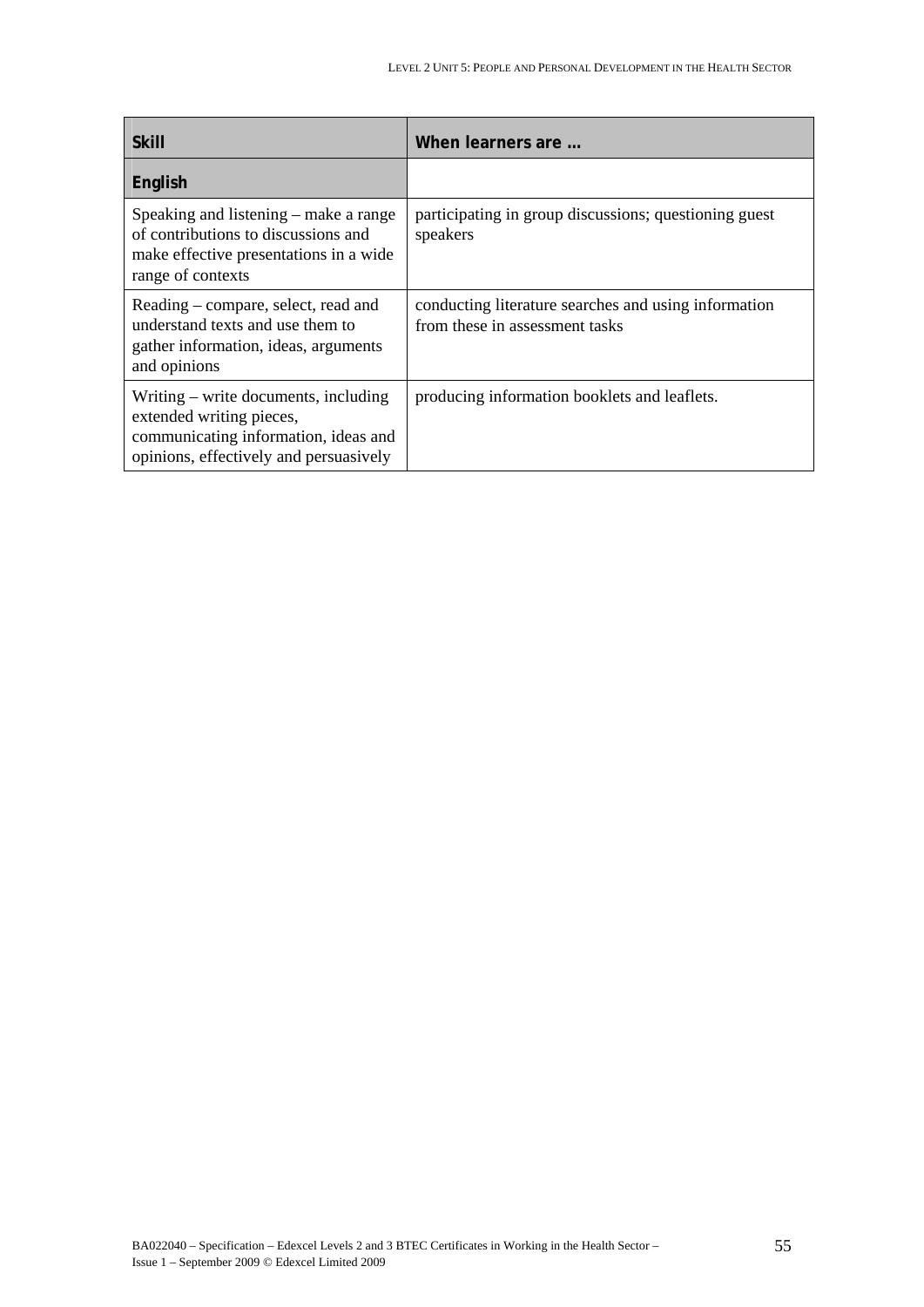| Skill | When learners are … |
|---|---|
| **English** | |
| Speaking and listening – make a range of contributions to discussions and make effective presentations in a wide range of contexts | participating in group discussions; questioning guest speakers |
| Reading – compare, select, read and understand texts and use them to gather information, ideas, arguments and opinions | conducting literature searches and using information from these in assessment tasks |
| Writing – write documents, including extended writing pieces, communicating information, ideas and opinions, effectively and persuasively | producing information booklets and leaflets. |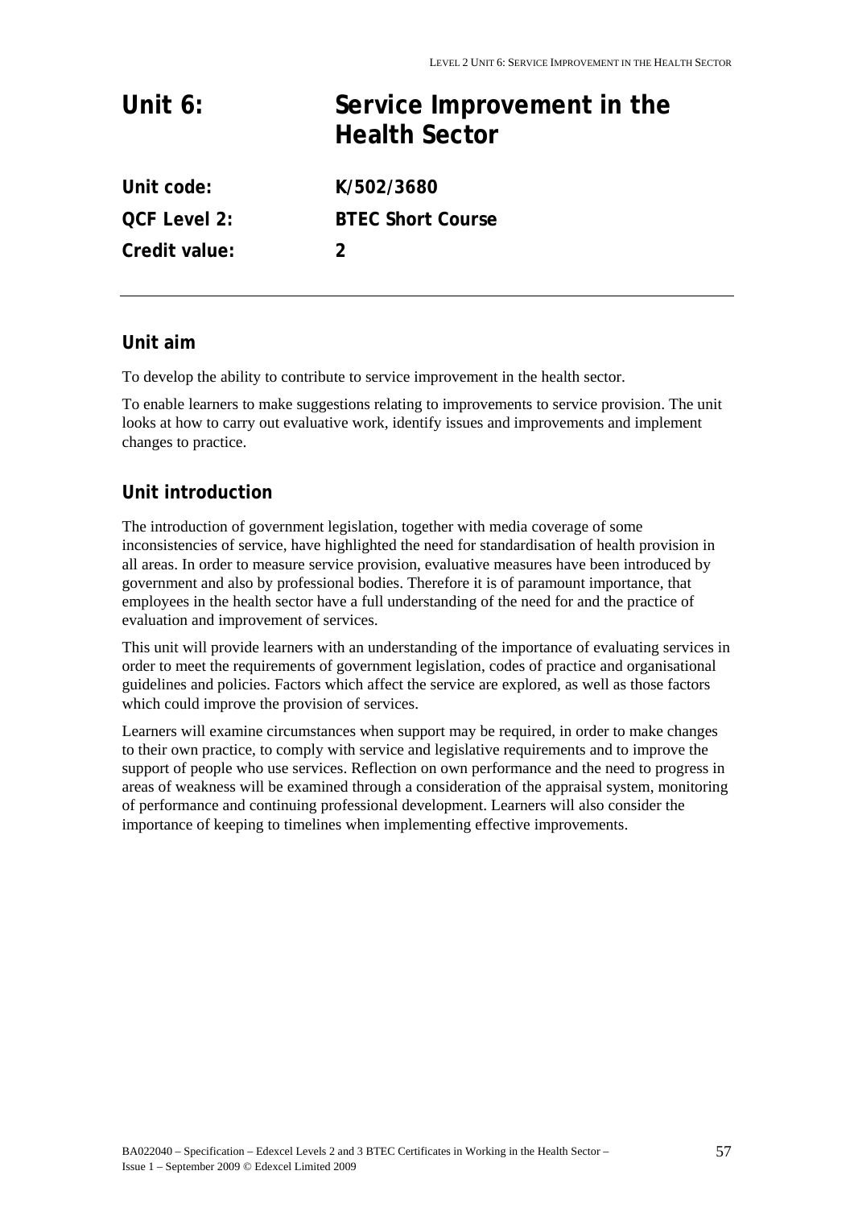# Unit 6: Service Improvement in the Health Sector

| | |
|---|---|
| **Unit code:** | **K/502/3680** |
| **QCF Level 2:** | **BTEC Short Course** |
| **Credit value:** | **2** |

## Unit aim

To develop the ability to contribute to service improvement in the health sector.

To enable learners to make suggestions relating to improvements to service provision. The unit looks at how to carry out evaluative work, identify issues and improvements and implement changes to practice.

## Unit introduction

The introduction of government legislation, together with media coverage of some inconsistencies of service, have highlighted the need for standardisation of health provision in all areas. In order to measure service provision, evaluative measures have been introduced by government and also by professional bodies. Therefore it is of paramount importance, that employees in the health sector have a full understanding of the need for and the practice of evaluation and improvement of services.

This unit will provide learners with an understanding of the importance of evaluating services in order to meet the requirements of government legislation, codes of practice and organisational guidelines and policies. Factors which affect the service are explored, as well as those factors which could improve the provision of services.

Learners will examine circumstances when support may be required, in order to make changes to their own practice, to comply with service and legislative requirements and to improve the support of people who use services. Reflection on own performance and the need to progress in areas of weakness will be examined through a consideration of the appraisal system, monitoring of performance and continuing professional development. Learners will also consider the importance of keeping to timelines when implementing effective improvements.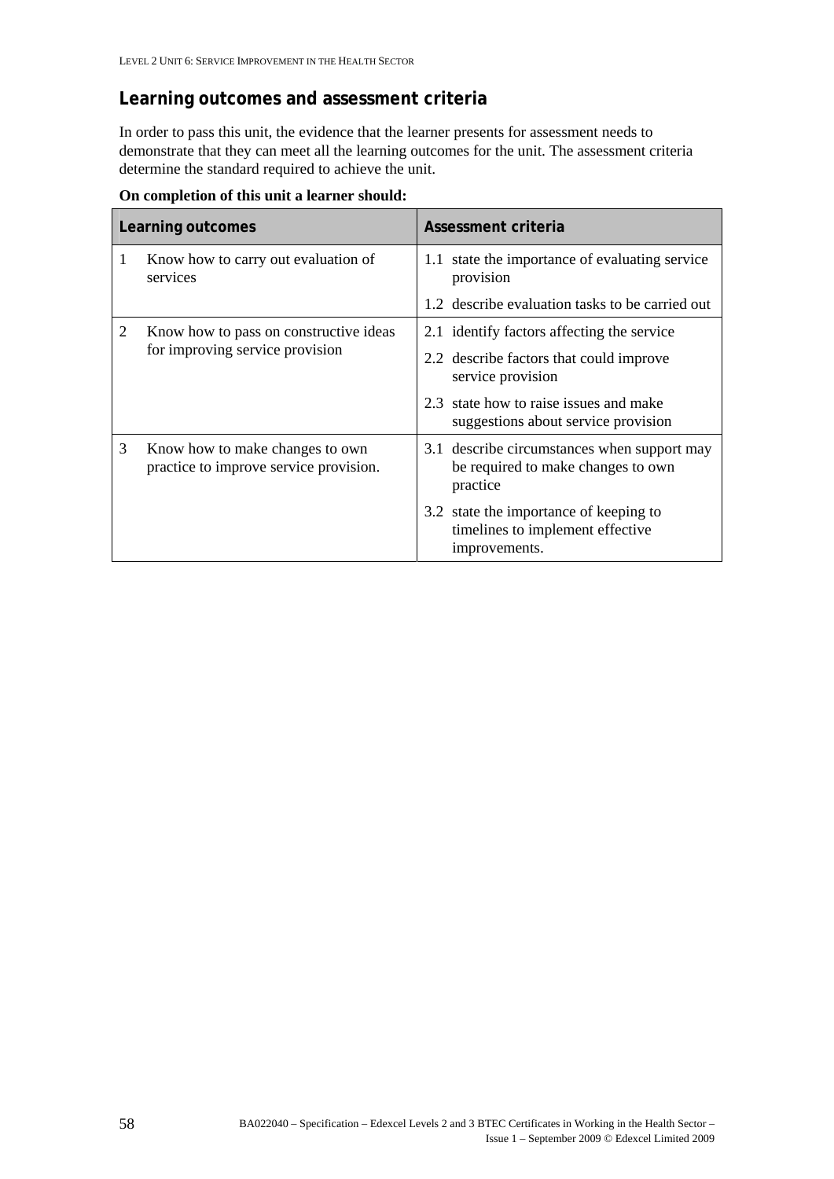## Learning outcomes and assessment criteria

In order to pass this unit, the evidence that the learner presents for assessment needs to demonstrate that they can meet all the learning outcomes for the unit. The assessment criteria determine the standard required to achieve the unit.

**On completion of this unit a learner should:**

| Learning outcomes | Assessment criteria |
|---|---|
| 1 Know how to carry out evaluation of services | 1.1 state the importance of evaluating service provision |
| | 1.2 describe evaluation tasks to be carried out |
| 2 Know how to pass on constructive ideas for improving service provision | 2.1 identify factors affecting the service |
| | 2.2 describe factors that could improve service provision |
| | 2.3 state how to raise issues and make suggestions about service provision |
| 3 Know how to make changes to own practice to improve service provision. | 3.1 describe circumstances when support may be required to make changes to own practice |
| | 3.2 state the importance of keeping to timelines to implement effective improvements. |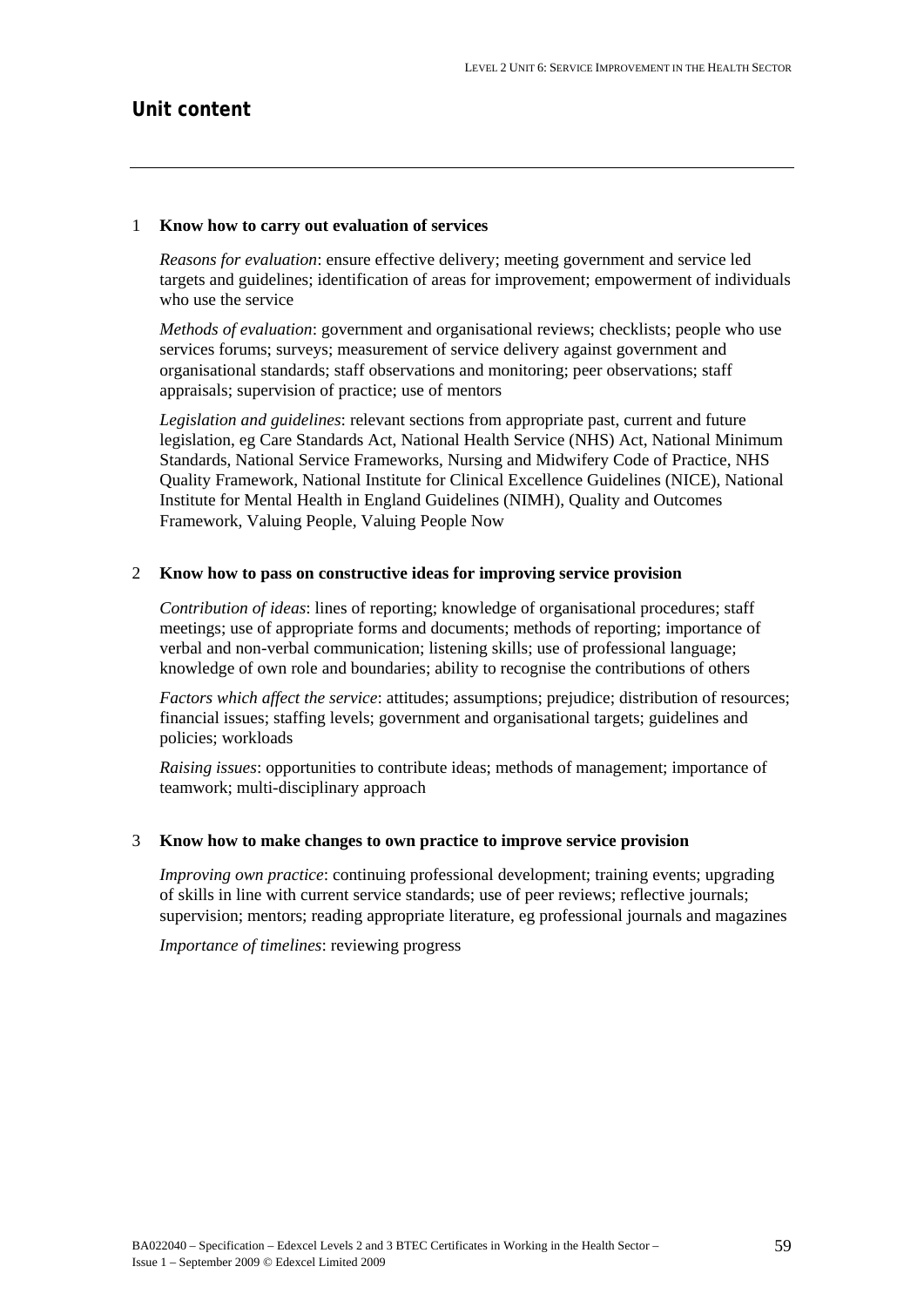## Unit content

1 **Know how to carry out evaluation of services**

*Reasons for evaluation*: ensure effective delivery; meeting government and service led targets and guidelines; identification of areas for improvement; empowerment of individuals who use the service

*Methods of evaluation*: government and organisational reviews; checklists; people who use services forums; surveys; measurement of service delivery against government and organisational standards; staff observations and monitoring; peer observations; staff appraisals; supervision of practice; use of mentors

*Legislation and guidelines*: relevant sections from appropriate past, current and future legislation, eg Care Standards Act, National Health Service (NHS) Act, National Minimum Standards, National Service Frameworks, Nursing and Midwifery Code of Practice, NHS Quality Framework, National Institute for Clinical Excellence Guidelines (NICE), National Institute for Mental Health in England Guidelines (NIMH), Quality and Outcomes Framework, Valuing People, Valuing People Now

2 **Know how to pass on constructive ideas for improving service provision**

*Contribution of ideas*: lines of reporting; knowledge of organisational procedures; staff meetings; use of appropriate forms and documents; methods of reporting; importance of verbal and non-verbal communication; listening skills; use of professional language; knowledge of own role and boundaries; ability to recognise the contributions of others

*Factors which affect the service*: attitudes; assumptions; prejudice; distribution of resources; financial issues; staffing levels; government and organisational targets; guidelines and policies; workloads

*Raising issues*: opportunities to contribute ideas; methods of management; importance of teamwork; multi-disciplinary approach

3 **Know how to make changes to own practice to improve service provision**

*Improving own practice*: continuing professional development; training events; upgrading of skills in line with current service standards; use of peer reviews; reflective journals; supervision; mentors; reading appropriate literature, eg professional journals and magazines

*Importance of timelines*: reviewing progress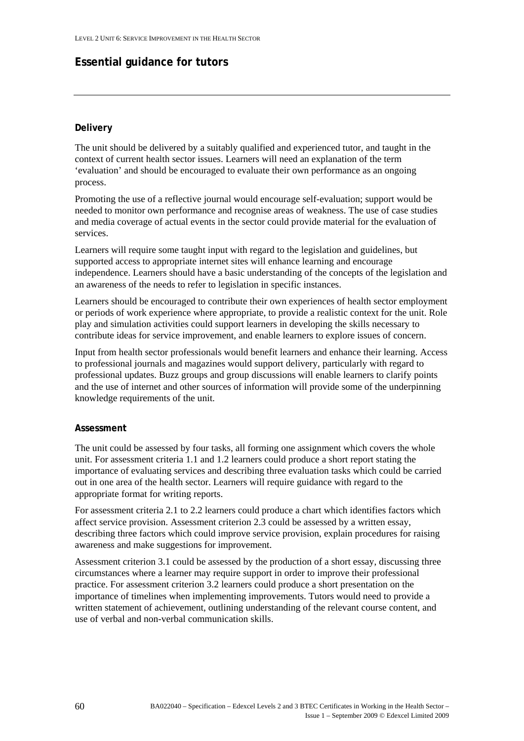## Essential guidance for tutors

### Delivery

The unit should be delivered by a suitably qualified and experienced tutor, and taught in the context of current health sector issues. Learners will need an explanation of the term 'evaluation' and should be encouraged to evaluate their own performance as an ongoing process.

Promoting the use of a reflective journal would encourage self-evaluation; support would be needed to monitor own performance and recognise areas of weakness. The use of case studies and media coverage of actual events in the sector could provide material for the evaluation of services.

Learners will require some taught input with regard to the legislation and guidelines, but supported access to appropriate internet sites will enhance learning and encourage independence. Learners should have a basic understanding of the concepts of the legislation and an awareness of the needs to refer to legislation in specific instances.

Learners should be encouraged to contribute their own experiences of health sector employment or periods of work experience where appropriate, to provide a realistic context for the unit. Role play and simulation activities could support learners in developing the skills necessary to contribute ideas for service improvement, and enable learners to explore issues of concern.

Input from health sector professionals would benefit learners and enhance their learning. Access to professional journals and magazines would support delivery, particularly with regard to professional updates. Buzz groups and group discussions will enable learners to clarify points and the use of internet and other sources of information will provide some of the underpinning knowledge requirements of the unit.

### Assessment

The unit could be assessed by four tasks, all forming one assignment which covers the whole unit. For assessment criteria 1.1 and 1.2 learners could produce a short report stating the importance of evaluating services and describing three evaluation tasks which could be carried out in one area of the health sector. Learners will require guidance with regard to the appropriate format for writing reports.

For assessment criteria 2.1 to 2.2 learners could produce a chart which identifies factors which affect service provision. Assessment criterion 2.3 could be assessed by a written essay, describing three factors which could improve service provision, explain procedures for raising awareness and make suggestions for improvement.

Assessment criterion 3.1 could be assessed by the production of a short essay, discussing three circumstances where a learner may require support in order to improve their professional practice. For assessment criterion 3.2 learners could produce a short presentation on the importance of timelines when implementing improvements. Tutors would need to provide a written statement of achievement, outlining understanding of the relevant course content, and use of verbal and non-verbal communication skills.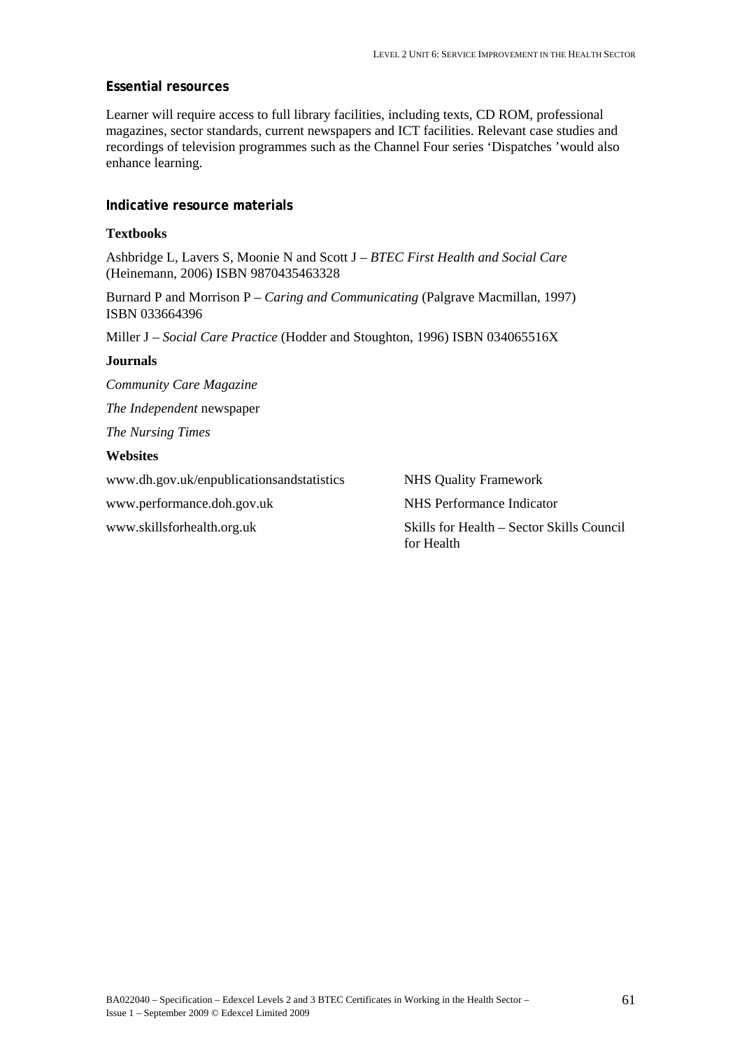## Essential resources

Learner will require access to full library facilities, including texts, CD ROM, professional magazines, sector standards, current newspapers and ICT facilities. Relevant case studies and recordings of television programmes such as the Channel Four series 'Dispatches 'would also enhance learning.

## Indicative resource materials

**Textbooks**

Ashbridge L, Lavers S, Moonie N and Scott J – *BTEC First Health and Social Care* (Heinemann, 2006) ISBN 9870435463328

Burnard P and Morrison P – *Caring and Communicating* (Palgrave Macmillan, 1997) ISBN 033664396

Miller J – *Social Care Practice* (Hodder and Stoughton, 1996) ISBN 034065516X

**Journals**

*Community Care Magazine*

*The Independent* newspaper

*The Nursing Times*

**Websites**

| | |
|---|---|
| www.dh.gov.uk/enpublicationsandstatistics | NHS Quality Framework |
| www.performance.doh.gov.uk | NHS Performance Indicator |
| www.skillsforhealth.org.uk | Skills for Health – Sector Skills Council for Health |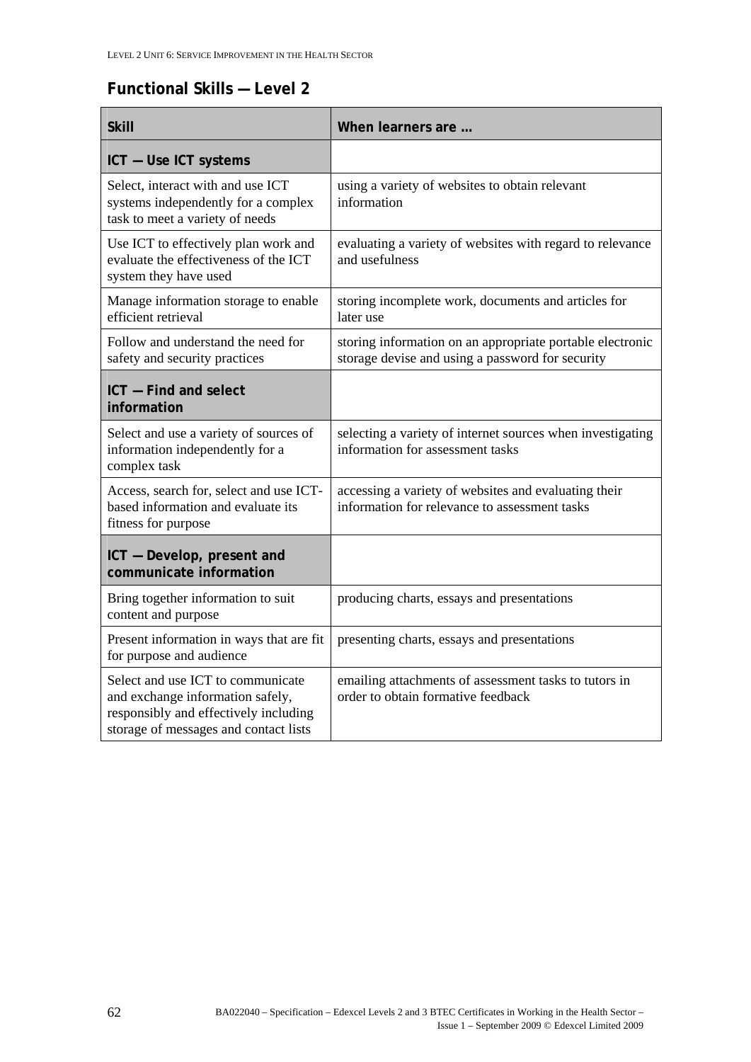## Functional Skills — Level 2

| Skill | When learners are … |
|---|---|
| **ICT — Use ICT systems** | |
| Select, interact with and use ICT systems independently for a complex task to meet a variety of needs | using a variety of websites to obtain relevant information |
| Use ICT to effectively plan work and evaluate the effectiveness of the ICT system they have used | evaluating a variety of websites with regard to relevance and usefulness |
| Manage information storage to enable efficient retrieval | storing incomplete work, documents and articles for later use |
| Follow and understand the need for safety and security practices | storing information on an appropriate portable electronic storage devise and using a password for security |
| **ICT — Find and select information** | |
| Select and use a variety of sources of information independently for a complex task | selecting a variety of internet sources when investigating information for assessment tasks |
| Access, search for, select and use ICT-based information and evaluate its fitness for purpose | accessing a variety of websites and evaluating their information for relevance to assessment tasks |
| **ICT — Develop, present and communicate information** | |
| Bring together information to suit content and purpose | producing charts, essays and presentations |
| Present information in ways that are fit for purpose and audience | presenting charts, essays and presentations |
| Select and use ICT to communicate and exchange information safely, responsibly and effectively including storage of messages and contact lists | emailing attachments of assessment tasks to tutors in order to obtain formative feedback |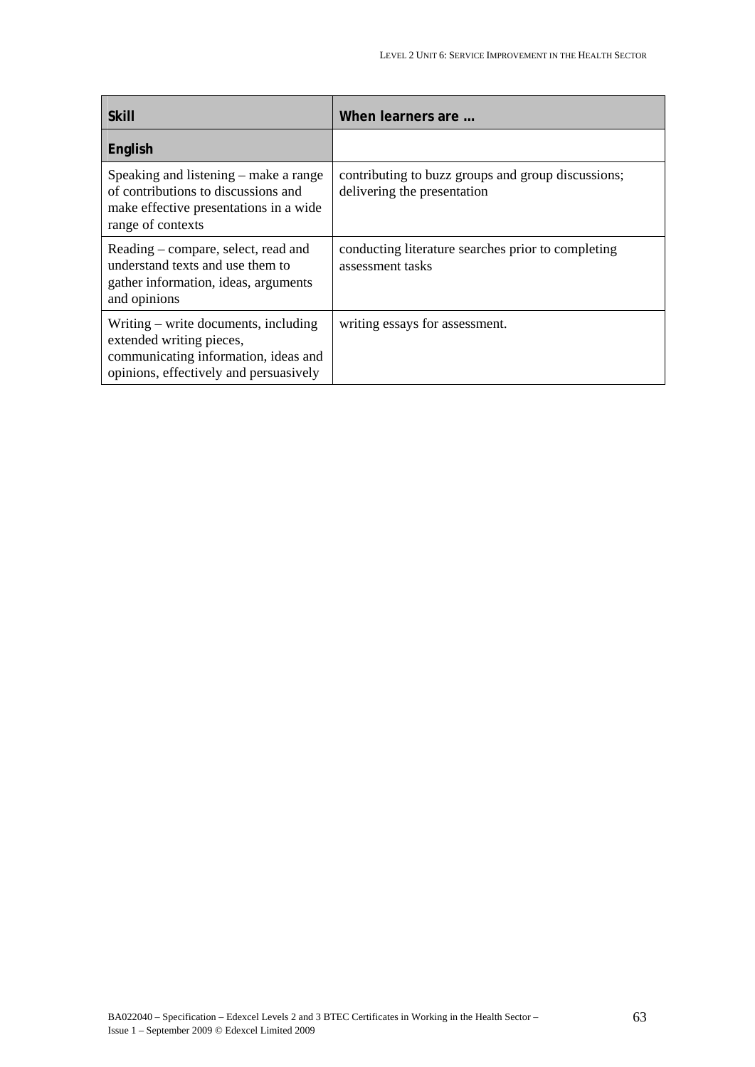| Skill | When learners are … |
| --- | --- |
| **English** | |
| Speaking and listening – make a range of contributions to discussions and make effective presentations in a wide range of contexts | contributing to buzz groups and group discussions; delivering the presentation |
| Reading – compare, select, read and understand texts and use them to gather information, ideas, arguments and opinions | conducting literature searches prior to completing assessment tasks |
| Writing – write documents, including extended writing pieces, communicating information, ideas and opinions, effectively and persuasively | writing essays for assessment. |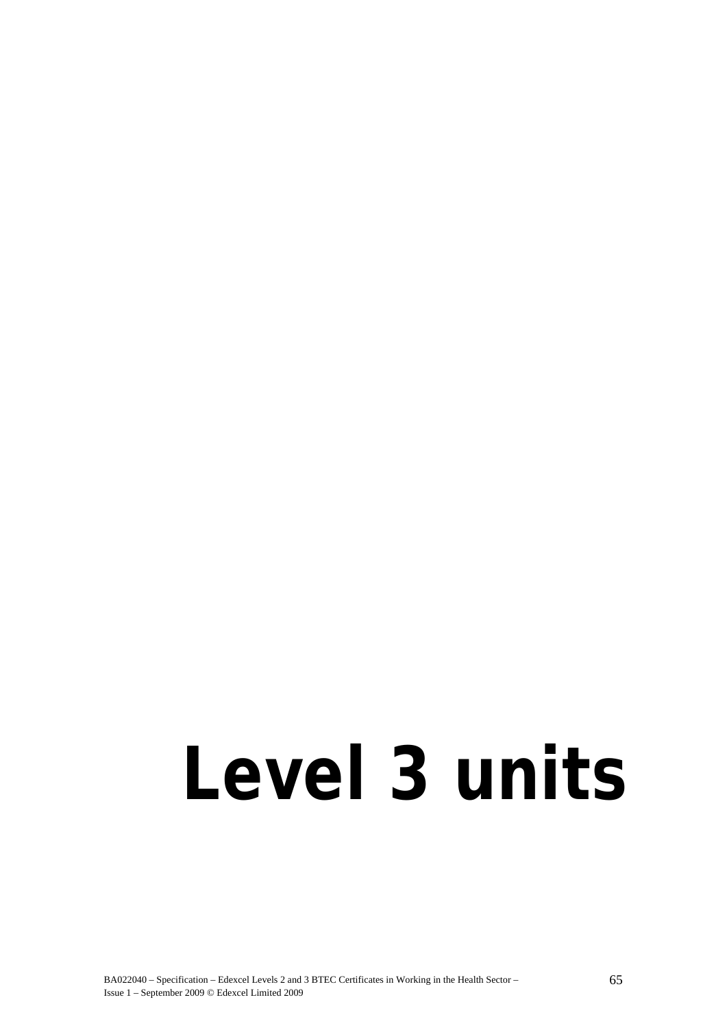# Level 3 units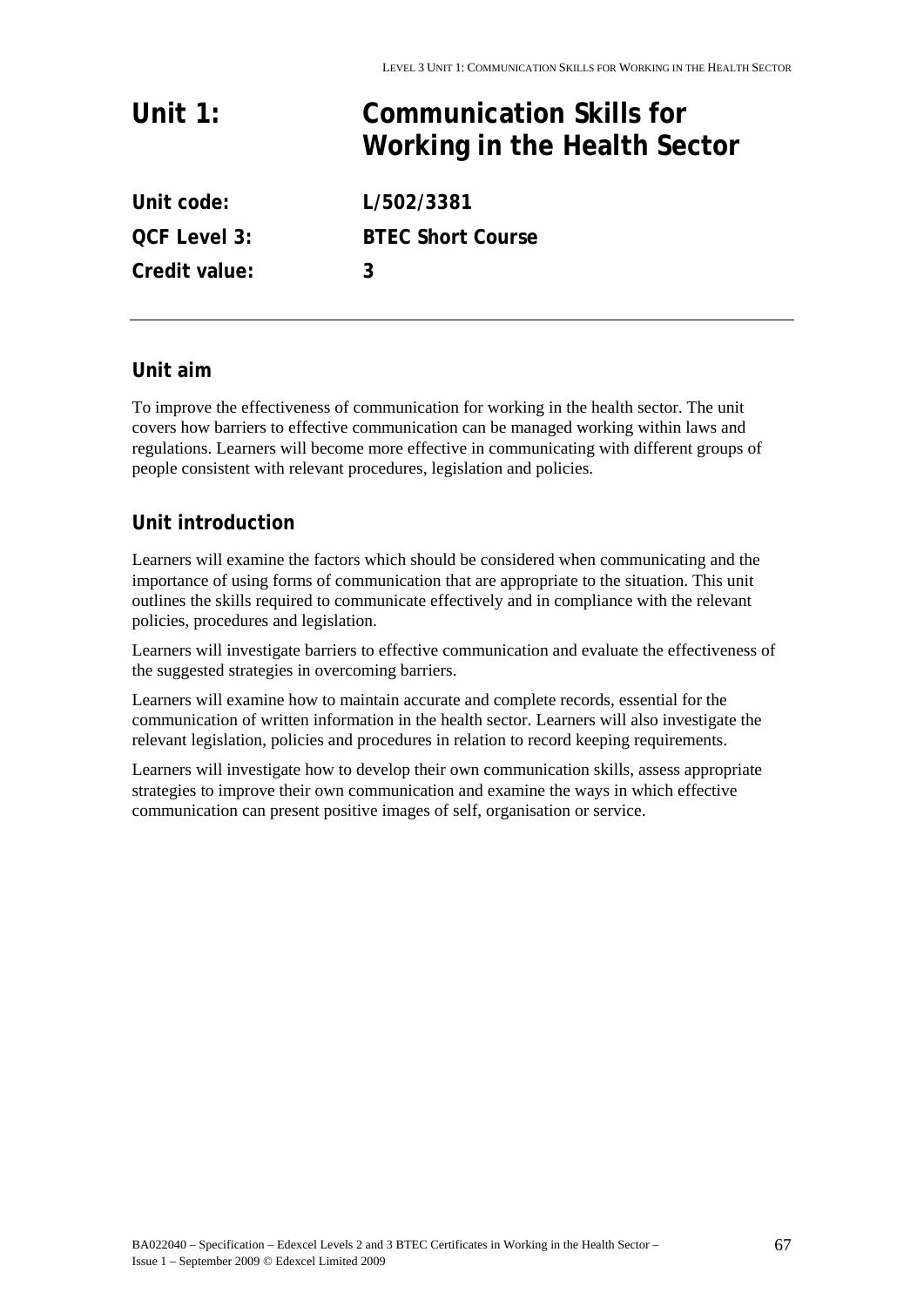# Unit 1: Communication Skills for Working in the Health Sector

**Unit code:** L/502/3381

**QCF Level 3:** BTEC Short Course

**Credit value:** 3

---

## Unit aim

To improve the effectiveness of communication for working in the health sector. The unit covers how barriers to effective communication can be managed working within laws and regulations. Learners will become more effective in communicating with different groups of people consistent with relevant procedures, legislation and policies.

## Unit introduction

Learners will examine the factors which should be considered when communicating and the importance of using forms of communication that are appropriate to the situation. This unit outlines the skills required to communicate effectively and in compliance with the relevant policies, procedures and legislation.

Learners will investigate barriers to effective communication and evaluate the effectiveness of the suggested strategies in overcoming barriers.

Learners will examine how to maintain accurate and complete records, essential for the communication of written information in the health sector. Learners will also investigate the relevant legislation, policies and procedures in relation to record keeping requirements.

Learners will investigate how to develop their own communication skills, assess appropriate strategies to improve their own communication and examine the ways in which effective communication can present positive images of self, organisation or service.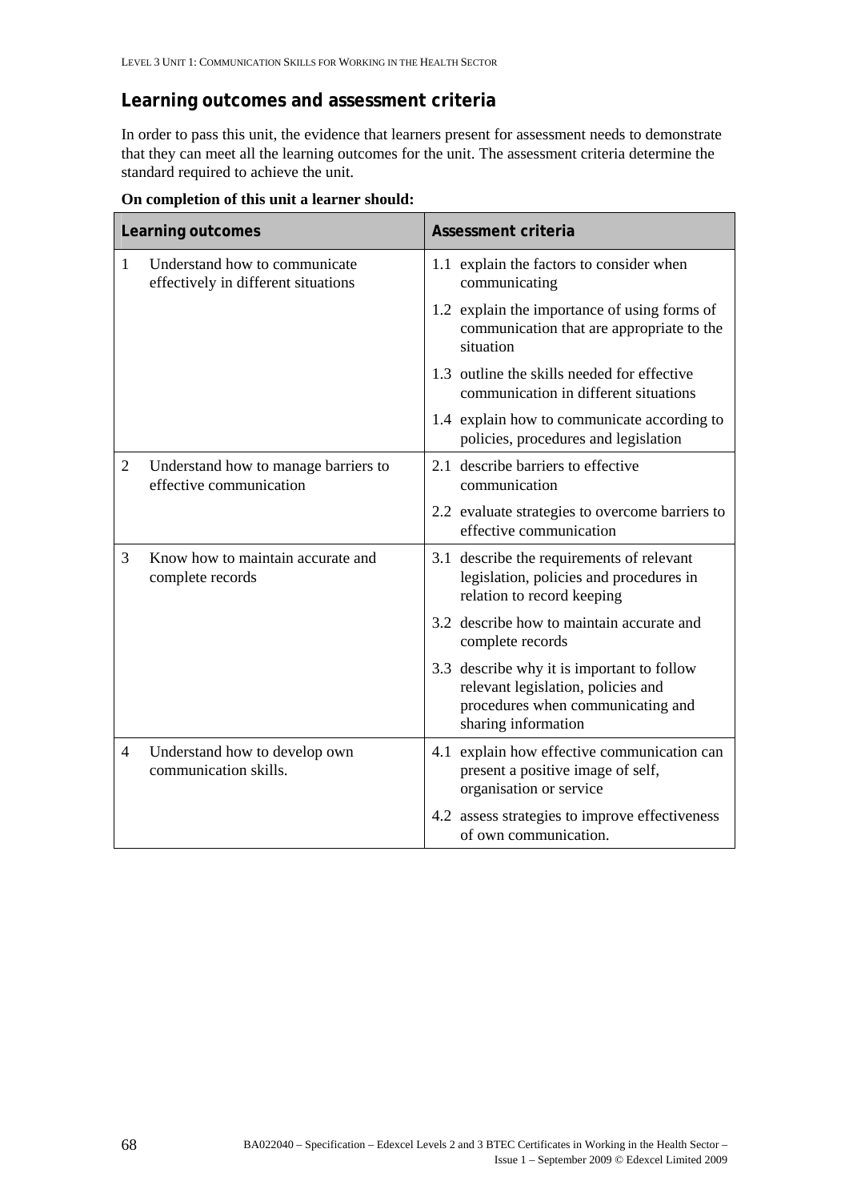## Learning outcomes and assessment criteria

In order to pass this unit, the evidence that learners present for assessment needs to demonstrate that they can meet all the learning outcomes for the unit. The assessment criteria determine the standard required to achieve the unit.

**On completion of this unit a learner should:**

| Learning outcomes | Assessment criteria |
|---|---|
| 1 Understand how to communicate effectively in different situations | 1.1 explain the factors to consider when communicating |
| | 1.2 explain the importance of using forms of communication that are appropriate to the situation |
| | 1.3 outline the skills needed for effective communication in different situations |
| | 1.4 explain how to communicate according to policies, procedures and legislation |
| 2 Understand how to manage barriers to effective communication | 2.1 describe barriers to effective communication |
| | 2.2 evaluate strategies to overcome barriers to effective communication |
| 3 Know how to maintain accurate and complete records | 3.1 describe the requirements of relevant legislation, policies and procedures in relation to record keeping |
| | 3.2 describe how to maintain accurate and complete records |
| | 3.3 describe why it is important to follow relevant legislation, policies and procedures when communicating and sharing information |
| 4 Understand how to develop own communication skills. | 4.1 explain how effective communication can present a positive image of self, organisation or service |
| | 4.2 assess strategies to improve effectiveness of own communication. |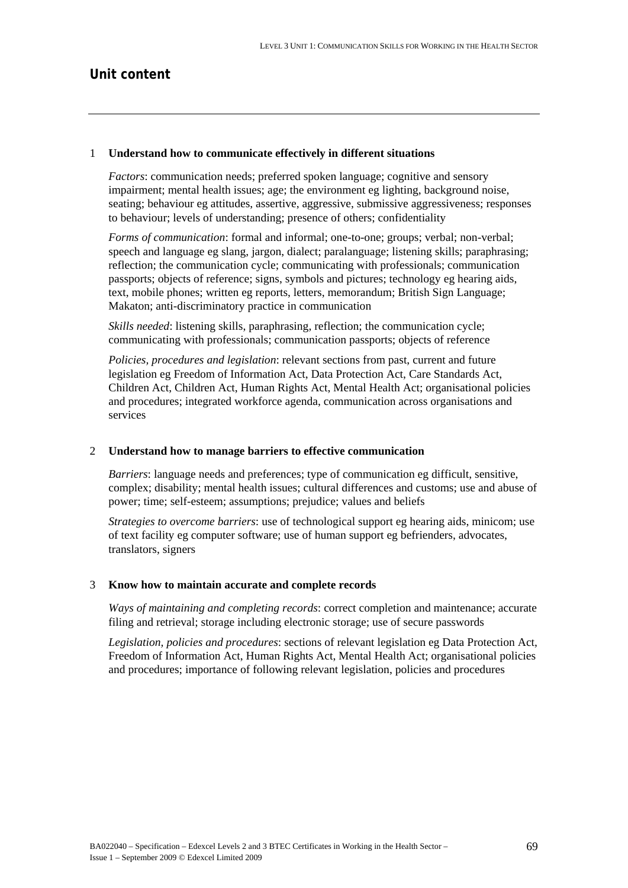## Unit content

1 **Understand how to communicate effectively in different situations**

*Factors*: communication needs; preferred spoken language; cognitive and sensory impairment; mental health issues; age; the environment eg lighting, background noise, seating; behaviour eg attitudes, assertive, aggressive, submissive aggressiveness; responses to behaviour; levels of understanding; presence of others; confidentiality

*Forms of communication*: formal and informal; one-to-one; groups; verbal; non-verbal; speech and language eg slang, jargon, dialect; paralanguage; listening skills; paraphrasing; reflection; the communication cycle; communicating with professionals; communication passports; objects of reference; signs, symbols and pictures; technology eg hearing aids, text, mobile phones; written eg reports, letters, memorandum; British Sign Language; Makaton; anti-discriminatory practice in communication

*Skills needed*: listening skills, paraphrasing, reflection; the communication cycle; communicating with professionals; communication passports; objects of reference

*Policies, procedures and legislation*: relevant sections from past, current and future legislation eg Freedom of Information Act, Data Protection Act, Care Standards Act, Children Act, Children Act, Human Rights Act, Mental Health Act; organisational policies and procedures; integrated workforce agenda, communication across organisations and services

2 **Understand how to manage barriers to effective communication**

*Barriers*: language needs and preferences; type of communication eg difficult, sensitive, complex; disability; mental health issues; cultural differences and customs; use and abuse of power; time; self-esteem; assumptions; prejudice; values and beliefs

*Strategies to overcome barriers*: use of technological support eg hearing aids, minicom; use of text facility eg computer software; use of human support eg befrienders, advocates, translators, signers

3 **Know how to maintain accurate and complete records**

*Ways of maintaining and completing records*: correct completion and maintenance; accurate filing and retrieval; storage including electronic storage; use of secure passwords

*Legislation, policies and procedures*: sections of relevant legislation eg Data Protection Act, Freedom of Information Act, Human Rights Act, Mental Health Act; organisational policies and procedures; importance of following relevant legislation, policies and procedures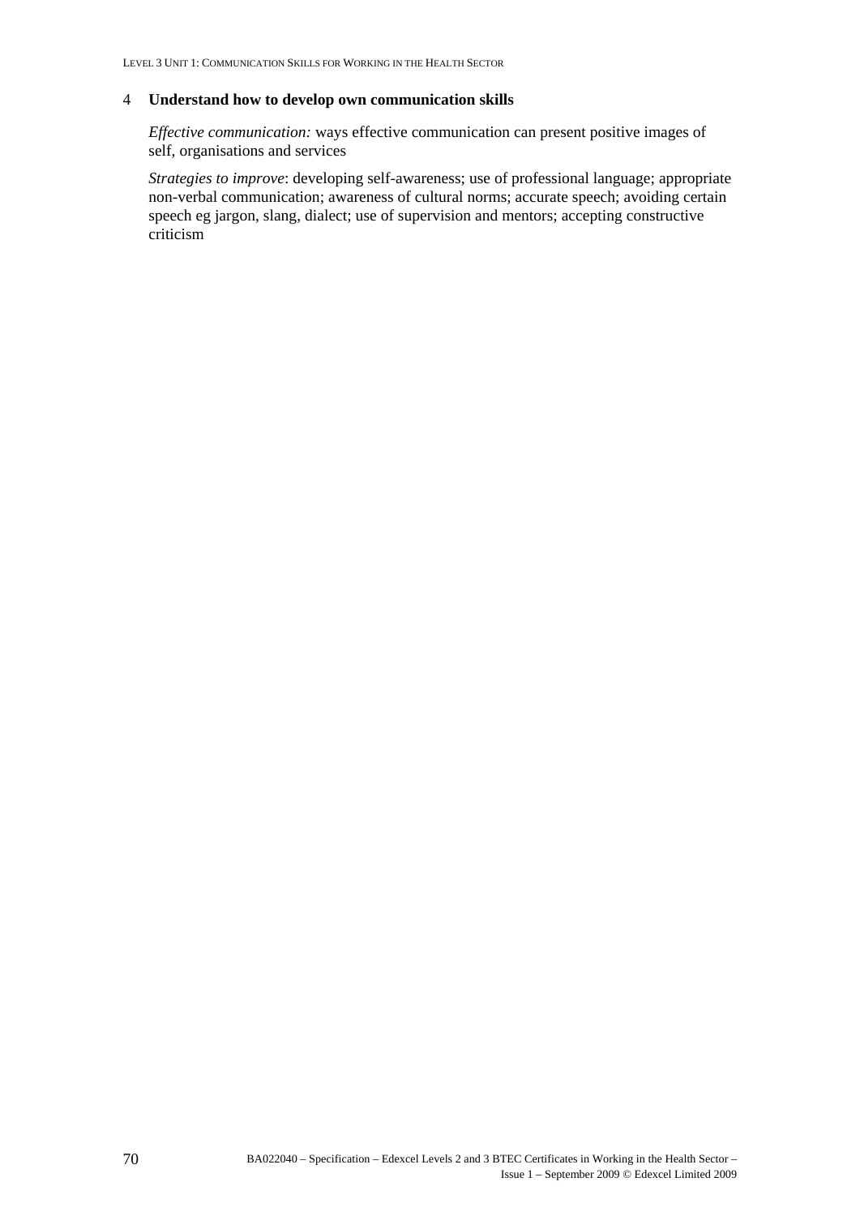4 **Understand how to develop own communication skills**

*Effective communication:* ways effective communication can present positive images of self, organisations and services

*Strategies to improve*: developing self-awareness; use of professional language; appropriate non-verbal communication; awareness of cultural norms; accurate speech; avoiding certain speech eg jargon, slang, dialect; use of supervision and mentors; accepting constructive criticism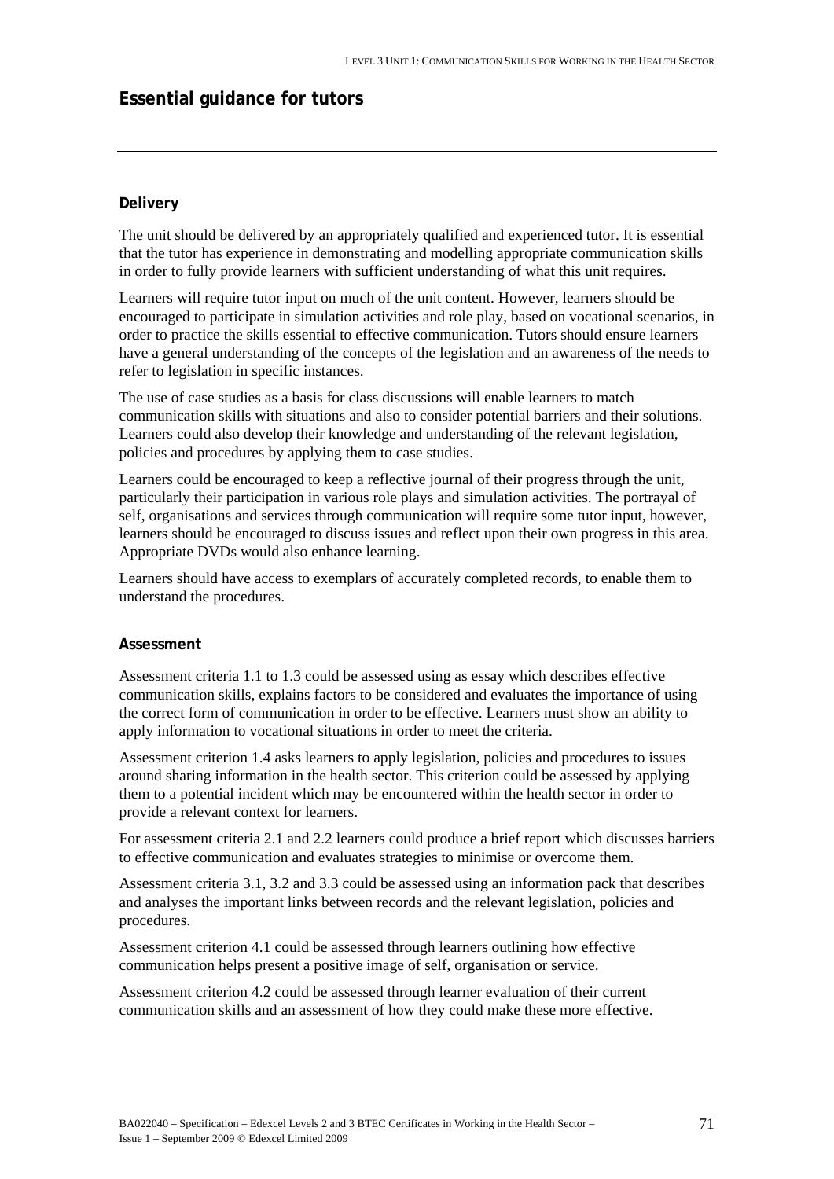## Essential guidance for tutors

---

### Delivery

The unit should be delivered by an appropriately qualified and experienced tutor. It is essential that the tutor has experience in demonstrating and modelling appropriate communication skills in order to fully provide learners with sufficient understanding of what this unit requires.

Learners will require tutor input on much of the unit content. However, learners should be encouraged to participate in simulation activities and role play, based on vocational scenarios, in order to practice the skills essential to effective communication. Tutors should ensure learners have a general understanding of the concepts of the legislation and an awareness of the needs to refer to legislation in specific instances.

The use of case studies as a basis for class discussions will enable learners to match communication skills with situations and also to consider potential barriers and their solutions. Learners could also develop their knowledge and understanding of the relevant legislation, policies and procedures by applying them to case studies.

Learners could be encouraged to keep a reflective journal of their progress through the unit, particularly their participation in various role plays and simulation activities. The portrayal of self, organisations and services through communication will require some tutor input, however, learners should be encouraged to discuss issues and reflect upon their own progress in this area. Appropriate DVDs would also enhance learning.

Learners should have access to exemplars of accurately completed records, to enable them to understand the procedures.

### Assessment

Assessment criteria 1.1 to 1.3 could be assessed using as essay which describes effective communication skills, explains factors to be considered and evaluates the importance of using the correct form of communication in order to be effective. Learners must show an ability to apply information to vocational situations in order to meet the criteria.

Assessment criterion 1.4 asks learners to apply legislation, policies and procedures to issues around sharing information in the health sector. This criterion could be assessed by applying them to a potential incident which may be encountered within the health sector in order to provide a relevant context for learners.

For assessment criteria 2.1 and 2.2 learners could produce a brief report which discusses barriers to effective communication and evaluates strategies to minimise or overcome them.

Assessment criteria 3.1, 3.2 and 3.3 could be assessed using an information pack that describes and analyses the important links between records and the relevant legislation, policies and procedures.

Assessment criterion 4.1 could be assessed through learners outlining how effective communication helps present a positive image of self, organisation or service.

Assessment criterion 4.2 could be assessed through learner evaluation of their current communication skills and an assessment of how they could make these more effective.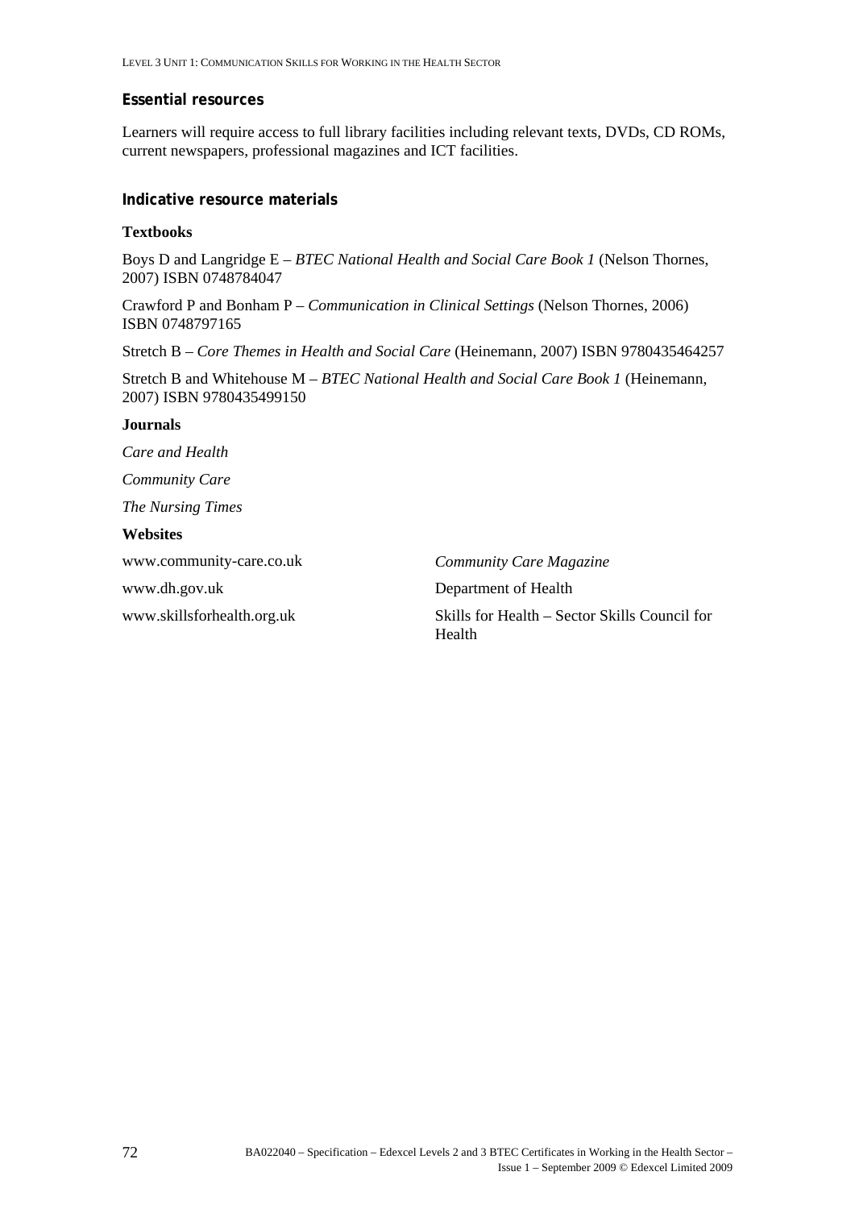### Essential resources

Learners will require access to full library facilities including relevant texts, DVDs, CD ROMs, current newspapers, professional magazines and ICT facilities.

### Indicative resource materials

**Textbooks**

Boys D and Langridge E – *BTEC National Health and Social Care Book 1* (Nelson Thornes, 2007) ISBN 0748784047

Crawford P and Bonham P – *Communication in Clinical Settings* (Nelson Thornes, 2006) ISBN 0748797165

Stretch B – *Core Themes in Health and Social Care* (Heinemann, 2007) ISBN 9780435464257

Stretch B and Whitehouse M – *BTEC National Health and Social Care Book 1* (Heinemann, 2007) ISBN 9780435499150

**Journals**

*Care and Health*

*Community Care*

*The Nursing Times*

**Websites**

| | |
|---|---|
| www.community-care.co.uk | *Community Care Magazine* |
| www.dh.gov.uk | Department of Health |
| www.skillsforhealth.org.uk | Skills for Health – Sector Skills Council for Health |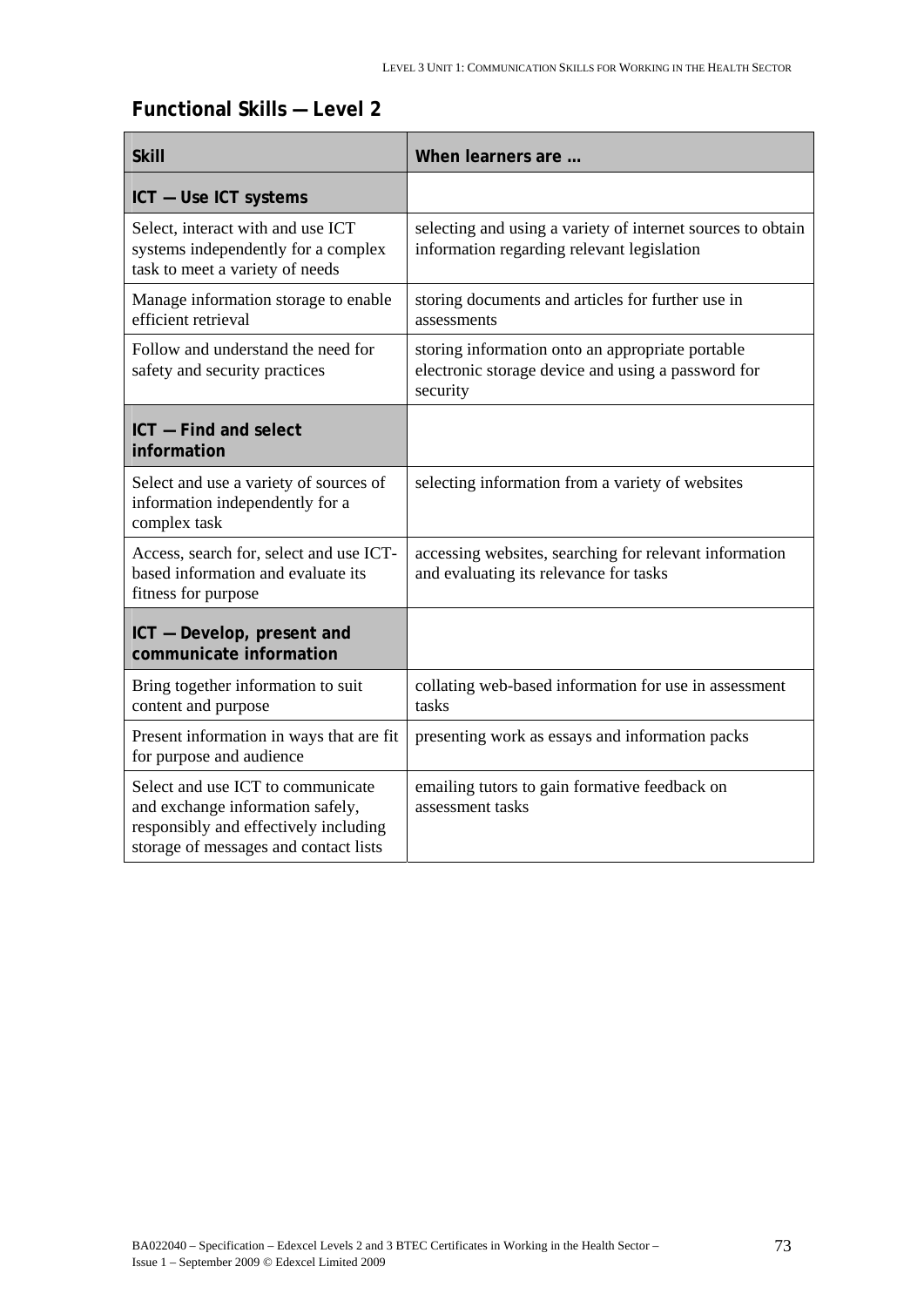## Functional Skills — Level 2

| Skill | When learners are … |
|---|---|
| **ICT — Use ICT systems** | |
| Select, interact with and use ICT systems independently for a complex task to meet a variety of needs | selecting and using a variety of internet sources to obtain information regarding relevant legislation |
| Manage information storage to enable efficient retrieval | storing documents and articles for further use in assessments |
| Follow and understand the need for safety and security practices | storing information onto an appropriate portable electronic storage device and using a password for security |
| **ICT — Find and select information** | |
| Select and use a variety of sources of information independently for a complex task | selecting information from a variety of websites |
| Access, search for, select and use ICT-based information and evaluate its fitness for purpose | accessing websites, searching for relevant information and evaluating its relevance for tasks |
| **ICT — Develop, present and communicate information** | |
| Bring together information to suit content and purpose | collating web-based information for use in assessment tasks |
| Present information in ways that are fit for purpose and audience | presenting work as essays and information packs |
| Select and use ICT to communicate and exchange information safely, responsibly and effectively including storage of messages and contact lists | emailing tutors to gain formative feedback on assessment tasks |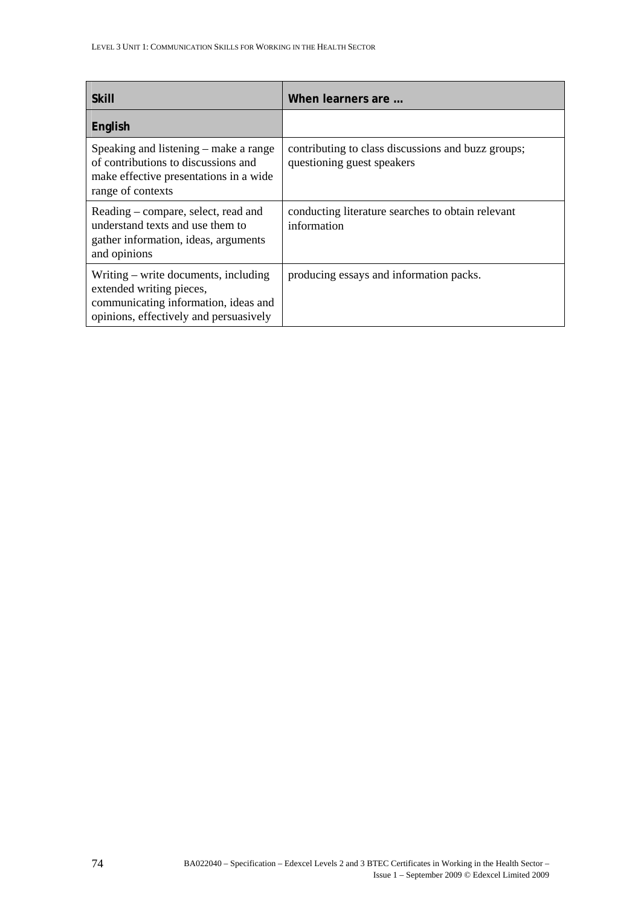| Skill | When learners are … |
|---|---|
| **English** | |
| Speaking and listening – make a range of contributions to discussions and make effective presentations in a wide range of contexts | contributing to class discussions and buzz groups; questioning guest speakers |
| Reading – compare, select, read and understand texts and use them to gather information, ideas, arguments and opinions | conducting literature searches to obtain relevant information |
| Writing – write documents, including extended writing pieces, communicating information, ideas and opinions, effectively and persuasively | producing essays and information packs. |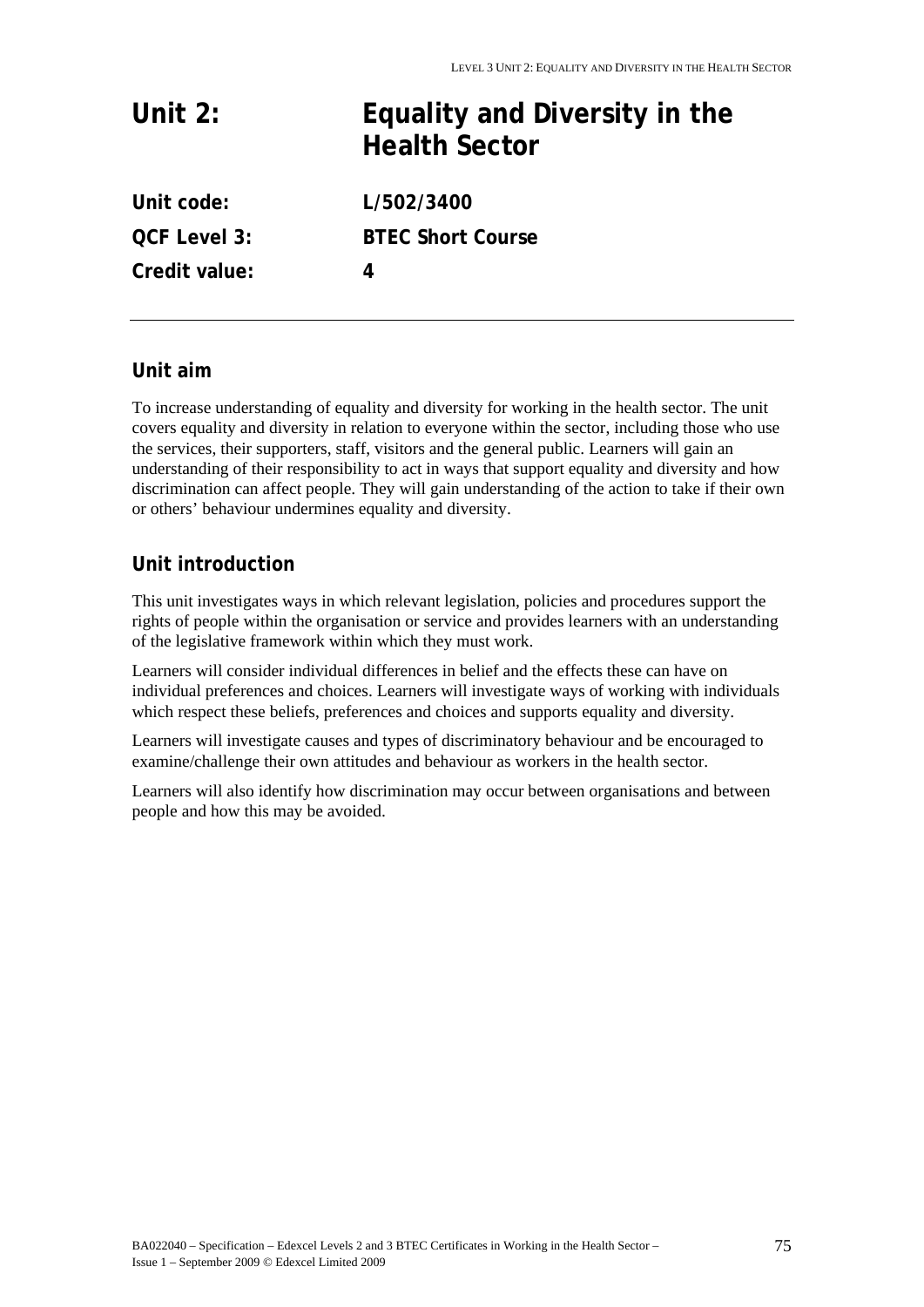# Unit 2: Equality and Diversity in the Health Sector

| | |
|---|---|
| **Unit code:** | **L/502/3400** |
| **QCF Level 3:** | **BTEC Short Course** |
| **Credit value:** | **4** |

## Unit aim

To increase understanding of equality and diversity for working in the health sector. The unit covers equality and diversity in relation to everyone within the sector, including those who use the services, their supporters, staff, visitors and the general public. Learners will gain an understanding of their responsibility to act in ways that support equality and diversity and how discrimination can affect people. They will gain understanding of the action to take if their own or others' behaviour undermines equality and diversity.

## Unit introduction

This unit investigates ways in which relevant legislation, policies and procedures support the rights of people within the organisation or service and provides learners with an understanding of the legislative framework within which they must work.

Learners will consider individual differences in belief and the effects these can have on individual preferences and choices. Learners will investigate ways of working with individuals which respect these beliefs, preferences and choices and supports equality and diversity.

Learners will investigate causes and types of discriminatory behaviour and be encouraged to examine/challenge their own attitudes and behaviour as workers in the health sector.

Learners will also identify how discrimination may occur between organisations and between people and how this may be avoided.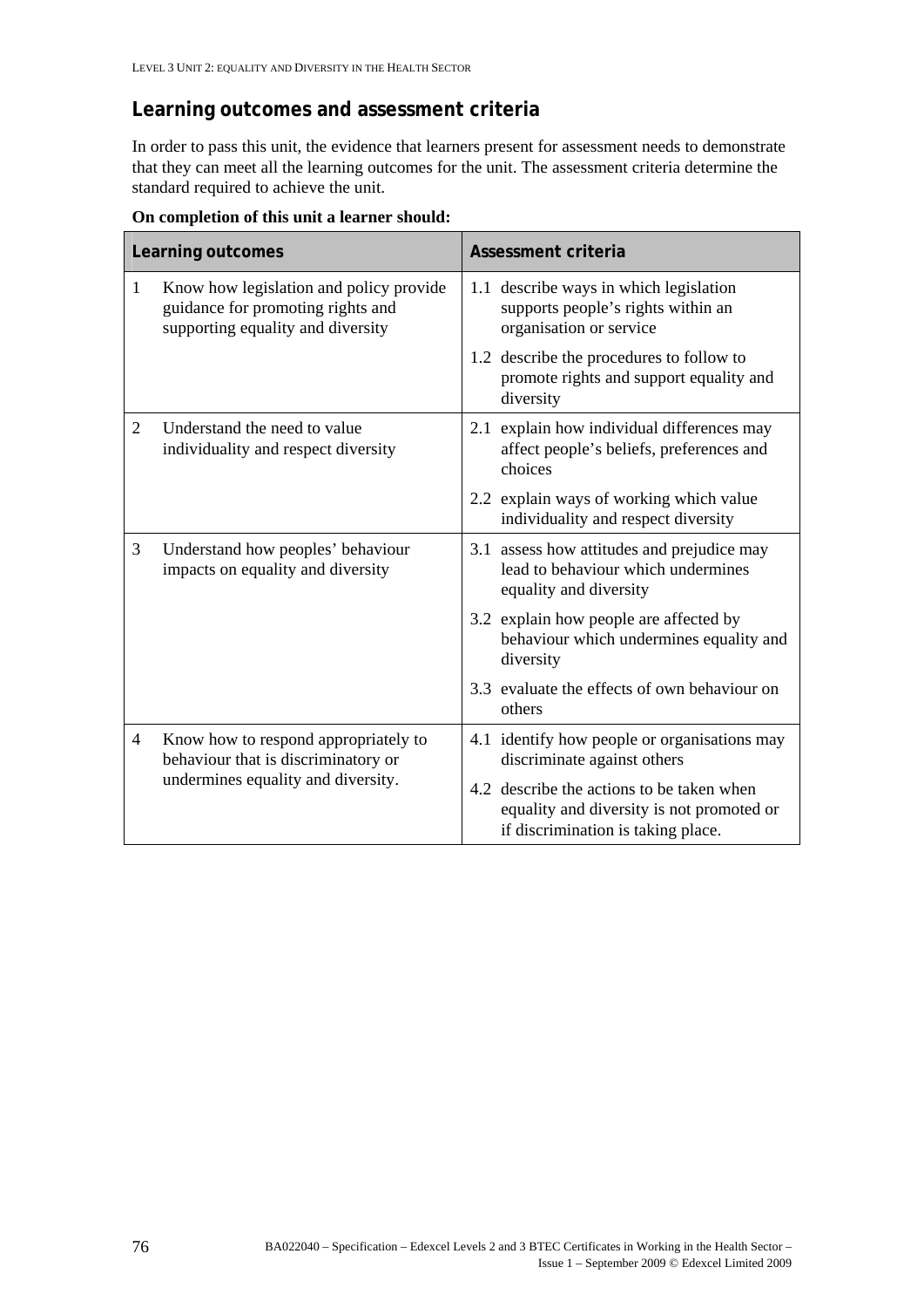## Learning outcomes and assessment criteria

In order to pass this unit, the evidence that learners present for assessment needs to demonstrate that they can meet all the learning outcomes for the unit. The assessment criteria determine the standard required to achieve the unit.

**On completion of this unit a learner should:**

| Learning outcomes | Assessment criteria |
|---|---|
| 1 Know how legislation and policy provide guidance for promoting rights and supporting equality and diversity | 1.1 describe ways in which legislation supports people's rights within an organisation or service |
| | 1.2 describe the procedures to follow to promote rights and support equality and diversity |
| 2 Understand the need to value individuality and respect diversity | 2.1 explain how individual differences may affect people's beliefs, preferences and choices |
| | 2.2 explain ways of working which value individuality and respect diversity |
| 3 Understand how peoples' behaviour impacts on equality and diversity | 3.1 assess how attitudes and prejudice may lead to behaviour which undermines equality and diversity |
| | 3.2 explain how people are affected by behaviour which undermines equality and diversity |
| | 3.3 evaluate the effects of own behaviour on others |
| 4 Know how to respond appropriately to behaviour that is discriminatory or undermines equality and diversity. | 4.1 identify how people or organisations may discriminate against others |
| | 4.2 describe the actions to be taken when equality and diversity is not promoted or if discrimination is taking place. |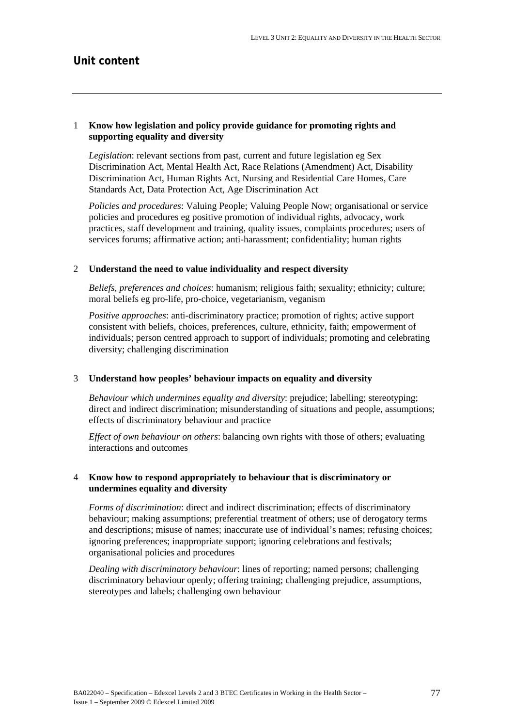## Unit content

1 **Know how legislation and policy provide guidance for promoting rights and supporting equality and diversity**

*Legislation*: relevant sections from past, current and future legislation eg Sex Discrimination Act, Mental Health Act, Race Relations (Amendment) Act, Disability Discrimination Act, Human Rights Act, Nursing and Residential Care Homes, Care Standards Act, Data Protection Act, Age Discrimination Act

*Policies and procedures*: Valuing People; Valuing People Now; organisational or service policies and procedures eg positive promotion of individual rights, advocacy, work practices, staff development and training, quality issues, complaints procedures; users of services forums; affirmative action; anti-harassment; confidentiality; human rights

2 **Understand the need to value individuality and respect diversity**

*Beliefs, preferences and choices*: humanism; religious faith; sexuality; ethnicity; culture; moral beliefs eg pro-life, pro-choice, vegetarianism, veganism

*Positive approaches*: anti-discriminatory practice; promotion of rights; active support consistent with beliefs, choices, preferences, culture, ethnicity, faith; empowerment of individuals; person centred approach to support of individuals; promoting and celebrating diversity; challenging discrimination

3 **Understand how peoples' behaviour impacts on equality and diversity**

*Behaviour which undermines equality and diversity*: prejudice; labelling; stereotyping; direct and indirect discrimination; misunderstanding of situations and people, assumptions; effects of discriminatory behaviour and practice

*Effect of own behaviour on others*: balancing own rights with those of others; evaluating interactions and outcomes

4 **Know how to respond appropriately to behaviour that is discriminatory or undermines equality and diversity**

*Forms of discrimination*: direct and indirect discrimination; effects of discriminatory behaviour; making assumptions; preferential treatment of others; use of derogatory terms and descriptions; misuse of names; inaccurate use of individual's names; refusing choices; ignoring preferences; inappropriate support; ignoring celebrations and festivals; organisational policies and procedures

*Dealing with discriminatory behaviour*: lines of reporting; named persons; challenging discriminatory behaviour openly; offering training; challenging prejudice, assumptions, stereotypes and labels; challenging own behaviour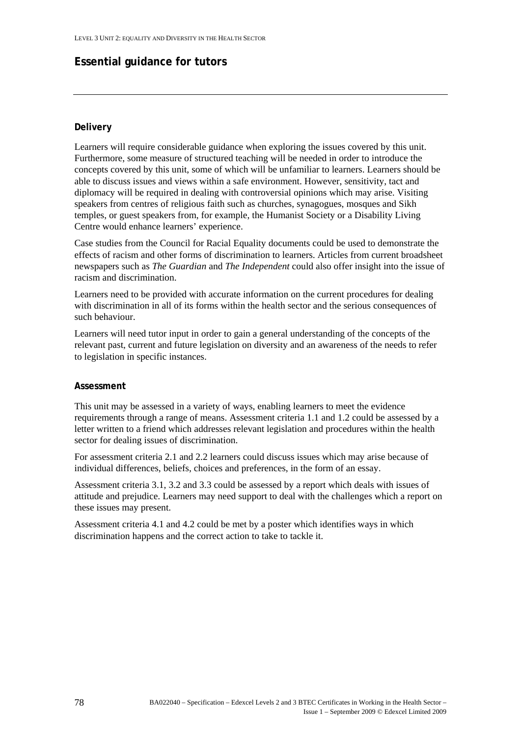## Essential guidance for tutors

### Delivery

Learners will require considerable guidance when exploring the issues covered by this unit. Furthermore, some measure of structured teaching will be needed in order to introduce the concepts covered by this unit, some of which will be unfamiliar to learners. Learners should be able to discuss issues and views within a safe environment. However, sensitivity, tact and diplomacy will be required in dealing with controversial opinions which may arise. Visiting speakers from centres of religious faith such as churches, synagogues, mosques and Sikh temples, or guest speakers from, for example, the Humanist Society or a Disability Living Centre would enhance learners' experience.

Case studies from the Council for Racial Equality documents could be used to demonstrate the effects of racism and other forms of discrimination to learners. Articles from current broadsheet newspapers such as *The Guardian* and *The Independent* could also offer insight into the issue of racism and discrimination.

Learners need to be provided with accurate information on the current procedures for dealing with discrimination in all of its forms within the health sector and the serious consequences of such behaviour.

Learners will need tutor input in order to gain a general understanding of the concepts of the relevant past, current and future legislation on diversity and an awareness of the needs to refer to legislation in specific instances.

### Assessment

This unit may be assessed in a variety of ways, enabling learners to meet the evidence requirements through a range of means. Assessment criteria 1.1 and 1.2 could be assessed by a letter written to a friend which addresses relevant legislation and procedures within the health sector for dealing issues of discrimination.

For assessment criteria 2.1 and 2.2 learners could discuss issues which may arise because of individual differences, beliefs, choices and preferences, in the form of an essay.

Assessment criteria 3.1, 3.2 and 3.3 could be assessed by a report which deals with issues of attitude and prejudice. Learners may need support to deal with the challenges which a report on these issues may present.

Assessment criteria 4.1 and 4.2 could be met by a poster which identifies ways in which discrimination happens and the correct action to take to tackle it.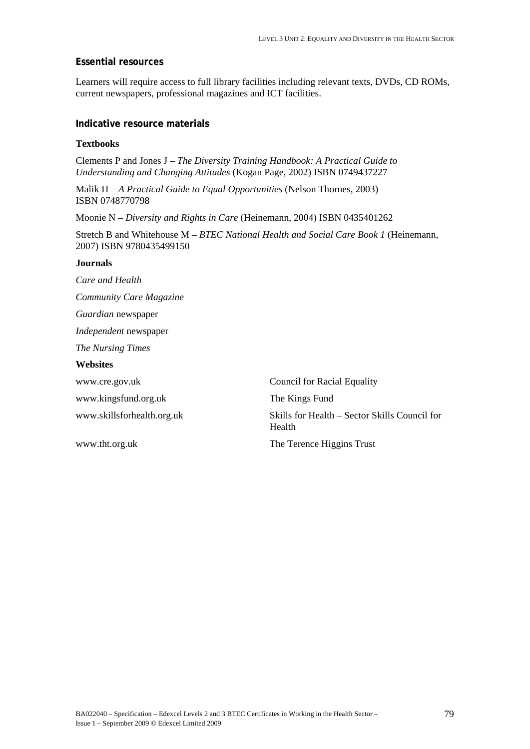### Essential resources

Learners will require access to full library facilities including relevant texts, DVDs, CD ROMs, current newspapers, professional magazines and ICT facilities.

### Indicative resource materials

**Textbooks**

Clements P and Jones J – *The Diversity Training Handbook: A Practical Guide to Understanding and Changing Attitudes* (Kogan Page, 2002) ISBN 0749437227

Malik H – *A Practical Guide to Equal Opportunities* (Nelson Thornes, 2003) ISBN 0748770798

Moonie N – *Diversity and Rights in Care* (Heinemann, 2004) ISBN 0435401262

Stretch B and Whitehouse M – *BTEC National Health and Social Care Book 1* (Heinemann, 2007) ISBN 9780435499150

**Journals**

*Care and Health*

*Community Care Magazine*

*Guardian* newspaper

*Independent* newspaper

*The Nursing Times*

**Websites**

| | |
|---|---|
| www.cre.gov.uk | Council for Racial Equality |
| www.kingsfund.org.uk | The Kings Fund |
| www.skillsforhealth.org.uk | Skills for Health – Sector Skills Council for Health |
| www.tht.org.uk | The Terence Higgins Trust |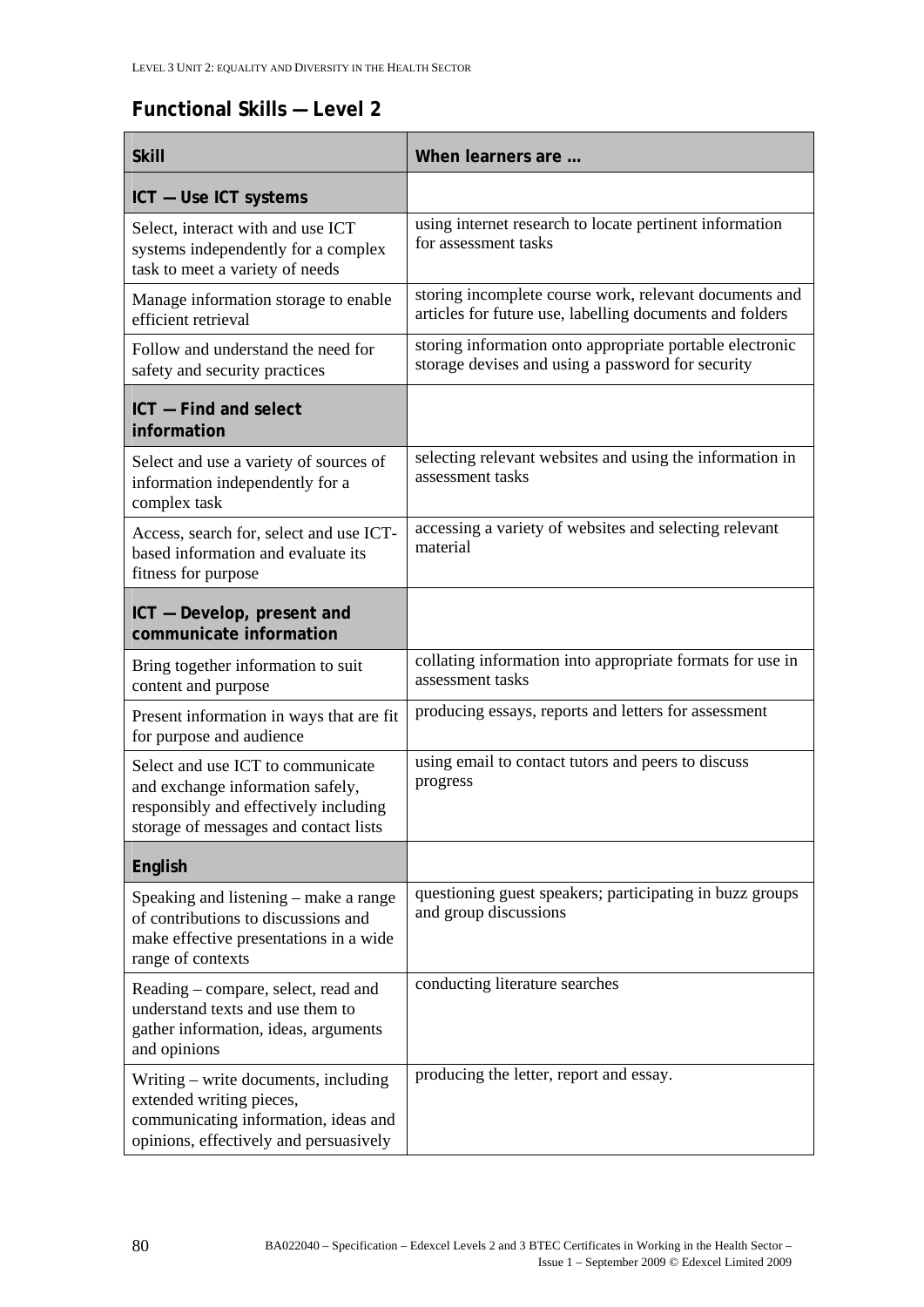## Functional Skills — Level 2

| Skill | When learners are … |
| --- | --- |
| **ICT — Use ICT systems** | |
| Select, interact with and use ICT systems independently for a complex task to meet a variety of needs | using internet research to locate pertinent information for assessment tasks |
| Manage information storage to enable efficient retrieval | storing incomplete course work, relevant documents and articles for future use, labelling documents and folders |
| Follow and understand the need for safety and security practices | storing information onto appropriate portable electronic storage devises and using a password for security |
| **ICT — Find and select information** | |
| Select and use a variety of sources of information independently for a complex task | selecting relevant websites and using the information in assessment tasks |
| Access, search for, select and use ICT-based information and evaluate its fitness for purpose | accessing a variety of websites and selecting relevant material |
| **ICT — Develop, present and communicate information** | |
| Bring together information to suit content and purpose | collating information into appropriate formats for use in assessment tasks |
| Present information in ways that are fit for purpose and audience | producing essays, reports and letters for assessment |
| Select and use ICT to communicate and exchange information safely, responsibly and effectively including storage of messages and contact lists | using email to contact tutors and peers to discuss progress |
| **English** | |
| Speaking and listening – make a range of contributions to discussions and make effective presentations in a wide range of contexts | questioning guest speakers; participating in buzz groups and group discussions |
| Reading – compare, select, read and understand texts and use them to gather information, ideas, arguments and opinions | conducting literature searches |
| Writing – write documents, including extended writing pieces, communicating information, ideas and opinions, effectively and persuasively | producing the letter, report and essay. |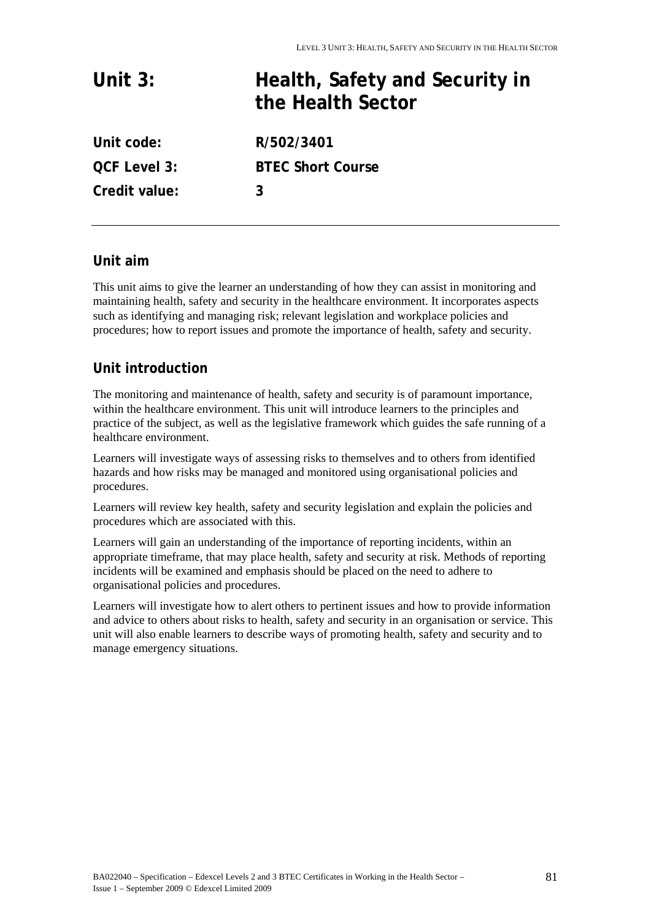# Unit 3: Health, Safety and Security in the Health Sector

**Unit code:** R/502/3401

**QCF Level 3:** BTEC Short Course

**Credit value:** 3

---

## Unit aim

This unit aims to give the learner an understanding of how they can assist in monitoring and maintaining health, safety and security in the healthcare environment. It incorporates aspects such as identifying and managing risk; relevant legislation and workplace policies and procedures; how to report issues and promote the importance of health, safety and security.

## Unit introduction

The monitoring and maintenance of health, safety and security is of paramount importance, within the healthcare environment. This unit will introduce learners to the principles and practice of the subject, as well as the legislative framework which guides the safe running of a healthcare environment.

Learners will investigate ways of assessing risks to themselves and to others from identified hazards and how risks may be managed and monitored using organisational policies and procedures.

Learners will review key health, safety and security legislation and explain the policies and procedures which are associated with this.

Learners will gain an understanding of the importance of reporting incidents, within an appropriate timeframe, that may place health, safety and security at risk. Methods of reporting incidents will be examined and emphasis should be placed on the need to adhere to organisational policies and procedures.

Learners will investigate how to alert others to pertinent issues and how to provide information and advice to others about risks to health, safety and security in an organisation or service. This unit will also enable learners to describe ways of promoting health, safety and security and to manage emergency situations.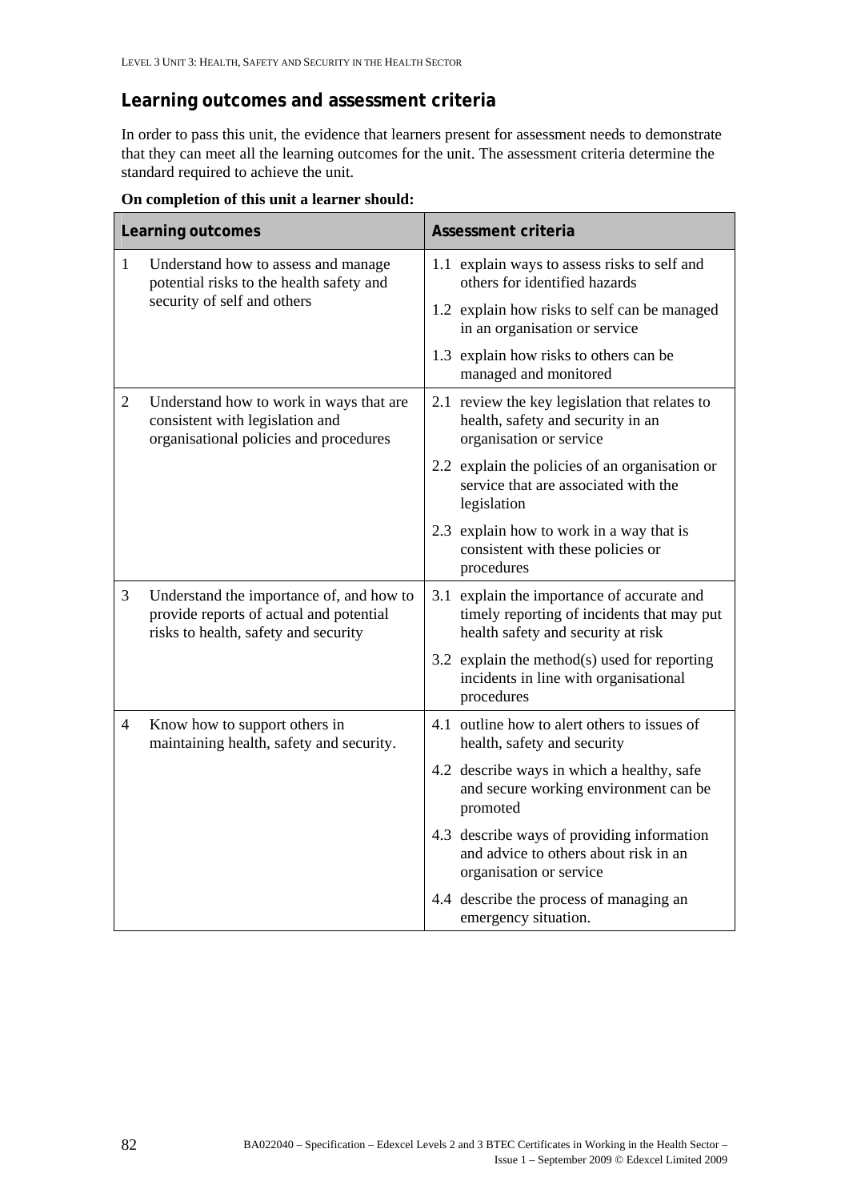## Learning outcomes and assessment criteria

In order to pass this unit, the evidence that learners present for assessment needs to demonstrate that they can meet all the learning outcomes for the unit. The assessment criteria determine the standard required to achieve the unit.

**On completion of this unit a learner should:**

| Learning outcomes | Assessment criteria |
|---|---|
| 1 Understand how to assess and manage potential risks to the health safety and security of self and others | 1.1 explain ways to assess risks to self and others for identified hazards |
| | 1.2 explain how risks to self can be managed in an organisation or service |
| | 1.3 explain how risks to others can be managed and monitored |
| 2 Understand how to work in ways that are consistent with legislation and organisational policies and procedures | 2.1 review the key legislation that relates to health, safety and security in an organisation or service |
| | 2.2 explain the policies of an organisation or service that are associated with the legislation |
| | 2.3 explain how to work in a way that is consistent with these policies or procedures |
| 3 Understand the importance of, and how to provide reports of actual and potential risks to health, safety and security | 3.1 explain the importance of accurate and timely reporting of incidents that may put health safety and security at risk |
| | 3.2 explain the method(s) used for reporting incidents in line with organisational procedures |
| 4 Know how to support others in maintaining health, safety and security. | 4.1 outline how to alert others to issues of health, safety and security |
| | 4.2 describe ways in which a healthy, safe and secure working environment can be promoted |
| | 4.3 describe ways of providing information and advice to others about risk in an organisation or service |
| | 4.4 describe the process of managing an emergency situation. |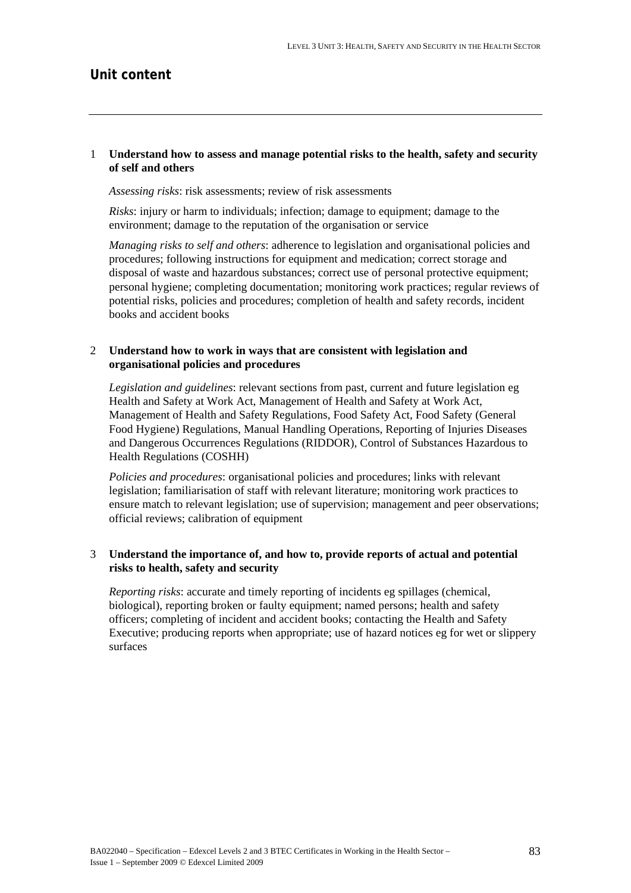## Unit content

1 **Understand how to assess and manage potential risks to the health, safety and security of self and others**

*Assessing risks*: risk assessments; review of risk assessments

*Risks*: injury or harm to individuals; infection; damage to equipment; damage to the environment; damage to the reputation of the organisation or service

*Managing risks to self and others*: adherence to legislation and organisational policies and procedures; following instructions for equipment and medication; correct storage and disposal of waste and hazardous substances; correct use of personal protective equipment; personal hygiene; completing documentation; monitoring work practices; regular reviews of potential risks, policies and procedures; completion of health and safety records, incident books and accident books

2 **Understand how to work in ways that are consistent with legislation and organisational policies and procedures**

*Legislation and guidelines*: relevant sections from past, current and future legislation eg Health and Safety at Work Act, Management of Health and Safety at Work Act, Management of Health and Safety Regulations, Food Safety Act, Food Safety (General Food Hygiene) Regulations, Manual Handling Operations, Reporting of Injuries Diseases and Dangerous Occurrences Regulations (RIDDOR), Control of Substances Hazardous to Health Regulations (COSHH)

*Policies and procedures*: organisational policies and procedures; links with relevant legislation; familiarisation of staff with relevant literature; monitoring work practices to ensure match to relevant legislation; use of supervision; management and peer observations; official reviews; calibration of equipment

3 **Understand the importance of, and how to, provide reports of actual and potential risks to health, safety and security**

*Reporting risks*: accurate and timely reporting of incidents eg spillages (chemical, biological), reporting broken or faulty equipment; named persons; health and safety officers; completing of incident and accident books; contacting the Health and Safety Executive; producing reports when appropriate; use of hazard notices eg for wet or slippery surfaces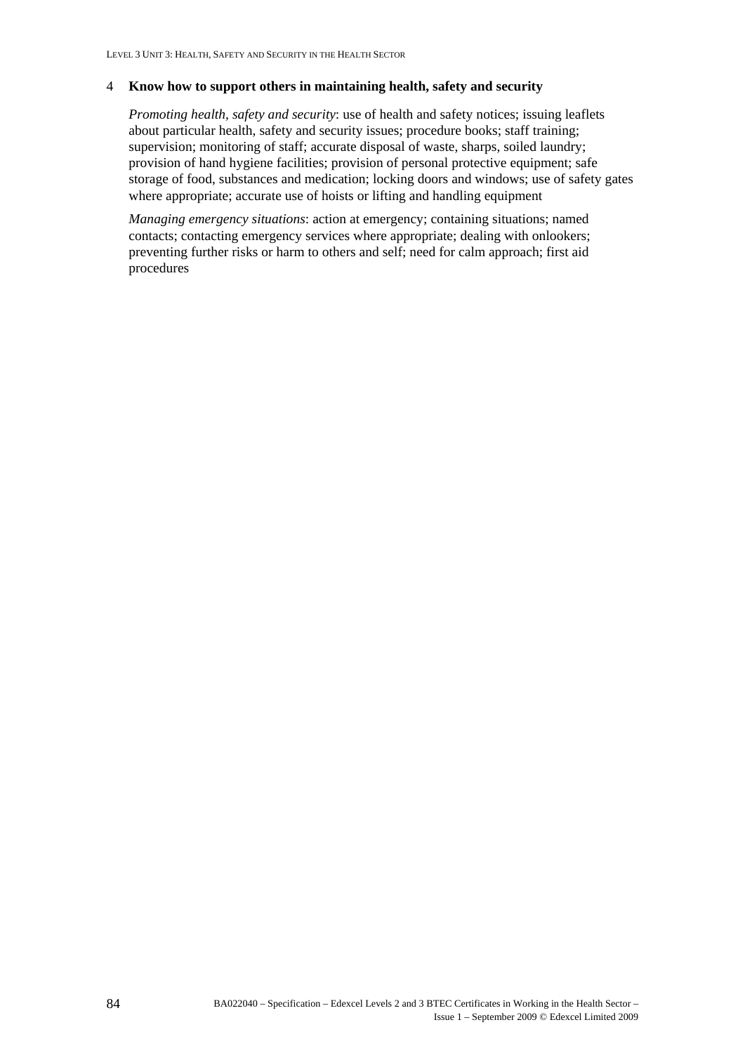4 **Know how to support others in maintaining health, safety and security**

*Promoting health, safety and security*: use of health and safety notices; issuing leaflets about particular health, safety and security issues; procedure books; staff training; supervision; monitoring of staff; accurate disposal of waste, sharps, soiled laundry; provision of hand hygiene facilities; provision of personal protective equipment; safe storage of food, substances and medication; locking doors and windows; use of safety gates where appropriate; accurate use of hoists or lifting and handling equipment

*Managing emergency situations*: action at emergency; containing situations; named contacts; contacting emergency services where appropriate; dealing with onlookers; preventing further risks or harm to others and self; need for calm approach; first aid procedures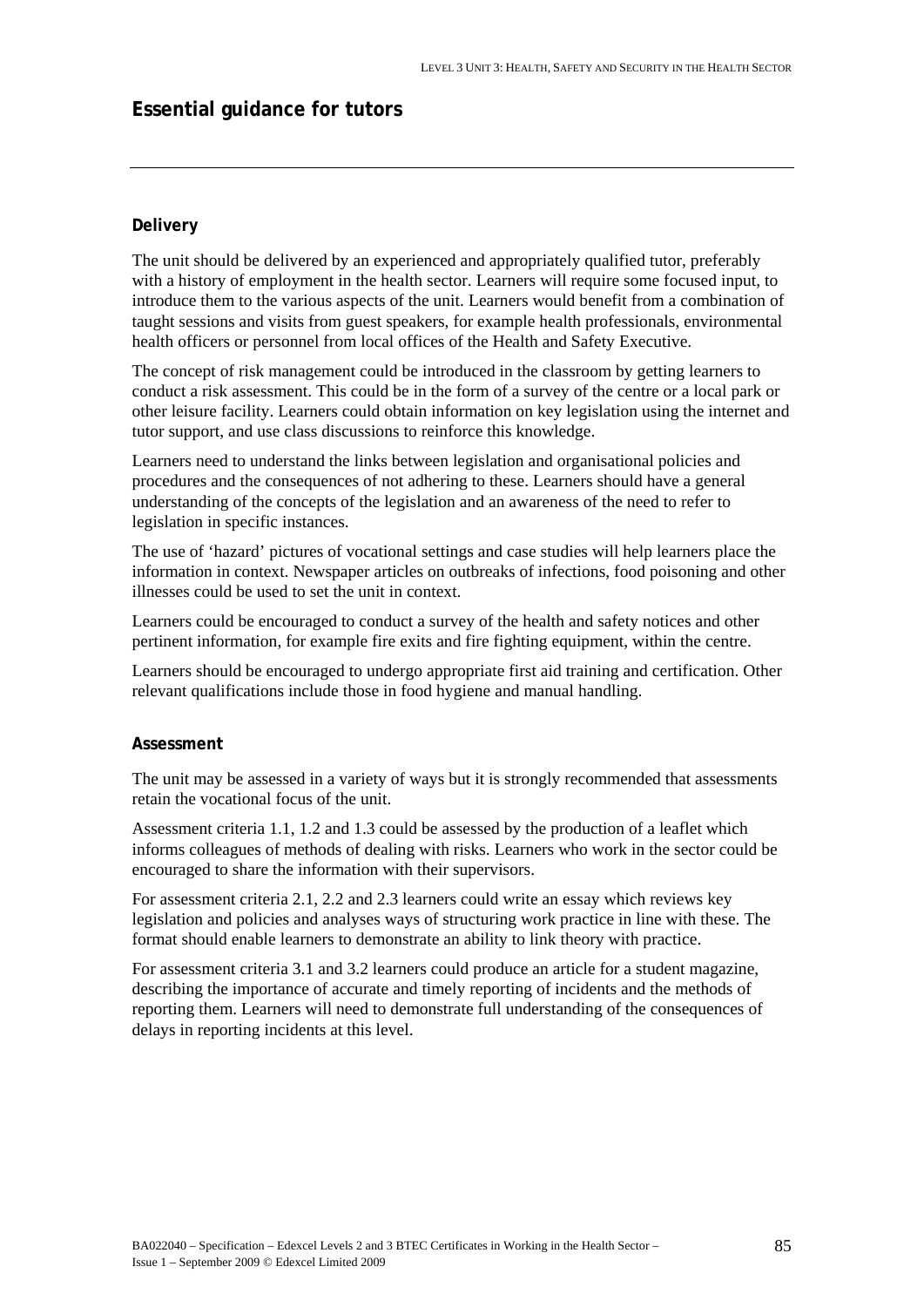## Essential guidance for tutors

### Delivery

The unit should be delivered by an experienced and appropriately qualified tutor, preferably with a history of employment in the health sector. Learners will require some focused input, to introduce them to the various aspects of the unit. Learners would benefit from a combination of taught sessions and visits from guest speakers, for example health professionals, environmental health officers or personnel from local offices of the Health and Safety Executive.

The concept of risk management could be introduced in the classroom by getting learners to conduct a risk assessment. This could be in the form of a survey of the centre or a local park or other leisure facility. Learners could obtain information on key legislation using the internet and tutor support, and use class discussions to reinforce this knowledge.

Learners need to understand the links between legislation and organisational policies and procedures and the consequences of not adhering to these. Learners should have a general understanding of the concepts of the legislation and an awareness of the need to refer to legislation in specific instances.

The use of 'hazard' pictures of vocational settings and case studies will help learners place the information in context. Newspaper articles on outbreaks of infections, food poisoning and other illnesses could be used to set the unit in context.

Learners could be encouraged to conduct a survey of the health and safety notices and other pertinent information, for example fire exits and fire fighting equipment, within the centre.

Learners should be encouraged to undergo appropriate first aid training and certification. Other relevant qualifications include those in food hygiene and manual handling.

### Assessment

The unit may be assessed in a variety of ways but it is strongly recommended that assessments retain the vocational focus of the unit.

Assessment criteria 1.1, 1.2 and 1.3 could be assessed by the production of a leaflet which informs colleagues of methods of dealing with risks. Learners who work in the sector could be encouraged to share the information with their supervisors.

For assessment criteria 2.1, 2.2 and 2.3 learners could write an essay which reviews key legislation and policies and analyses ways of structuring work practice in line with these. The format should enable learners to demonstrate an ability to link theory with practice.

For assessment criteria 3.1 and 3.2 learners could produce an article for a student magazine, describing the importance of accurate and timely reporting of incidents and the methods of reporting them. Learners will need to demonstrate full understanding of the consequences of delays in reporting incidents at this level.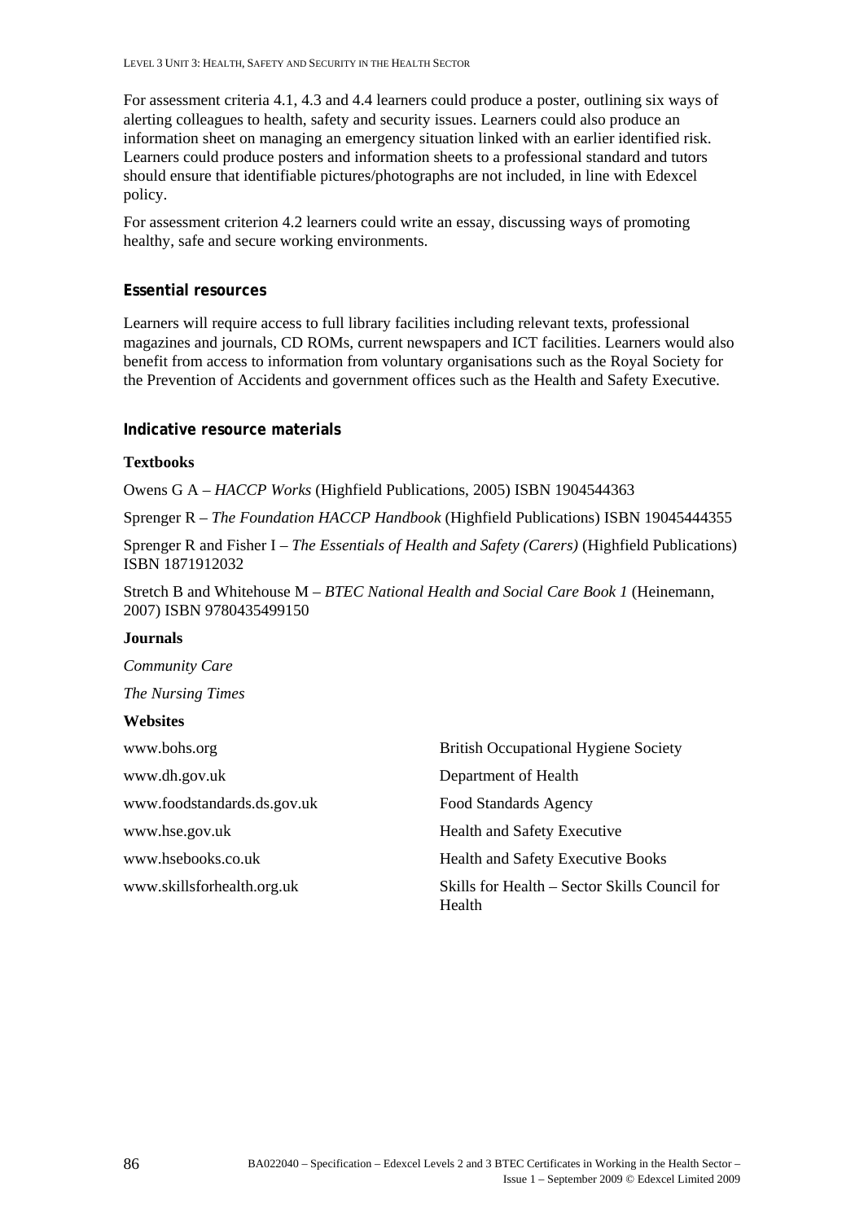For assessment criteria 4.1, 4.3 and 4.4 learners could produce a poster, outlining six ways of alerting colleagues to health, safety and security issues. Learners could also produce an information sheet on managing an emergency situation linked with an earlier identified risk. Learners could produce posters and information sheets to a professional standard and tutors should ensure that identifiable pictures/photographs are not included, in line with Edexcel policy.

For assessment criterion 4.2 learners could write an essay, discussing ways of promoting healthy, safe and secure working environments.

## Essential resources

Learners will require access to full library facilities including relevant texts, professional magazines and journals, CD ROMs, current newspapers and ICT facilities. Learners would also benefit from access to information from voluntary organisations such as the Royal Society for the Prevention of Accidents and government offices such as the Health and Safety Executive.

## Indicative resource materials

**Textbooks**

Owens G A – *HACCP Works* (Highfield Publications, 2005) ISBN 1904544363

Sprenger R – *The Foundation HACCP Handbook* (Highfield Publications) ISBN 19045444355

Sprenger R and Fisher I – *The Essentials of Health and Safety (Carers)* (Highfield Publications) ISBN 1871912032

Stretch B and Whitehouse M – *BTEC National Health and Social Care Book 1* (Heinemann, 2007) ISBN 9780435499150

**Journals**

*Community Care*

*The Nursing Times*

**Websites**

| | |
|---|---|
| www.bohs.org | British Occupational Hygiene Society |
| www.dh.gov.uk | Department of Health |
| www.foodstandards.ds.gov.uk | Food Standards Agency |
| www.hse.gov.uk | Health and Safety Executive |
| www.hsebooks.co.uk | Health and Safety Executive Books |
| www.skillsforhealth.org.uk | Skills for Health – Sector Skills Council for Health |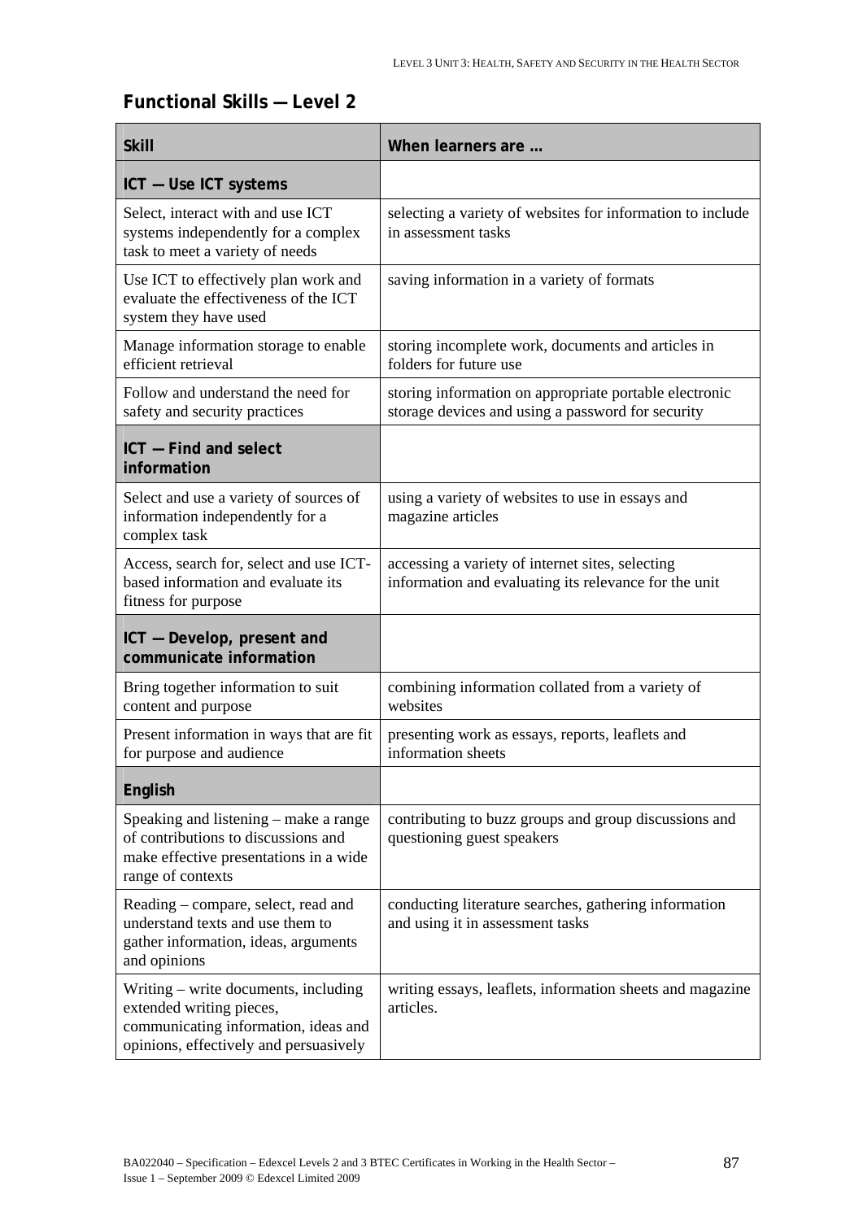## Functional Skills — Level 2

| Skill | When learners are … |
|---|---|
| **ICT — Use ICT systems** | |
| Select, interact with and use ICT systems independently for a complex task to meet a variety of needs | selecting a variety of websites for information to include in assessment tasks |
| Use ICT to effectively plan work and evaluate the effectiveness of the ICT system they have used | saving information in a variety of formats |
| Manage information storage to enable efficient retrieval | storing incomplete work, documents and articles in folders for future use |
| Follow and understand the need for safety and security practices | storing information on appropriate portable electronic storage devices and using a password for security |
| **ICT — Find and select information** | |
| Select and use a variety of sources of information independently for a complex task | using a variety of websites to use in essays and magazine articles |
| Access, search for, select and use ICT-based information and evaluate its fitness for purpose | accessing a variety of internet sites, selecting information and evaluating its relevance for the unit |
| **ICT — Develop, present and communicate information** | |
| Bring together information to suit content and purpose | combining information collated from a variety of websites |
| Present information in ways that are fit for purpose and audience | presenting work as essays, reports, leaflets and information sheets |
| **English** | |
| Speaking and listening – make a range of contributions to discussions and make effective presentations in a wide range of contexts | contributing to buzz groups and group discussions and questioning guest speakers |
| Reading – compare, select, read and understand texts and use them to gather information, ideas, arguments and opinions | conducting literature searches, gathering information and using it in assessment tasks |
| Writing – write documents, including extended writing pieces, communicating information, ideas and opinions, effectively and persuasively | writing essays, leaflets, information sheets and magazine articles. |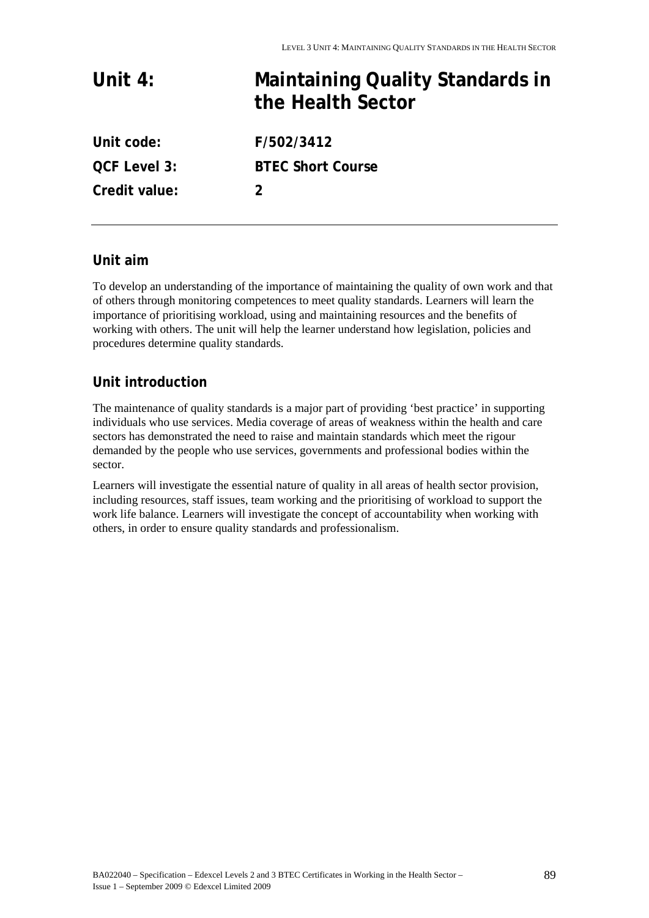# Unit 4: Maintaining Quality Standards in the Health Sector

**Unit code:** F/502/3412

**QCF Level 3:** BTEC Short Course

**Credit value:** 2

---

## Unit aim

To develop an understanding of the importance of maintaining the quality of own work and that of others through monitoring competences to meet quality standards. Learners will learn the importance of prioritising workload, using and maintaining resources and the benefits of working with others. The unit will help the learner understand how legislation, policies and procedures determine quality standards.

## Unit introduction

The maintenance of quality standards is a major part of providing 'best practice' in supporting individuals who use services. Media coverage of areas of weakness within the health and care sectors has demonstrated the need to raise and maintain standards which meet the rigour demanded by the people who use services, governments and professional bodies within the sector.

Learners will investigate the essential nature of quality in all areas of health sector provision, including resources, staff issues, team working and the prioritising of workload to support the work life balance. Learners will investigate the concept of accountability when working with others, in order to ensure quality standards and professionalism.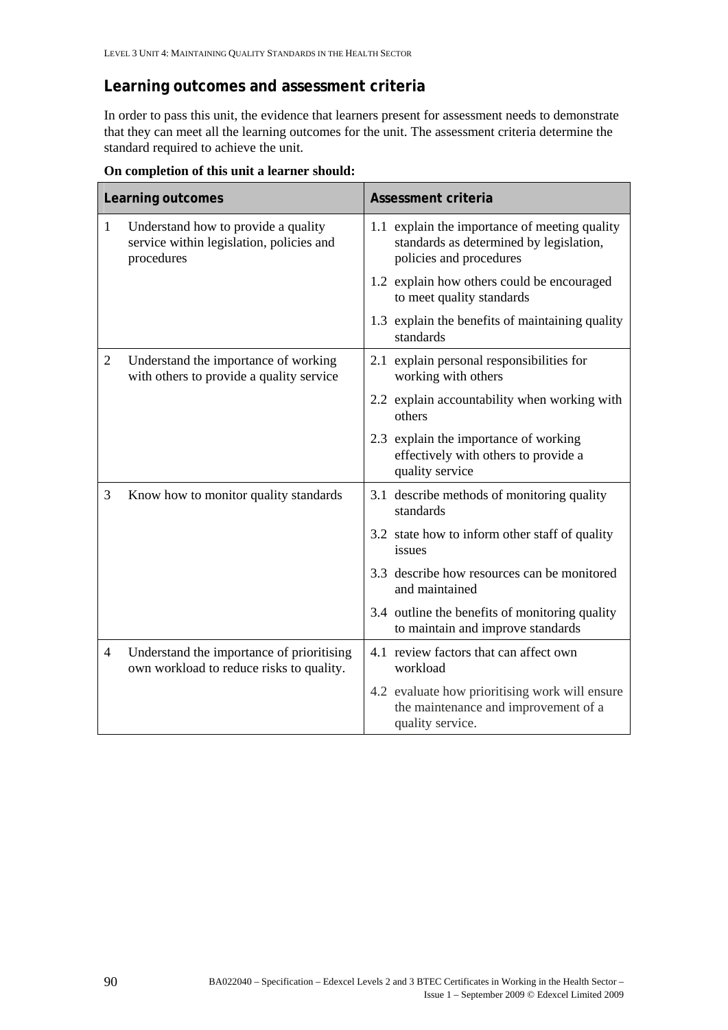## Learning outcomes and assessment criteria

In order to pass this unit, the evidence that learners present for assessment needs to demonstrate that they can meet all the learning outcomes for the unit. The assessment criteria determine the standard required to achieve the unit.

**On completion of this unit a learner should:**

| Learning outcomes | Assessment criteria |
|---|---|
| 1 Understand how to provide a quality service within legislation, policies and procedures | 1.1 explain the importance of meeting quality standards as determined by legislation, policies and procedures |
| | 1.2 explain how others could be encouraged to meet quality standards |
| | 1.3 explain the benefits of maintaining quality standards |
| 2 Understand the importance of working with others to provide a quality service | 2.1 explain personal responsibilities for working with others |
| | 2.2 explain accountability when working with others |
| | 2.3 explain the importance of working effectively with others to provide a quality service |
| 3 Know how to monitor quality standards | 3.1 describe methods of monitoring quality standards |
| | 3.2 state how to inform other staff of quality issues |
| | 3.3 describe how resources can be monitored and maintained |
| | 3.4 outline the benefits of monitoring quality to maintain and improve standards |
| 4 Understand the importance of prioritising own workload to reduce risks to quality. | 4.1 review factors that can affect own workload |
| | 4.2 evaluate how prioritising work will ensure the maintenance and improvement of a quality service. |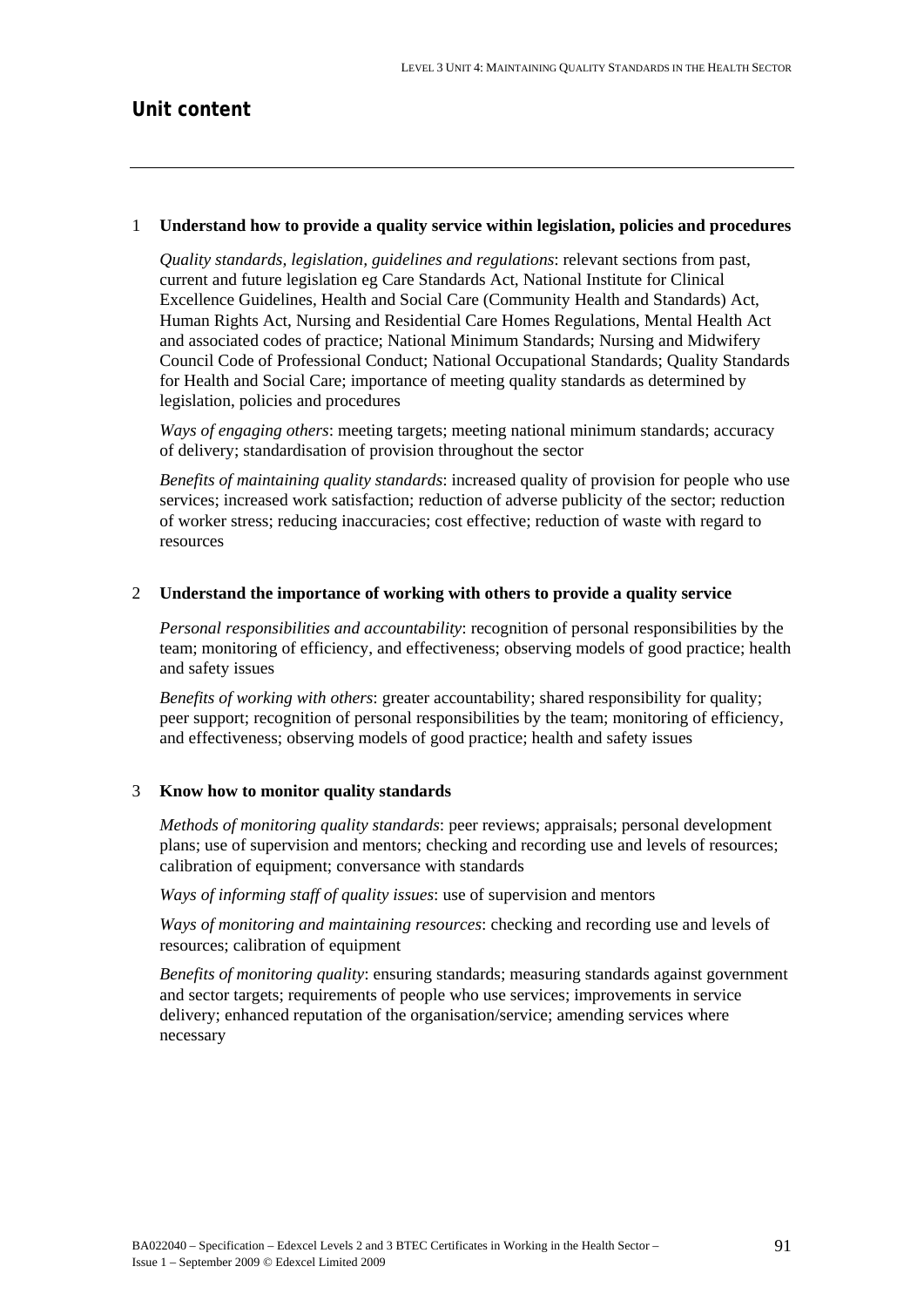## Unit content

---

1 **Understand how to provide a quality service within legislation, policies and procedures**

*Quality standards, legislation, guidelines and regulations*: relevant sections from past, current and future legislation eg Care Standards Act, National Institute for Clinical Excellence Guidelines, Health and Social Care (Community Health and Standards) Act, Human Rights Act, Nursing and Residential Care Homes Regulations, Mental Health Act and associated codes of practice; National Minimum Standards; Nursing and Midwifery Council Code of Professional Conduct; National Occupational Standards; Quality Standards for Health and Social Care; importance of meeting quality standards as determined by legislation, policies and procedures

*Ways of engaging others*: meeting targets; meeting national minimum standards; accuracy of delivery; standardisation of provision throughout the sector

*Benefits of maintaining quality standards*: increased quality of provision for people who use services; increased work satisfaction; reduction of adverse publicity of the sector; reduction of worker stress; reducing inaccuracies; cost effective; reduction of waste with regard to resources

2 **Understand the importance of working with others to provide a quality service**

*Personal responsibilities and accountability*: recognition of personal responsibilities by the team; monitoring of efficiency, and effectiveness; observing models of good practice; health and safety issues

*Benefits of working with others*: greater accountability; shared responsibility for quality; peer support; recognition of personal responsibilities by the team; monitoring of efficiency, and effectiveness; observing models of good practice; health and safety issues

3 **Know how to monitor quality standards**

*Methods of monitoring quality standards*: peer reviews; appraisals; personal development plans; use of supervision and mentors; checking and recording use and levels of resources; calibration of equipment; conversance with standards

*Ways of informing staff of quality issues*: use of supervision and mentors

*Ways of monitoring and maintaining resources*: checking and recording use and levels of resources; calibration of equipment

*Benefits of monitoring quality*: ensuring standards; measuring standards against government and sector targets; requirements of people who use services; improvements in service delivery; enhanced reputation of the organisation/service; amending services where necessary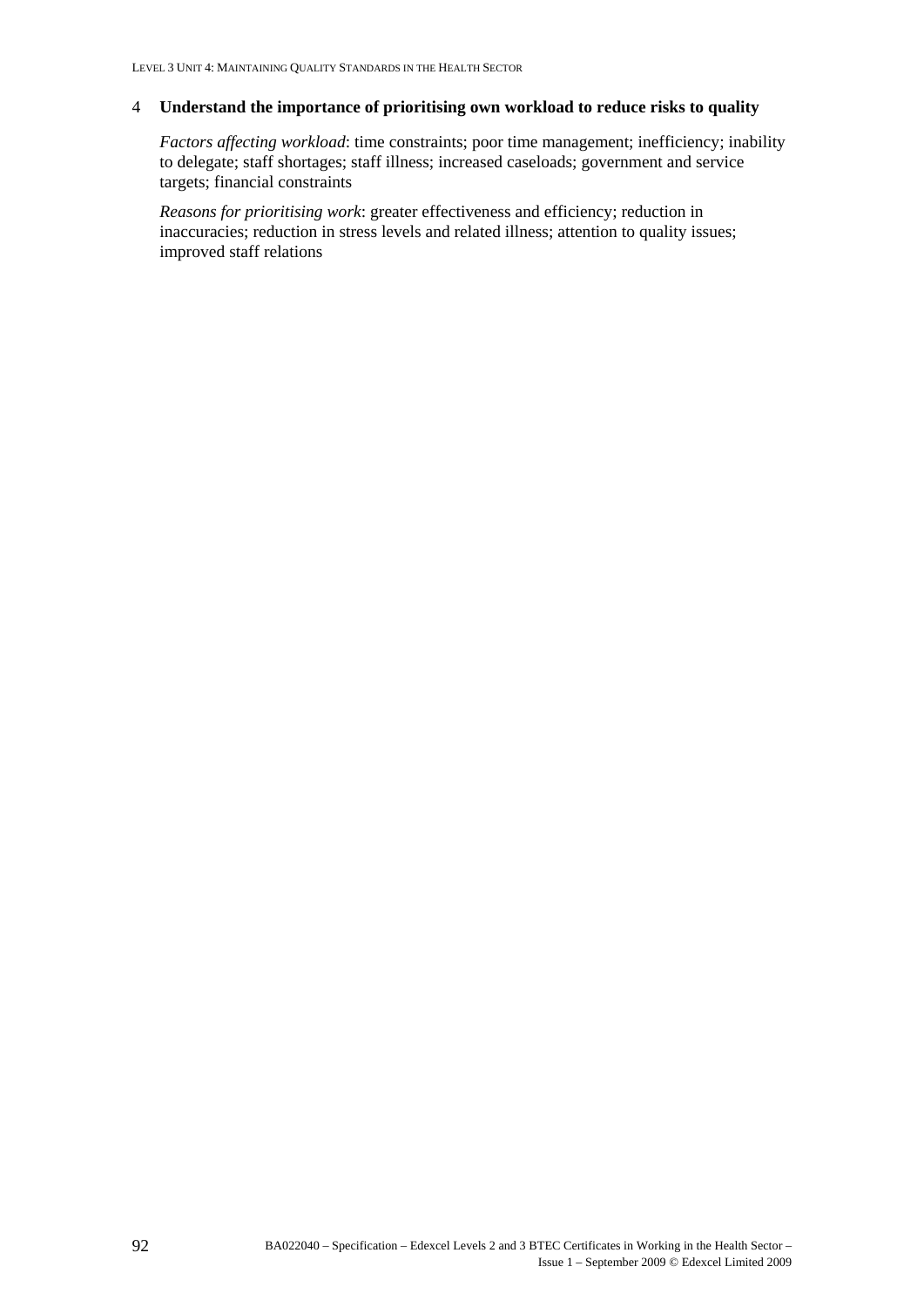4 **Understand the importance of prioritising own workload to reduce risks to quality**

*Factors affecting workload*: time constraints; poor time management; inefficiency; inability to delegate; staff shortages; staff illness; increased caseloads; government and service targets; financial constraints

*Reasons for prioritising work*: greater effectiveness and efficiency; reduction in inaccuracies; reduction in stress levels and related illness; attention to quality issues; improved staff relations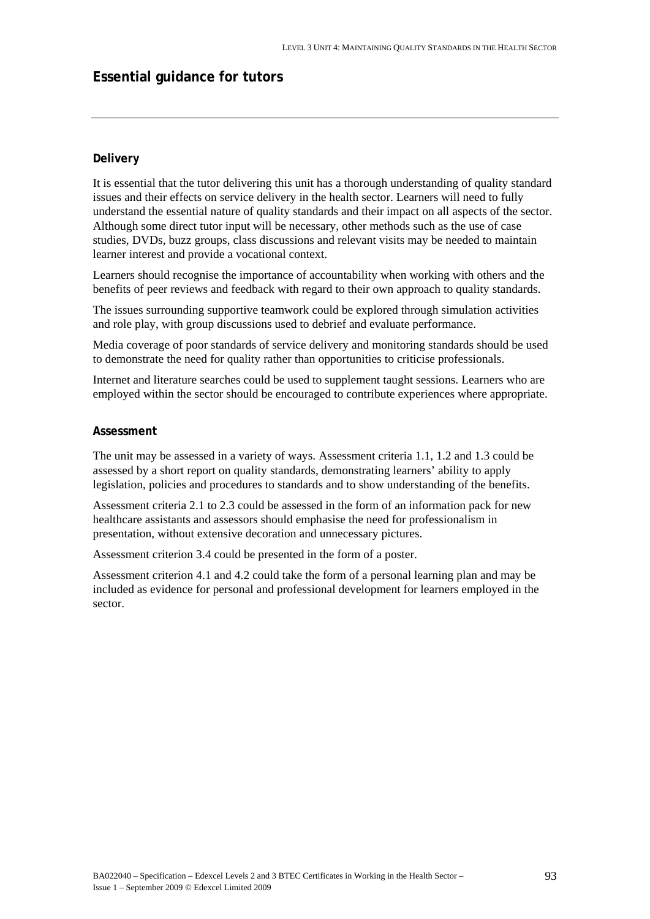## Essential guidance for tutors

### Delivery

It is essential that the tutor delivering this unit has a thorough understanding of quality standard issues and their effects on service delivery in the health sector. Learners will need to fully understand the essential nature of quality standards and their impact on all aspects of the sector. Although some direct tutor input will be necessary, other methods such as the use of case studies, DVDs, buzz groups, class discussions and relevant visits may be needed to maintain learner interest and provide a vocational context.

Learners should recognise the importance of accountability when working with others and the benefits of peer reviews and feedback with regard to their own approach to quality standards.

The issues surrounding supportive teamwork could be explored through simulation activities and role play, with group discussions used to debrief and evaluate performance.

Media coverage of poor standards of service delivery and monitoring standards should be used to demonstrate the need for quality rather than opportunities to criticise professionals.

Internet and literature searches could be used to supplement taught sessions. Learners who are employed within the sector should be encouraged to contribute experiences where appropriate.

### Assessment

The unit may be assessed in a variety of ways. Assessment criteria 1.1, 1.2 and 1.3 could be assessed by a short report on quality standards, demonstrating learners' ability to apply legislation, policies and procedures to standards and to show understanding of the benefits.

Assessment criteria 2.1 to 2.3 could be assessed in the form of an information pack for new healthcare assistants and assessors should emphasise the need for professionalism in presentation, without extensive decoration and unnecessary pictures.

Assessment criterion 3.4 could be presented in the form of a poster.

Assessment criterion 4.1 and 4.2 could take the form of a personal learning plan and may be included as evidence for personal and professional development for learners employed in the sector.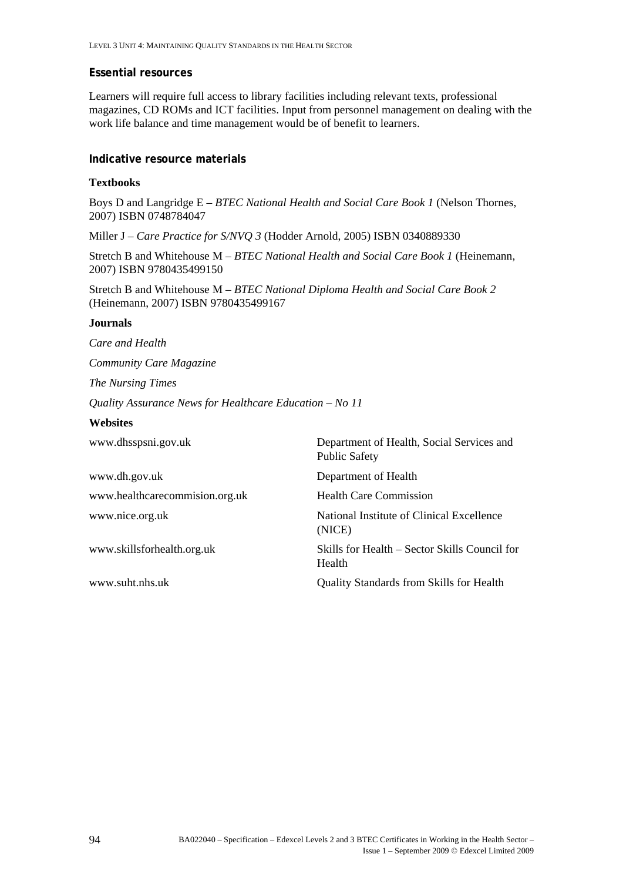## Essential resources

Learners will require full access to library facilities including relevant texts, professional magazines, CD ROMs and ICT facilities. Input from personnel management on dealing with the work life balance and time management would be of benefit to learners.

## Indicative resource materials

### Textbooks

Boys D and Langridge E – *BTEC National Health and Social Care Book 1* (Nelson Thornes, 2007) ISBN 0748784047

Miller J – *Care Practice for S/NVQ 3* (Hodder Arnold, 2005) ISBN 0340889330

Stretch B and Whitehouse M – *BTEC National Health and Social Care Book 1* (Heinemann, 2007) ISBN 9780435499150

Stretch B and Whitehouse M – *BTEC National Diploma Health and Social Care Book 2* (Heinemann, 2007) ISBN 9780435499167

### Journals

*Care and Health*

*Community Care Magazine*

*The Nursing Times*

*Quality Assurance News for Healthcare Education – No 11*

### Websites

| | |
|---|---|
| www.dhsspsni.gov.uk | Department of Health, Social Services and Public Safety |
| www.dh.gov.uk | Department of Health |
| www.healthcarecommision.org.uk | Health Care Commission |
| www.nice.org.uk | National Institute of Clinical Excellence (NICE) |
| www.skillsforhealth.org.uk | Skills for Health – Sector Skills Council for Health |
| www.suht.nhs.uk | Quality Standards from Skills for Health |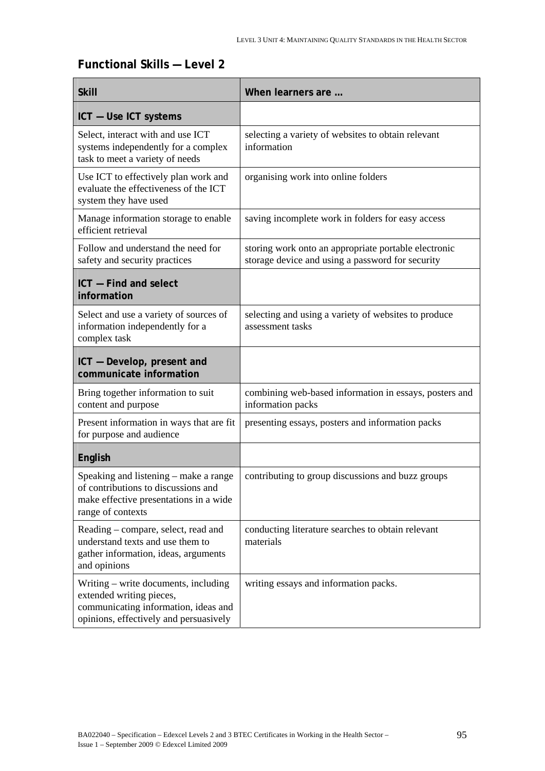## Functional Skills — Level 2

| Skill | When learners are … |
|---|---|
| **ICT — Use ICT systems** | |
| Select, interact with and use ICT systems independently for a complex task to meet a variety of needs | selecting a variety of websites to obtain relevant information |
| Use ICT to effectively plan work and evaluate the effectiveness of the ICT system they have used | organising work into online folders |
| Manage information storage to enable efficient retrieval | saving incomplete work in folders for easy access |
| Follow and understand the need for safety and security practices | storing work onto an appropriate portable electronic storage device and using a password for security |
| **ICT — Find and select information** | |
| Select and use a variety of sources of information independently for a complex task | selecting and using a variety of websites to produce assessment tasks |
| **ICT — Develop, present and communicate information** | |
| Bring together information to suit content and purpose | combining web-based information in essays, posters and information packs |
| Present information in ways that are fit for purpose and audience | presenting essays, posters and information packs |
| **English** | |
| Speaking and listening – make a range of contributions to discussions and make effective presentations in a wide range of contexts | contributing to group discussions and buzz groups |
| Reading – compare, select, read and understand texts and use them to gather information, ideas, arguments and opinions | conducting literature searches to obtain relevant materials |
| Writing – write documents, including extended writing pieces, communicating information, ideas and opinions, effectively and persuasively | writing essays and information packs. |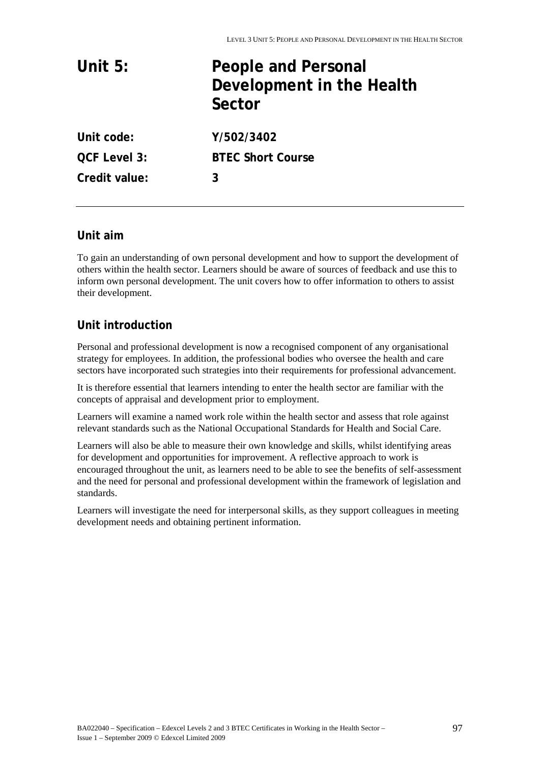# Unit 5: People and Personal Development in the Health Sector

| | |
|---|---|
| **Unit code:** | **Y/502/3402** |
| **QCF Level 3:** | **BTEC Short Course** |
| **Credit value:** | **3** |

## Unit aim

To gain an understanding of own personal development and how to support the development of others within the health sector. Learners should be aware of sources of feedback and use this to inform own personal development. The unit covers how to offer information to others to assist their development.

## Unit introduction

Personal and professional development is now a recognised component of any organisational strategy for employees. In addition, the professional bodies who oversee the health and care sectors have incorporated such strategies into their requirements for professional advancement.

It is therefore essential that learners intending to enter the health sector are familiar with the concepts of appraisal and development prior to employment.

Learners will examine a named work role within the health sector and assess that role against relevant standards such as the National Occupational Standards for Health and Social Care.

Learners will also be able to measure their own knowledge and skills, whilst identifying areas for development and opportunities for improvement. A reflective approach to work is encouraged throughout the unit, as learners need to be able to see the benefits of self-assessment and the need for personal and professional development within the framework of legislation and standards.

Learners will investigate the need for interpersonal skills, as they support colleagues in meeting development needs and obtaining pertinent information.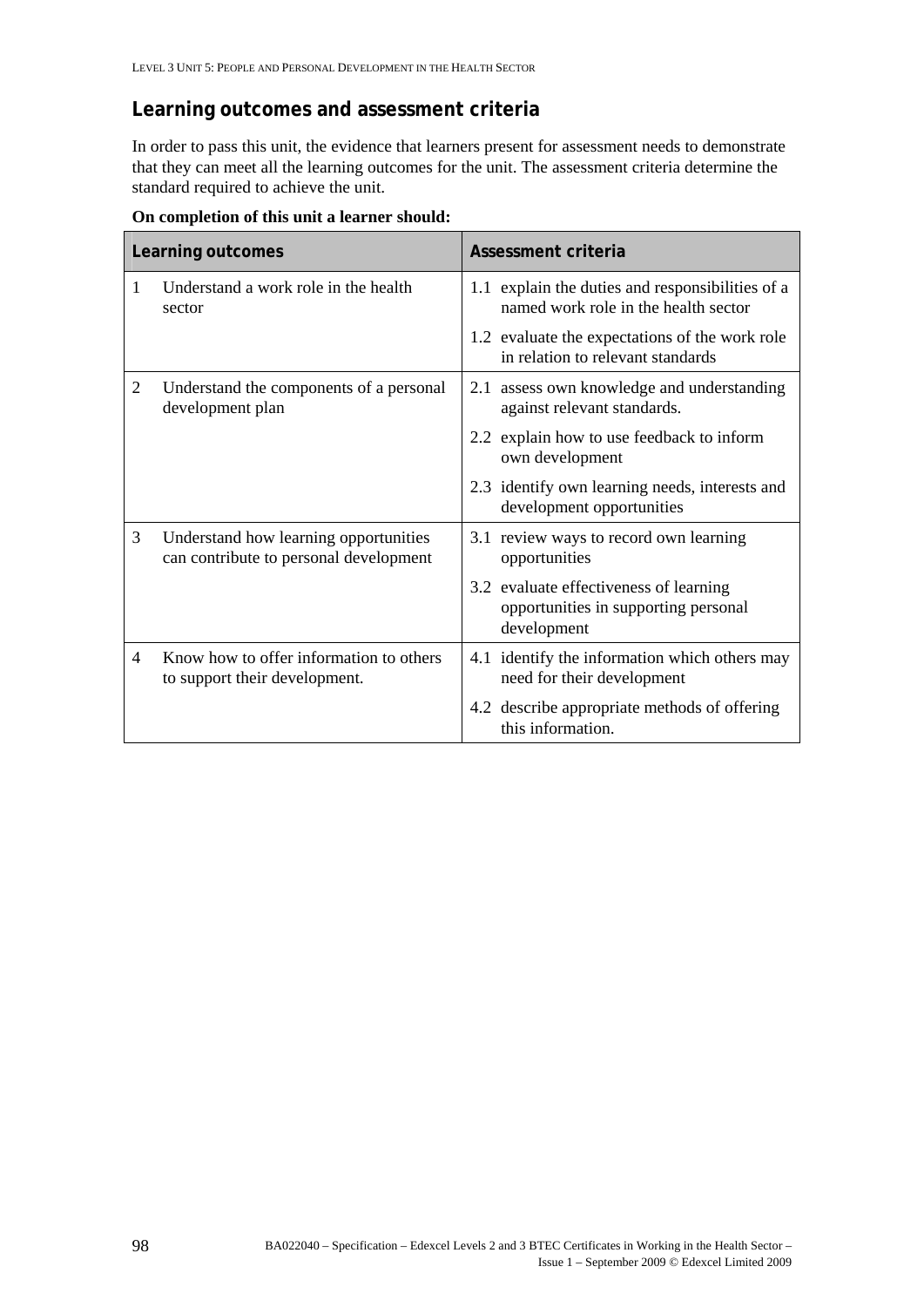## Learning outcomes and assessment criteria

In order to pass this unit, the evidence that learners present for assessment needs to demonstrate that they can meet all the learning outcomes for the unit. The assessment criteria determine the standard required to achieve the unit.

**On completion of this unit a learner should:**

| Learning outcomes | Assessment criteria |
|---|---|
| 1 Understand a work role in the health sector | 1.1 explain the duties and responsibilities of a named work role in the health sector |
| | 1.2 evaluate the expectations of the work role in relation to relevant standards |
| 2 Understand the components of a personal development plan | 2.1 assess own knowledge and understanding against relevant standards. |
| | 2.2 explain how to use feedback to inform own development |
| | 2.3 identify own learning needs, interests and development opportunities |
| 3 Understand how learning opportunities can contribute to personal development | 3.1 review ways to record own learning opportunities |
| | 3.2 evaluate effectiveness of learning opportunities in supporting personal development |
| 4 Know how to offer information to others to support their development. | 4.1 identify the information which others may need for their development |
| | 4.2 describe appropriate methods of offering this information. |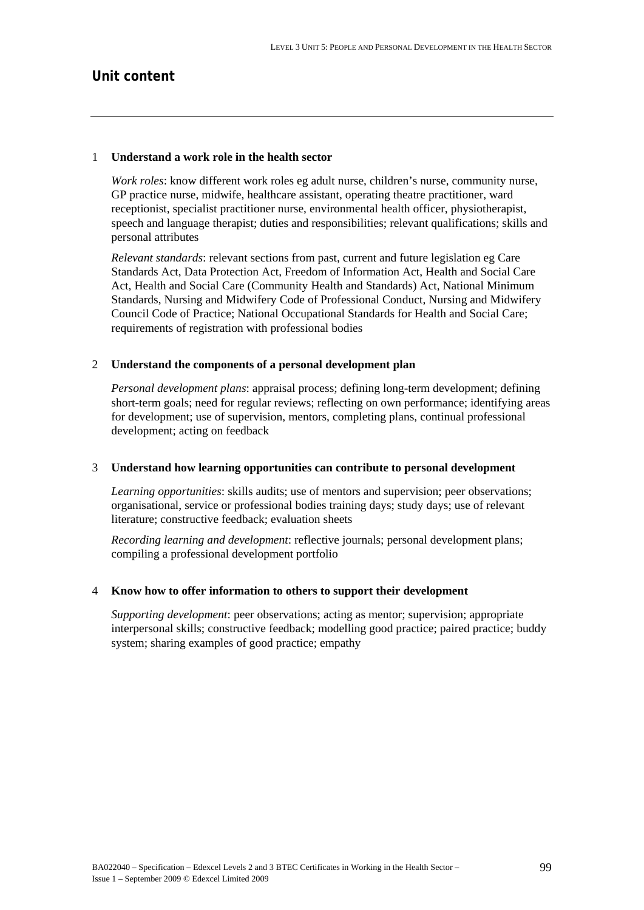## Unit content

---

### 1 Understand a work role in the health sector

*Work roles*: know different work roles eg adult nurse, children's nurse, community nurse, GP practice nurse, midwife, healthcare assistant, operating theatre practitioner, ward receptionist, specialist practitioner nurse, environmental health officer, physiotherapist, speech and language therapist; duties and responsibilities; relevant qualifications; skills and personal attributes

*Relevant standards*: relevant sections from past, current and future legislation eg Care Standards Act, Data Protection Act, Freedom of Information Act, Health and Social Care Act, Health and Social Care (Community Health and Standards) Act, National Minimum Standards, Nursing and Midwifery Code of Professional Conduct, Nursing and Midwifery Council Code of Practice; National Occupational Standards for Health and Social Care; requirements of registration with professional bodies

### 2 Understand the components of a personal development plan

*Personal development plans*: appraisal process; defining long-term development; defining short-term goals; need for regular reviews; reflecting on own performance; identifying areas for development; use of supervision, mentors, completing plans, continual professional development; acting on feedback

### 3 Understand how learning opportunities can contribute to personal development

*Learning opportunities*: skills audits; use of mentors and supervision; peer observations; organisational, service or professional bodies training days; study days; use of relevant literature; constructive feedback; evaluation sheets

*Recording learning and development*: reflective journals; personal development plans; compiling a professional development portfolio

### 4 Know how to offer information to others to support their development

*Supporting development*: peer observations; acting as mentor; supervision; appropriate interpersonal skills; constructive feedback; modelling good practice; paired practice; buddy system; sharing examples of good practice; empathy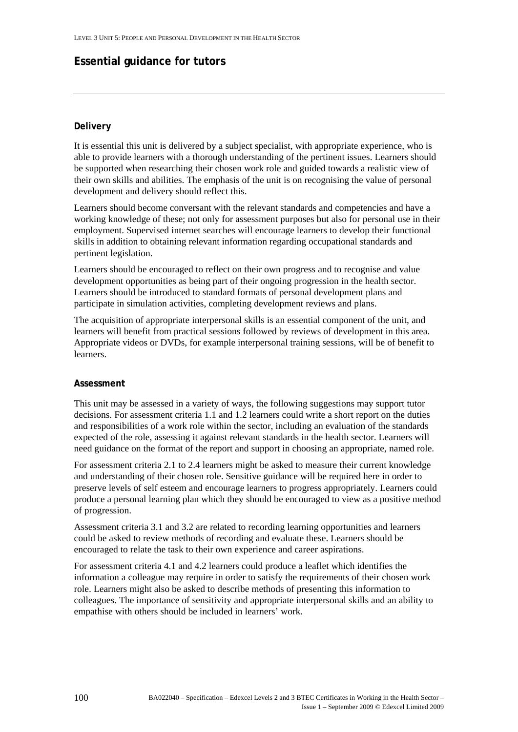## Essential guidance for tutors

### Delivery

It is essential this unit is delivered by a subject specialist, with appropriate experience, who is able to provide learners with a thorough understanding of the pertinent issues. Learners should be supported when researching their chosen work role and guided towards a realistic view of their own skills and abilities. The emphasis of the unit is on recognising the value of personal development and delivery should reflect this.

Learners should become conversant with the relevant standards and competencies and have a working knowledge of these; not only for assessment purposes but also for personal use in their employment. Supervised internet searches will encourage learners to develop their functional skills in addition to obtaining relevant information regarding occupational standards and pertinent legislation.

Learners should be encouraged to reflect on their own progress and to recognise and value development opportunities as being part of their ongoing progression in the health sector. Learners should be introduced to standard formats of personal development plans and participate in simulation activities, completing development reviews and plans.

The acquisition of appropriate interpersonal skills is an essential component of the unit, and learners will benefit from practical sessions followed by reviews of development in this area. Appropriate videos or DVDs, for example interpersonal training sessions, will be of benefit to learners.

### Assessment

This unit may be assessed in a variety of ways, the following suggestions may support tutor decisions. For assessment criteria 1.1 and 1.2 learners could write a short report on the duties and responsibilities of a work role within the sector, including an evaluation of the standards expected of the role, assessing it against relevant standards in the health sector. Learners will need guidance on the format of the report and support in choosing an appropriate, named role.

For assessment criteria 2.1 to 2.4 learners might be asked to measure their current knowledge and understanding of their chosen role. Sensitive guidance will be required here in order to preserve levels of self esteem and encourage learners to progress appropriately. Learners could produce a personal learning plan which they should be encouraged to view as a positive method of progression.

Assessment criteria 3.1 and 3.2 are related to recording learning opportunities and learners could be asked to review methods of recording and evaluate these. Learners should be encouraged to relate the task to their own experience and career aspirations.

For assessment criteria 4.1 and 4.2 learners could produce a leaflet which identifies the information a colleague may require in order to satisfy the requirements of their chosen work role. Learners might also be asked to describe methods of presenting this information to colleagues. The importance of sensitivity and appropriate interpersonal skills and an ability to empathise with others should be included in learners' work.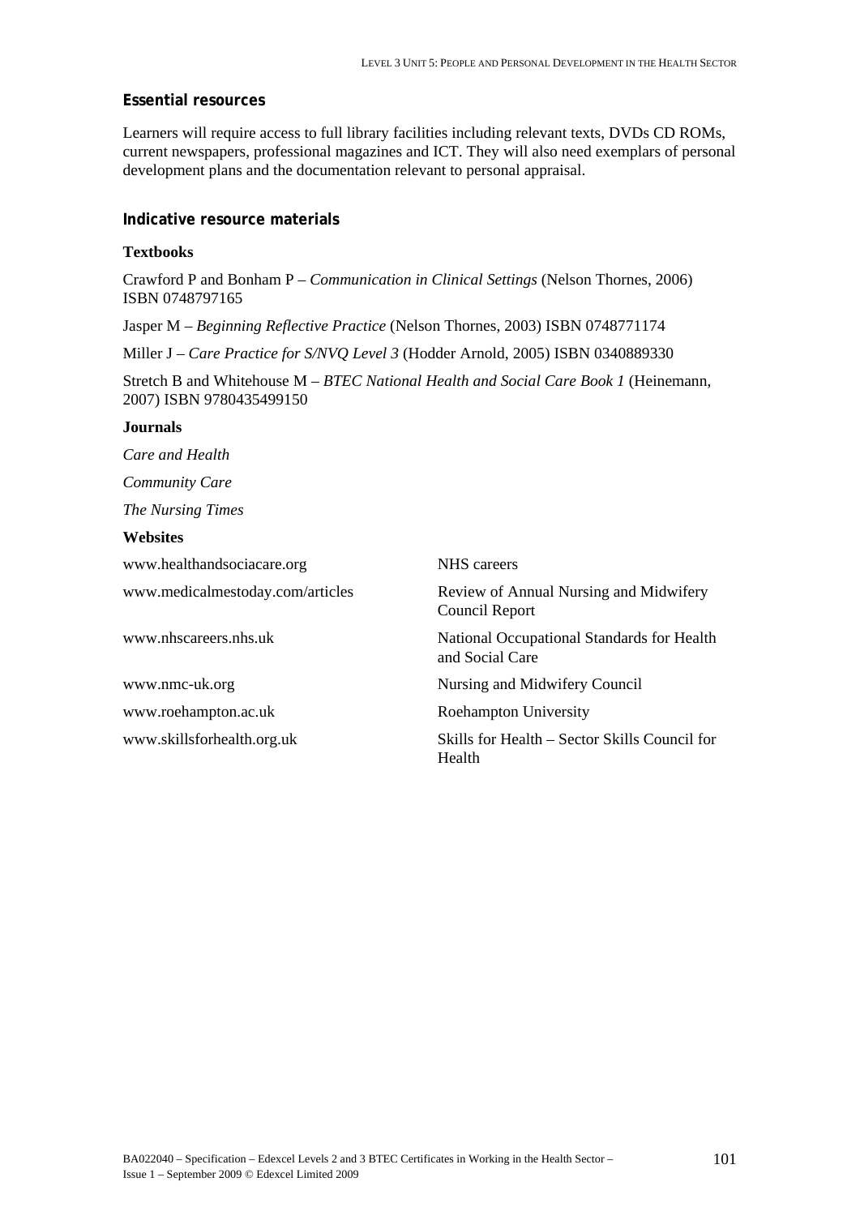### Essential resources

Learners will require access to full library facilities including relevant texts, DVDs CD ROMs, current newspapers, professional magazines and ICT. They will also need exemplars of personal development plans and the documentation relevant to personal appraisal.

### Indicative resource materials

**Textbooks**

Crawford P and Bonham P – *Communication in Clinical Settings* (Nelson Thornes, 2006) ISBN 0748797165

Jasper M – *Beginning Reflective Practice* (Nelson Thornes, 2003) ISBN 0748771174

Miller J – *Care Practice for S/NVQ Level 3* (Hodder Arnold, 2005) ISBN 0340889330

Stretch B and Whitehouse M – *BTEC National Health and Social Care Book 1* (Heinemann, 2007) ISBN 9780435499150

**Journals**

*Care and Health*

*Community Care*

*The Nursing Times*

**Websites**

| | |
|---|---|
| www.healthandsociacare.org | NHS careers |
| www.medicalmestoday.com/articles | Review of Annual Nursing and Midwifery Council Report |
| www.nhscareers.nhs.uk | National Occupational Standards for Health and Social Care |
| www.nmc-uk.org | Nursing and Midwifery Council |
| www.roehampton.ac.uk | Roehampton University |
| www.skillsforhealth.org.uk | Skills for Health – Sector Skills Council for Health |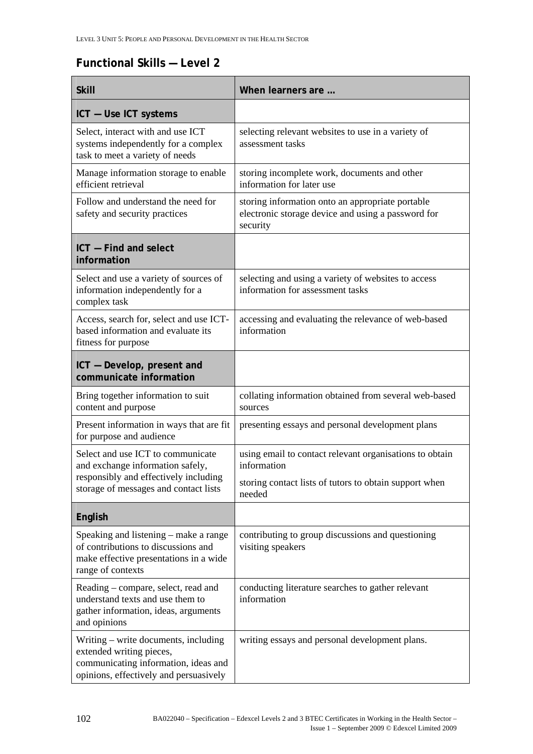## Functional Skills — Level 2

| Skill | When learners are … |
|---|---|
| **ICT — Use ICT systems** | |
| Select, interact with and use ICT systems independently for a complex task to meet a variety of needs | selecting relevant websites to use in a variety of assessment tasks |
| Manage information storage to enable efficient retrieval | storing incomplete work, documents and other information for later use |
| Follow and understand the need for safety and security practices | storing information onto an appropriate portable electronic storage device and using a password for security |
| **ICT — Find and select information** | |
| Select and use a variety of sources of information independently for a complex task | selecting and using a variety of websites to access information for assessment tasks |
| Access, search for, select and use ICT-based information and evaluate its fitness for purpose | accessing and evaluating the relevance of web-based information |
| **ICT — Develop, present and communicate information** | |
| Bring together information to suit content and purpose | collating information obtained from several web-based sources |
| Present information in ways that are fit for purpose and audience | presenting essays and personal development plans |
| Select and use ICT to communicate and exchange information safely, responsibly and effectively including storage of messages and contact lists | using email to contact relevant organisations to obtain information<br><br>storing contact lists of tutors to obtain support when needed |
| **English** | |
| Speaking and listening – make a range of contributions to discussions and make effective presentations in a wide range of contexts | contributing to group discussions and questioning visiting speakers |
| Reading – compare, select, read and understand texts and use them to gather information, ideas, arguments and opinions | conducting literature searches to gather relevant information |
| Writing – write documents, including extended writing pieces, communicating information, ideas and opinions, effectively and persuasively | writing essays and personal development plans. |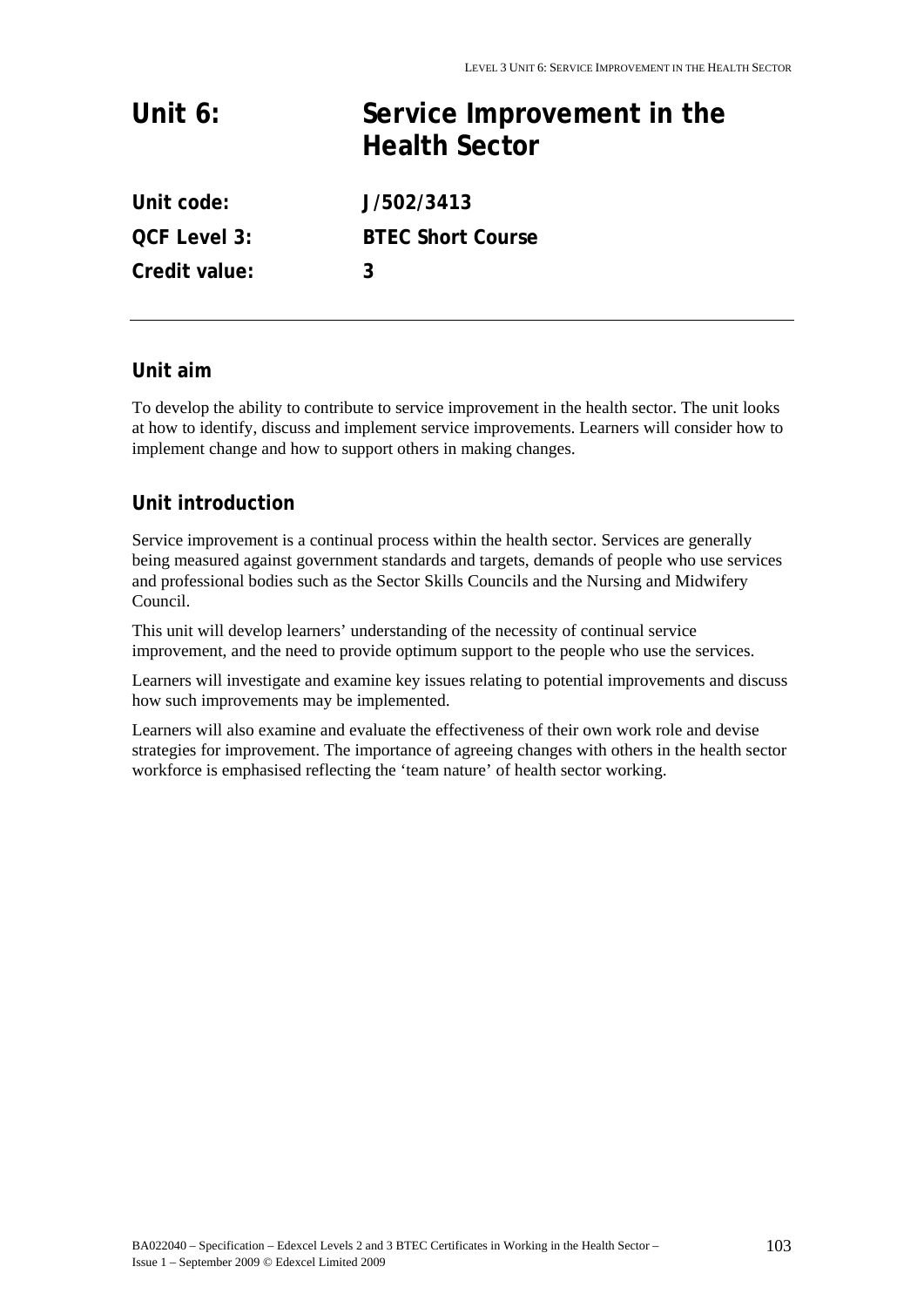# Unit 6: Service Improvement in the Health Sector

**Unit code:** J/502/3413

**QCF Level 3:** BTEC Short Course

**Credit value:** 3

## Unit aim

To develop the ability to contribute to service improvement in the health sector. The unit looks at how to identify, discuss and implement service improvements. Learners will consider how to implement change and how to support others in making changes.

## Unit introduction

Service improvement is a continual process within the health sector. Services are generally being measured against government standards and targets, demands of people who use services and professional bodies such as the Sector Skills Councils and the Nursing and Midwifery Council.

This unit will develop learners' understanding of the necessity of continual service improvement, and the need to provide optimum support to the people who use the services.

Learners will investigate and examine key issues relating to potential improvements and discuss how such improvements may be implemented.

Learners will also examine and evaluate the effectiveness of their own work role and devise strategies for improvement. The importance of agreeing changes with others in the health sector workforce is emphasised reflecting the 'team nature' of health sector working.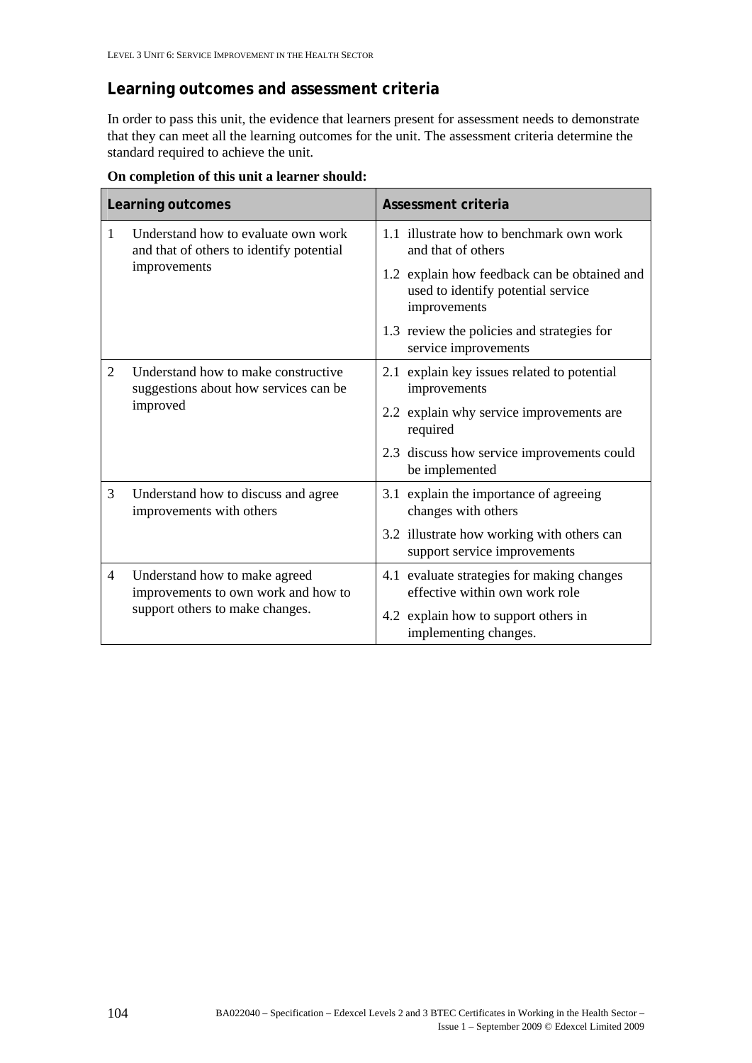## Learning outcomes and assessment criteria

In order to pass this unit, the evidence that learners present for assessment needs to demonstrate that they can meet all the learning outcomes for the unit. The assessment criteria determine the standard required to achieve the unit.

**On completion of this unit a learner should:**

| Learning outcomes | Assessment criteria |
|---|---|
| 1 Understand how to evaluate own work and that of others to identify potential improvements | 1.1 illustrate how to benchmark own work and that of others |
| | 1.2 explain how feedback can be obtained and used to identify potential service improvements |
| | 1.3 review the policies and strategies for service improvements |
| 2 Understand how to make constructive suggestions about how services can be improved | 2.1 explain key issues related to potential improvements |
| | 2.2 explain why service improvements are required |
| | 2.3 discuss how service improvements could be implemented |
| 3 Understand how to discuss and agree improvements with others | 3.1 explain the importance of agreeing changes with others |
| | 3.2 illustrate how working with others can support service improvements |
| 4 Understand how to make agreed improvements to own work and how to support others to make changes. | 4.1 evaluate strategies for making changes effective within own work role |
| | 4.2 explain how to support others in implementing changes. |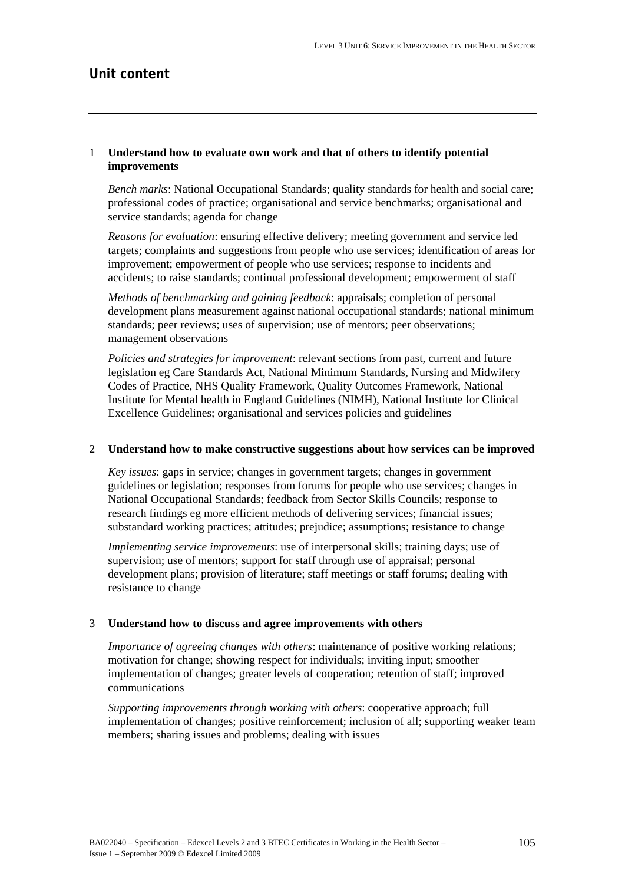## Unit content

1 **Understand how to evaluate own work and that of others to identify potential improvements**

*Bench marks*: National Occupational Standards; quality standards for health and social care; professional codes of practice; organisational and service benchmarks; organisational and service standards; agenda for change

*Reasons for evaluation*: ensuring effective delivery; meeting government and service led targets; complaints and suggestions from people who use services; identification of areas for improvement; empowerment of people who use services; response to incidents and accidents; to raise standards; continual professional development; empowerment of staff

*Methods of benchmarking and gaining feedback*: appraisals; completion of personal development plans measurement against national occupational standards; national minimum standards; peer reviews; uses of supervision; use of mentors; peer observations; management observations

*Policies and strategies for improvement*: relevant sections from past, current and future legislation eg Care Standards Act, National Minimum Standards, Nursing and Midwifery Codes of Practice, NHS Quality Framework, Quality Outcomes Framework, National Institute for Mental health in England Guidelines (NIMH), National Institute for Clinical Excellence Guidelines; organisational and services policies and guidelines

2 **Understand how to make constructive suggestions about how services can be improved**

*Key issues*: gaps in service; changes in government targets; changes in government guidelines or legislation; responses from forums for people who use services; changes in National Occupational Standards; feedback from Sector Skills Councils; response to research findings eg more efficient methods of delivering services; financial issues; substandard working practices; attitudes; prejudice; assumptions; resistance to change

*Implementing service improvements*: use of interpersonal skills; training days; use of supervision; use of mentors; support for staff through use of appraisal; personal development plans; provision of literature; staff meetings or staff forums; dealing with resistance to change

3 **Understand how to discuss and agree improvements with others**

*Importance of agreeing changes with others*: maintenance of positive working relations; motivation for change; showing respect for individuals; inviting input; smoother implementation of changes; greater levels of cooperation; retention of staff; improved communications

*Supporting improvements through working with others*: cooperative approach; full implementation of changes; positive reinforcement; inclusion of all; supporting weaker team members; sharing issues and problems; dealing with issues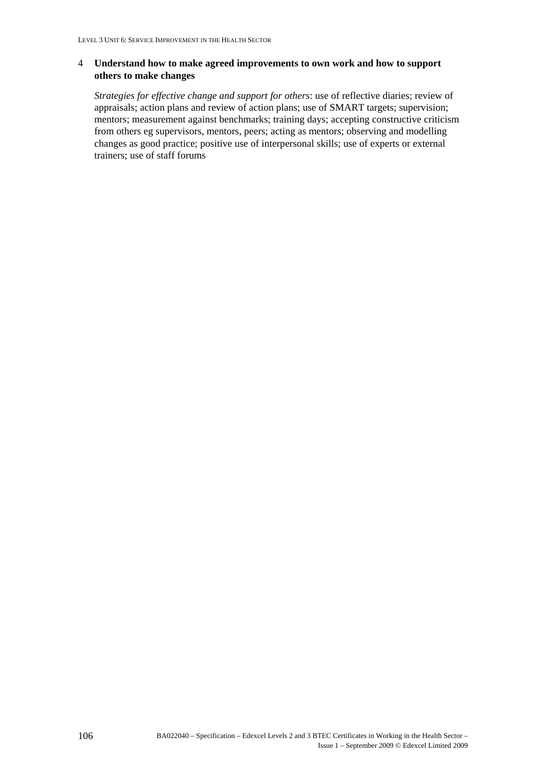4 **Understand how to make agreed improvements to own work and how to support others to make changes**

*Strategies for effective change and support for others*: use of reflective diaries; review of appraisals; action plans and review of action plans; use of SMART targets; supervision; mentors; measurement against benchmarks; training days; accepting constructive criticism from others eg supervisors, mentors, peers; acting as mentors; observing and modelling changes as good practice; positive use of interpersonal skills; use of experts or external trainers; use of staff forums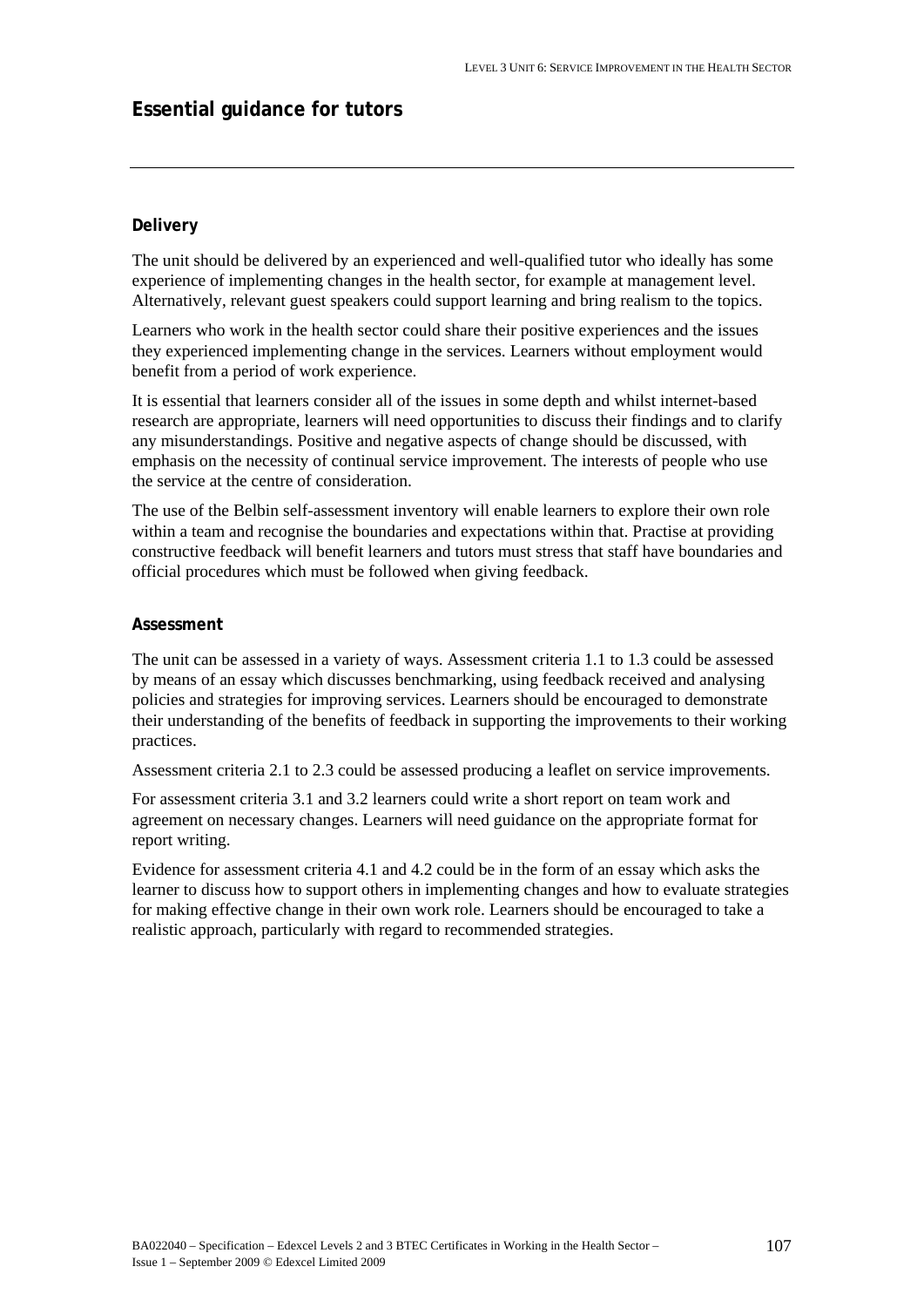## Essential guidance for tutors

### Delivery

The unit should be delivered by an experienced and well-qualified tutor who ideally has some experience of implementing changes in the health sector, for example at management level. Alternatively, relevant guest speakers could support learning and bring realism to the topics.

Learners who work in the health sector could share their positive experiences and the issues they experienced implementing change in the services. Learners without employment would benefit from a period of work experience.

It is essential that learners consider all of the issues in some depth and whilst internet-based research are appropriate, learners will need opportunities to discuss their findings and to clarify any misunderstandings. Positive and negative aspects of change should be discussed, with emphasis on the necessity of continual service improvement. The interests of people who use the service at the centre of consideration.

The use of the Belbin self-assessment inventory will enable learners to explore their own role within a team and recognise the boundaries and expectations within that. Practise at providing constructive feedback will benefit learners and tutors must stress that staff have boundaries and official procedures which must be followed when giving feedback.

### Assessment

The unit can be assessed in a variety of ways. Assessment criteria 1.1 to 1.3 could be assessed by means of an essay which discusses benchmarking, using feedback received and analysing policies and strategies for improving services. Learners should be encouraged to demonstrate their understanding of the benefits of feedback in supporting the improvements to their working practices.

Assessment criteria 2.1 to 2.3 could be assessed producing a leaflet on service improvements.

For assessment criteria 3.1 and 3.2 learners could write a short report on team work and agreement on necessary changes. Learners will need guidance on the appropriate format for report writing.

Evidence for assessment criteria 4.1 and 4.2 could be in the form of an essay which asks the learner to discuss how to support others in implementing changes and how to evaluate strategies for making effective change in their own work role. Learners should be encouraged to take a realistic approach, particularly with regard to recommended strategies.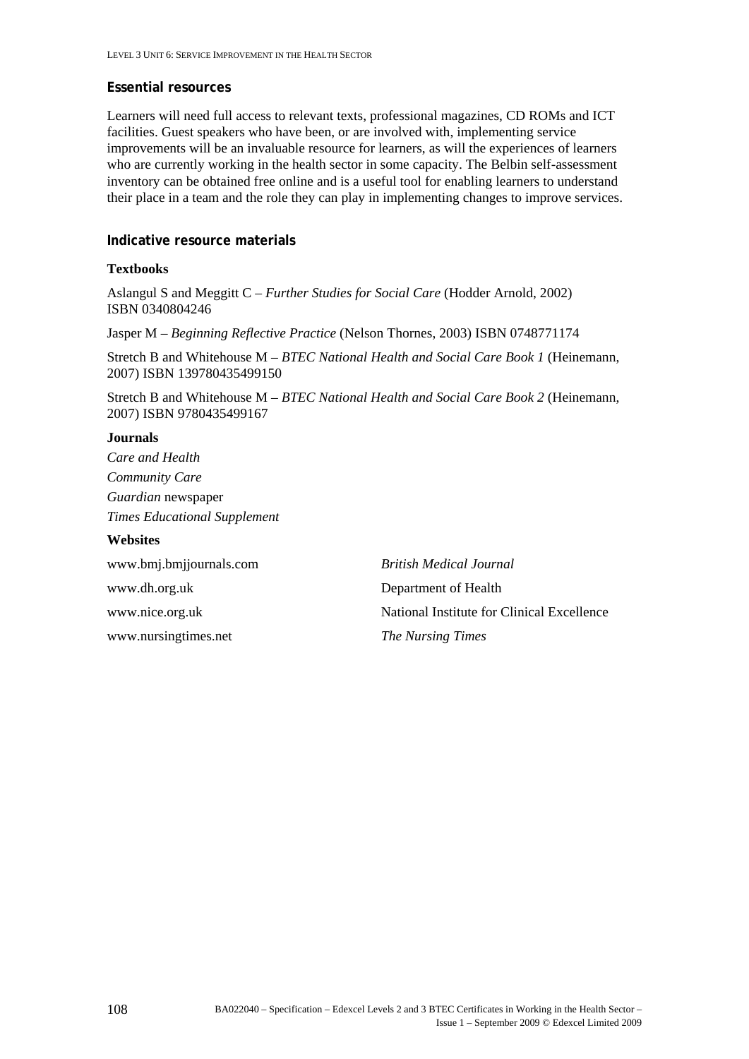### Essential resources

Learners will need full access to relevant texts, professional magazines, CD ROMs and ICT facilities. Guest speakers who have been, or are involved with, implementing service improvements will be an invaluable resource for learners, as will the experiences of learners who are currently working in the health sector in some capacity. The Belbin self-assessment inventory can be obtained free online and is a useful tool for enabling learners to understand their place in a team and the role they can play in implementing changes to improve services.

### Indicative resource materials

**Textbooks**

Aslangul S and Meggitt C – *Further Studies for Social Care* (Hodder Arnold, 2002) ISBN 0340804246

Jasper M – *Beginning Reflective Practice* (Nelson Thornes, 2003) ISBN 0748771174

Stretch B and Whitehouse M – *BTEC National Health and Social Care Book 1* (Heinemann, 2007) ISBN 139780435499150

Stretch B and Whitehouse M – *BTEC National Health and Social Care Book 2* (Heinemann, 2007) ISBN 9780435499167

**Journals**

*Care and Health*

*Community Care*

*Guardian* newspaper

*Times Educational Supplement*

**Websites**

| | |
|---|---|
| www.bmj.bmjjournals.com | *British Medical Journal* |
| www.dh.org.uk | Department of Health |
| www.nice.org.uk | National Institute for Clinical Excellence |
| www.nursingtimes.net | *The Nursing Times* |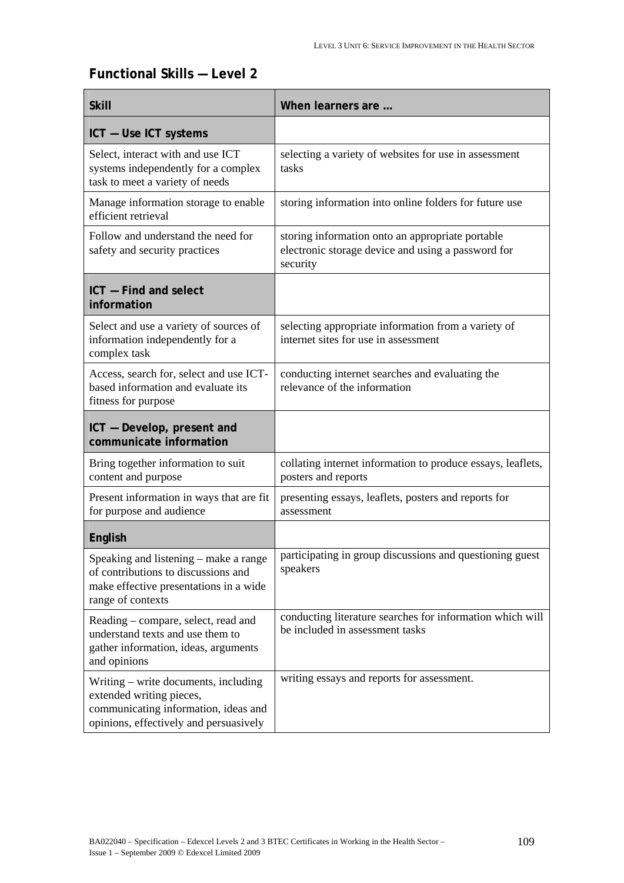## Functional Skills — Level 2

| Skill | When learners are … |
|---|---|
| **ICT — Use ICT systems** | |
| Select, interact with and use ICT systems independently for a complex task to meet a variety of needs | selecting a variety of websites for use in assessment tasks |
| Manage information storage to enable efficient retrieval | storing information into online folders for future use |
| Follow and understand the need for safety and security practices | storing information onto an appropriate portable electronic storage device and using a password for security |
| **ICT — Find and select information** | |
| Select and use a variety of sources of information independently for a complex task | selecting appropriate information from a variety of internet sites for use in assessment |
| Access, search for, select and use ICT-based information and evaluate its fitness for purpose | conducting internet searches and evaluating the relevance of the information |
| **ICT — Develop, present and communicate information** | |
| Bring together information to suit content and purpose | collating internet information to produce essays, leaflets, posters and reports |
| Present information in ways that are fit for purpose and audience | presenting essays, leaflets, posters and reports for assessment |
| **English** | |
| Speaking and listening – make a range of contributions to discussions and make effective presentations in a wide range of contexts | participating in group discussions and questioning guest speakers |
| Reading – compare, select, read and understand texts and use them to gather information, ideas, arguments and opinions | conducting literature searches for information which will be included in assessment tasks |
| Writing – write documents, including extended writing pieces, communicating information, ideas and opinions, effectively and persuasively | writing essays and reports for assessment. |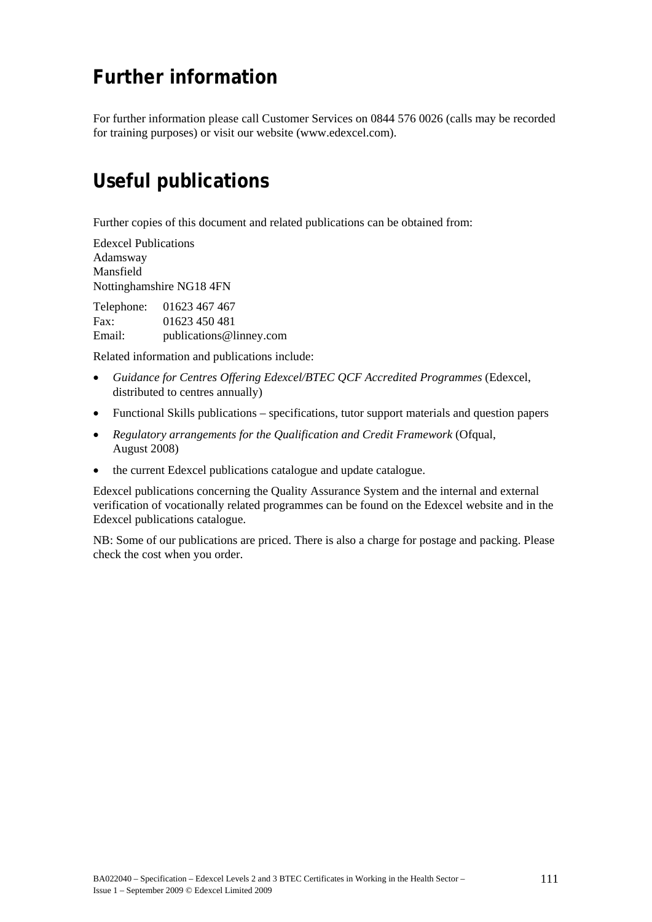## Further information

For further information please call Customer Services on 0844 576 0026 (calls may be recorded for training purposes) or visit our website (www.edexcel.com).

## Useful publications

Further copies of this document and related publications can be obtained from:

Edexcel Publications
Adamsway
Mansfield
Nottinghamshire NG18 4FN

Telephone: 01623 467 467
Fax: 01623 450 481
Email: publications@linney.com

Related information and publications include:

- *Guidance for Centres Offering Edexcel/BTEC QCF Accredited Programmes* (Edexcel, distributed to centres annually)
- Functional Skills publications – specifications, tutor support materials and question papers
- *Regulatory arrangements for the Qualification and Credit Framework* (Ofqual, August 2008)
- the current Edexcel publications catalogue and update catalogue.

Edexcel publications concerning the Quality Assurance System and the internal and external verification of vocationally related programmes can be found on the Edexcel website and in the Edexcel publications catalogue.

NB: Some of our publications are priced. There is also a charge for postage and packing. Please check the cost when you order.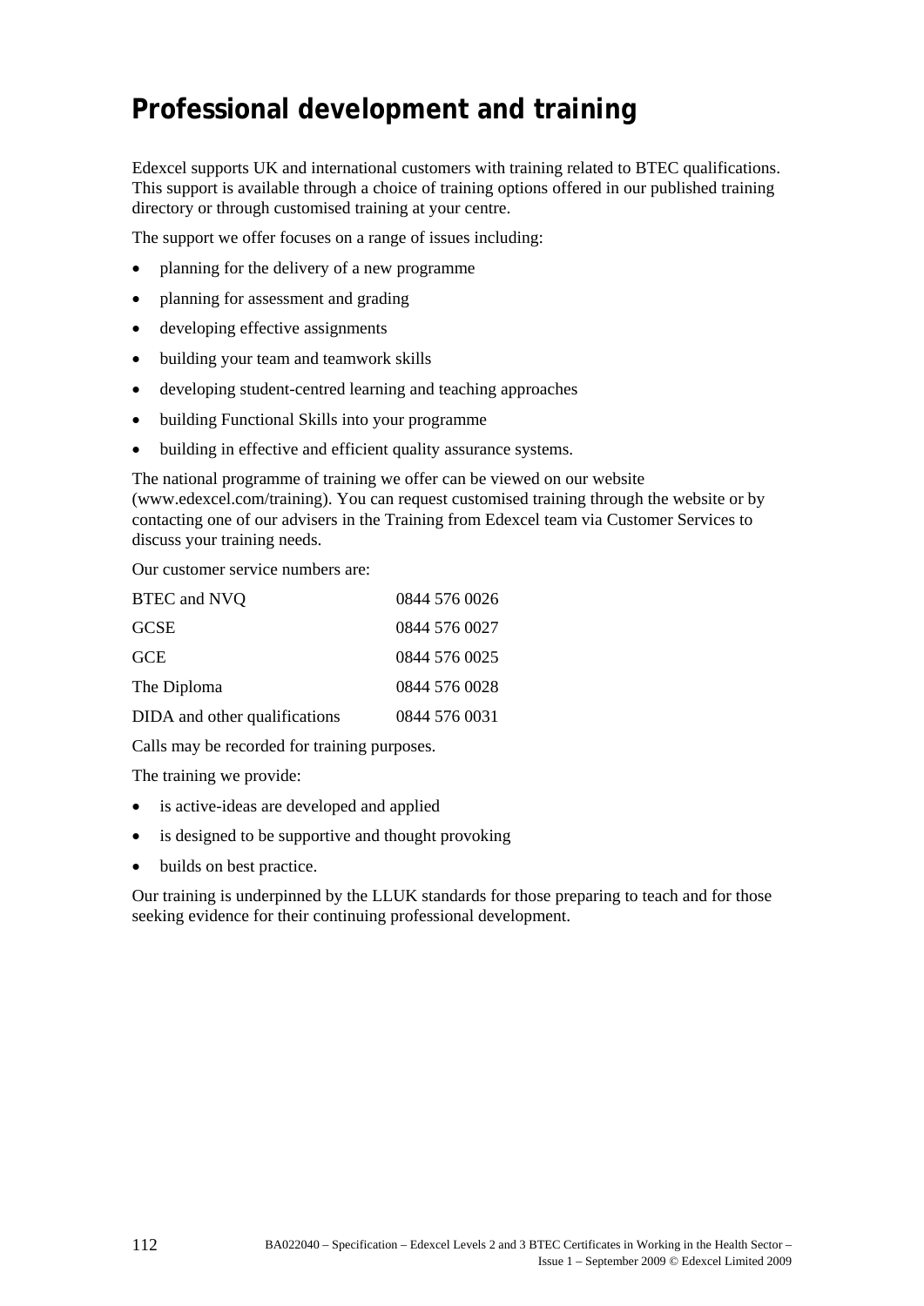# Professional development and training

Edexcel supports UK and international customers with training related to BTEC qualifications. This support is available through a choice of training options offered in our published training directory or through customised training at your centre.

The support we offer focuses on a range of issues including:

- planning for the delivery of a new programme
- planning for assessment and grading
- developing effective assignments
- building your team and teamwork skills
- developing student-centred learning and teaching approaches
- building Functional Skills into your programme
- building in effective and efficient quality assurance systems.

The national programme of training we offer can be viewed on our website (www.edexcel.com/training). You can request customised training through the website or by contacting one of our advisers in the Training from Edexcel team via Customer Services to discuss your training needs.

Our customer service numbers are:

| | |
|---|---|
| BTEC and NVQ | 0844 576 0026 |
| GCSE | 0844 576 0027 |
| GCE | 0844 576 0025 |
| The Diploma | 0844 576 0028 |
| DIDA and other qualifications | 0844 576 0031 |

Calls may be recorded for training purposes.

The training we provide:

- is active-ideas are developed and applied
- is designed to be supportive and thought provoking
- builds on best practice.

Our training is underpinned by the LLUK standards for those preparing to teach and for those seeking evidence for their continuing professional development.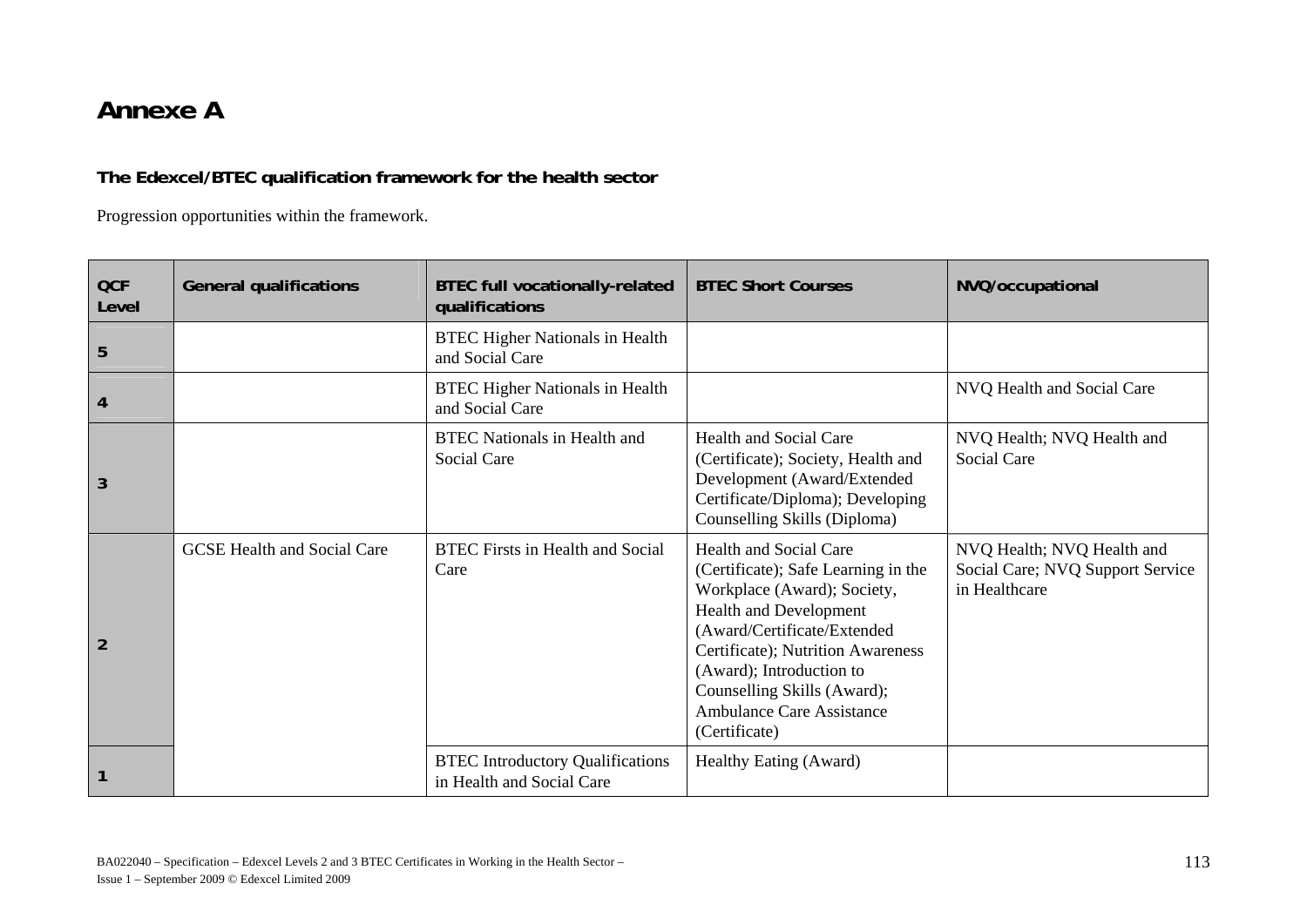# Annexe A

**The Edexcel/BTEC qualification framework for the health sector**

Progression opportunities within the framework.

| QCF Level | General qualifications | BTEC full vocationally-related qualifications | BTEC Short Courses | NVQ/occupational |
|---|---|---|---|---|
| 5 | | BTEC Higher Nationals in Health and Social Care | | |
| 4 | | BTEC Higher Nationals in Health and Social Care | | NVQ Health and Social Care |
| 3 | | BTEC Nationals in Health and Social Care | Health and Social Care (Certificate); Society, Health and Development (Award/Extended Certificate/Diploma); Developing Counselling Skills (Diploma) | NVQ Health; NVQ Health and Social Care |
| 2 | GCSE Health and Social Care | BTEC Firsts in Health and Social Care | Health and Social Care (Certificate); Safe Learning in the Workplace (Award); Society, Health and Development (Award/Certificate/Extended Certificate); Nutrition Awareness (Award); Introduction to Counselling Skills (Award); Ambulance Care Assistance (Certificate) | NVQ Health; NVQ Health and Social Care; NVQ Support Service in Healthcare |
| 1 | | BTEC Introductory Qualifications in Health and Social Care | Healthy Eating (Award) | |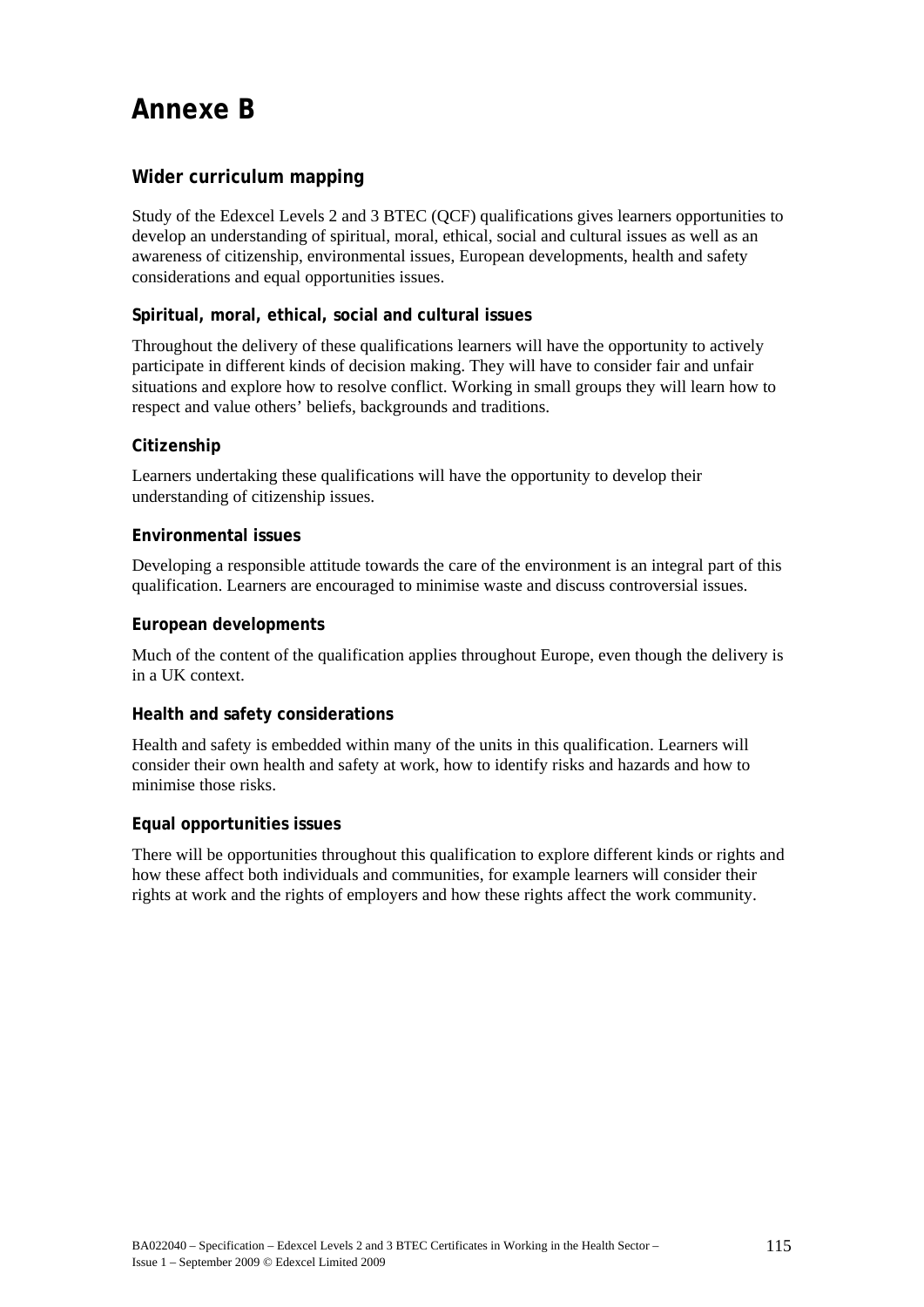# Annexe B

## Wider curriculum mapping

Study of the Edexcel Levels 2 and 3 BTEC (QCF) qualifications gives learners opportunities to develop an understanding of spiritual, moral, ethical, social and cultural issues as well as an awareness of citizenship, environmental issues, European developments, health and safety considerations and equal opportunities issues.

### Spiritual, moral, ethical, social and cultural issues

Throughout the delivery of these qualifications learners will have the opportunity to actively participate in different kinds of decision making. They will have to consider fair and unfair situations and explore how to resolve conflict. Working in small groups they will learn how to respect and value others' beliefs, backgrounds and traditions.

### Citizenship

Learners undertaking these qualifications will have the opportunity to develop their understanding of citizenship issues.

### Environmental issues

Developing a responsible attitude towards the care of the environment is an integral part of this qualification. Learners are encouraged to minimise waste and discuss controversial issues.

### European developments

Much of the content of the qualification applies throughout Europe, even though the delivery is in a UK context.

### Health and safety considerations

Health and safety is embedded within many of the units in this qualification. Learners will consider their own health and safety at work, how to identify risks and hazards and how to minimise those risks.

### Equal opportunities issues

There will be opportunities throughout this qualification to explore different kinds or rights and how these affect both individuals and communities, for example learners will consider their rights at work and the rights of employers and how these rights affect the work community.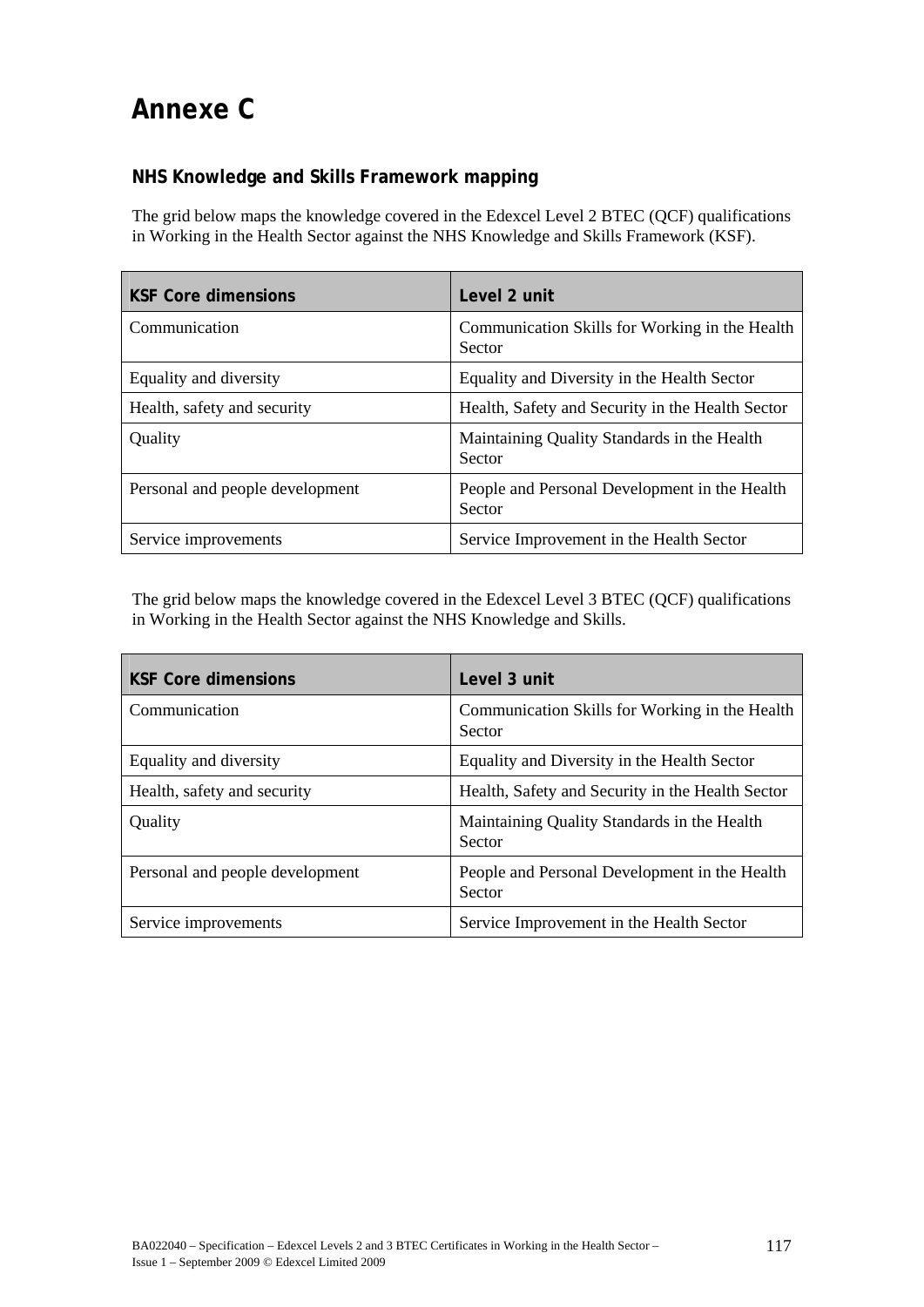# Annexe C

## NHS Knowledge and Skills Framework mapping

The grid below maps the knowledge covered in the Edexcel Level 2 BTEC (QCF) qualifications in Working in the Health Sector against the NHS Knowledge and Skills Framework (KSF).

| KSF Core dimensions | Level 2 unit |
|---|---|
| Communication | Communication Skills for Working in the Health Sector |
| Equality and diversity | Equality and Diversity in the Health Sector |
| Health, safety and security | Health, Safety and Security in the Health Sector |
| Quality | Maintaining Quality Standards in the Health Sector |
| Personal and people development | People and Personal Development in the Health Sector |
| Service improvements | Service Improvement in the Health Sector |

The grid below maps the knowledge covered in the Edexcel Level 3 BTEC (QCF) qualifications in Working in the Health Sector against the NHS Knowledge and Skills.

| KSF Core dimensions | Level 3 unit |
|---|---|
| Communication | Communication Skills for Working in the Health Sector |
| Equality and diversity | Equality and Diversity in the Health Sector |
| Health, safety and security | Health, Safety and Security in the Health Sector |
| Quality | Maintaining Quality Standards in the Health Sector |
| Personal and people development | People and Personal Development in the Health Sector |
| Service improvements | Service Improvement in the Health Sector |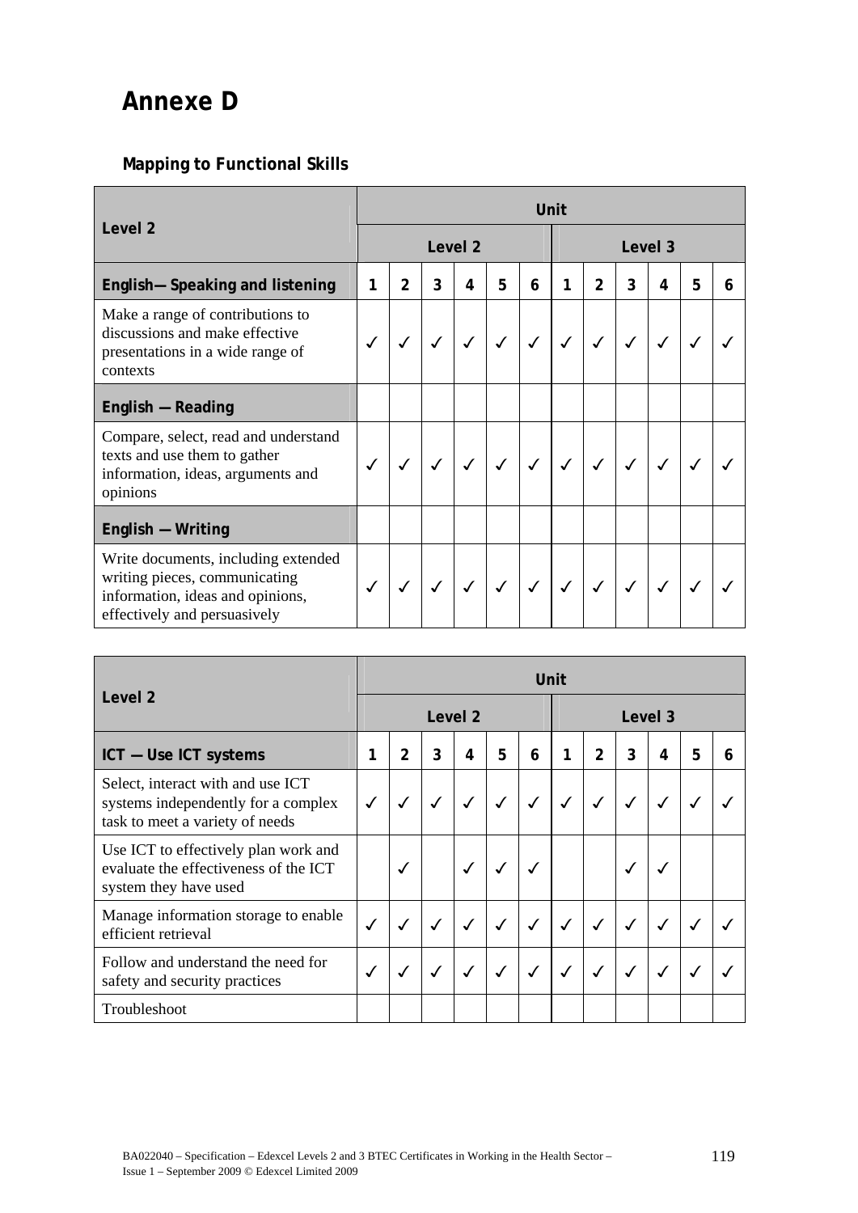# Annexe D

## Mapping to Functional Skills

| Level 2 | Unit | | | | | | | | | | | |
|---|---|---|---|---|---|---|---|---|---|---|---|---|
| | Level 2 | | | | | | Level 3 | | | | | |
| **English— Speaking and listening** | **1** | **2** | **3** | **4** | **5** | **6** | **1** | **2** | **3** | **4** | **5** | **6** |
| Make a range of contributions to discussions and make effective presentations in a wide range of contexts | ✓ | ✓ | ✓ | ✓ | ✓ | ✓ | ✓ | ✓ | ✓ | ✓ | ✓ | ✓ |
| **English — Reading** | | | | | | | | | | | | |
| Compare, select, read and understand texts and use them to gather information, ideas, arguments and opinions | ✓ | ✓ | ✓ | ✓ | ✓ | ✓ | ✓ | ✓ | ✓ | ✓ | ✓ | ✓ |
| **English — Writing** | | | | | | | | | | | | |
| Write documents, including extended writing pieces, communicating information, ideas and opinions, effectively and persuasively | ✓ | ✓ | ✓ | ✓ | ✓ | ✓ | ✓ | ✓ | ✓ | ✓ | ✓ | ✓ |

| Level 2 | Unit | | | | | | | | | | | |
|---|---|---|---|---|---|---|---|---|---|---|---|---|
| | Level 2 | | | | | | Level 3 | | | | | |
| **ICT — Use ICT systems** | **1** | **2** | **3** | **4** | **5** | **6** | **1** | **2** | **3** | **4** | **5** | **6** |
| Select, interact with and use ICT systems independently for a complex task to meet a variety of needs | ✓ | ✓ | ✓ | ✓ | ✓ | ✓ | ✓ | ✓ | ✓ | ✓ | ✓ | ✓ |
| Use ICT to effectively plan work and evaluate the effectiveness of the ICT system they have used | | ✓ | | ✓ | ✓ | ✓ | | | ✓ | ✓ | | |
| Manage information storage to enable efficient retrieval | ✓ | ✓ | ✓ | ✓ | ✓ | ✓ | ✓ | ✓ | ✓ | ✓ | ✓ | ✓ |
| Follow and understand the need for safety and security practices | ✓ | ✓ | ✓ | ✓ | ✓ | ✓ | ✓ | ✓ | ✓ | ✓ | ✓ | ✓ |
| Troubleshoot | | | | | | | | | | | | |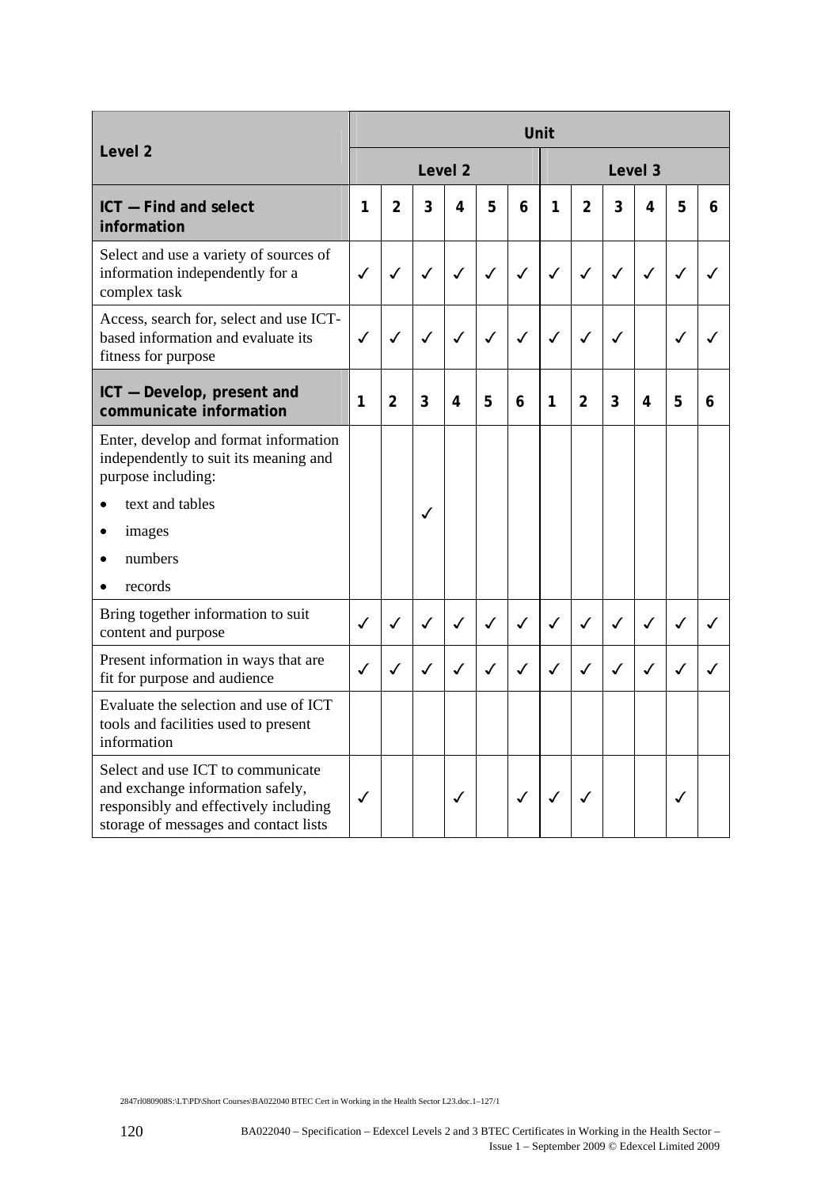| Level 2 | Unit | | | | | | | | | | | |
|---|---|---|---|---|---|---|---|---|---|---|---|---|
| | Level 2 | | | | | | Level 3 | | | | | |
| **ICT — Find and select information** | **1** | **2** | **3** | **4** | **5** | **6** | **1** | **2** | **3** | **4** | **5** | **6** |
| Select and use a variety of sources of information independently for a complex task | ✓ | ✓ | ✓ | ✓ | ✓ | ✓ | ✓ | ✓ | ✓ | ✓ | ✓ | ✓ |
| Access, search for, select and use ICT-based information and evaluate its fitness for purpose | ✓ | ✓ | ✓ | ✓ | ✓ | ✓ | ✓ | ✓ | ✓ | | ✓ | ✓ |
| **ICT — Develop, present and communicate information** | **1** | **2** | **3** | **4** | **5** | **6** | **1** | **2** | **3** | **4** | **5** | **6** |
| Enter, develop and format information independently to suit its meaning and purpose including: • text and tables • images • numbers • records | | | ✓ | | | | | | | | | |
| Bring together information to suit content and purpose | ✓ | ✓ | ✓ | ✓ | ✓ | ✓ | ✓ | ✓ | ✓ | ✓ | ✓ | ✓ |
| Present information in ways that are fit for purpose and audience | ✓ | ✓ | ✓ | ✓ | ✓ | ✓ | ✓ | ✓ | ✓ | ✓ | ✓ | ✓ |
| Evaluate the selection and use of ICT tools and facilities used to present information | | | | | | | | | | | | |
| Select and use ICT to communicate and exchange information safely, responsibly and effectively including storage of messages and contact lists | ✓ | | | ✓ | | ✓ | ✓ | ✓ | | | ✓ | |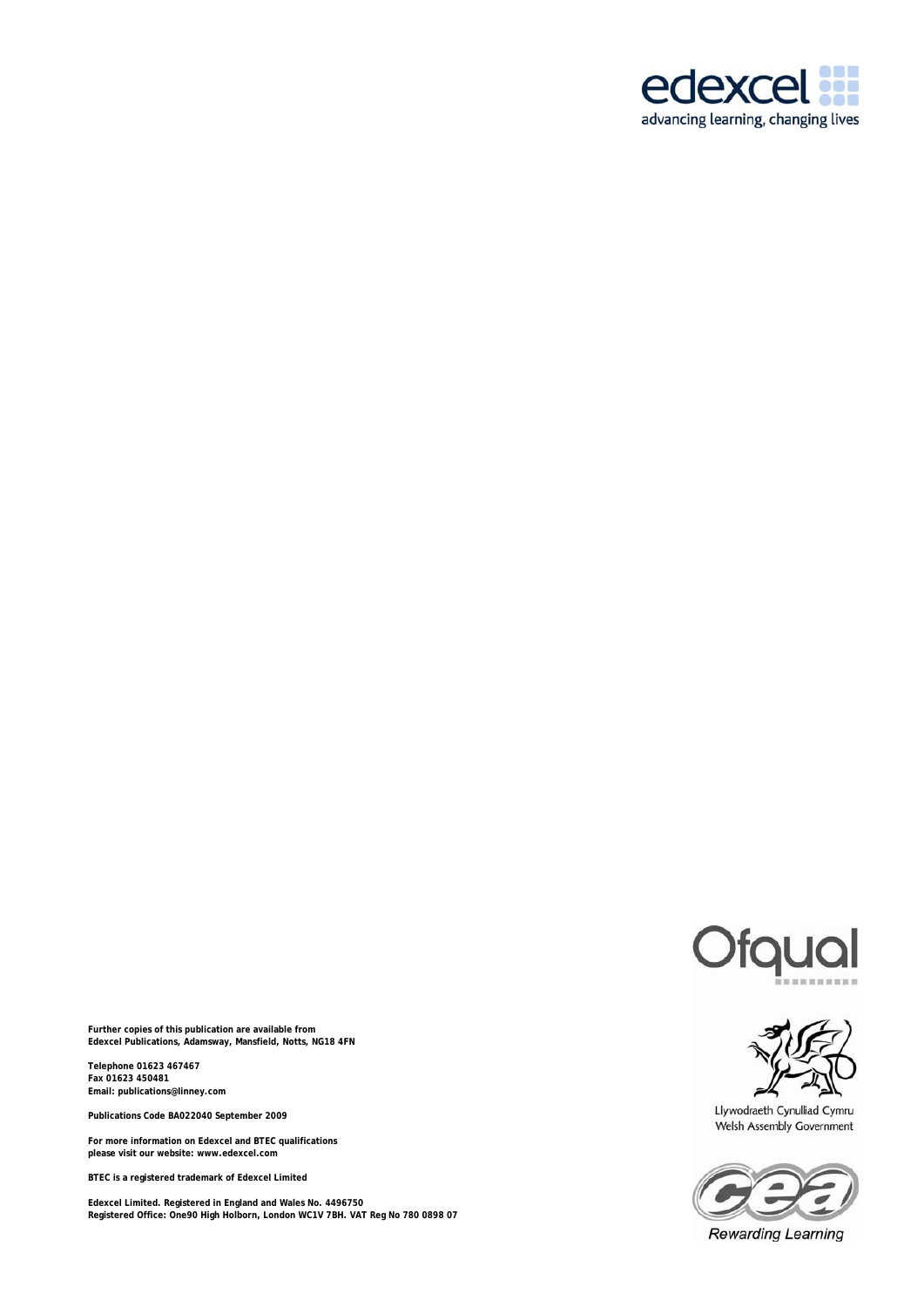edexcel
advancing learning, changing lives

**Further copies of this publication are available from**
**Edexcel Publications, Adamsway, Mansfield, Notts, NG18 4FN**

**Telephone 01623 467467**
**Fax 01623 450481**
**Email: publications@linney.com**

**Publications Code BA022040 September 2009**

**For more information on Edexcel and BTEC qualifications**
**please visit our website: www.edexcel.com**

**BTEC is a registered trademark of Edexcel Limited**

**Edexcel Limited. Registered in England and Wales No. 4496750**
**Registered Office: One90 High Holborn, London WC1V 7BH. VAT Reg No 780 0898 07**

Ofqual

Llywodraeth Cynulliad Cymru
Welsh Assembly Government

cea
Rewarding Learning